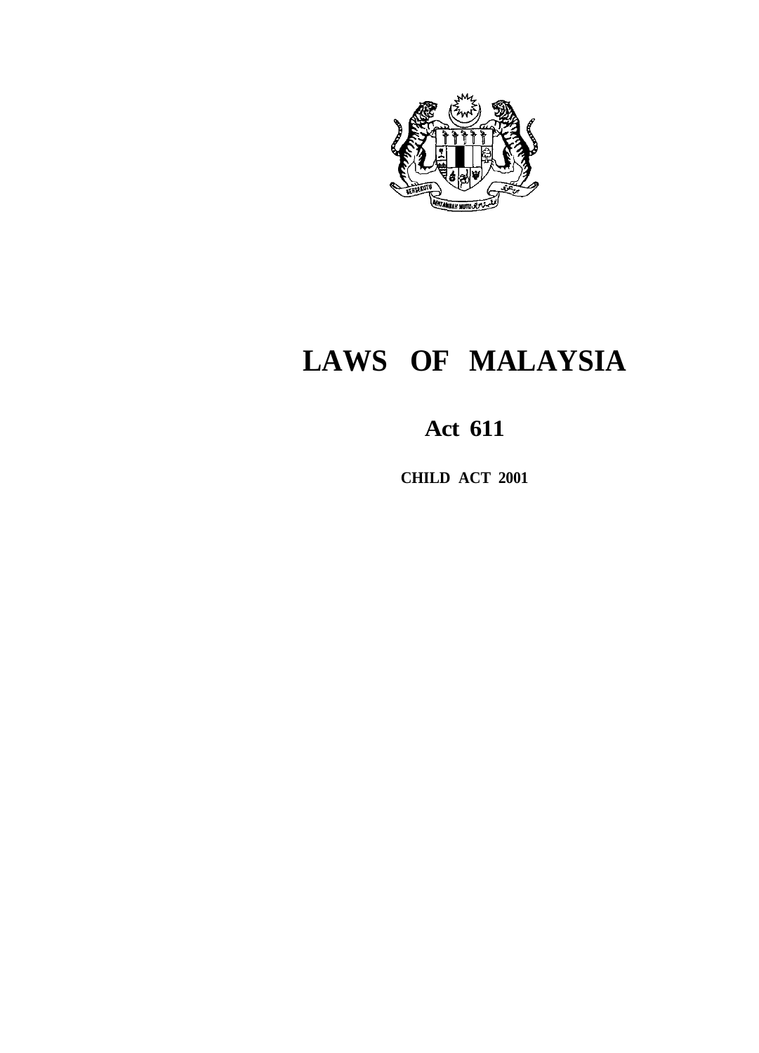# LAWS OF MALAYSIA

## Act 611

### CHILD ACT 2001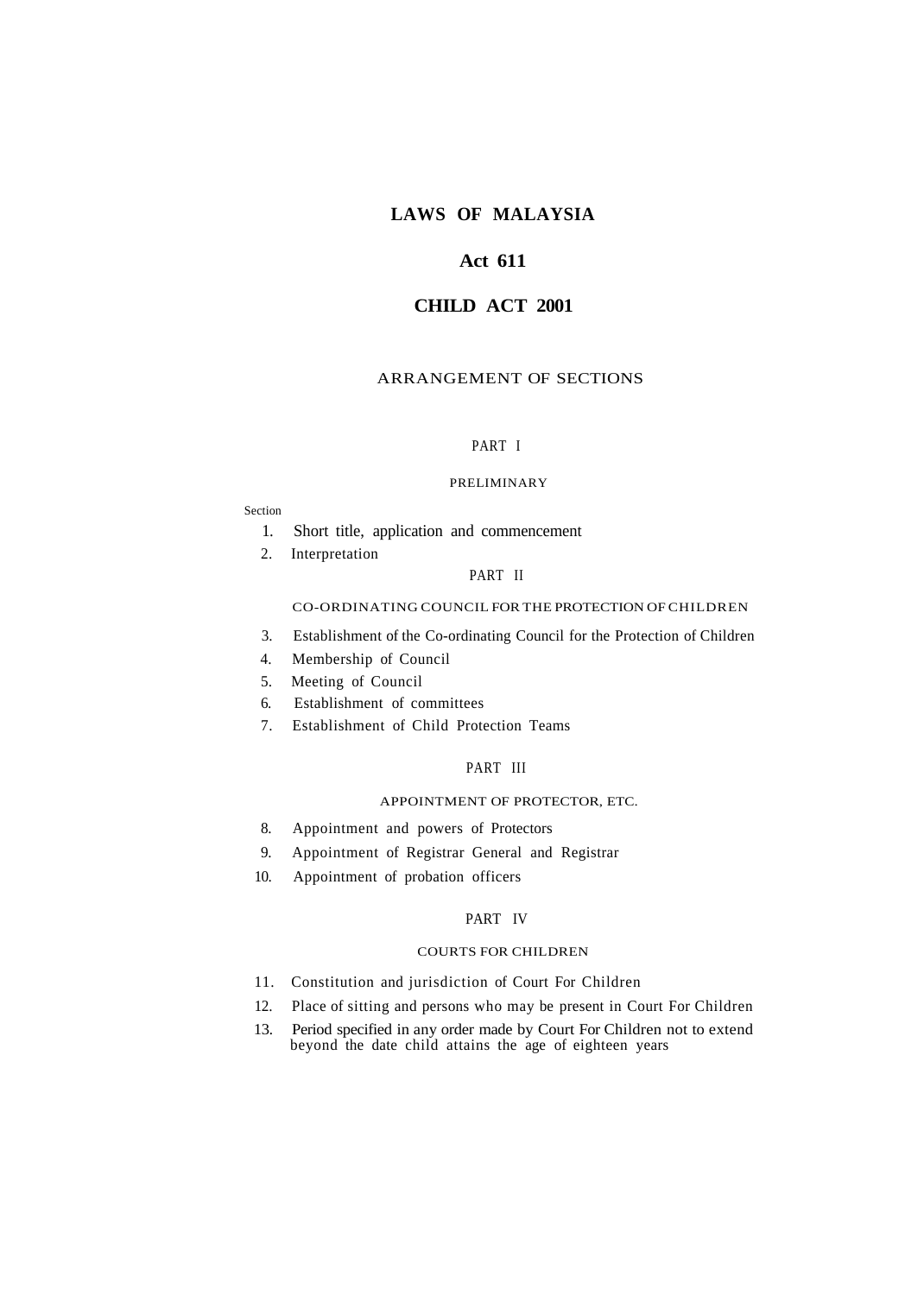# LAWS OF MALAYSIA

## Act 611

## CHILD ACT 2001

ARRANGEMENT OF SECTIONS

PART I

PRELIMINARY

Section

1. Short title, application and commencement
2. Interpretation

PART II

CO-ORDINATING COUNCIL FOR THE PROTECTION OF CHILDREN

3. Establishment of the Co-ordinating Council for the Protection of Children
4. Membership of Council
5. Meeting of Council
6. Establishment of committees
7. Establishment of Child Protection Teams

PART III

APPOINTMENT OF PROTECTOR, ETC.

8. Appointment and powers of Protectors
9. Appointment of Registrar General and Registrar
10. Appointment of probation officers

PART IV

COURTS FOR CHILDREN

11. Constitution and jurisdiction of Court For Children
12. Place of sitting and persons who may be present in Court For Children
13. Period specified in any order made by Court For Children not to extend beyond the date child attains the age of eighteen years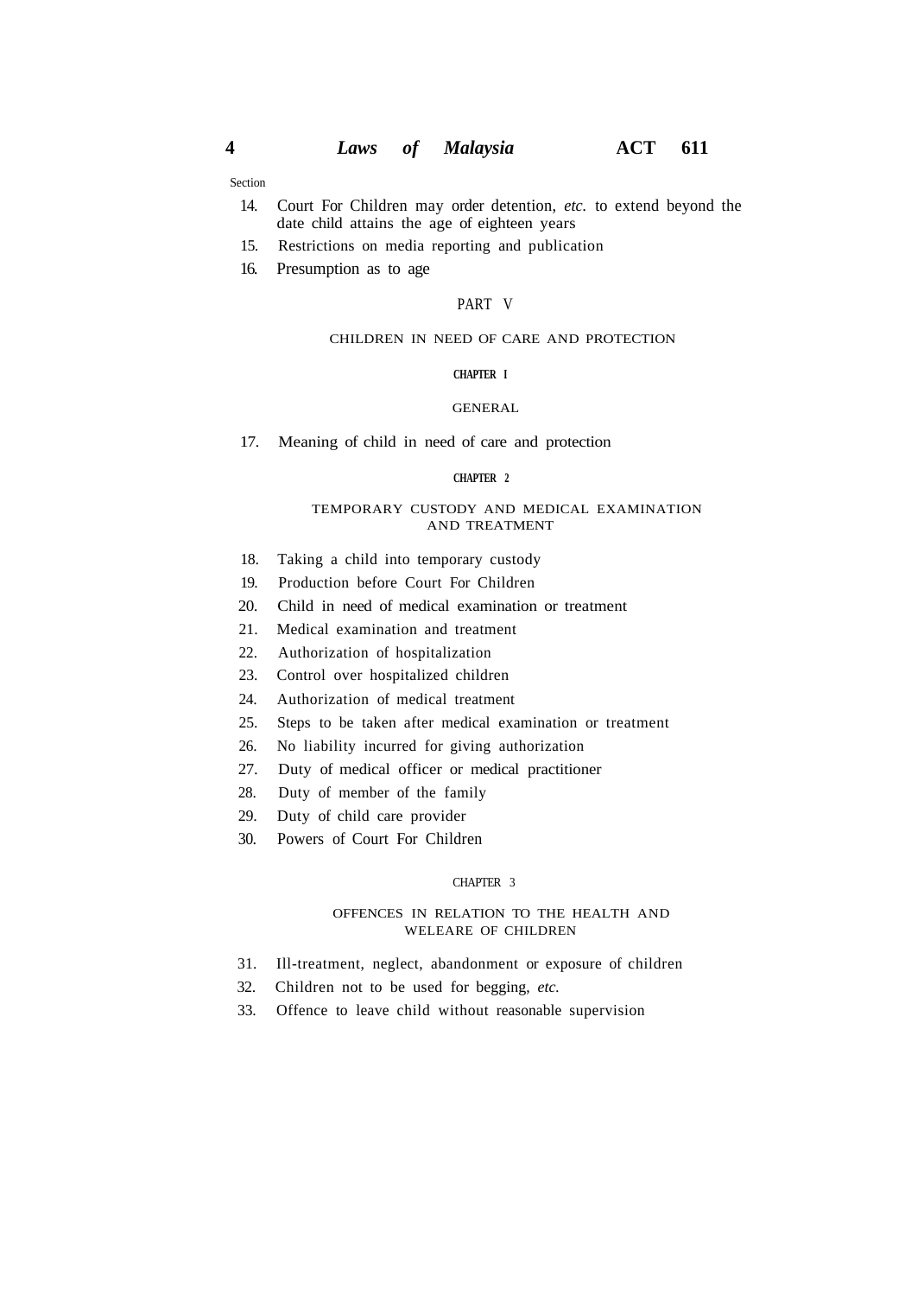Section

14. Court For Children may order detention, *etc.* to extend beyond the date child attains the age of eighteen years
15. Restrictions on media reporting and publication
16. Presumption as to age

PART V

CHILDREN IN NEED OF CARE AND PROTECTION

CHAPTER 1

GENERAL

17. Meaning of child in need of care and protection

CHAPTER 2

TEMPORARY CUSTODY AND MEDICAL EXAMINATION AND TREATMENT

18. Taking a child into temporary custody
19. Production before Court For Children
20. Child in need of medical examination or treatment
21. Medical examination and treatment
22. Authorization of hospitalization
23. Control over hospitalized children
24. Authorization of medical treatment
25. Steps to be taken after medical examination or treatment
26. No liability incurred for giving authorization
27. Duty of medical officer or medical practitioner
28. Duty of member of the family
29. Duty of child care provider
30. Powers of Court For Children

CHAPTER 3

OFFENCES IN RELATION TO THE HEALTH AND WELEARE OF CHILDREN

31. Ill-treatment, neglect, abandonment or exposure of children
32. Children not to be used for begging, *etc.*
33. Offence to leave child without reasonable supervision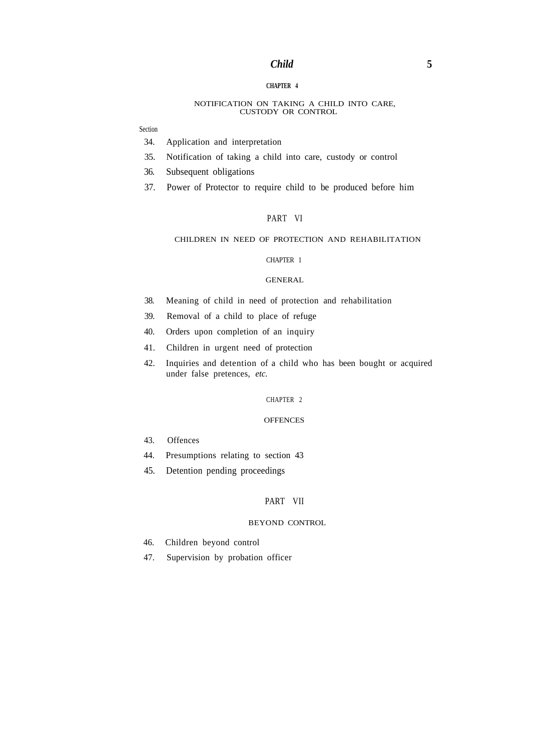CHAPTER 4

NOTIFICATION ON TAKING A CHILD INTO CARE, CUSTODY OR CONTROL

Section

34. Application and interpretation
35. Notification of taking a child into care, custody or control
36. Subsequent obligations
37. Power of Protector to require child to be produced before him

PART VI

CHILDREN IN NEED OF PROTECTION AND REHABILITATION

CHAPTER 1

GENERAL

38. Meaning of child in need of protection and rehabilitation
39. Removal of a child to place of refuge
40. Orders upon completion of an inquiry
41. Children in urgent need of protection
42. Inquiries and detention of a child who has been bought or acquired under false pretences, *etc.*

CHAPTER 2

OFFENCES

43. Offences
44. Presumptions relating to section 43
45. Detention pending proceedings

PART VII

BEYOND CONTROL

46. Children beyond control
47. Supervision by probation officer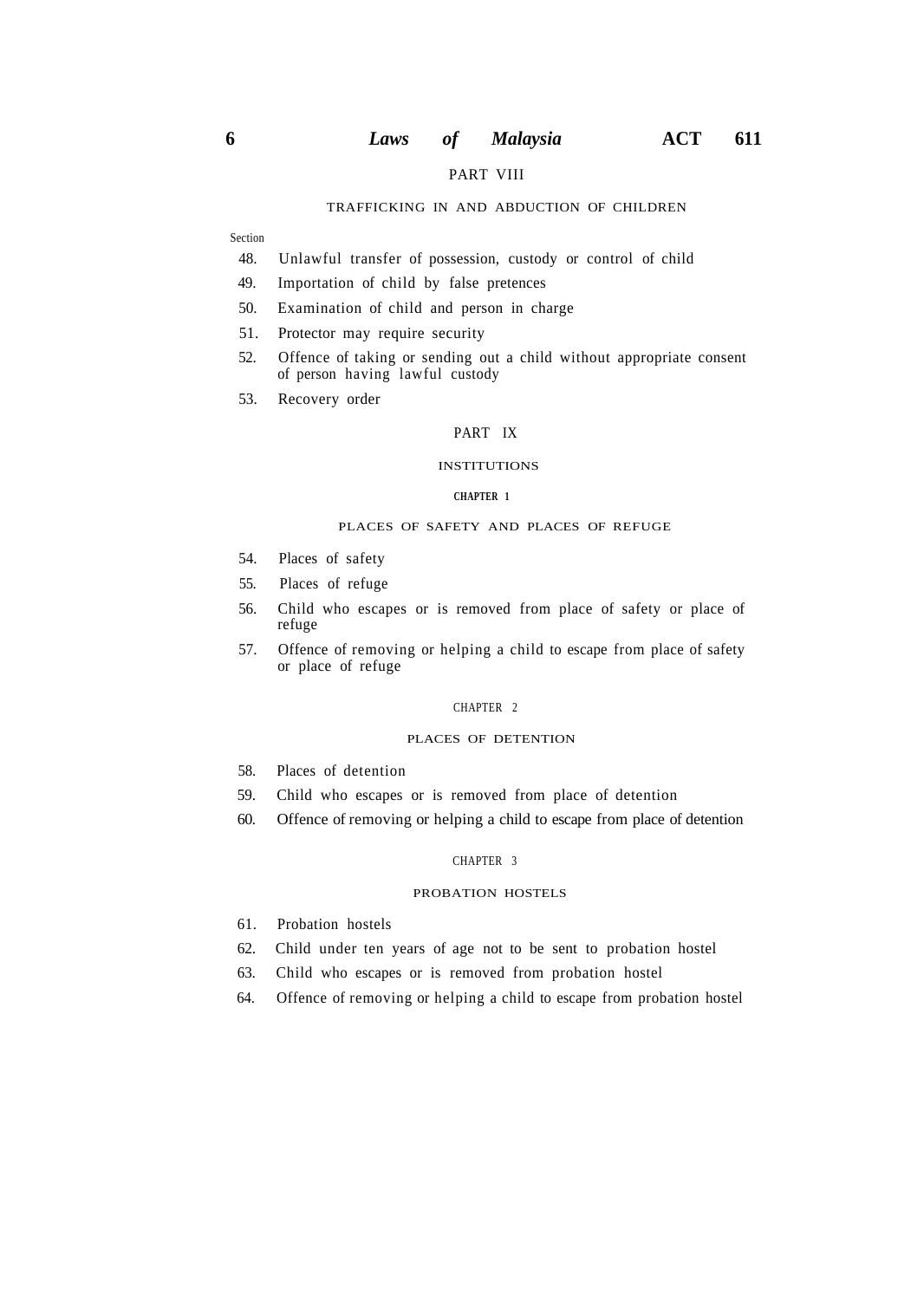PART VIII

TRAFFICKING IN AND ABDUCTION OF CHILDREN

Section

48. Unlawful transfer of possession, custody or control of child
49. Importation of child by false pretences
50. Examination of child and person in charge
51. Protector may require security
52. Offence of taking or sending out a child without appropriate consent of person having lawful custody
53. Recovery order

PART IX

INSTITUTIONS

CHAPTER 1

PLACES OF SAFETY AND PLACES OF REFUGE

54. Places of safety
55. Places of refuge
56. Child who escapes or is removed from place of safety or place of refuge
57. Offence of removing or helping a child to escape from place of safety or place of refuge

CHAPTER 2

PLACES OF DETENTION

58. Places of detention
59. Child who escapes or is removed from place of detention
60. Offence of removing or helping a child to escape from place of detention

CHAPTER 3

PROBATION HOSTELS

61. Probation hostels
62. Child under ten years of age not to be sent to probation hostel
63. Child who escapes or is removed from probation hostel
64. Offence of removing or helping a child to escape from probation hostel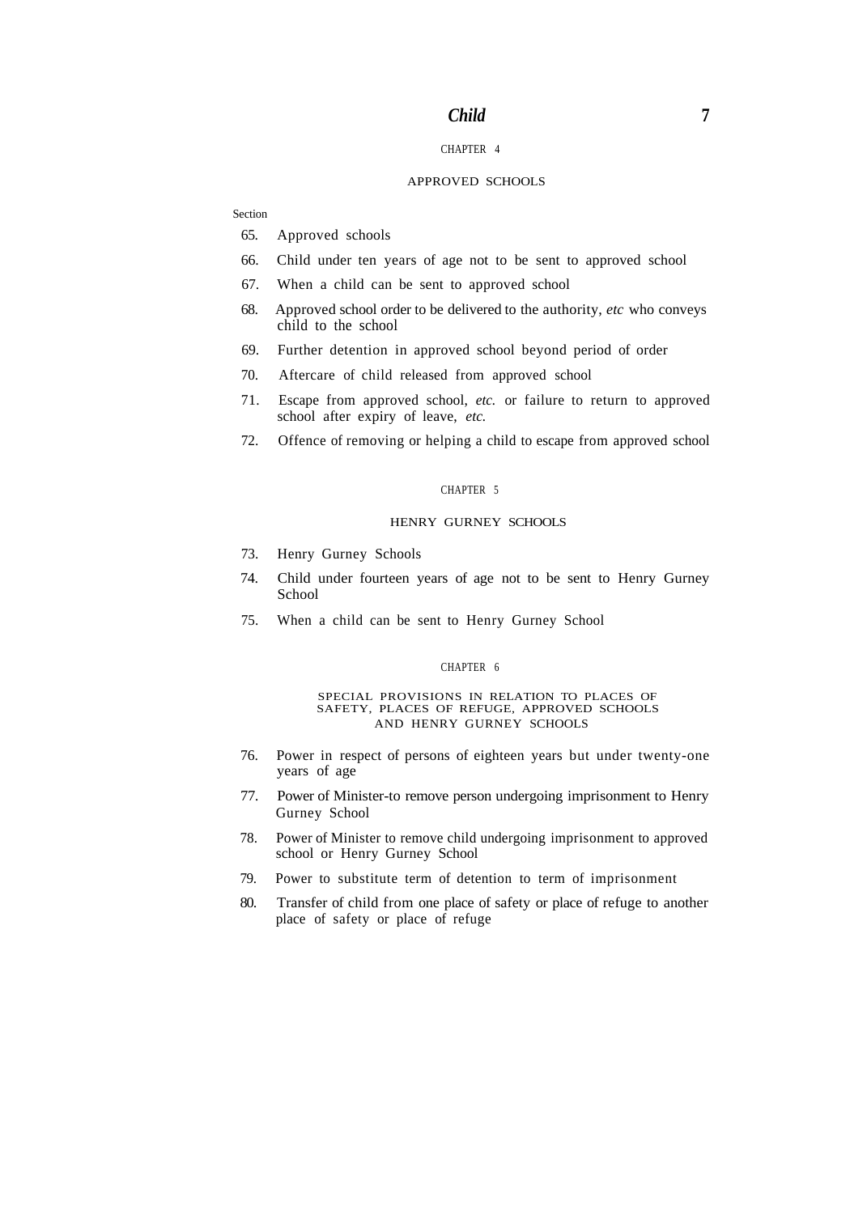CHAPTER 4

APPROVED SCHOOLS

Section

65. Approved schools
66. Child under ten years of age not to be sent to approved school
67. When a child can be sent to approved school
68. Approved school order to be delivered to the authority, *etc* who conveys child to the school
69. Further detention in approved school beyond period of order
70. Aftercare of child released from approved school
71. Escape from approved school, *etc.* or failure to return to approved school after expiry of leave, *etc.*
72. Offence of removing or helping a child to escape from approved school

CHAPTER 5

HENRY GURNEY SCHOOLS

73. Henry Gurney Schools
74. Child under fourteen years of age not to be sent to Henry Gurney School
75. When a child can be sent to Henry Gurney School

CHAPTER 6

SPECIAL PROVISIONS IN RELATION TO PLACES OF SAFETY, PLACES OF REFUGE, APPROVED SCHOOLS AND HENRY GURNEY SCHOOLS

76. Power in respect of persons of eighteen years but under twenty-one years of age
77. Power of Minister-to remove person undergoing imprisonment to Henry Gurney School
78. Power of Minister to remove child undergoing imprisonment to approved school or Henry Gurney School
79. Power to substitute term of detention to term of imprisonment
80. Transfer of child from one place of safety or place of refuge to another place of safety or place of refuge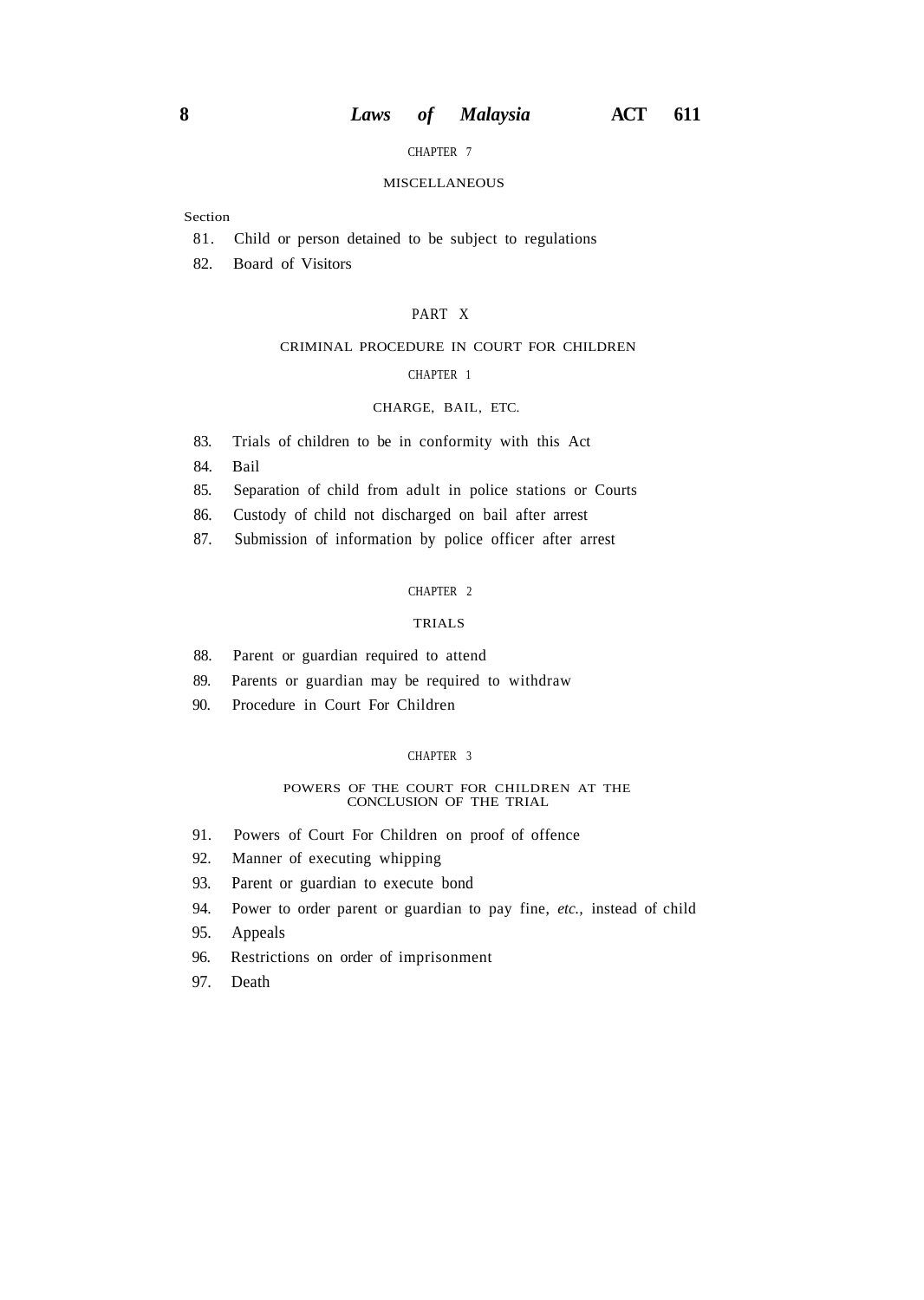CHAPTER 7

MISCELLANEOUS

Section

81. Child or person detained to be subject to regulations
82. Board of Visitors

PART X

CRIMINAL PROCEDURE IN COURT FOR CHILDREN

CHAPTER 1

CHARGE, BAIL, ETC.

83. Trials of children to be in conformity with this Act
84. Bail
85. Separation of child from adult in police stations or Courts
86. Custody of child not discharged on bail after arrest
87. Submission of information by police officer after arrest

CHAPTER 2

TRIALS

88. Parent or guardian required to attend
89. Parents or guardian may be required to withdraw
90. Procedure in Court For Children

CHAPTER 3

POWERS OF THE COURT FOR CHILDREN AT THE CONCLUSION OF THE TRIAL

91. Powers of Court For Children on proof of offence
92. Manner of executing whipping
93. Parent or guardian to execute bond
94. Power to order parent or guardian to pay fine, *etc.,* instead of child
95. Appeals
96. Restrictions on order of imprisonment
97. Death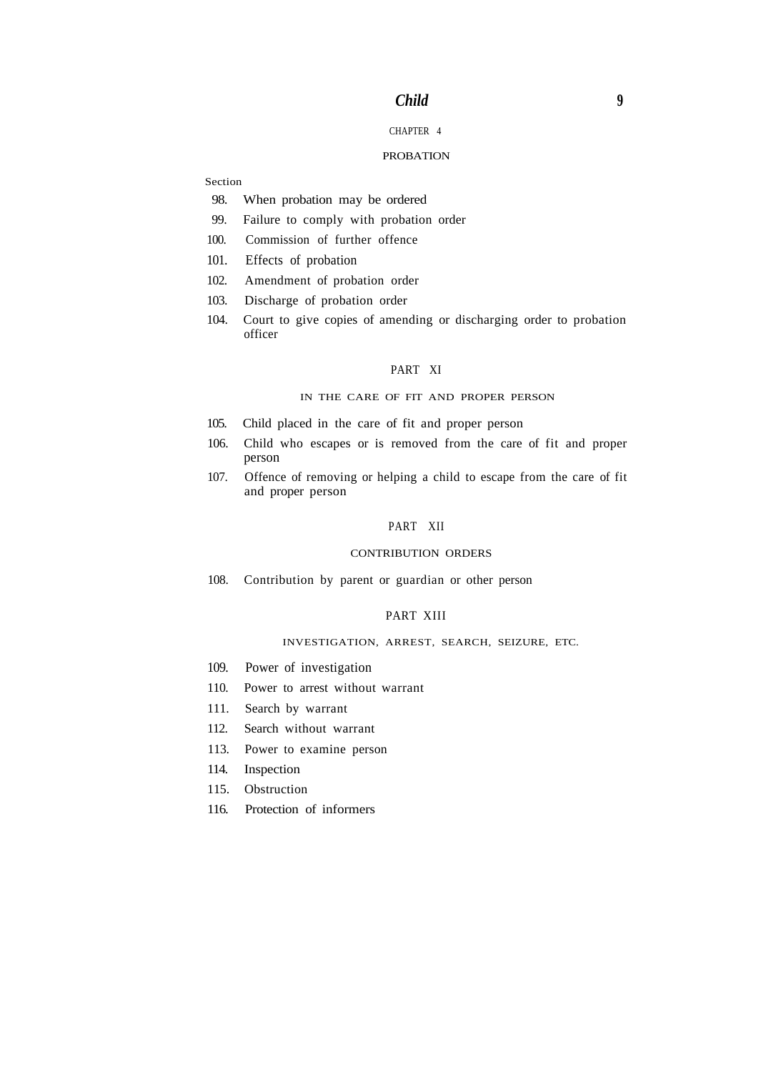CHAPTER 4

PROBATION

Section

98. When probation may be ordered
99. Failure to comply with probation order
100. Commission of further offence
101. Effects of probation
102. Amendment of probation order
103. Discharge of probation order
104. Court to give copies of amending or discharging order to probation officer

## PART XI

### IN THE CARE OF FIT AND PROPER PERSON

105. Child placed in the care of fit and proper person
106. Child who escapes or is removed from the care of fit and proper person
107. Offence of removing or helping a child to escape from the care of fit and proper person

## PART XII

### CONTRIBUTION ORDERS

108. Contribution by parent or guardian or other person

## PART XIII

### INVESTIGATION, ARREST, SEARCH, SEIZURE, ETC.

109. Power of investigation
110. Power to arrest without warrant
111. Search by warrant
112. Search without warrant
113. Power to examine person
114. Inspection
115. Obstruction
116. Protection of informers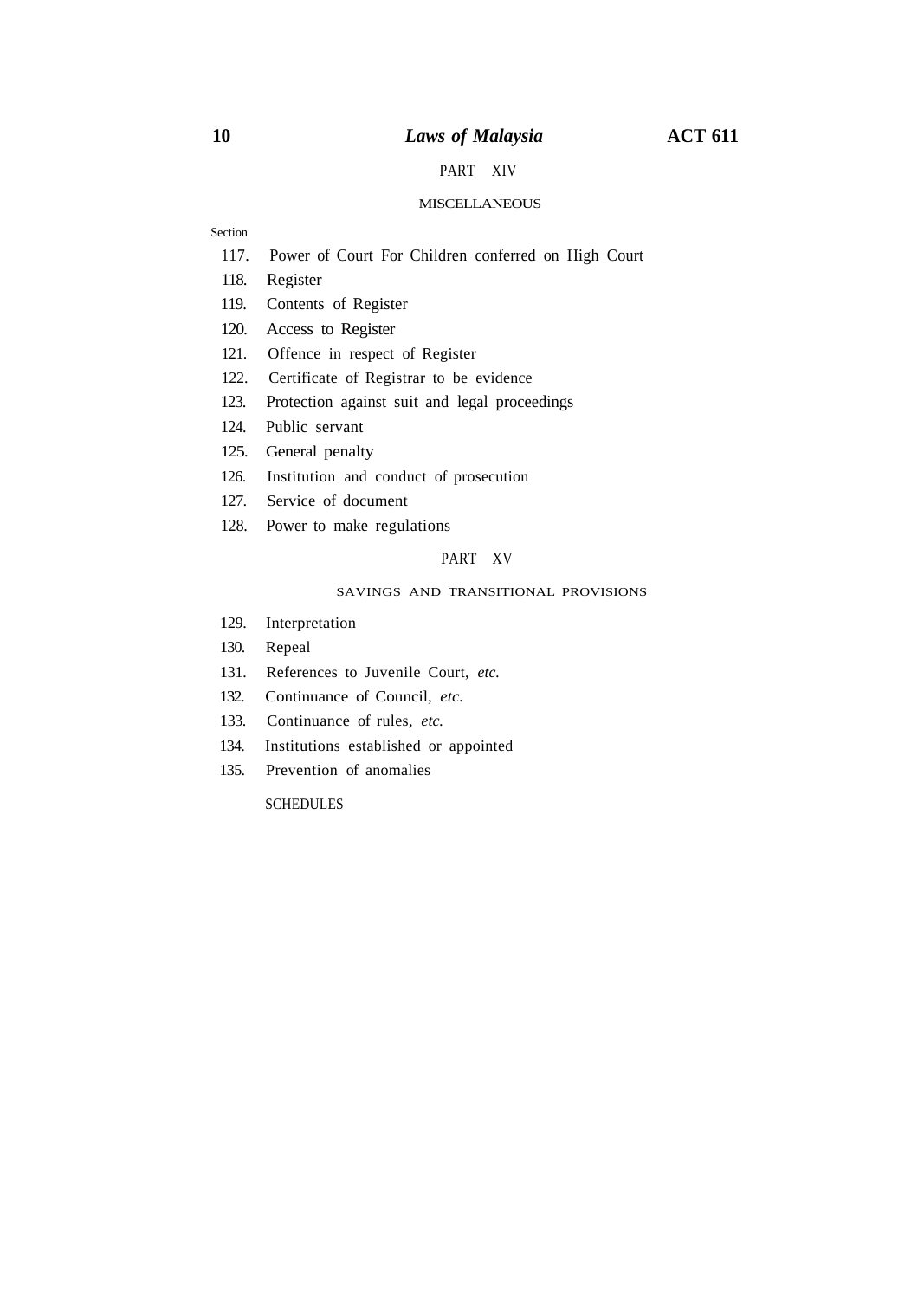PART XIV

MISCELLANEOUS

Section

117. Power of Court For Children conferred on High Court
118. Register
119. Contents of Register
120. Access to Register
121. Offence in respect of Register
122. Certificate of Registrar to be evidence
123. Protection against suit and legal proceedings
124. Public servant
125. General penalty
126. Institution and conduct of prosecution
127. Service of document
128. Power to make regulations

PART XV

SAVINGS AND TRANSITIONAL PROVISIONS

129. Interpretation
130. Repeal
131. References to Juvenile Court, *etc.*
132. Continuance of Council, *etc.*
133. Continuance of rules, *etc.*
134. Institutions established or appointed
135. Prevention of anomalies

SCHEDULES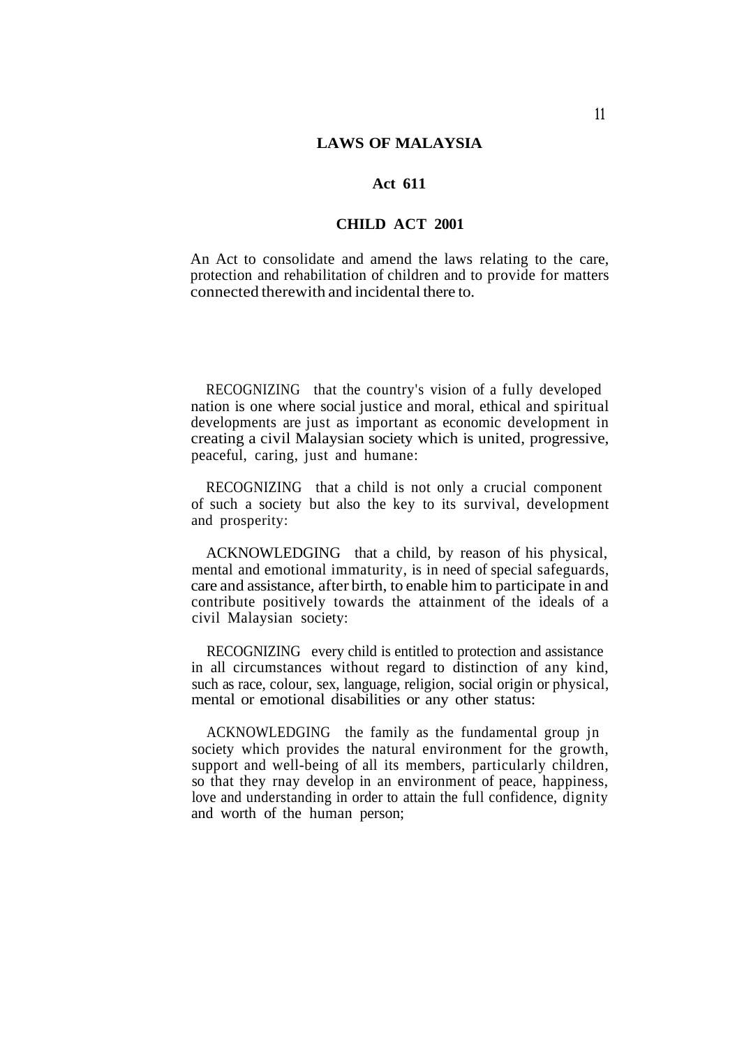# LAWS OF MALAYSIA

## Act 611

## CHILD ACT 2001

An Act to consolidate and amend the laws relating to the care, protection and rehabilitation of children and to provide for matters connected therewith and incidental there to.

RECOGNIZING that the country's vision of a fully developed nation is one where social justice and moral, ethical and spiritual developments are just as important as economic development in creating a civil Malaysian society which is united, progressive, peaceful, caring, just and humane:

RECOGNIZING that a child is not only a crucial component of such a society but also the key to its survival, development and prosperity:

ACKNOWLEDGING that a child, by reason of his physical, mental and emotional immaturity, is in need of special safeguards, care and assistance, after birth, to enable him to participate in and contribute positively towards the attainment of the ideals of a civil Malaysian society:

RECOGNIZING every child is entitled to protection and assistance in all circumstances without regard to distinction of any kind, such as race, colour, sex, language, religion, social origin or physical, mental or emotional disabilities or any other status:

ACKNOWLEDGING the family as the fundamental group jn society which provides the natural environment for the growth, support and well-being of all its members, particularly children, so that they rnay develop in an environment of peace, happiness, love and understanding in order to attain the full confidence, dignity and worth of the human person;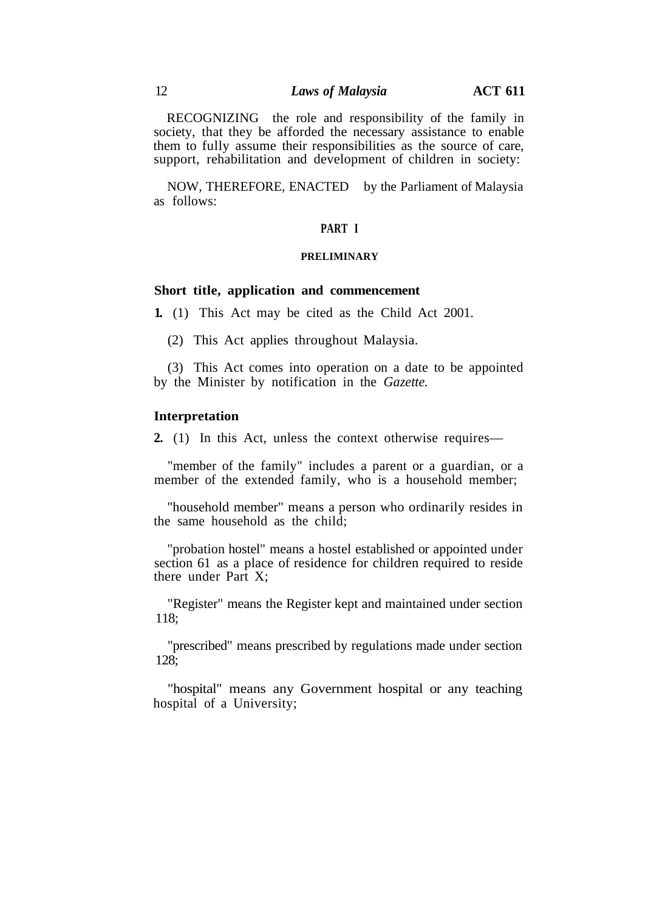RECOGNIZING the role and responsibility of the family in society, that they be afforded the necessary assistance to enable them to fully assume their responsibilities as the source of care, support, rehabilitation and development of children in society:

NOW, THEREFORE, ENACTED by the Parliament of Malaysia as follows:

## PART I

### PRELIMINARY

**Short title, application and commencement**

**1.** (1) This Act may be cited as the Child Act 2001.

(2) This Act applies throughout Malaysia.

(3) This Act comes into operation on a date to be appointed by the Minister by notification in the *Gazette.*

**Interpretation**

**2.** (1) In this Act, unless the context otherwise requires—

"member of the family" includes a parent or a guardian, or a member of the extended family, who is a household member;

"household member" means a person who ordinarily resides in the same household as the child;

"probation hostel" means a hostel established or appointed under section 61 as a place of residence for children required to reside there under Part X;

"Register" means the Register kept and maintained under section 118;

"prescribed" means prescribed by regulations made under section 128;

"hospital" means any Government hospital or any teaching hospital of a University;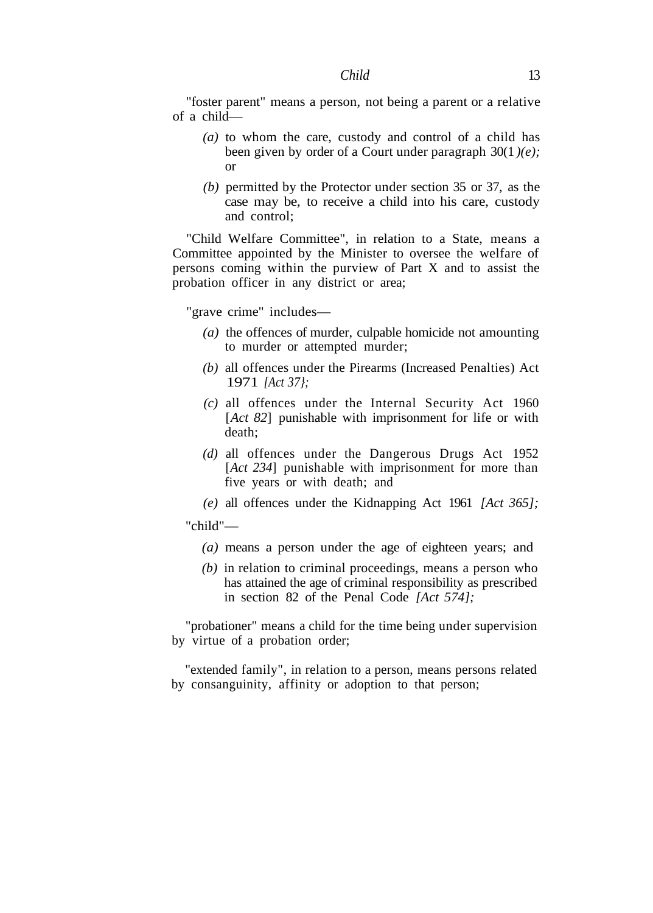"foster parent" means a person, not being a parent or a relative of a child—

*(a)* to whom the care, custody and control of a child has been given by order of a Court under paragraph 30(1)*(e)*; or

*(b)* permitted by the Protector under section 35 or 37, as the case may be, to receive a child into his care, custody and control;

"Child Welfare Committee", in relation to a State, means a Committee appointed by the Minister to oversee the welfare of persons coming within the purview of Part X and to assist the probation officer in any district or area;

"grave crime" includes—

*(a)* the offences of murder, culpable homicide not amounting to murder or attempted murder;

*(b)* all offences under the Pirearms (Increased Penalties) Act 1971 *[Act 37};*

*(c)* all offences under the Internal Security Act 1960 [*Act 82*] punishable with imprisonment for life or with death;

*(d)* all offences under the Dangerous Drugs Act 1952 [*Act 234*] punishable with imprisonment for more than five years or with death; and

*(e)* all offences under the Kidnapping Act 1961 *[Act 365];*

"child"—

*(a)* means a person under the age of eighteen years; and

*(b)* in relation to criminal proceedings, means a person who has attained the age of criminal responsibility as prescribed in section 82 of the Penal Code *[Act 574];*

"probationer" means a child for the time being under supervision by virtue of a probation order;

"extended family", in relation to a person, means persons related by consanguinity, affinity or adoption to that person;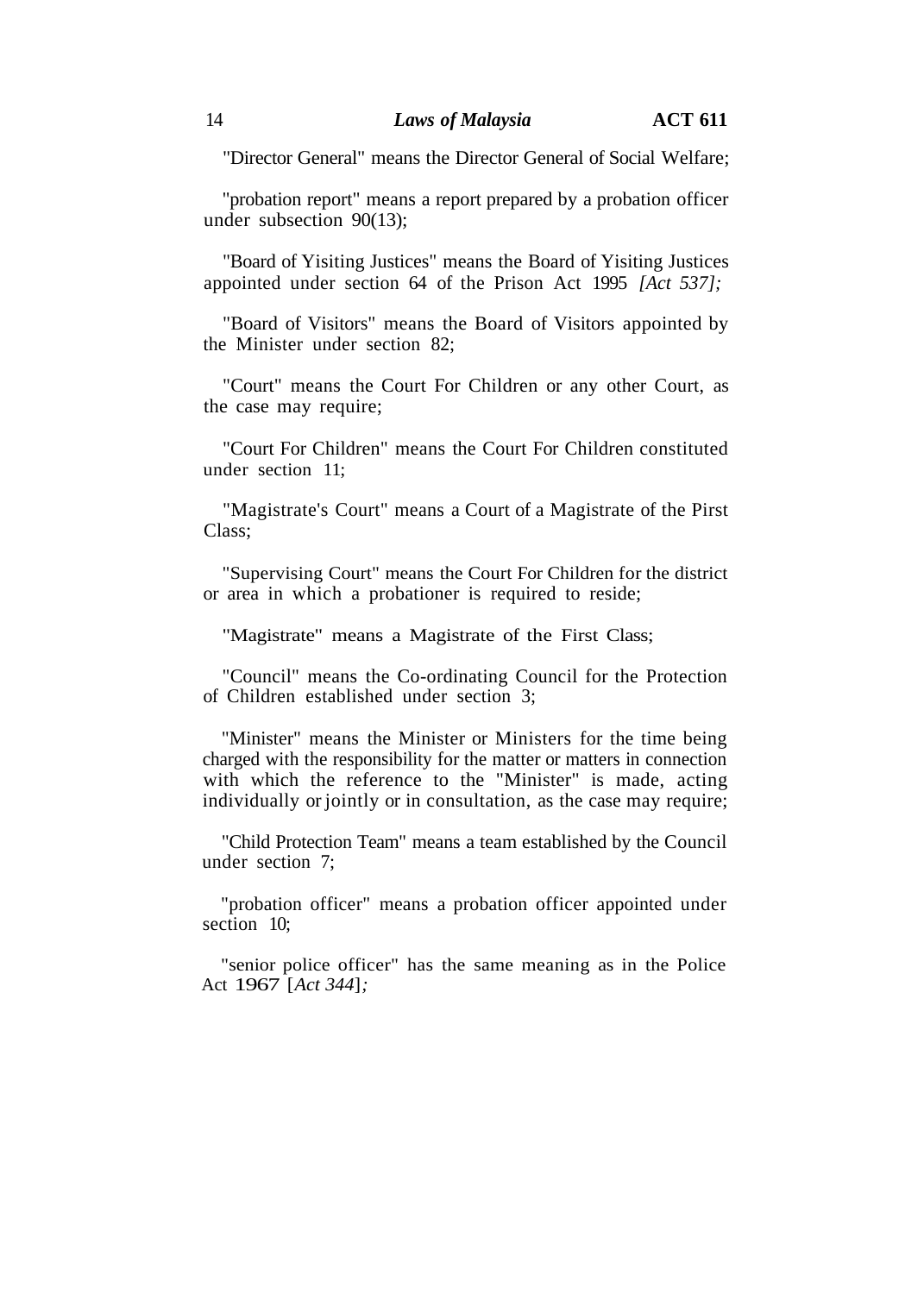"Director General" means the Director General of Social Welfare;

"probation report" means a report prepared by a probation officer under subsection 90(13);

"Board of Yisiting Justices" means the Board of Yisiting Justices appointed under section 64 of the Prison Act 1995 *[Act 537];*

"Board of Visitors" means the Board of Visitors appointed by the Minister under section 82;

"Court" means the Court For Children or any other Court, as the case may require;

"Court For Children" means the Court For Children constituted under section 11;

"Magistrate's Court" means a Court of a Magistrate of the Pirst Class;

"Supervising Court" means the Court For Children for the district or area in which a probationer is required to reside;

"Magistrate" means a Magistrate of the First Class;

"Council" means the Co-ordinating Council for the Protection of Children established under section 3;

"Minister" means the Minister or Ministers for the time being charged with the responsibility for the matter or matters in connection with which the reference to the "Minister" is made, acting individually or jointly or in consultation, as the case may require;

"Child Protection Team" means a team established by the Council under section 7;

"probation officer" means a probation officer appointed under section 10;

"senior police officer" has the same meaning as in the Police Act 1967 [*Act 344*]*;*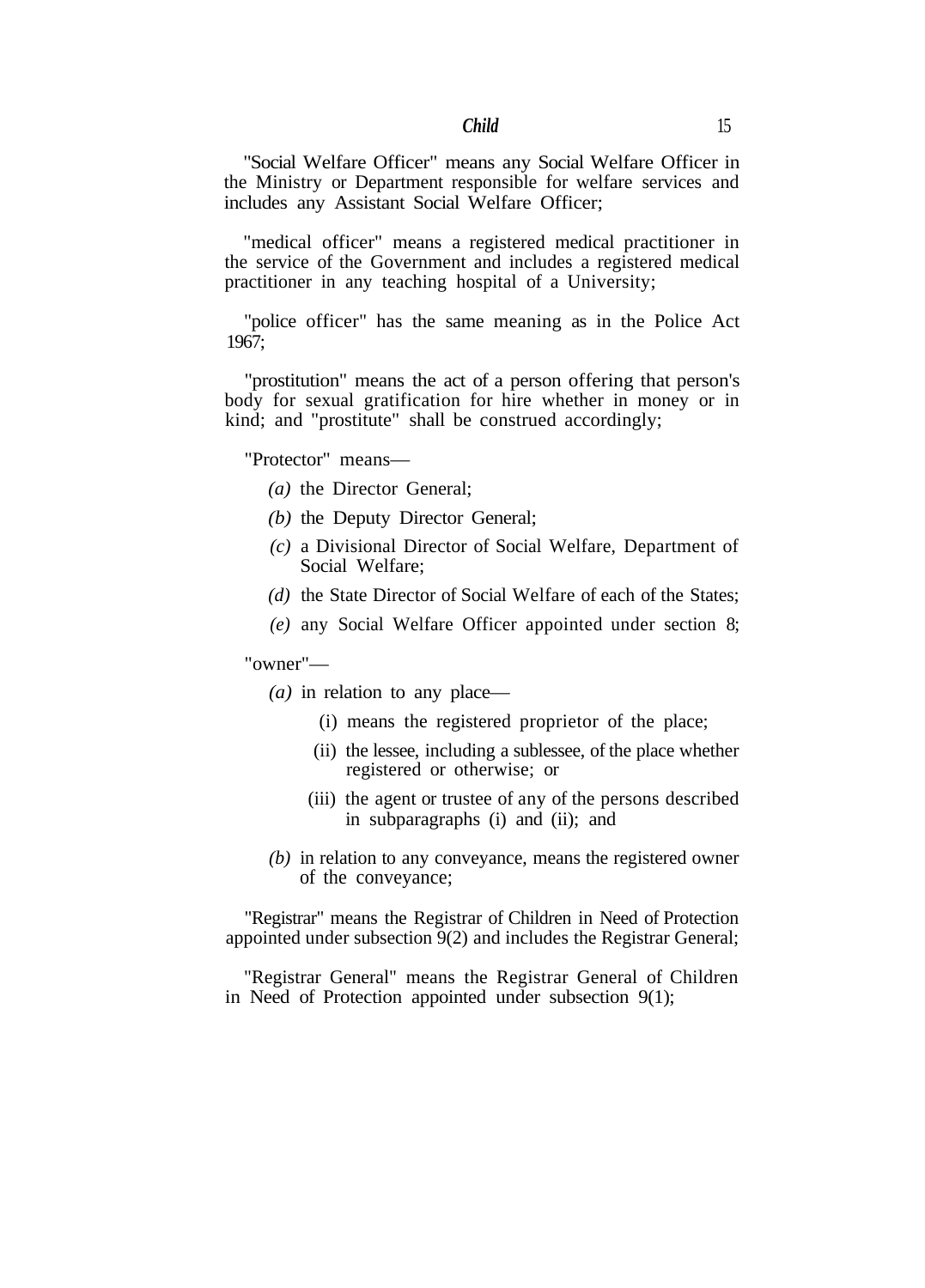"Social Welfare Officer" means any Social Welfare Officer in the Ministry or Department responsible for welfare services and includes any Assistant Social Welfare Officer;

"medical officer" means a registered medical practitioner in the service of the Government and includes a registered medical practitioner in any teaching hospital of a University;

"police officer" has the same meaning as in the Police Act 1967;

"prostitution" means the act of a person offering that person's body for sexual gratification for hire whether in money or in kind; and "prostitute" shall be construed accordingly;

"Protector" means—

*(a)* the Director General;

*(b)* the Deputy Director General;

*(c)* a Divisional Director of Social Welfare, Department of Social Welfare;

*(d)* the State Director of Social Welfare of each of the States;

*(e)* any Social Welfare Officer appointed under section 8;

"owner"—

*(a)* in relation to any place—

(i) means the registered proprietor of the place;

(ii) the lessee, including a sublessee, of the place whether registered or otherwise; or

(iii) the agent or trustee of any of the persons described in subparagraphs (i) and (ii); and

*(b)* in relation to any conveyance, means the registered owner of the conveyance;

"Registrar" means the Registrar of Children in Need of Protection appointed under subsection 9(2) and includes the Registrar General;

"Registrar General" means the Registrar General of Children in Need of Protection appointed under subsection 9(1);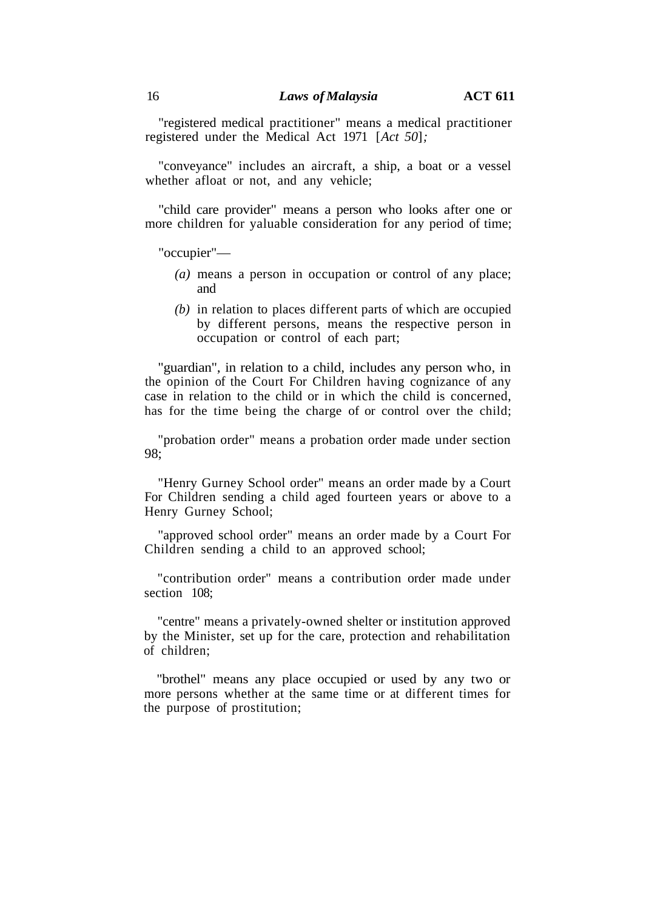"registered medical practitioner" means a medical practitioner registered under the Medical Act 1971 [*Act 50*]*;*

"conveyance" includes an aircraft, a ship, a boat or a vessel whether afloat or not, and any vehicle;

"child care provider" means a person who looks after one or more children for yaluable consideration for any period of time;

"occupier"—

*(a)* means a person in occupation or control of any place; and

*(b)* in relation to places different parts of which are occupied by different persons, means the respective person in occupation or control of each part;

"guardian", in relation to a child, includes any person who, in the opinion of the Court For Children having cognizance of any case in relation to the child or in which the child is concerned, has for the time being the charge of or control over the child;

"probation order" means a probation order made under section 98;

"Henry Gurney School order" means an order made by a Court For Children sending a child aged fourteen years or above to a Henry Gurney School;

"approved school order" means an order made by a Court For Children sending a child to an approved school;

"contribution order" means a contribution order made under section 108;

"centre" means a privately-owned shelter or institution approved by the Minister, set up for the care, protection and rehabilitation of children;

"brothel" means any place occupied or used by any two or more persons whether at the same time or at different times for the purpose of prostitution;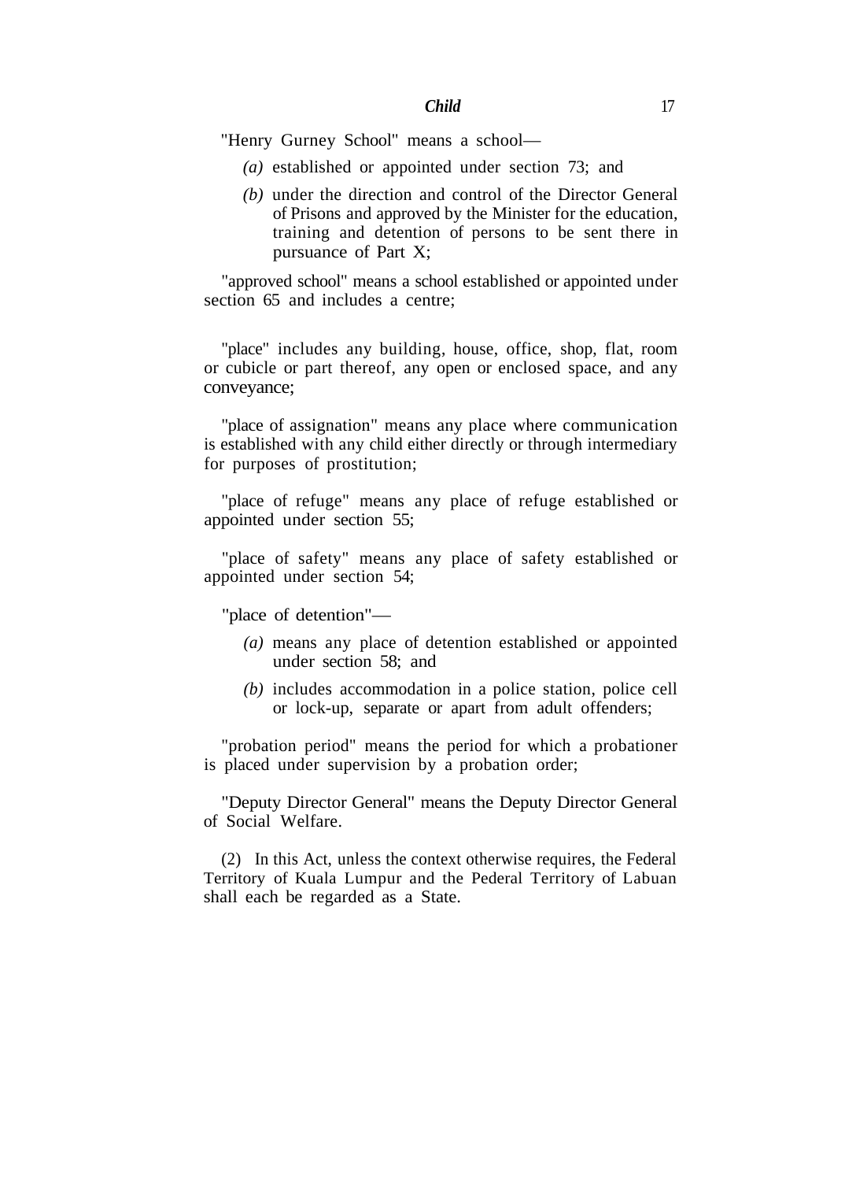"Henry Gurney School" means a school—

*(a)* established or appointed under section 73; and

*(b)* under the direction and control of the Director General of Prisons and approved by the Minister for the education, training and detention of persons to be sent there in pursuance of Part X;

"approved school" means a school established or appointed under section 65 and includes a centre;

"place" includes any building, house, office, shop, flat, room or cubicle or part thereof, any open or enclosed space, and any conveyance;

"place of assignation" means any place where communication is established with any child either directly or through intermediary for purposes of prostitution;

"place of refuge" means any place of refuge established or appointed under section 55;

"place of safety" means any place of safety established or appointed under section 54;

"place of detention"—

*(a)* means any place of detention established or appointed under section 58; and

*(b)* includes accommodation in a police station, police cell or lock-up, separate or apart from adult offenders;

"probation period" means the period for which a probationer is placed under supervision by a probation order;

"Deputy Director General" means the Deputy Director General of Social Welfare.

(2) In this Act, unless the context otherwise requires, the Federal Territory of Kuala Lumpur and the Pederal Territory of Labuan shall each be regarded as a State.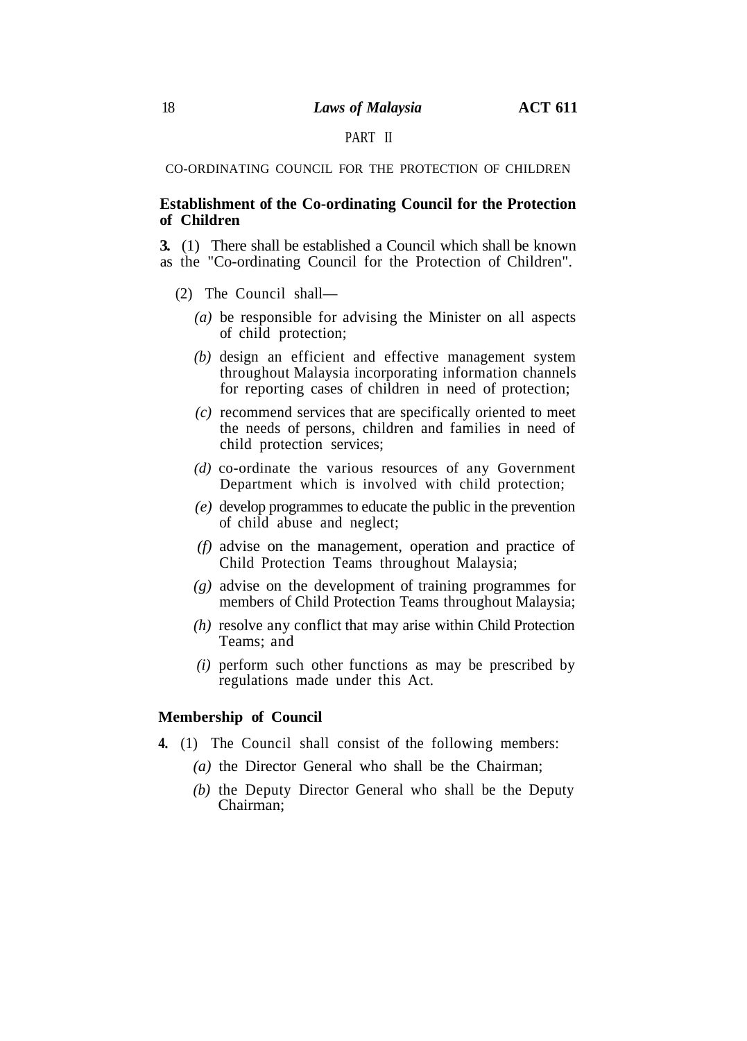## PART II

## CO-ORDINATING COUNCIL FOR THE PROTECTION OF CHILDREN

### Establishment of the Co-ordinating Council for the Protection of Children

**3.** (1) There shall be established a Council which shall be known as the "Co-ordinating Council for the Protection of Children".

(2) The Council shall—

*(a)* be responsible for advising the Minister on all aspects of child protection;

*(b)* design an efficient and effective management system throughout Malaysia incorporating information channels for reporting cases of children in need of protection;

*(c)* recommend services that are specifically oriented to meet the needs of persons, children and families in need of child protection services;

*(d)* co-ordinate the various resources of any Government Department which is involved with child protection;

*(e)* develop programmes to educate the public in the prevention of child abuse and neglect;

*(f)* advise on the management, operation and practice of Child Protection Teams throughout Malaysia;

*(g)* advise on the development of training programmes for members of Child Protection Teams throughout Malaysia;

*(h)* resolve any conflict that may arise within Child Protection Teams; and

*(i)* perform such other functions as may be prescribed by regulations made under this Act.

### Membership of Council

**4.** (1) The Council shall consist of the following members:

*(a)* the Director General who shall be the Chairman;

*(b)* the Deputy Director General who shall be the Deputy Chairman;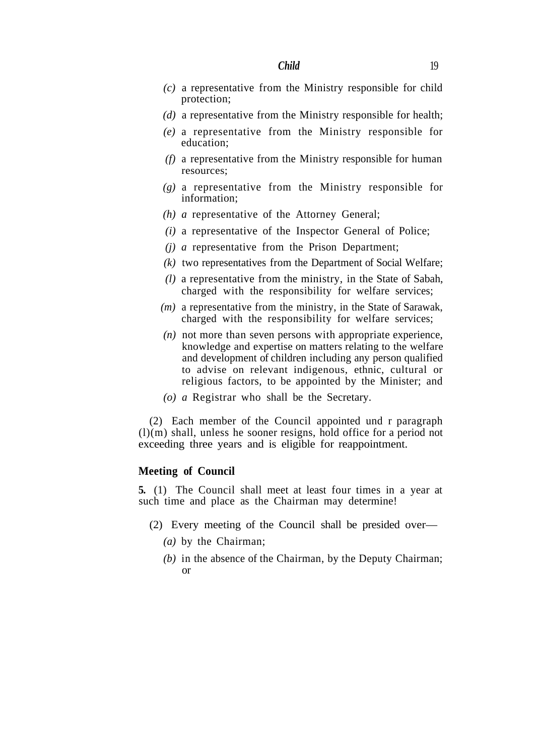*(c)* a representative from the Ministry responsible for child protection;

*(d)* a representative from the Ministry responsible for health;

*(e)* a representative from the Ministry responsible for education;

*(f)* a representative from the Ministry responsible for human resources;

*(g)* a representative from the Ministry responsible for information;

*(h) a* representative of the Attorney General;

*(i)* a representative of the Inspector General of Police;

*(j) a* representative from the Prison Department;

*(k)* two representatives from the Department of Social Welfare;

*(l)* a representative from the ministry, in the State of Sabah, charged with the responsibility for welfare services;

*(m)* a representative from the ministry, in the State of Sarawak, charged with the responsibility for welfare services;

*(n)* not more than seven persons with appropriate experience, knowledge and expertise on matters relating to the welfare and development of children including any person qualified to advise on relevant indigenous, ethnic, cultural or religious factors, to be appointed by the Minister; and

*(o) a* Registrar who shall be the Secretary.

(2) Each member of the Council appointed und r paragraph (l)(m) shall, unless he sooner resigns, hold office for a period not exceeding three years and is eligible for reappointment.

**Meeting of Council**

**5.** (1) The Council shall meet at least four times in a year at such time and place as the Chairman may determine!

(2) Every meeting of the Council shall be presided over—

*(a)* by the Chairman;

*(b)* in the absence of the Chairman, by the Deputy Chairman; or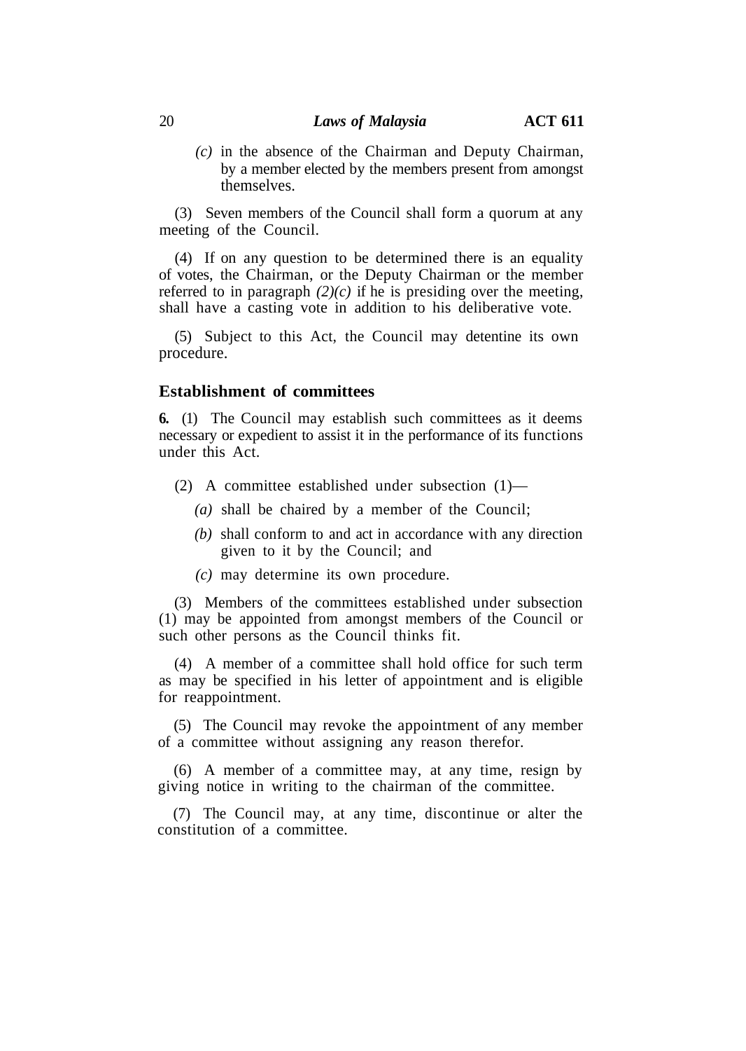*(c)* in the absence of the Chairman and Deputy Chairman, by a member elected by the members present from amongst themselves.

(3) Seven members of the Council shall form a quorum at any meeting of the Council.

(4) If on any question to be determined there is an equality of votes, the Chairman, or the Deputy Chairman or the member referred to in paragraph *(2)(c)* if he is presiding over the meeting, shall have a casting vote in addition to his deliberative vote.

(5) Subject to this Act, the Council may detentine its own procedure.

### Establishment of committees

**6.** (1) The Council may establish such committees as it deems necessary or expedient to assist it in the performance of its functions under this Act.

(2) A committee established under subsection (1)—

*(a)* shall be chaired by a member of the Council;

*(b)* shall conform to and act in accordance with any direction given to it by the Council; and

*(c)* may determine its own procedure.

(3) Members of the committees established under subsection (1) may be appointed from amongst members of the Council or such other persons as the Council thinks fit.

(4) A member of a committee shall hold office for such term as may be specified in his letter of appointment and is eligible for reappointment.

(5) The Council may revoke the appointment of any member of a committee without assigning any reason therefor.

(6) A member of a committee may, at any time, resign by giving notice in writing to the chairman of the committee.

(7) The Council may, at any time, discontinue or alter the constitution of a committee.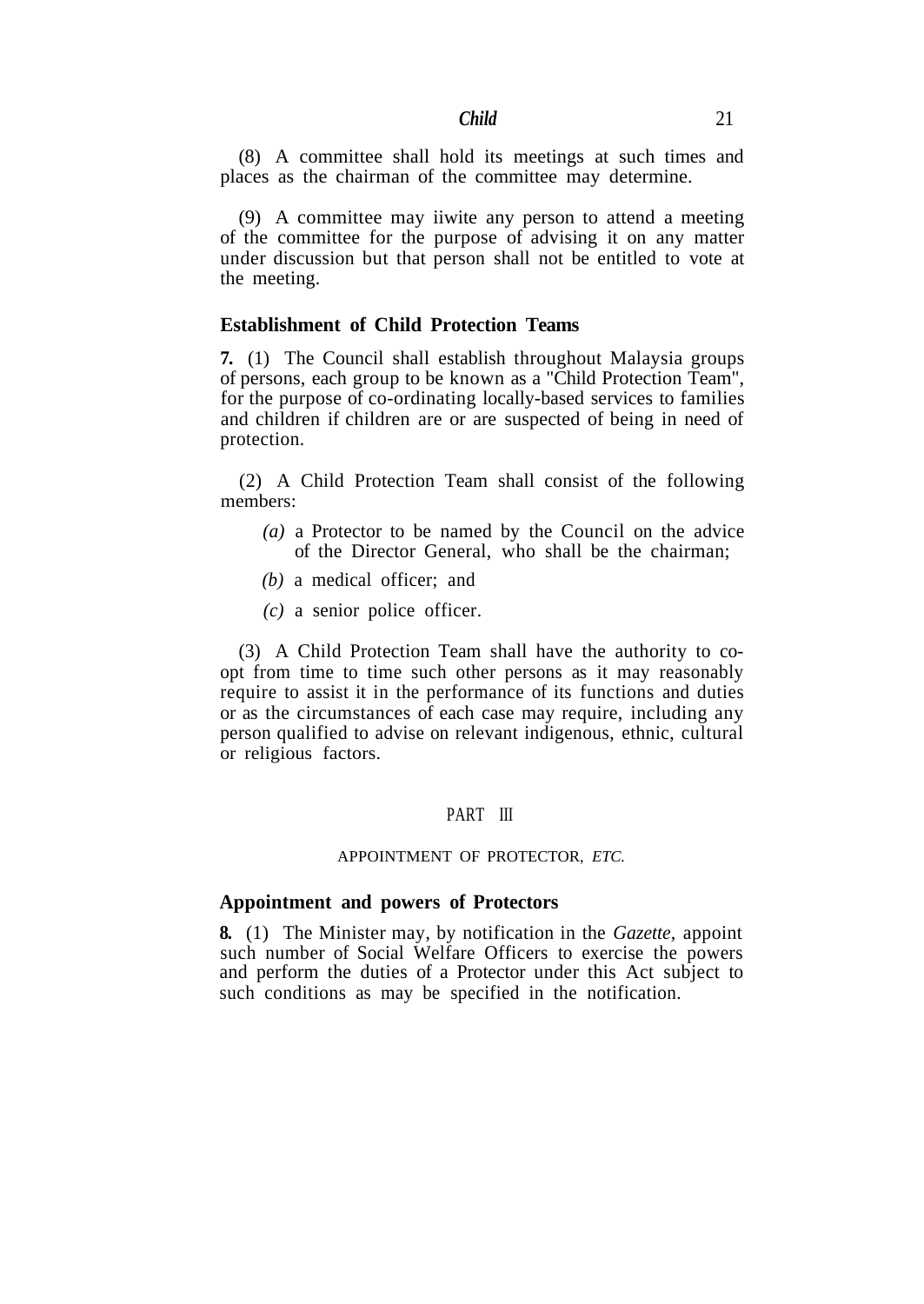(8) A committee shall hold its meetings at such times and places as the chairman of the committee may determine.

(9) A committee may iiwite any person to attend a meeting of the committee for the purpose of advising it on any matter under discussion but that person shall not be entitled to vote at the meeting.

### Establishment of Child Protection Teams

**7.** (1) The Council shall establish throughout Malaysia groups of persons, each group to be known as a "Child Protection Team", for the purpose of co-ordinating locally-based services to families and children if children are or are suspected of being in need of protection.

(2) A Child Protection Team shall consist of the following members:

*(a)* a Protector to be named by the Council on the advice of the Director General, who shall be the chairman;

*(b)* a medical officer; and

*(c)* a senior police officer.

(3) A Child Protection Team shall have the authority to co-opt from time to time such other persons as it may reasonably require to assist it in the performance of its functions and duties or as the circumstances of each case may require, including any person qualified to advise on relevant indigenous, ethnic, cultural or religious factors.

## PART III

## APPOINTMENT OF PROTECTOR, *ETC.*

### Appointment and powers of Protectors

**8.** (1) The Minister may, by notification in the *Gazette*, appoint such number of Social Welfare Officers to exercise the powers and perform the duties of a Protector under this Act subject to such conditions as may be specified in the notification.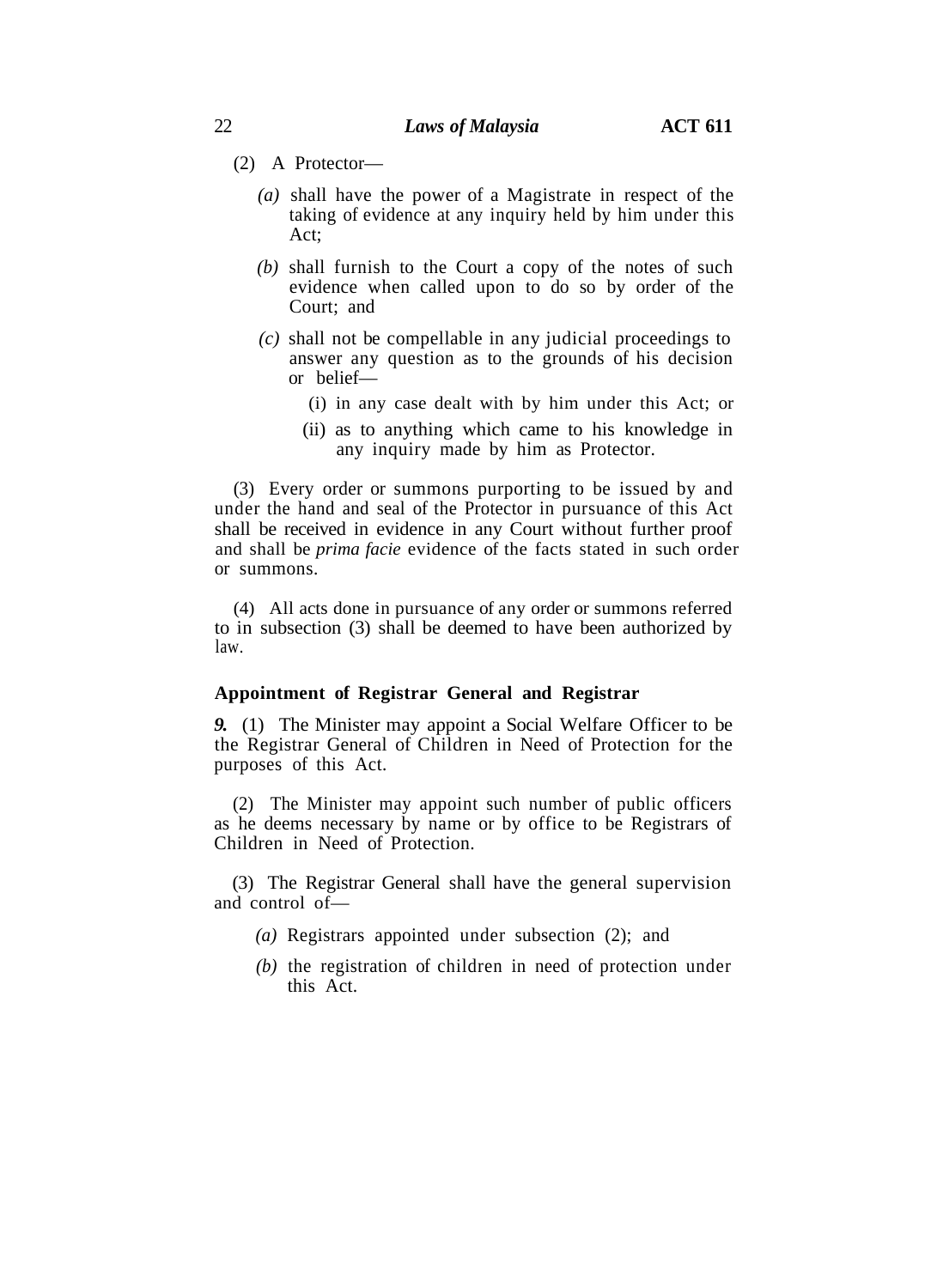(2) A Protector—

*(a)* shall have the power of a Magistrate in respect of the taking of evidence at any inquiry held by him under this Act;

*(b)* shall furnish to the Court a copy of the notes of such evidence when called upon to do so by order of the Court; and

*(c)* shall not be compellable in any judicial proceedings to answer any question as to the grounds of his decision or belief—

(i) in any case dealt with by him under this Act; or

(ii) as to anything which came to his knowledge in any inquiry made by him as Protector.

(3) Every order or summons purporting to be issued by and under the hand and seal of the Protector in pursuance of this Act shall be received in evidence in any Court without further proof and shall be *prima facie* evidence of the facts stated in such order or summons.

(4) All acts done in pursuance of any order or summons referred to in subsection (3) shall be deemed to have been authorized by law.

**Appointment of Registrar General and Registrar**

***9.*** (1) The Minister may appoint a Social Welfare Officer to be the Registrar General of Children in Need of Protection for the purposes of this Act.

(2) The Minister may appoint such number of public officers as he deems necessary by name or by office to be Registrars of Children in Need of Protection.

(3) The Registrar General shall have the general supervision and control of—

*(a)* Registrars appointed under subsection (2); and

*(b)* the registration of children in need of protection under this Act.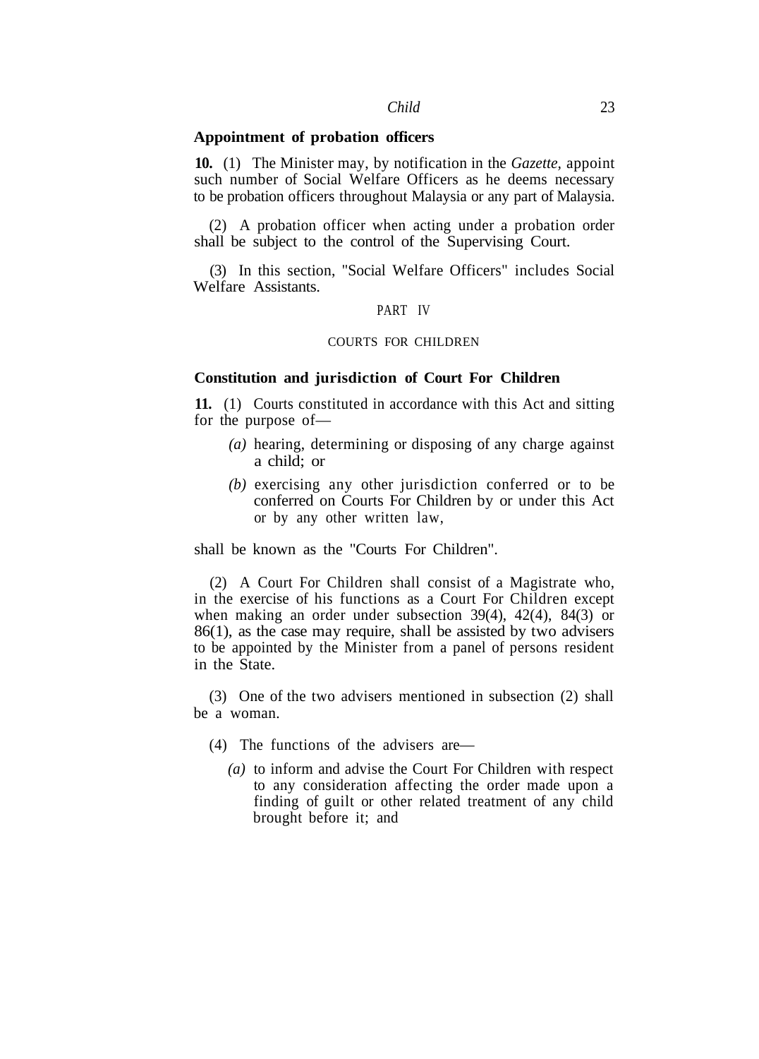### Appointment of probation officers

**10.** (1) The Minister may, by notification in the *Gazette*, appoint such number of Social Welfare Officers as he deems necessary to be probation officers throughout Malaysia or any part of Malaysia.

(2) A probation officer when acting under a probation order shall be subject to the control of the Supervising Court.

(3) In this section, "Social Welfare Officers" includes Social Welfare Assistants.

## PART IV

## COURTS FOR CHILDREN

### Constitution and jurisdiction of Court For Children

**11.** (1) Courts constituted in accordance with this Act and sitting for the purpose of—

*(a)* hearing, determining or disposing of any charge against a child; or

*(b)* exercising any other jurisdiction conferred or to be conferred on Courts For Children by or under this Act or by any other written law,

shall be known as the "Courts For Children".

(2) A Court For Children shall consist of a Magistrate who, in the exercise of his functions as a Court For Children except when making an order under subsection 39(4), 42(4), 84(3) or 86(1), as the case may require, shall be assisted by two advisers to be appointed by the Minister from a panel of persons resident in the State.

(3) One of the two advisers mentioned in subsection (2) shall be a woman.

(4) The functions of the advisers are—

*(a)* to inform and advise the Court For Children with respect to any consideration affecting the order made upon a finding of guilt or other related treatment of any child brought before it; and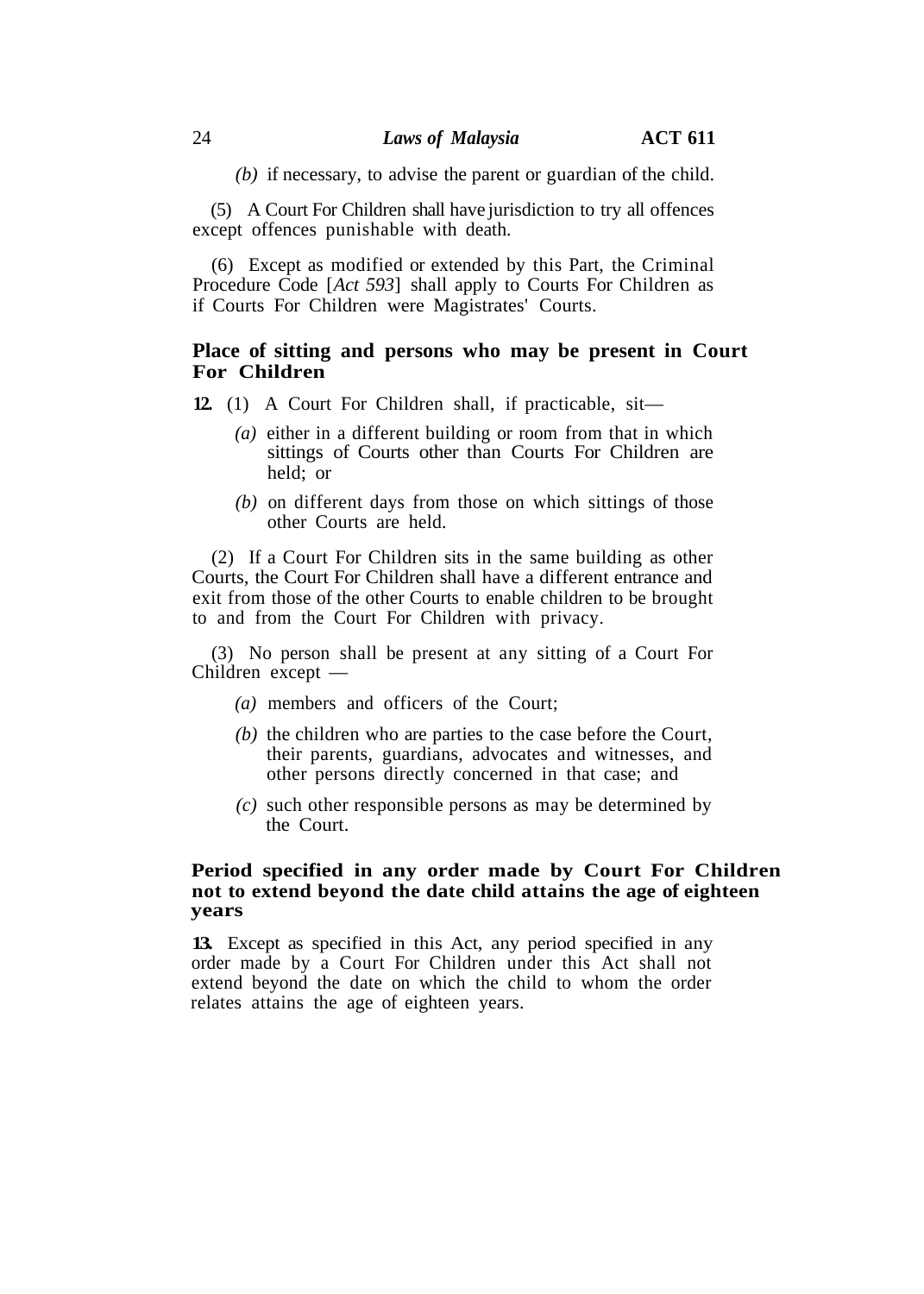*(b)* if necessary, to advise the parent or guardian of the child.

(5) A Court For Children shall have jurisdiction to try all offences except offences punishable with death.

(6) Except as modified or extended by this Part, the Criminal Procedure Code [*Act 593*] shall apply to Courts For Children as if Courts For Children were Magistrates' Courts.

### Place of sitting and persons who may be present in Court For Children

**12.** (1) A Court For Children shall, if practicable, sit—

*(a)* either in a different building or room from that in which sittings of Courts other than Courts For Children are held; or

*(b)* on different days from those on which sittings of those other Courts are held.

(2) If a Court For Children sits in the same building as other Courts, the Court For Children shall have a different entrance and exit from those of the other Courts to enable children to be brought to and from the Court For Children with privacy.

(3) No person shall be present at any sitting of a Court For Children except —

*(a)* members and officers of the Court;

*(b)* the children who are parties to the case before the Court, their parents, guardians, advocates and witnesses, and other persons directly concerned in that case; and

*(c)* such other responsible persons as may be determined by the Court.

### Period specified in any order made by Court For Children not to extend beyond the date child attains the age of eighteen years

**13.** Except as specified in this Act, any period specified in any order made by a Court For Children under this Act shall not extend beyond the date on which the child to whom the order relates attains the age of eighteen years.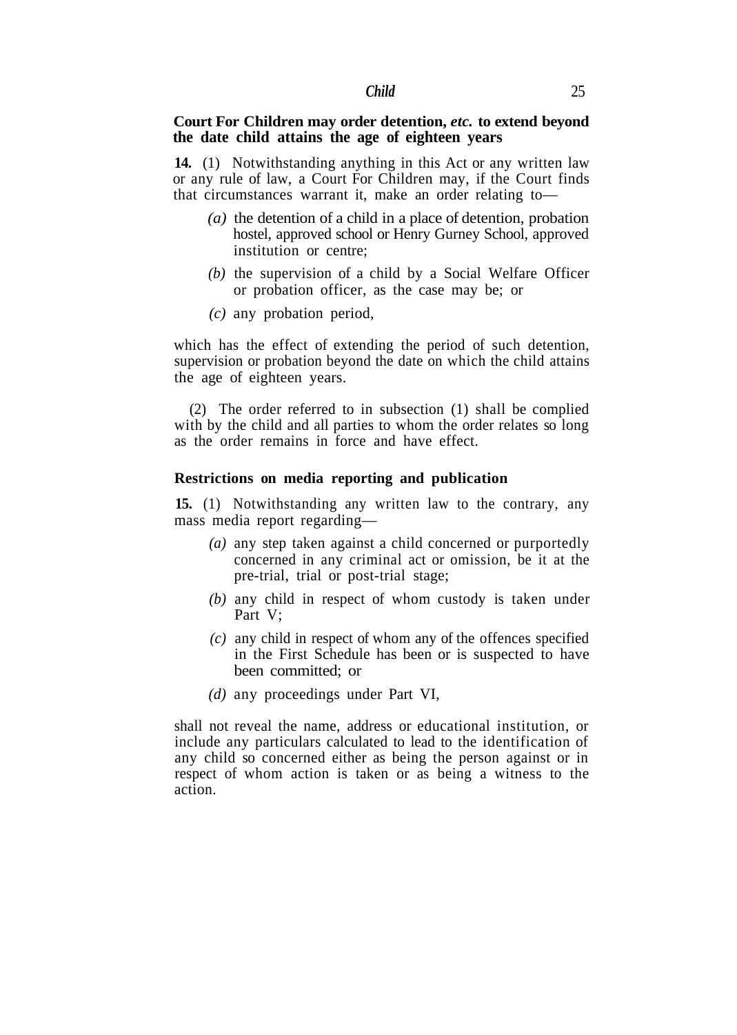### Court For Children may order detention, *etc.* to extend beyond the date child attains the age of eighteen years

**14.** (1) Notwithstanding anything in this Act or any written law or any rule of law, a Court For Children may, if the Court finds that circumstances warrant it, make an order relating to—

*(a)* the detention of a child in a place of detention, probation hostel, approved school or Henry Gurney School, approved institution or centre;

*(b)* the supervision of a child by a Social Welfare Officer or probation officer, as the case may be; or

*(c)* any probation period,

which has the effect of extending the period of such detention, supervision or probation beyond the date on which the child attains the age of eighteen years.

(2) The order referred to in subsection (1) shall be complied with by the child and all parties to whom the order relates so long as the order remains in force and have effect.

### Restrictions on media reporting and publication

**15.** (1) Notwithstanding any written law to the contrary, any mass media report regarding—

*(a)* any step taken against a child concerned or purportedly concerned in any criminal act or omission, be it at the pre-trial, trial or post-trial stage;

*(b)* any child in respect of whom custody is taken under Part V;

*(c)* any child in respect of whom any of the offences specified in the First Schedule has been or is suspected to have been committed; or

*(d)* any proceedings under Part VI,

shall not reveal the name, address or educational institution, or include any particulars calculated to lead to the identification of any child so concerned either as being the person against or in respect of whom action is taken or as being a witness to the action.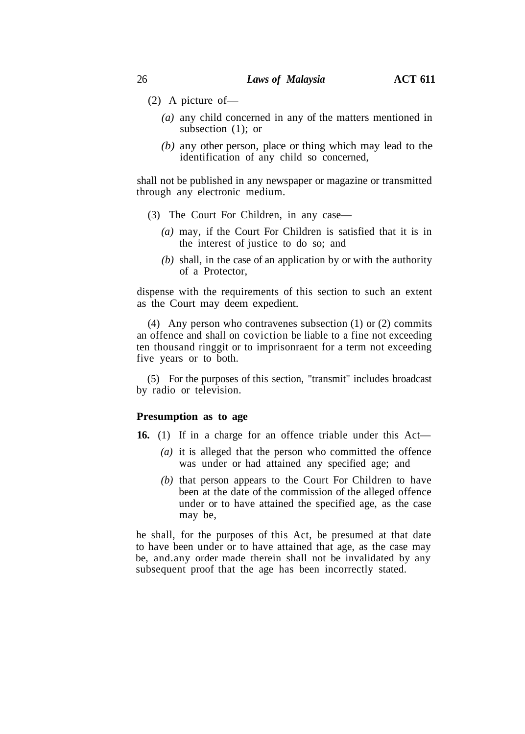(2) A picture of—

*(a)* any child concerned in any of the matters mentioned in subsection (1); or

*(b)* any other person, place or thing which may lead to the identification of any child so concerned,

shall not be published in any newspaper or magazine or transmitted through any electronic medium.

(3) The Court For Children, in any case—

*(a)* may, if the Court For Children is satisfied that it is in the interest of justice to do so; and

*(b)* shall, in the case of an application by or with the authority of a Protector,

dispense with the requirements of this section to such an extent as the Court may deem expedient.

(4) Any person who contravenes subsection (1) or (2) commits an offence and shall on coviction be liable to a fine not exceeding ten thousand ringgit or to imprisonraent for a term not exceeding five years or to both.

(5) For the purposes of this section, "transmit" includes broadcast by radio or television.

**Presumption as to age**

**16.** (1) If in a charge for an offence triable under this Act—

*(a)* it is alleged that the person who committed the offence was under or had attained any specified age; and

*(b)* that person appears to the Court For Children to have been at the date of the commission of the alleged offence under or to have attained the specified age, as the case may be,

he shall, for the purposes of this Act, be presumed at that date to have been under or to have attained that age, as the case may be, and.any order made therein shall not be invalidated by any subsequent proof that the age has been incorrectly stated.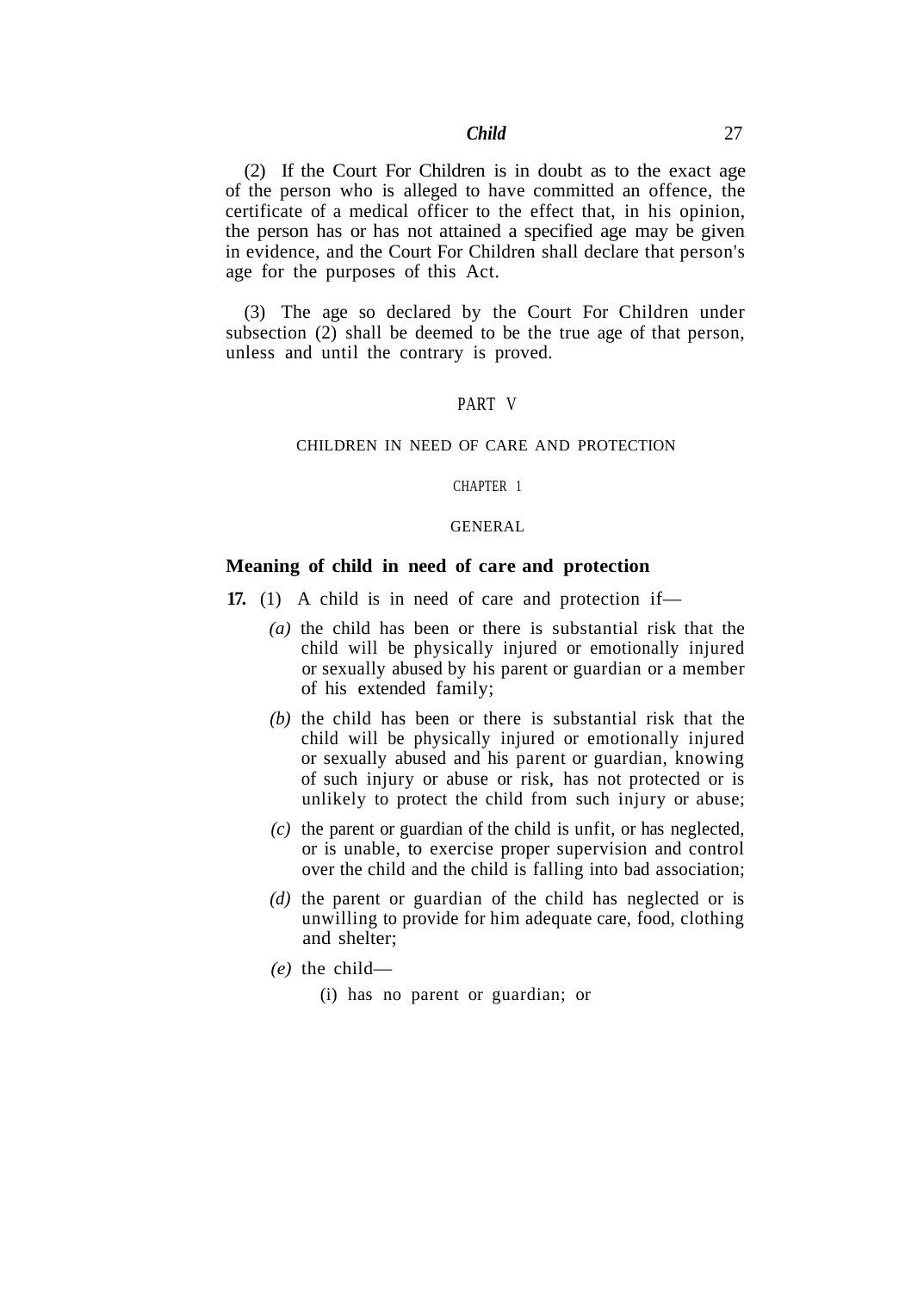(2) If the Court For Children is in doubt as to the exact age of the person who is alleged to have committed an offence, the certificate of a medical officer to the effect that, in his opinion, the person has or has not attained a specified age may be given in evidence, and the Court For Children shall declare that person's age for the purposes of this Act.

(3) The age so declared by the Court For Children under subsection (2) shall be deemed to be the true age of that person, unless and until the contrary is proved.

## PART V

## CHILDREN IN NEED OF CARE AND PROTECTION

### CHAPTER 1

### GENERAL

#### Meaning of child in need of care and protection

**17.** (1) A child is in need of care and protection if—

*(a)* the child has been or there is substantial risk that the child will be physically injured or emotionally injured or sexually abused by his parent or guardian or a member of his extended family;

*(b)* the child has been or there is substantial risk that the child will be physically injured or emotionally injured or sexually abused and his parent or guardian, knowing of such injury or abuse or risk, has not protected or is unlikely to protect the child from such injury or abuse;

*(c)* the parent or guardian of the child is unfit, or has neglected, or is unable, to exercise proper supervision and control over the child and the child is falling into bad association;

*(d)* the parent or guardian of the child has neglected or is unwilling to provide for him adequate care, food, clothing and shelter;

*(e)* the child—

(i) has no parent or guardian; or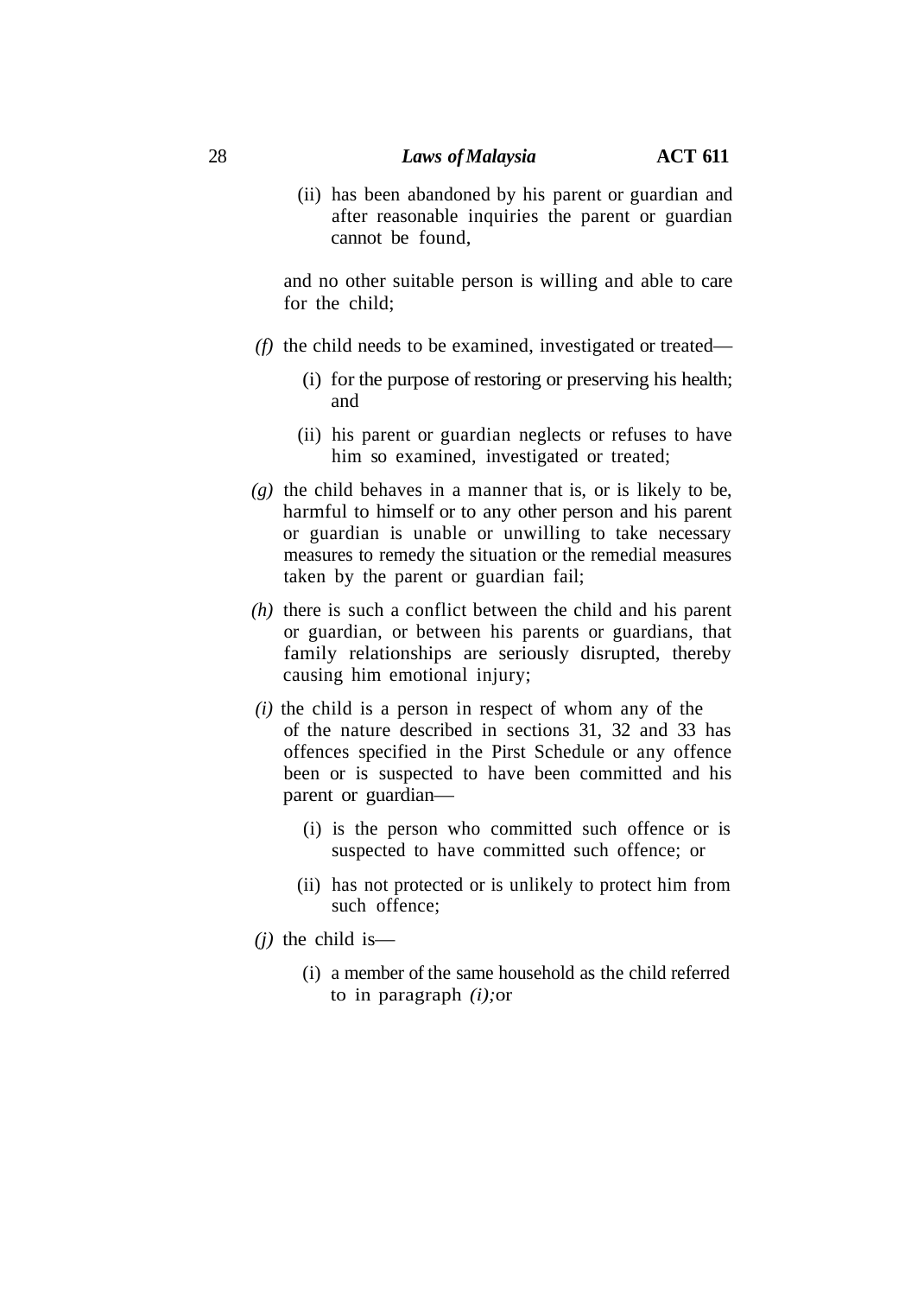(ii) has been abandoned by his parent or guardian and after reasonable inquiries the parent or guardian cannot be found,

and no other suitable person is willing and able to care for the child;

*(f)* the child needs to be examined, investigated or treated—

(i) for the purpose of restoring or preserving his health; and

(ii) his parent or guardian neglects or refuses to have him so examined, investigated or treated;

*(g)* the child behaves in a manner that is, or is likely to be, harmful to himself or to any other person and his parent or guardian is unable or unwilling to take necessary measures to remedy the situation or the remedial measures taken by the parent or guardian fail;

*(h)* there is such a conflict between the child and his parent or guardian, or between his parents or guardians, that family relationships are seriously disrupted, thereby causing him emotional injury;

*(i)* the child is a person in respect of whom any of the of the nature described in sections 31, 32 and 33 has offences specified in the Pirst Schedule or any offence been or is suspected to have been committed and his parent or guardian—

(i) is the person who committed such offence or is suspected to have committed such offence; or

(ii) has not protected or is unlikely to protect him from such offence;

*(j)* the child is—

(i) a member of the same household as the child referred to in paragraph *(i);*or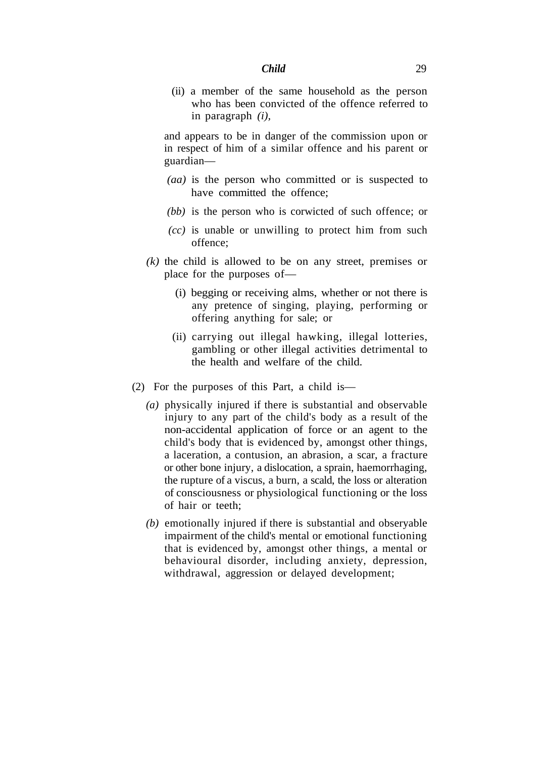(ii) a member of the same household as the person who has been convicted of the offence referred to in paragraph *(i)*,

and appears to be in danger of the commission upon or in respect of him of a similar offence and his parent or guardian—

*(aa)* is the person who committed or is suspected to have committed the offence;

*(bb)* is the person who is corwicted of such offence; or

*(cc)* is unable or unwilling to protect him from such offence;

*(k)* the child is allowed to be on any street, premises or place for the purposes of—

(i) begging or receiving alms, whether or not there is any pretence of singing, playing, performing or offering anything for sale; or

(ii) carrying out illegal hawking, illegal lotteries, gambling or other illegal activities detrimental to the health and welfare of the child.

(2) For the purposes of this Part, a child is—

*(a)* physically injured if there is substantial and observable injury to any part of the child's body as a result of the non-accidental application of force or an agent to the child's body that is evidenced by, amongst other things, a laceration, a contusion, an abrasion, a scar, a fracture or other bone injury, a dislocation, a sprain, haemorrhaging, the rupture of a viscus, a burn, a scald, the loss or alteration of consciousness or physiological functioning or the loss of hair or teeth;

*(b)* emotionally injured if there is substantial and obseryable impairment of the child's mental or emotional functioning that is evidenced by, amongst other things, a mental or behavioural disorder, including anxiety, depression, withdrawal, aggression or delayed development;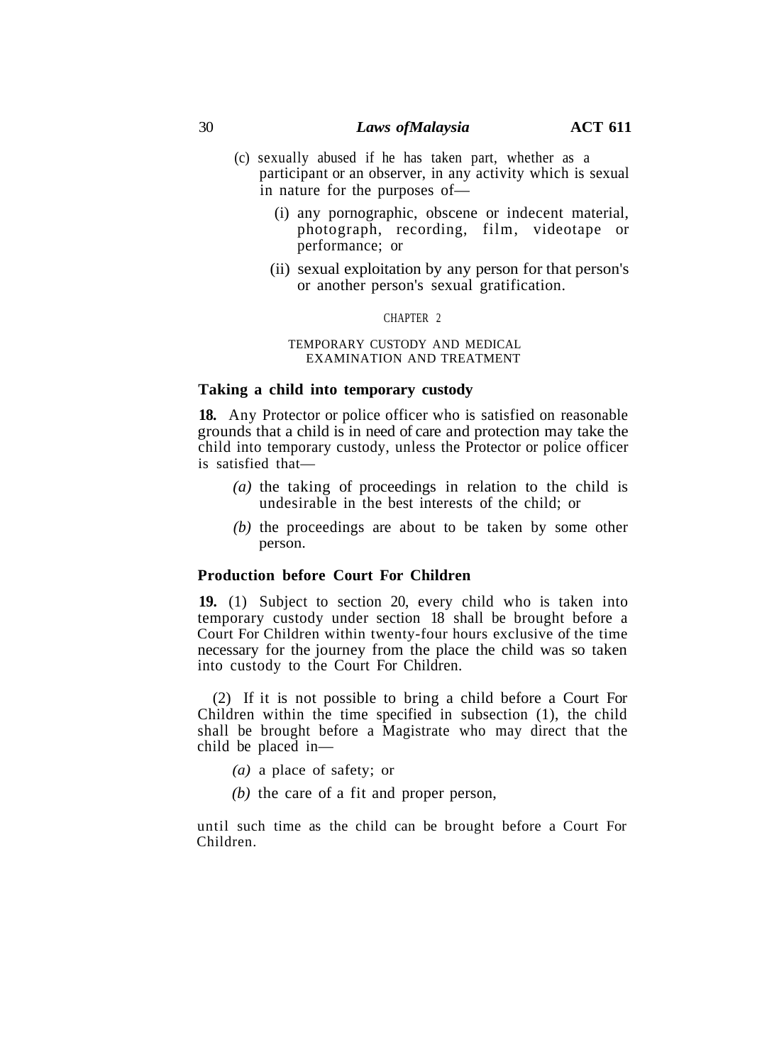(c) sexually abused if he has taken part, whether as a participant or an observer, in any activity which is sexual in nature for the purposes of—

  (i) any pornographic, obscene or indecent material, photograph, recording, film, videotape or performance; or

  (ii) sexual exploitation by any person for that person's or another person's sexual gratification.

CHAPTER 2

TEMPORARY CUSTODY AND MEDICAL EXAMINATION AND TREATMENT

### Taking a child into temporary custody

**18.** Any Protector or police officer who is satisfied on reasonable grounds that a child is in need of care and protection may take the child into temporary custody, unless the Protector or police officer is satisfied that—

*(a)* the taking of proceedings in relation to the child is undesirable in the best interests of the child; or

*(b)* the proceedings are about to be taken by some other person.

### Production before Court For Children

**19.** (1) Subject to section 20, every child who is taken into temporary custody under section 18 shall be brought before a Court For Children within twenty-four hours exclusive of the time necessary for the journey from the place the child was so taken into custody to the Court For Children.

(2) If it is not possible to bring a child before a Court For Children within the time specified in subsection (1), the child shall be brought before a Magistrate who may direct that the child be placed in—

*(a)* a place of safety; or

*(b)* the care of a fit and proper person,

until such time as the child can be brought before a Court For Children.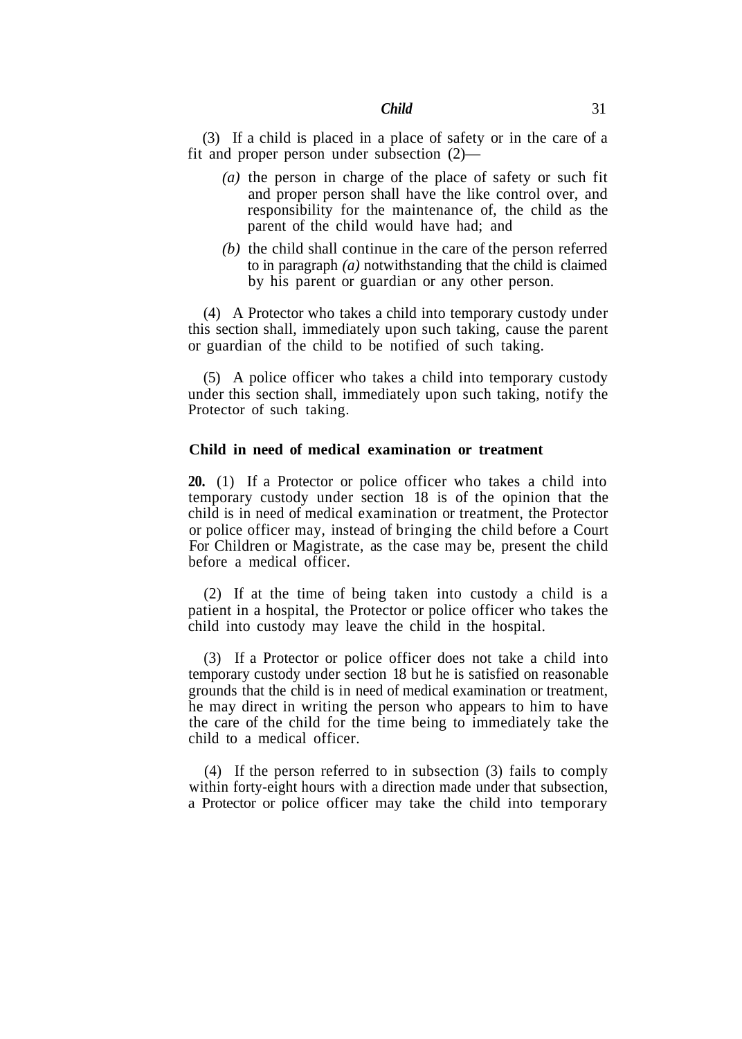(3) If a child is placed in a place of safety or in the care of a fit and proper person under subsection (2)—

*(a)* the person in charge of the place of safety or such fit and proper person shall have the like control over, and responsibility for the maintenance of, the child as the parent of the child would have had; and

*(b)* the child shall continue in the care of the person referred to in paragraph *(a)* notwithstanding that the child is claimed by his parent or guardian or any other person.

(4) A Protector who takes a child into temporary custody under this section shall, immediately upon such taking, cause the parent or guardian of the child to be notified of such taking.

(5) A police officer who takes a child into temporary custody under this section shall, immediately upon such taking, notify the Protector of such taking.

### Child in need of medical examination or treatment

**20.** (1) If a Protector or police officer who takes a child into temporary custody under section 18 is of the opinion that the child is in need of medical examination or treatment, the Protector or police officer may, instead of bringing the child before a Court For Children or Magistrate, as the case may be, present the child before a medical officer.

(2) If at the time of being taken into custody a child is a patient in a hospital, the Protector or police officer who takes the child into custody may leave the child in the hospital.

(3) If a Protector or police officer does not take a child into temporary custody under section 18 but he is satisfied on reasonable grounds that the child is in need of medical examination or treatment, he may direct in writing the person who appears to him to have the care of the child for the time being to immediately take the child to a medical officer.

(4) If the person referred to in subsection (3) fails to comply within forty-eight hours with a direction made under that subsection, a Protector or police officer may take the child into temporary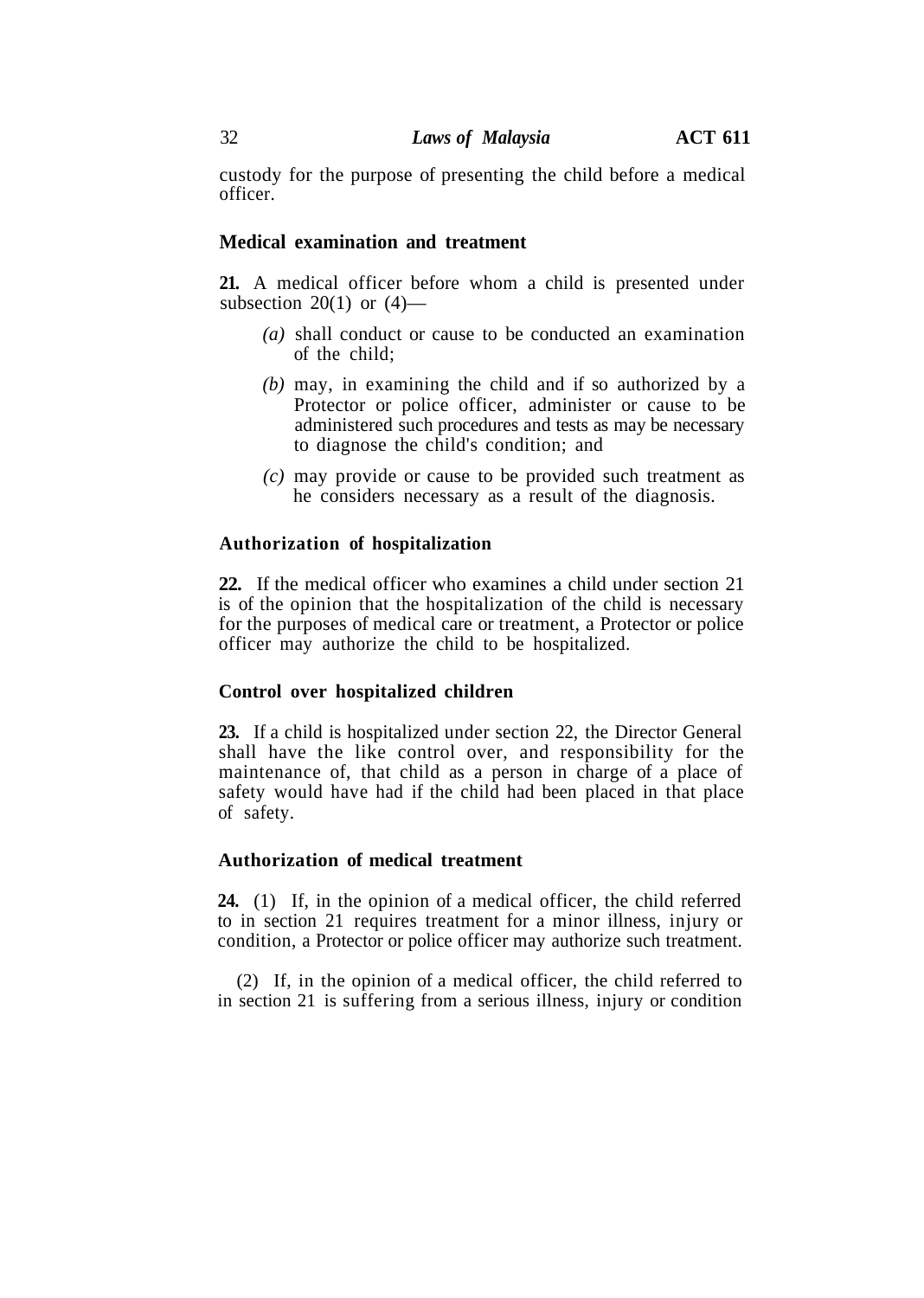custody for the purpose of presenting the child before a medical officer.

### Medical examination and treatment

**21.** A medical officer before whom a child is presented under subsection 20(1) or (4)—

*(a)* shall conduct or cause to be conducted an examination of the child;

*(b)* may, in examining the child and if so authorized by a Protector or police officer, administer or cause to be administered such procedures and tests as may be necessary to diagnose the child's condition; and

*(c)* may provide or cause to be provided such treatment as he considers necessary as a result of the diagnosis.

### Authorization of hospitalization

**22.** If the medical officer who examines a child under section 21 is of the opinion that the hospitalization of the child is necessary for the purposes of medical care or treatment, a Protector or police officer may authorize the child to be hospitalized.

### Control over hospitalized children

**23.** If a child is hospitalized under section 22, the Director General shall have the like control over, and responsibility for the maintenance of, that child as a person in charge of a place of safety would have had if the child had been placed in that place of safety.

### Authorization of medical treatment

**24.** (1) If, in the opinion of a medical officer, the child referred to in section 21 requires treatment for a minor illness, injury or condition, a Protector or police officer may authorize such treatment.

(2) If, in the opinion of a medical officer, the child referred to in section 21 is suffering from a serious illness, injury or condition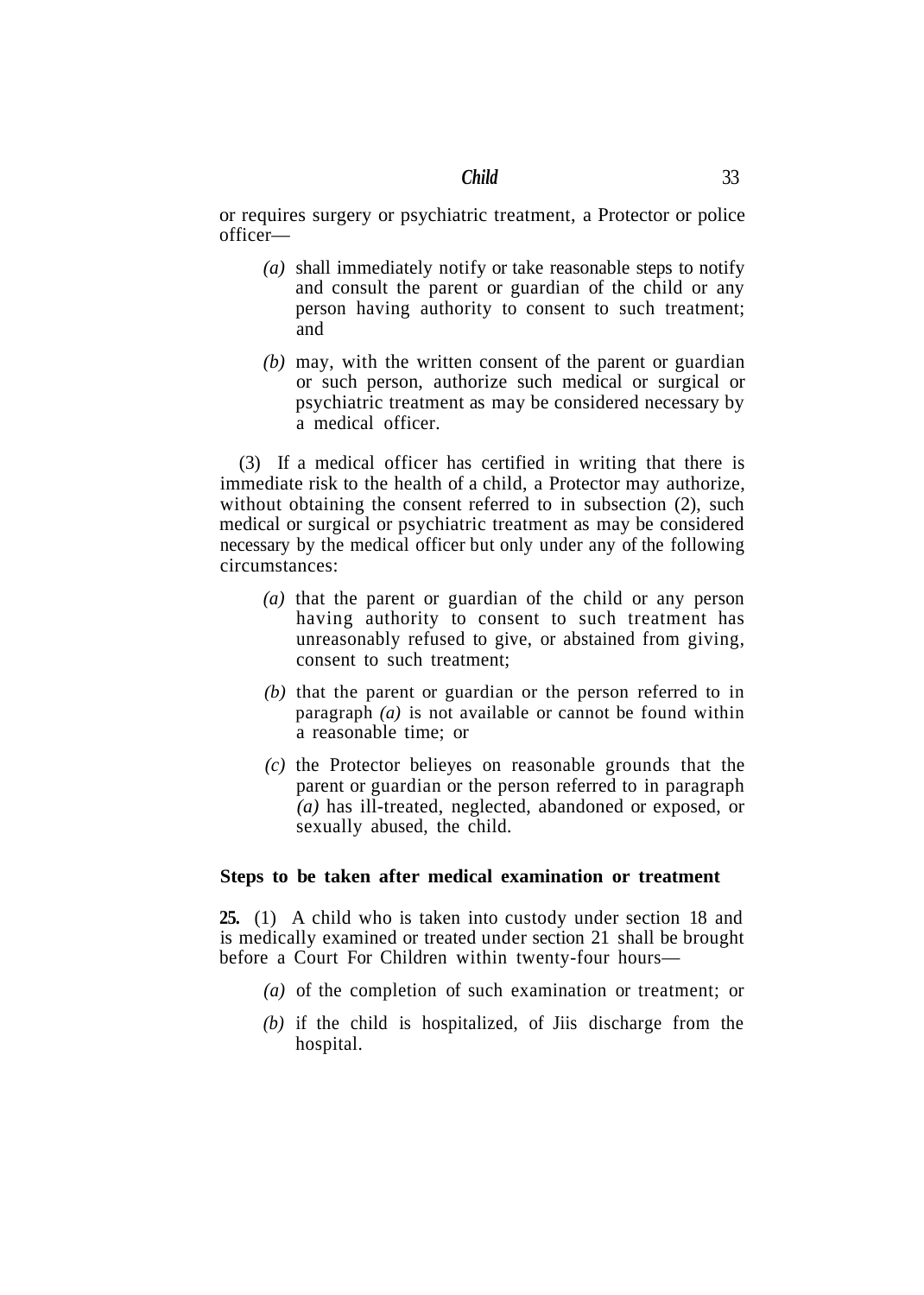or requires surgery or psychiatric treatment, a Protector or police officer—

*(a)* shall immediately notify or take reasonable steps to notify and consult the parent or guardian of the child or any person having authority to consent to such treatment; and

*(b)* may, with the written consent of the parent or guardian or such person, authorize such medical or surgical or psychiatric treatment as may be considered necessary by a medical officer.

(3) If a medical officer has certified in writing that there is immediate risk to the health of a child, a Protector may authorize, without obtaining the consent referred to in subsection (2), such medical or surgical or psychiatric treatment as may be considered necessary by the medical officer but only under any of the following circumstances:

*(a)* that the parent or guardian of the child or any person having authority to consent to such treatment has unreasonably refused to give, or abstained from giving, consent to such treatment;

*(b)* that the parent or guardian or the person referred to in paragraph *(a)* is not available or cannot be found within a reasonable time; or

*(c)* the Protector believes on reasonable grounds that the parent or guardian or the person referred to in paragraph *(a)* has ill-treated, neglected, abandoned or exposed, or sexually abused, the child.

**Steps to be taken after medical examination or treatment**

**25.** (1) A child who is taken into custody under section 18 and is medically examined or treated under section 21 shall be brought before a Court For Children within twenty-four hours—

*(a)* of the completion of such examination or treatment; or

*(b)* if the child is hospitalized, of Jiis discharge from the hospital.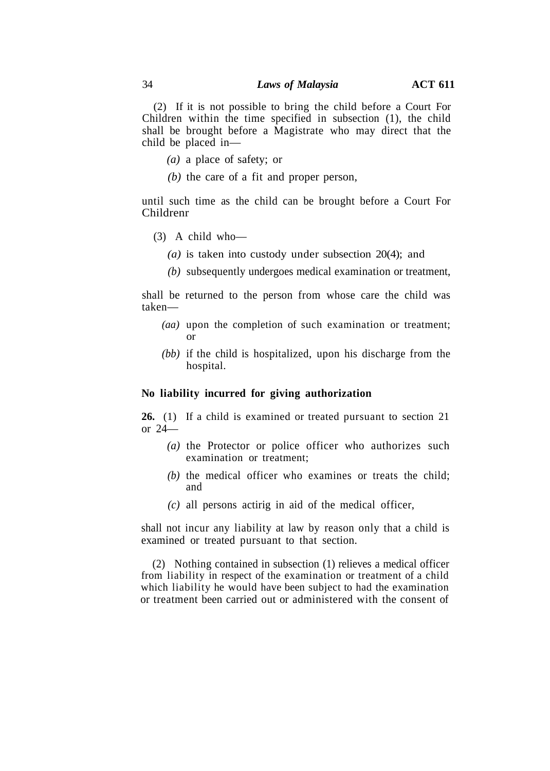(2) If it is not possible to bring the child before a Court For Children within the time specified in subsection (1), the child shall be brought before a Magistrate who may direct that the child be placed in—

*(a)* a place of safety; or

*(b)* the care of a fit and proper person,

until such time as the child can be brought before a Court For Childrenr

(3) A child who—

*(a)* is taken into custody under subsection 20(4); and

*(b)* subsequently undergoes medical examination or treatment,

shall be returned to the person from whose care the child was taken—

*(aa)* upon the completion of such examination or treatment; or

*(bb)* if the child is hospitalized, upon his discharge from the hospital.

**No liability incurred for giving authorization**

**26.** (1) If a child is examined or treated pursuant to section 21 or 24—

*(a)* the Protector or police officer who authorizes such examination or treatment;

*(b)* the medical officer who examines or treats the child; and

*(c)* all persons actirig in aid of the medical officer,

shall not incur any liability at law by reason only that a child is examined or treated pursuant to that section.

(2) Nothing contained in subsection (1) relieves a medical officer from liability in respect of the examination or treatment of a child which liability he would have been subject to had the examination or treatment been carried out or administered with the consent of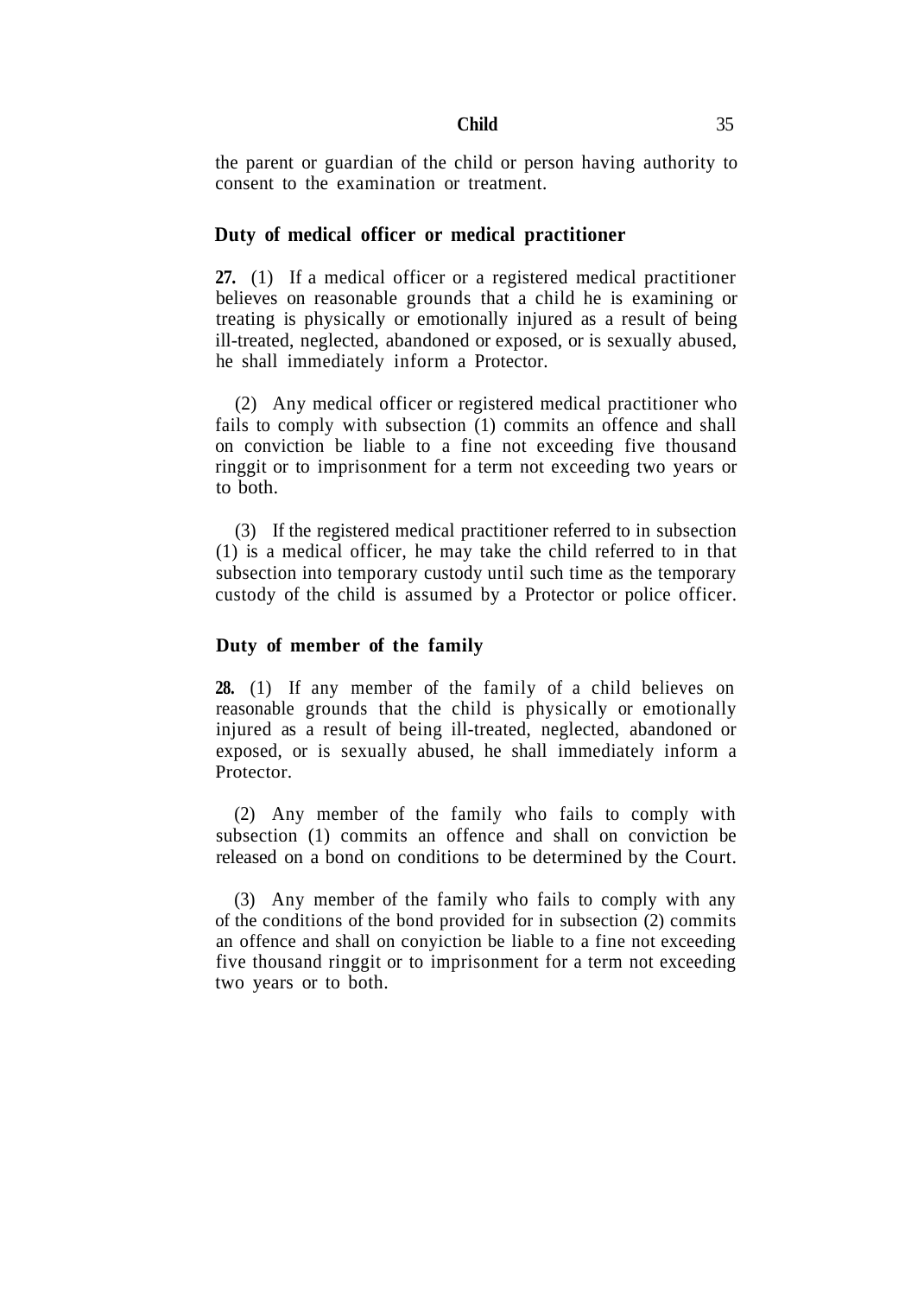the parent or guardian of the child or person having authority to consent to the examination or treatment.

### Duty of medical officer or medical practitioner

**27.** (1) If a medical officer or a registered medical practitioner believes on reasonable grounds that a child he is examining or treating is physically or emotionally injured as a result of being ill-treated, neglected, abandoned or exposed, or is sexually abused, he shall immediately inform a Protector.

(2) Any medical officer or registered medical practitioner who fails to comply with subsection (1) commits an offence and shall on conviction be liable to a fine not exceeding five thousand ringgit or to imprisonment for a term not exceeding two years or to both.

(3) If the registered medical practitioner referred to in subsection (1) is a medical officer, he may take the child referred to in that subsection into temporary custody until such time as the temporary custody of the child is assumed by a Protector or police officer.

### Duty of member of the family

**28.** (1) If any member of the family of a child believes on reasonable grounds that the child is physically or emotionally injured as a result of being ill-treated, neglected, abandoned or exposed, or is sexually abused, he shall immediately inform a Protector.

(2) Any member of the family who fails to comply with subsection (1) commits an offence and shall on conviction be released on a bond on conditions to be determined by the Court.

(3) Any member of the family who fails to comply with any of the conditions of the bond provided for in subsection (2) commits an offence and shall on conyiction be liable to a fine not exceeding five thousand ringgit or to imprisonment for a term not exceeding two years or to both.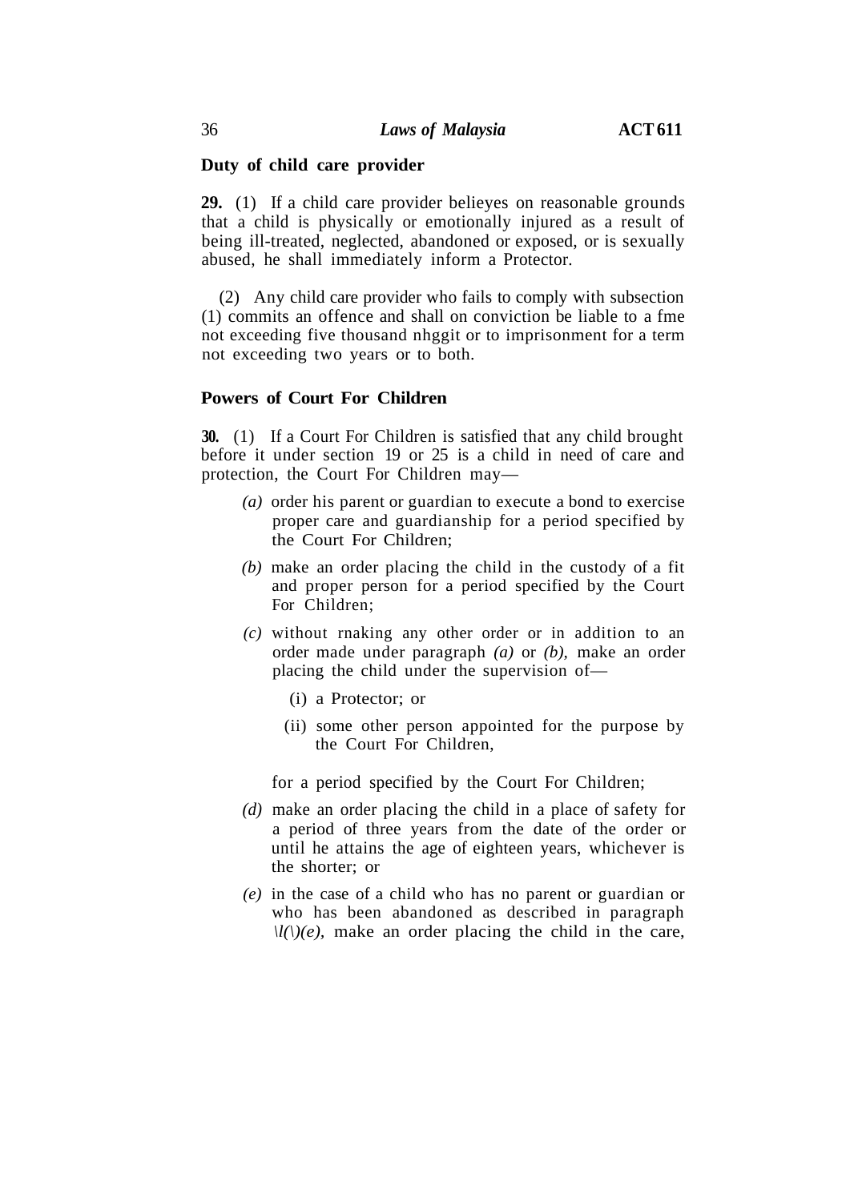**Duty of child care provider**

**29.** (1) If a child care provider believes on reasonable grounds that a child is physically or emotionally injured as a result of being ill-treated, neglected, abandoned or exposed, or is sexually abused, he shall immediately inform a Protector.

(2) Any child care provider who fails to comply with subsection (1) commits an offence and shall on conviction be liable to a fine not exceeding five thousand ringgit or to imprisonment for a term not exceeding two years or to both.

**Powers of Court For Children**

**30.** (1) If a Court For Children is satisfied that any child brought before it under section 19 or 25 is a child in need of care and protection, the Court For Children may—

*(a)* order his parent or guardian to execute a bond to exercise proper care and guardianship for a period specified by the Court For Children;

*(b)* make an order placing the child in the custody of a fit and proper person for a period specified by the Court For Children;

*(c)* without making any other order or in addition to an order made under paragraph *(a)* or *(b)*, make an order placing the child under the supervision of—

(i) a Protector; or

(ii) some other person appointed for the purpose by the Court For Children,

for a period specified by the Court For Children;

*(d)* make an order placing the child in a place of safety for a period of three years from the date of the order or until he attains the age of eighteen years, whichever is the shorter; or

*(e)* in the case of a child who has no parent or guardian or who has been abandoned as described in paragraph *17(1)(e)*, make an order placing the child in the care,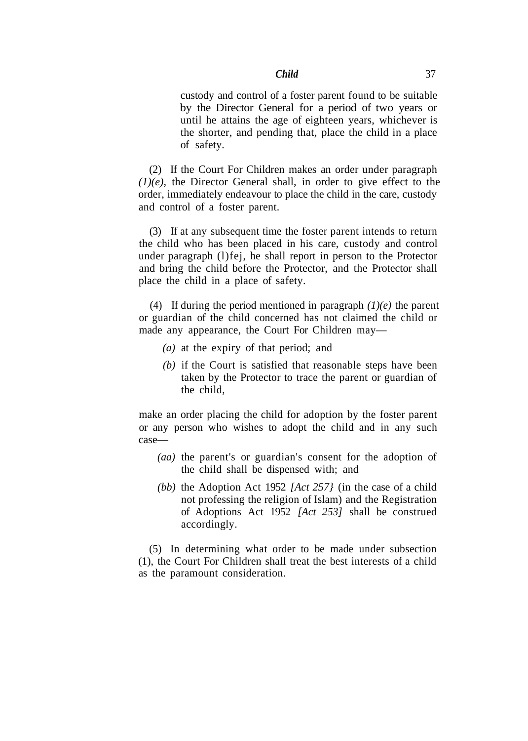custody and control of a foster parent found to be suitable by the Director General for a period of two years or until he attains the age of eighteen years, whichever is the shorter, and pending that, place the child in a place of safety.

(2) If the Court For Children makes an order under paragraph *(1)(e)*, the Director General shall, in order to give effect to the order, immediately endeavour to place the child in the care, custody and control of a foster parent.

(3) If at any subsequent time the foster parent intends to return the child who has been placed in his care, custody and control under paragraph (l)fej, he shall report in person to the Protector and bring the child before the Protector, and the Protector shall place the child in a place of safety.

(4) If during the period mentioned in paragraph *(1)(e)* the parent or guardian of the child concerned has not claimed the child or made any appearance, the Court For Children may—

*(a)* at the expiry of that period; and

*(b)* if the Court is satisfied that reasonable steps have been taken by the Protector to trace the parent or guardian of the child,

make an order placing the child for adoption by the foster parent or any person who wishes to adopt the child and in any such case—

*(aa)* the parent's or guardian's consent for the adoption of the child shall be dispensed with; and

*(bb)* the Adoption Act 1952 *[Act 257}* (in the case of a child not professing the religion of Islam) and the Registration of Adoptions Act 1952 *[Act 253]* shall be construed accordingly.

(5) In determining what order to be made under subsection (1), the Court For Children shall treat the best interests of a child as the paramount consideration.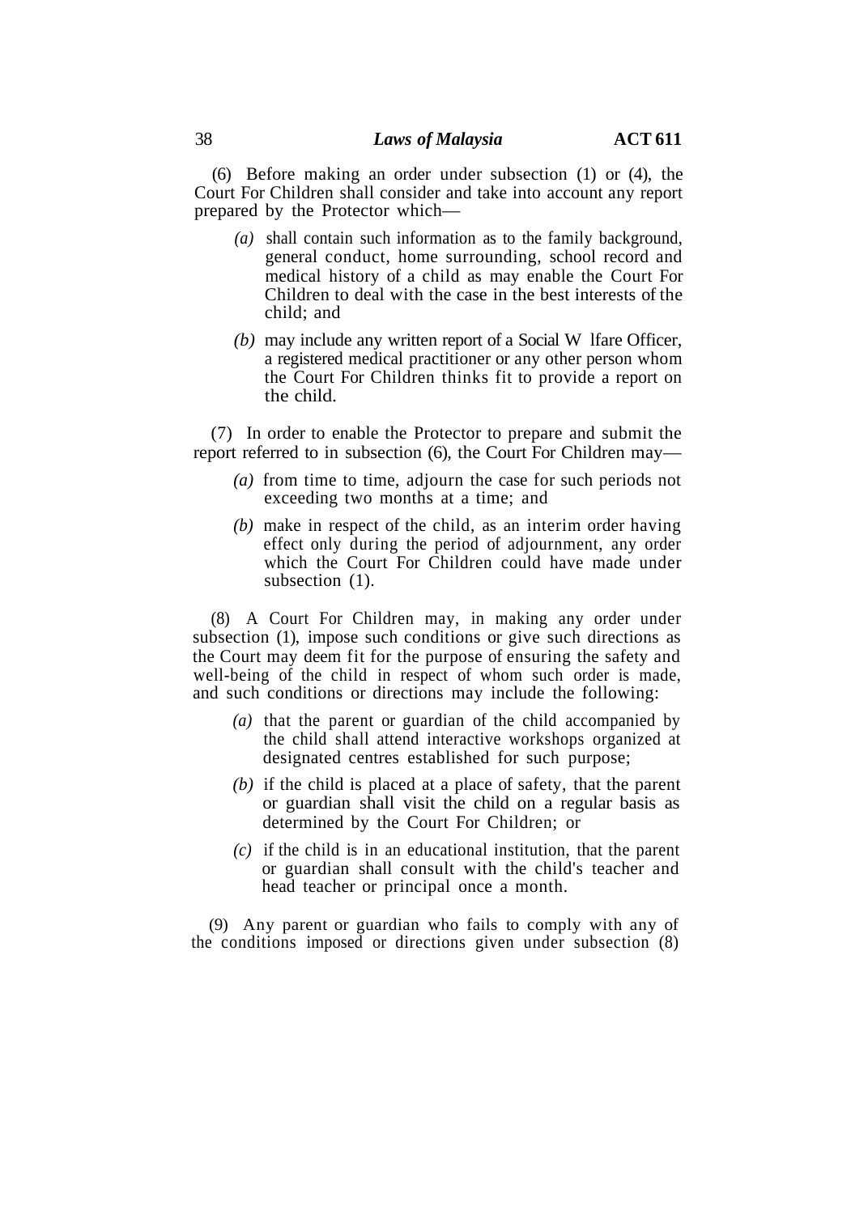(6) Before making an order under subsection (1) or (4), the Court For Children shall consider and take into account any report prepared by the Protector which—

*(a)* shall contain such information as to the family background, general conduct, home surrounding, school record and medical history of a child as may enable the Court For Children to deal with the case in the best interests of the child; and

*(b)* may include any written report of a Social W lfare Officer, a registered medical practitioner or any other person whom the Court For Children thinks fit to provide a report on the child.

(7) In order to enable the Protector to prepare and submit the report referred to in subsection (6), the Court For Children may—

*(a)* from time to time, adjourn the case for such periods not exceeding two months at a time; and

*(b)* make in respect of the child, as an interim order having effect only during the period of adjournment, any order which the Court For Children could have made under subsection (1).

(8) A Court For Children may, in making any order under subsection (1), impose such conditions or give such directions as the Court may deem fit for the purpose of ensuring the safety and well-being of the child in respect of whom such order is made, and such conditions or directions may include the following:

*(a)* that the parent or guardian of the child accompanied by the child shall attend interactive workshops organized at designated centres established for such purpose;

*(b)* if the child is placed at a place of safety, that the parent or guardian shall visit the child on a regular basis as determined by the Court For Children; or

*(c)* if the child is in an educational institution, that the parent or guardian shall consult with the child's teacher and head teacher or principal once a month.

(9) Any parent or guardian who fails to comply with any of the conditions imposed or directions given under subsection (8)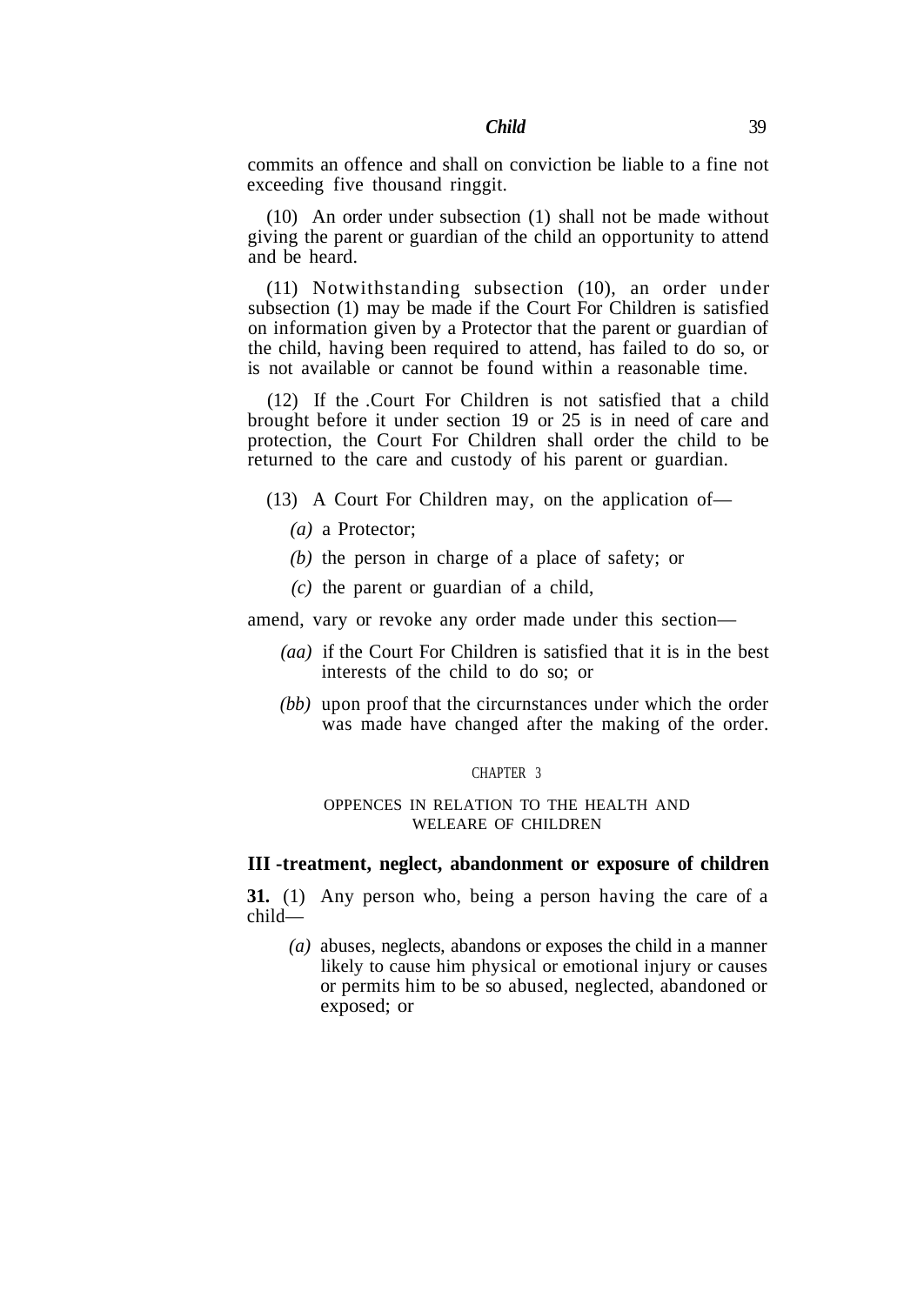commits an offence and shall on conviction be liable to a fine not exceeding five thousand ringgit.

(10) An order under subsection (1) shall not be made without giving the parent or guardian of the child an opportunity to attend and be heard.

(11) Notwithstanding subsection (10), an order under subsection (1) may be made if the Court For Children is satisfied on information given by a Protector that the parent or guardian of the child, having been required to attend, has failed to do so, or is not available or cannot be found within a reasonable time.

(12) If the .Court For Children is not satisfied that a child brought before it under section 19 or 25 is in need of care and protection, the Court For Children shall order the child to be returned to the care and custody of his parent or guardian.

(13) A Court For Children may, on the application of—

*(a)* a Protector;

*(b)* the person in charge of a place of safety; or

*(c)* the parent or guardian of a child,

amend, vary or revoke any order made under this section—

*(aa)* if the Court For Children is satisfied that it is in the best interests of the child to do so; or

*(bb)* upon proof that the circurnstances under which the order was made have changed after the making of the order.

CHAPTER 3

OPPENCES IN RELATION TO THE HEALTH AND WELEARE OF CHILDREN

**III -treatment, neglect, abandonment or exposure of children**

**31.** (1) Any person who, being a person having the care of a child—

*(a)* abuses, neglects, abandons or exposes the child in a manner likely to cause him physical or emotional injury or causes or permits him to be so abused, neglected, abandoned or exposed; or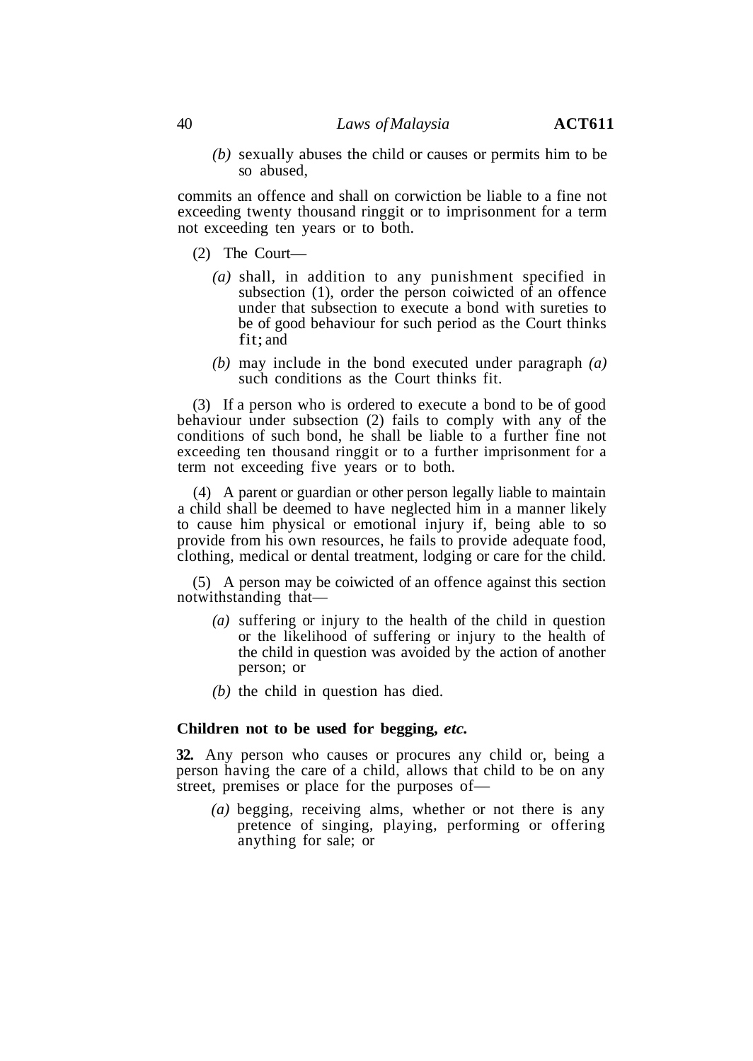*(b)* sexually abuses the child or causes or permits him to be so abused,

commits an offence and shall on corwiction be liable to a fine not exceeding twenty thousand ringgit or to imprisonment for a term not exceeding ten years or to both.

(2) The Court—

*(a)* shall, in addition to any punishment specified in subsection (1), order the person coiwicted of an offence under that subsection to execute a bond with sureties to be of good behaviour for such period as the Court thinks fit; and

*(b)* may include in the bond executed under paragraph *(a)* such conditions as the Court thinks fit.

(3) If a person who is ordered to execute a bond to be of good behaviour under subsection (2) fails to comply with any of the conditions of such bond, he shall be liable to a further fine not exceeding ten thousand ringgit or to a further imprisonment for a term not exceeding five years or to both.

(4) A parent or guardian or other person legally liable to maintain a child shall be deemed to have neglected him in a manner likely to cause him physical or emotional injury if, being able to so provide from his own resources, he fails to provide adequate food, clothing, medical or dental treatment, lodging or care for the child.

(5) A person may be coiwicted of an offence against this section notwithstanding that—

*(a)* suffering or injury to the health of the child in question or the likelihood of suffering or injury to the health of the child in question was avoided by the action of another person; or

*(b)* the child in question has died.

**Children not to be used for begging,** ***etc.***

**32.** Any person who causes or procures any child or, being a person having the care of a child, allows that child to be on any street, premises or place for the purposes of—

*(a)* begging, receiving alms, whether or not there is any pretence of singing, playing, performing or offering anything for sale; or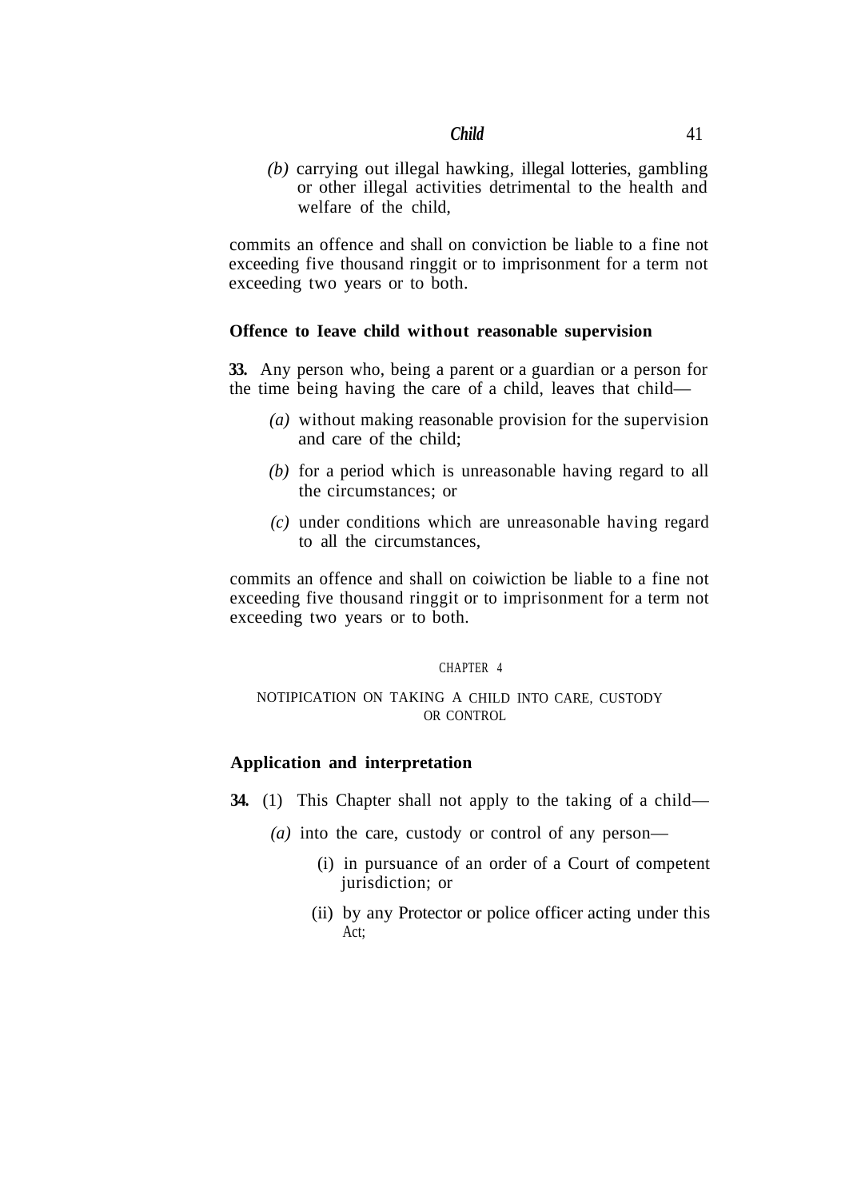*(b)* carrying out illegal hawking, illegal lotteries, gambling or other illegal activities detrimental to the health and welfare of the child,

commits an offence and shall on conviction be liable to a fine not exceeding five thousand ringgit or to imprisonment for a term not exceeding two years or to both.

### Offence to Ieave child without reasonable supervision

**33.** Any person who, being a parent or a guardian or a person for the time being having the care of a child, leaves that child—

*(a)* without making reasonable provision for the supervision and care of the child;

*(b)* for a period which is unreasonable having regard to all the circumstances; or

*(c)* under conditions which are unreasonable having regard to all the circumstances,

commits an offence and shall on coiwiction be liable to a fine not exceeding five thousand ringgit or to imprisonment for a term not exceeding two years or to both.

## CHAPTER 4

## NOTIPICATION ON TAKING A CHILD INTO CARE, CUSTODY OR CONTROL

### Application and interpretation

**34.** (1) This Chapter shall not apply to the taking of a child—

*(a)* into the care, custody or control of any person—

(i) in pursuance of an order of a Court of competent jurisdiction; or

(ii) by any Protector or police officer acting under this Act;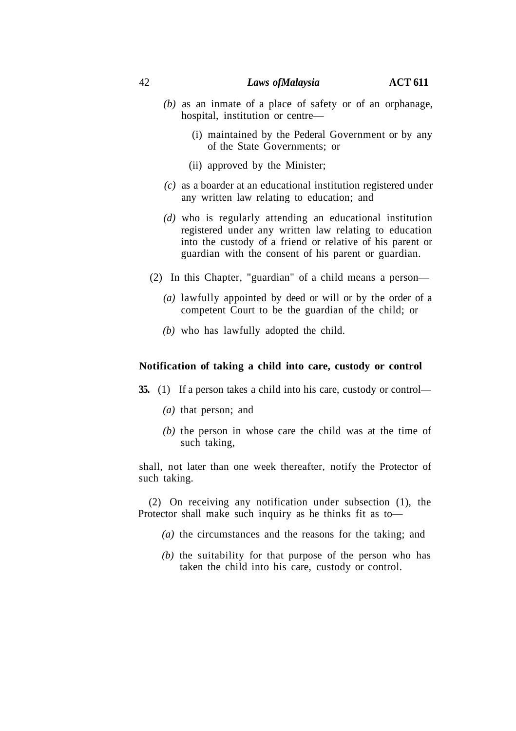(b) as an inmate of a place of safety or of an orphanage, hospital, institution or centre—

(i) maintained by the Pederal Government or by any of the State Governments; or

(ii) approved by the Minister;

(c) as a boarder at an educational institution registered under any written law relating to education; and

(d) who is regularly attending an educational institution registered under any written law relating to education into the custody of a friend or relative of his parent or guardian with the consent of his parent or guardian.

(2) In this Chapter, "guardian" of a child means a person—

(a) lawfully appointed by deed or will or by the order of a competent Court to be the guardian of the child; or

(b) who has lawfully adopted the child.

**Notification of taking a child into care, custody or control**

**35.** (1) If a person takes a child into his care, custody or control—

(a) that person; and

(b) the person in whose care the child was at the time of such taking,

shall, not later than one week thereafter, notify the Protector of such taking.

(2) On receiving any notification under subsection (1), the Protector shall make such inquiry as he thinks fit as to—

(a) the circumstances and the reasons for the taking; and

(b) the suitability for that purpose of the person who has taken the child into his care, custody or control.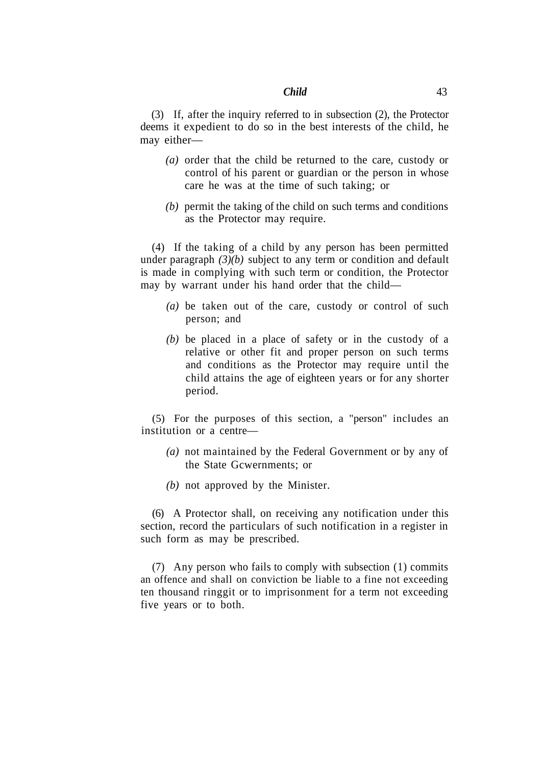(3) If, after the inquiry referred to in subsection (2), the Protector deems it expedient to do so in the best interests of the child, he may either—

*(a)* order that the child be returned to the care, custody or control of his parent or guardian or the person in whose care he was at the time of such taking; or

*(b)* permit the taking of the child on such terms and conditions as the Protector may require.

(4) If the taking of a child by any person has been permitted under paragraph *(3)(b)* subject to any term or condition and default is made in complying with such term or condition, the Protector may by warrant under his hand order that the child—

*(a)* be taken out of the care, custody or control of such person; and

*(b)* be placed in a place of safety or in the custody of a relative or other fit and proper person on such terms and conditions as the Protector may require until the child attains the age of eighteen years or for any shorter period.

(5) For the purposes of this section, a "person" includes an institution or a centre—

*(a)* not maintained by the Federal Government or by any of the State Gcwernments; or

*(b)* not approved by the Minister.

(6) A Protector shall, on receiving any notification under this section, record the particulars of such notification in a register in such form as may be prescribed.

(7) Any person who fails to comply with subsection (1) commits an offence and shall on conviction be liable to a fine not exceeding ten thousand ringgit or to imprisonment for a term not exceeding five years or to both.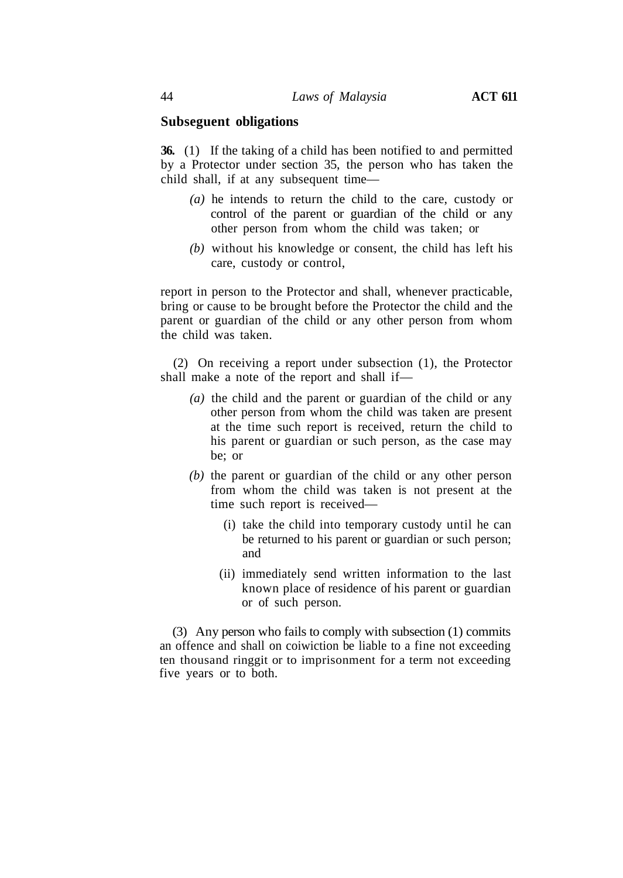**Subseguent obligations**

**36.** (1) If the taking of a child has been notified to and permitted by a Protector under section 35, the person who has taken the child shall, if at any subsequent time—

*(a)* he intends to return the child to the care, custody or control of the parent or guardian of the child or any other person from whom the child was taken; or

*(b)* without his knowledge or consent, the child has left his care, custody or control,

report in person to the Protector and shall, whenever practicable, bring or cause to be brought before the Protector the child and the parent or guardian of the child or any other person from whom the child was taken.

(2) On receiving a report under subsection (1), the Protector shall make a note of the report and shall if—

*(a)* the child and the parent or guardian of the child or any other person from whom the child was taken are present at the time such report is received, return the child to his parent or guardian or such person, as the case may be; or

*(b)* the parent or guardian of the child or any other person from whom the child was taken is not present at the time such report is received—

(i) take the child into temporary custody until he can be returned to his parent or guardian or such person; and

(ii) immediately send written information to the last known place of residence of his parent or guardian or of such person.

(3) Any person who fails to comply with subsection (1) commits an offence and shall on coiwiction be liable to a fine not exceeding ten thousand ringgit or to imprisonment for a term not exceeding five years or to both.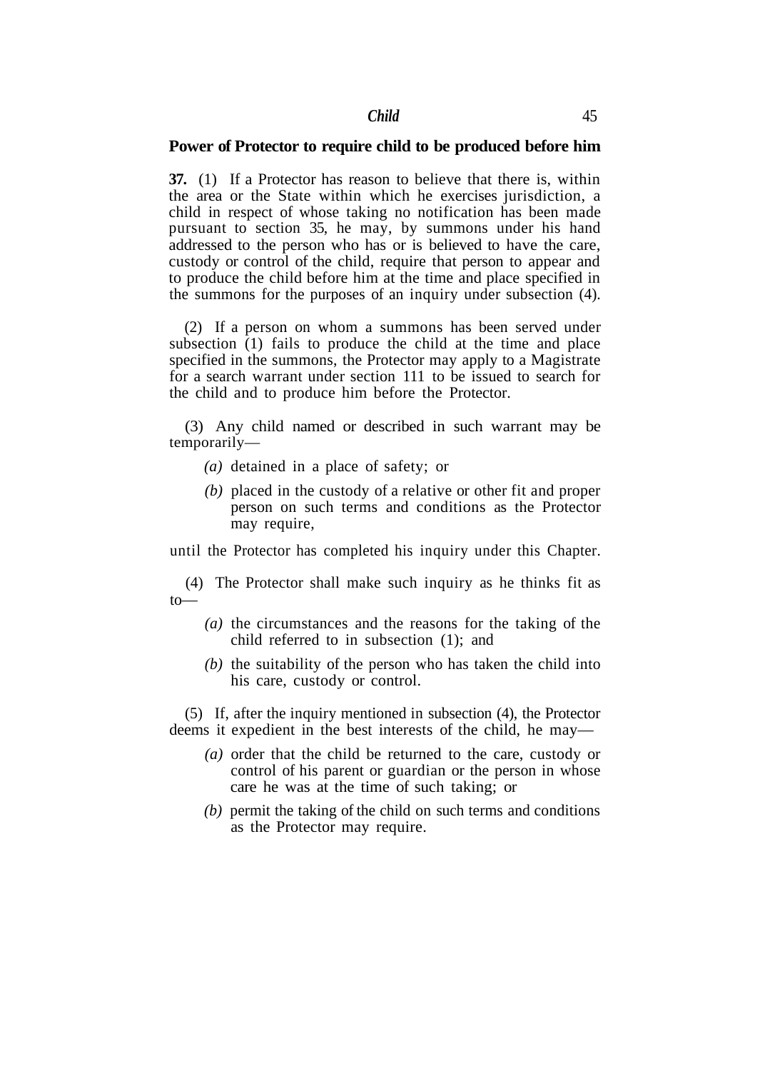## Power of Protector to require child to be produced before him

**37.** (1) If a Protector has reason to believe that there is, within the area or the State within which he exercises jurisdiction, a child in respect of whose taking no notification has been made pursuant to section 35, he may, by summons under his hand addressed to the person who has or is believed to have the care, custody or control of the child, require that person to appear and to produce the child before him at the time and place specified in the summons for the purposes of an inquiry under subsection (4).

(2) If a person on whom a summons has been served under subsection (1) fails to produce the child at the time and place specified in the summons, the Protector may apply to a Magistrate for a search warrant under section 111 to be issued to search for the child and to produce him before the Protector.

(3) Any child named or described in such warrant may be temporarily—

*(a)* detained in a place of safety; or

*(b)* placed in the custody of a relative or other fit and proper person on such terms and conditions as the Protector may require,

until the Protector has completed his inquiry under this Chapter.

(4) The Protector shall make such inquiry as he thinks fit as to—

*(a)* the circumstances and the reasons for the taking of the child referred to in subsection (1); and

*(b)* the suitability of the person who has taken the child into his care, custody or control.

(5) If, after the inquiry mentioned in subsection (4), the Protector deems it expedient in the best interests of the child, he may—

*(a)* order that the child be returned to the care, custody or control of his parent or guardian or the person in whose care he was at the time of such taking; or

*(b)* permit the taking of the child on such terms and conditions as the Protector may require.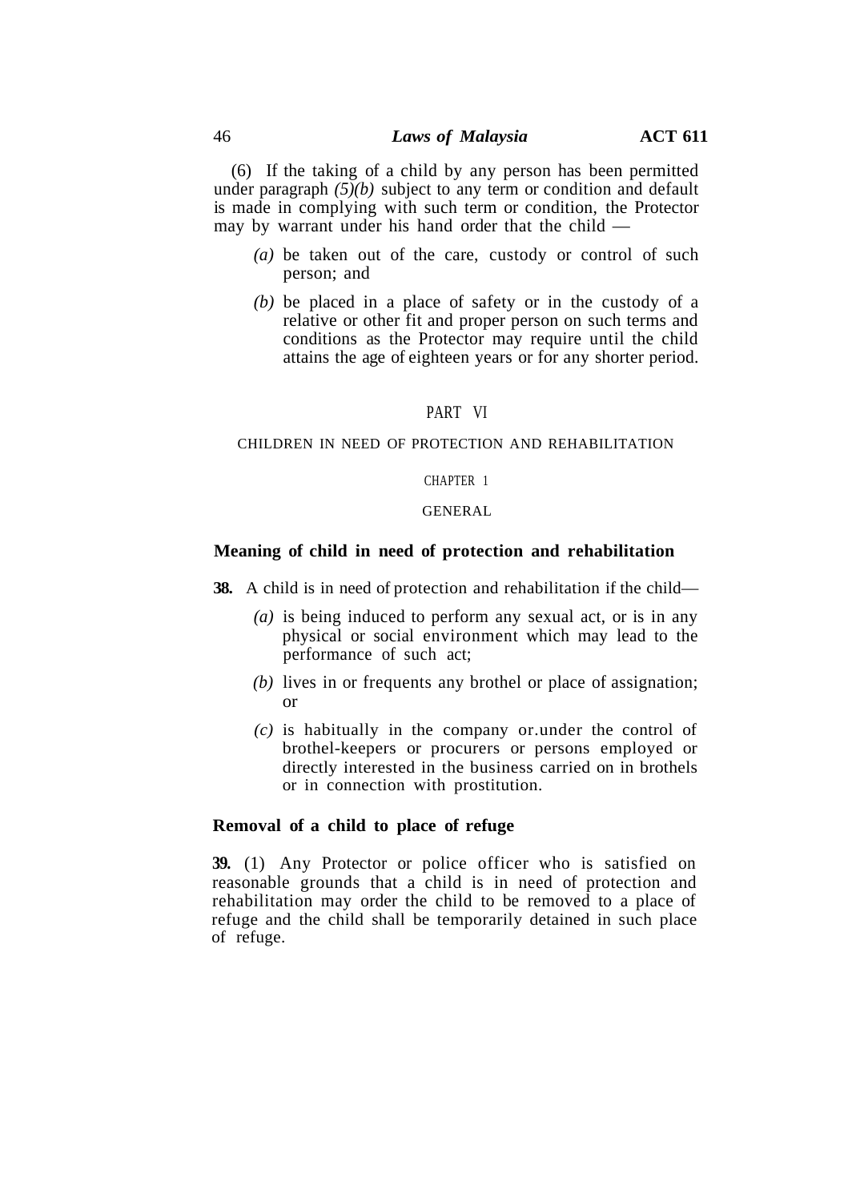(6) If the taking of a child by any person has been permitted under paragraph *(5)(b)* subject to any term or condition and default is made in complying with such term or condition, the Protector may by warrant under his hand order that the child —

*(a)* be taken out of the care, custody or control of such person; and

*(b)* be placed in a place of safety or in the custody of a relative or other fit and proper person on such terms and conditions as the Protector may require until the child attains the age of eighteen years or for any shorter period.

# PART VI

# CHILDREN IN NEED OF PROTECTION AND REHABILITATION

## CHAPTER 1

## GENERAL

### Meaning of child in need of protection and rehabilitation

**38.** A child is in need of protection and rehabilitation if the child—

*(a)* is being induced to perform any sexual act, or is in any physical or social environment which may lead to the performance of such act;

*(b)* lives in or frequents any brothel or place of assignation; or

*(c)* is habitually in the company or.under the control of brothel-keepers or procurers or persons employed or directly interested in the business carried on in brothels or in connection with prostitution.

### Removal of a child to place of refuge

**39.** (1) Any Protector or police officer who is satisfied on reasonable grounds that a child is in need of protection and rehabilitation may order the child to be removed to a place of refuge and the child shall be temporarily detained in such place of refuge.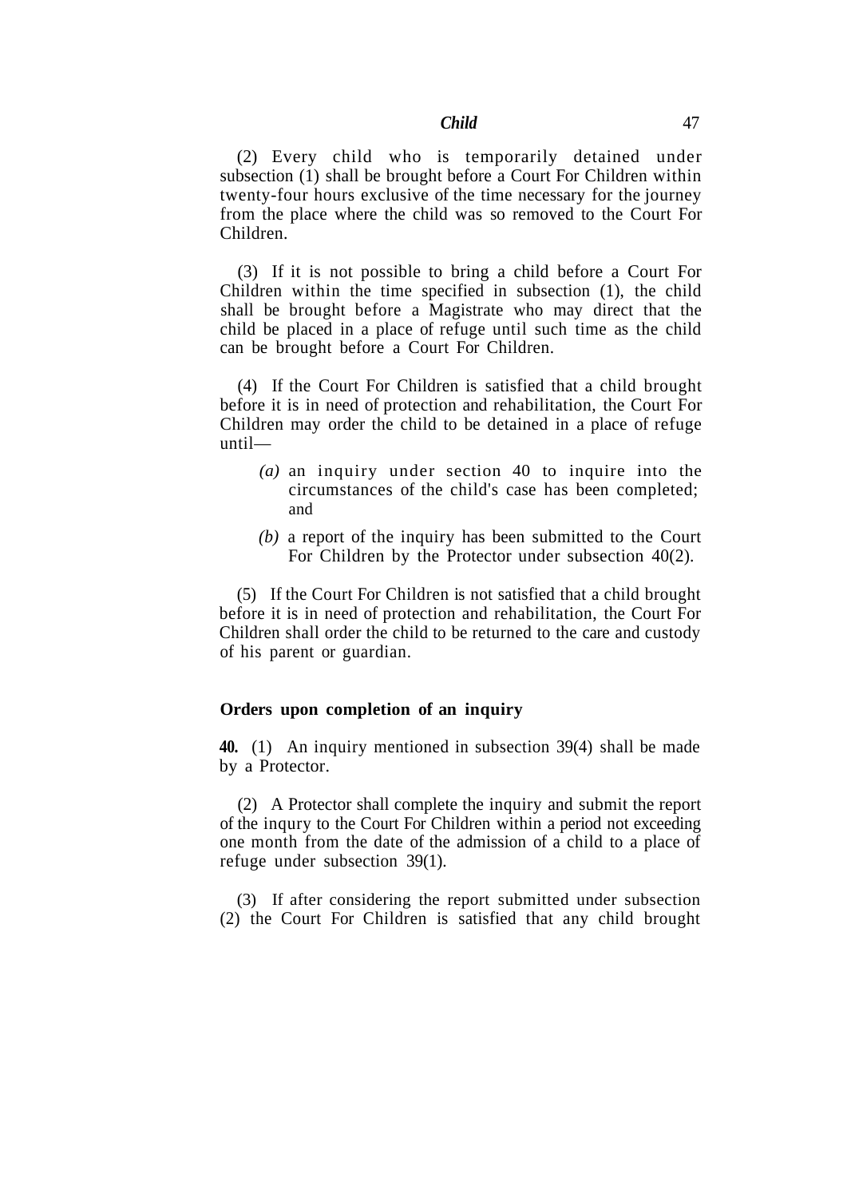(2) Every child who is temporarily detained under subsection (1) shall be brought before a Court For Children within twenty-four hours exclusive of the time necessary for the journey from the place where the child was so removed to the Court For Children.

(3) If it is not possible to bring a child before a Court For Children within the time specified in subsection (1), the child shall be brought before a Magistrate who may direct that the child be placed in a place of refuge until such time as the child can be brought before a Court For Children.

(4) If the Court For Children is satisfied that a child brought before it is in need of protection and rehabilitation, the Court For Children may order the child to be detained in a place of refuge until—

*(a)* an inquiry under section 40 to inquire into the circumstances of the child's case has been completed; and

*(b)* a report of the inquiry has been submitted to the Court For Children by the Protector under subsection 40(2).

(5) If the Court For Children is not satisfied that a child brought before it is in need of protection and rehabilitation, the Court For Children shall order the child to be returned to the care and custody of his parent or guardian.

**Orders upon completion of an inquiry**

**40.** (1) An inquiry mentioned in subsection 39(4) shall be made by a Protector.

(2) A Protector shall complete the inquiry and submit the report of the inqury to the Court For Children within a period not exceeding one month from the date of the admission of a child to a place of refuge under subsection 39(1).

(3) If after considering the report submitted under subsection (2) the Court For Children is satisfied that any child brought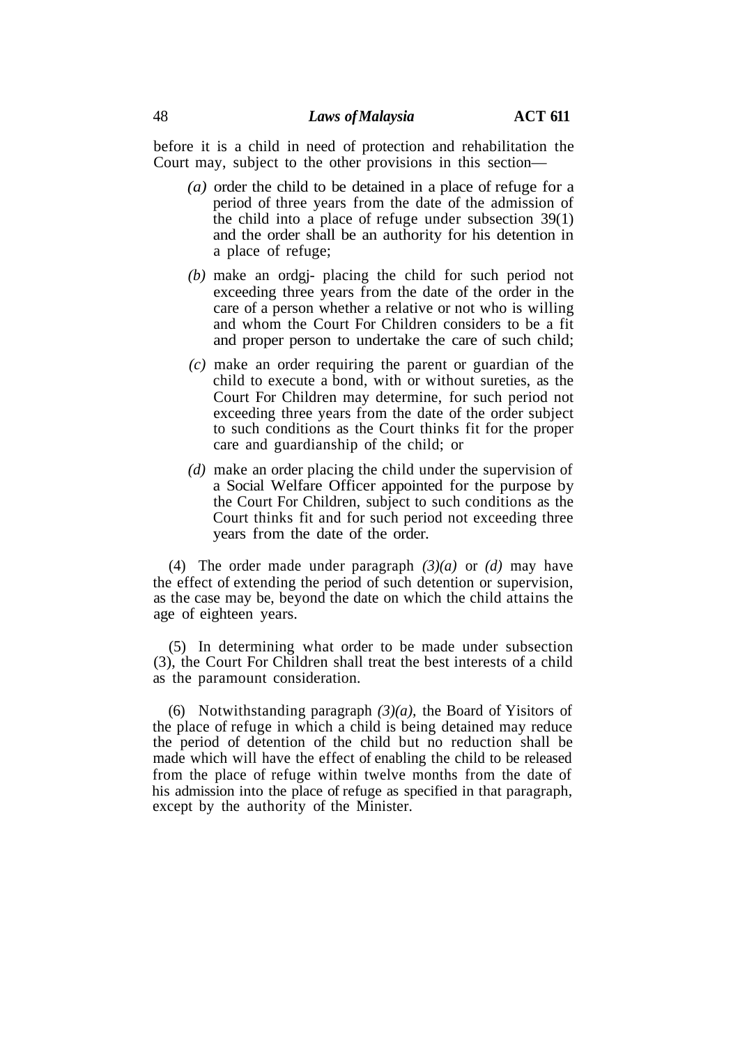before it is a child in need of protection and rehabilitation the Court may, subject to the other provisions in this section—

*(a)* order the child to be detained in a place of refuge for a period of three years from the date of the admission of the child into a place of refuge under subsection 39(1) and the order shall be an authority for his detention in a place of refuge;

*(b)* make an ordgj- placing the child for such period not exceeding three years from the date of the order in the care of a person whether a relative or not who is willing and whom the Court For Children considers to be a fit and proper person to undertake the care of such child;

*(c)* make an order requiring the parent or guardian of the child to execute a bond, with or without sureties, as the Court For Children may determine, for such period not exceeding three years from the date of the order subject to such conditions as the Court thinks fit for the proper care and guardianship of the child; or

*(d)* make an order placing the child under the supervision of a Social Welfare Officer appointed for the purpose by the Court For Children, subject to such conditions as the Court thinks fit and for such period not exceeding three years from the date of the order.

(4) The order made under paragraph *(3)(a)* or *(d)* may have the effect of extending the period of such detention or supervision, as the case may be, beyond the date on which the child attains the age of eighteen years.

(5) In determining what order to be made under subsection (3), the Court For Children shall treat the best interests of a child as the paramount consideration.

(6) Notwithstanding paragraph *(3)(a)*, the Board of Yisitors of the place of refuge in which a child is being detained may reduce the period of detention of the child but no reduction shall be made which will have the effect of enabling the child to be released from the place of refuge within twelve months from the date of his admission into the place of refuge as specified in that paragraph, except by the authority of the Minister.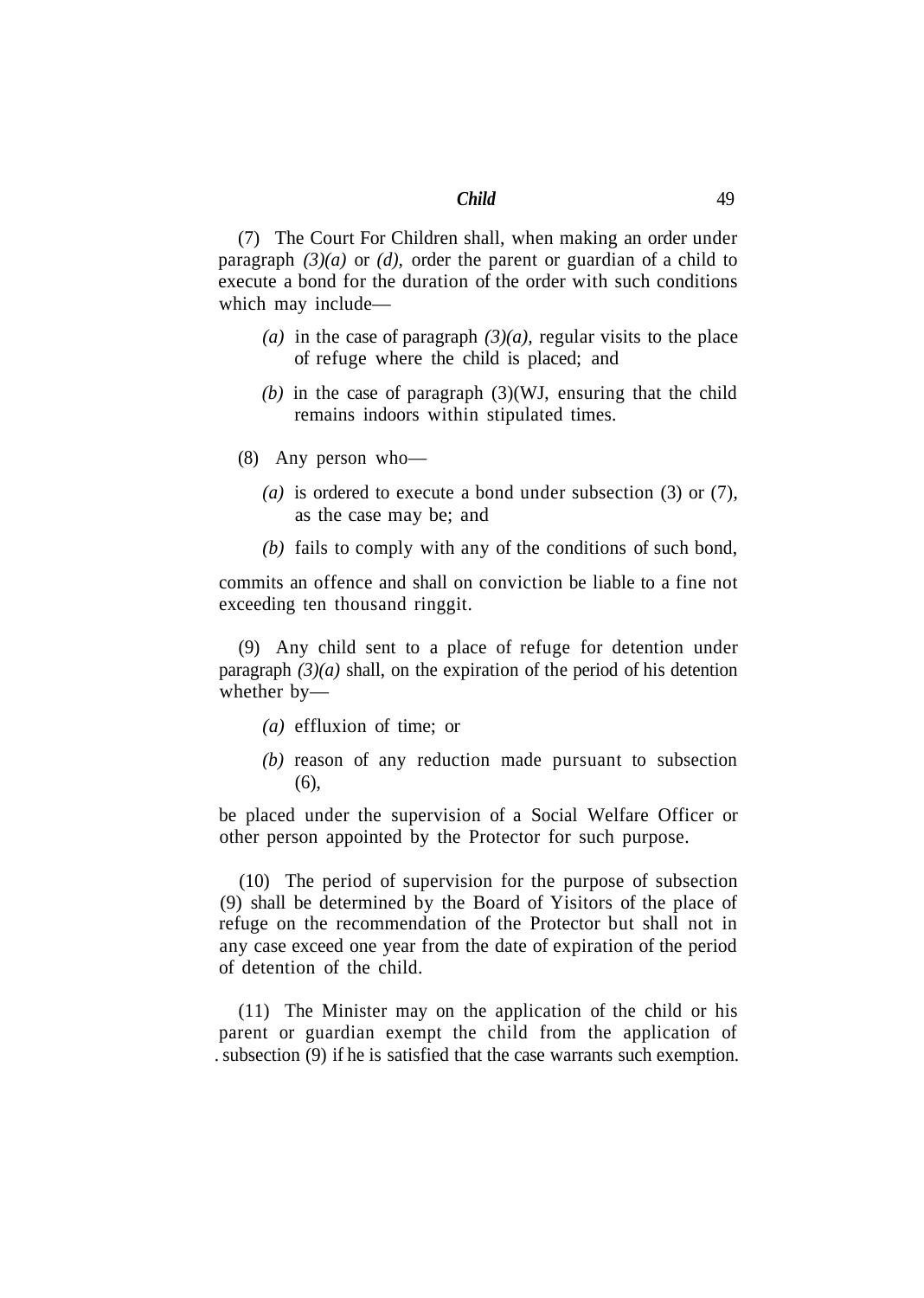(7) The Court For Children shall, when making an order under paragraph *(3)(a)* or *(d),* order the parent or guardian of a child to execute a bond for the duration of the order with such conditions which may include—

*(a)* in the case of paragraph *(3)(a),* regular visits to the place of refuge where the child is placed; and

*(b)* in the case of paragraph (3)(WJ, ensuring that the child remains indoors within stipulated times.

(8) Any person who—

*(a)* is ordered to execute a bond under subsection (3) or (7), as the case may be; and

*(b)* fails to comply with any of the conditions of such bond,

commits an offence and shall on conviction be liable to a fine not exceeding ten thousand ringgit.

(9) Any child sent to a place of refuge for detention under paragraph *(3)(a)* shall, on the expiration of the period of his detention whether by—

*(a)* effluxion of time; or

*(b)* reason of any reduction made pursuant to subsection (6),

be placed under the supervision of a Social Welfare Officer or other person appointed by the Protector for such purpose.

(10) The period of supervision for the purpose of subsection (9) shall be determined by the Board of Yisitors of the place of refuge on the recommendation of the Protector but shall not in any case exceed one year from the date of expiration of the period of detention of the child.

(11) The Minister may on the application of the child or his parent or guardian exempt the child from the application of . subsection (9) if he is satisfied that the case warrants such exemption.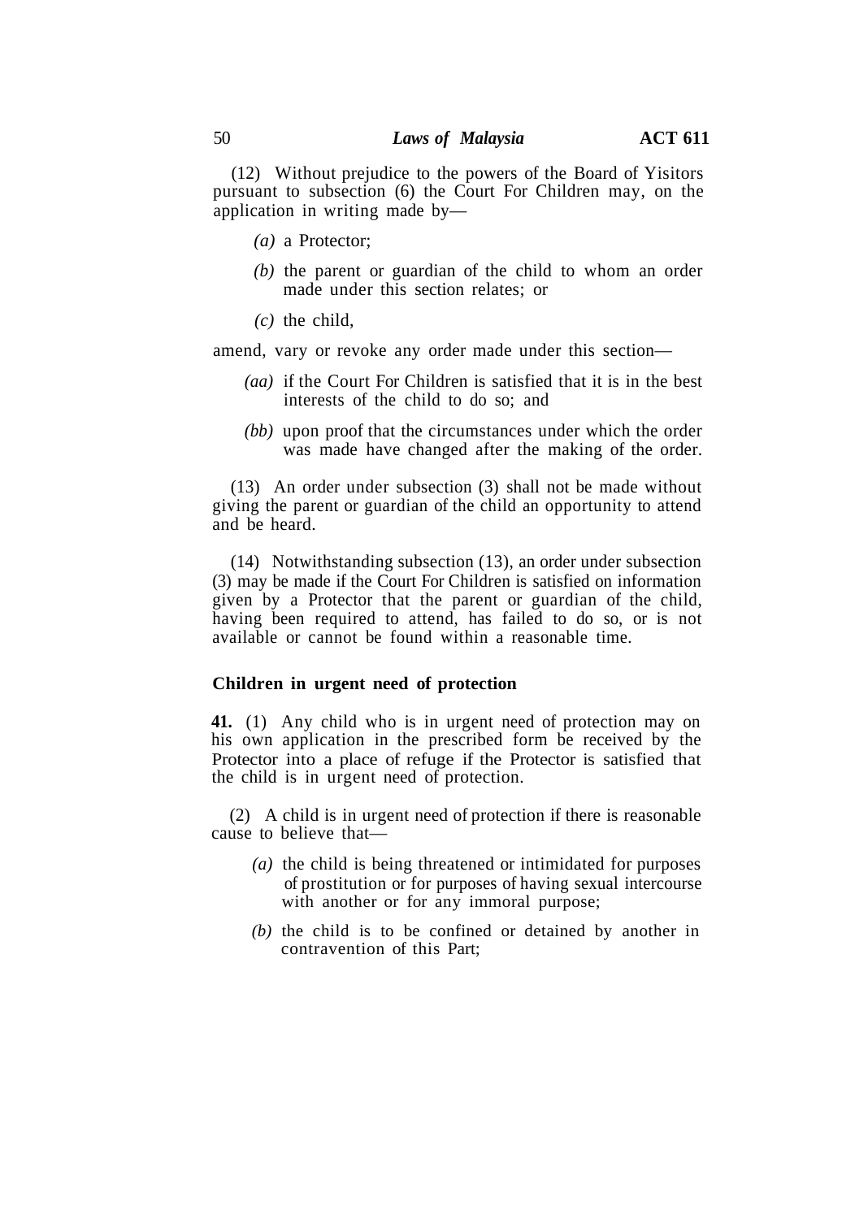(12) Without prejudice to the powers of the Board of Yisitors pursuant to subsection (6) the Court For Children may, on the application in writing made by—

*(a)* a Protector;

*(b)* the parent or guardian of the child to whom an order made under this section relates; or

*(c)* the child,

amend, vary or revoke any order made under this section—

*(aa)* if the Court For Children is satisfied that it is in the best interests of the child to do so; and

*(bb)* upon proof that the circumstances under which the order was made have changed after the making of the order.

(13) An order under subsection (3) shall not be made without giving the parent or guardian of the child an opportunity to attend and be heard.

(14) Notwithstanding subsection (13), an order under subsection (3) may be made if the Court For Children is satisfied on information given by a Protector that the parent or guardian of the child, having been required to attend, has failed to do so, or is not available or cannot be found within a reasonable time.

### Children in urgent need of protection

**41.** (1) Any child who is in urgent need of protection may on his own application in the prescribed form be received by the Protector into a place of refuge if the Protector is satisfied that the child is in urgent need of protection.

(2) A child is in urgent need of protection if there is reasonable cause to believe that—

*(a)* the child is being threatened or intimidated for purposes of prostitution or for purposes of having sexual intercourse with another or for any immoral purpose;

*(b)* the child is to be confined or detained by another in contravention of this Part;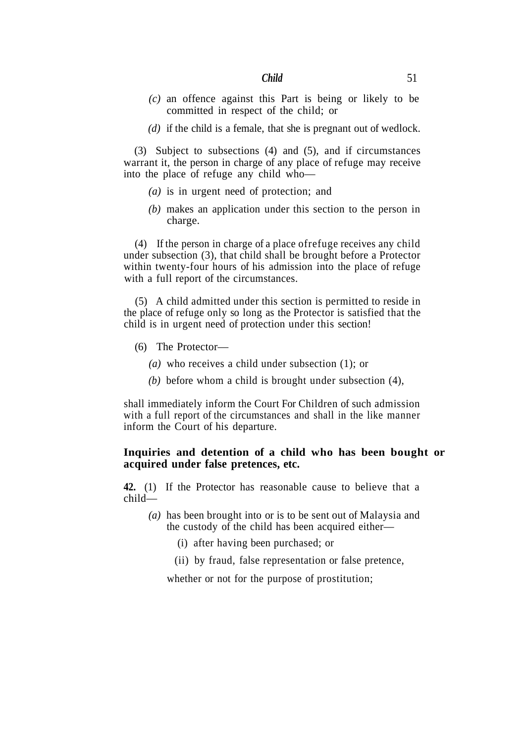*(c)* an offence against this Part is being or likely to be committed in respect of the child; or

*(d)* if the child is a female, that she is pregnant out of wedlock.

(3) Subject to subsections (4) and (5), and if circumstances warrant it, the person in charge of any place of refuge may receive into the place of refuge any child who—

*(a)* is in urgent need of protection; and

*(b)* makes an application under this section to the person in charge.

(4) If the person in charge of a place ofrefuge receives any child under subsection (3), that child shall be brought before a Protector within twenty-four hours of his admission into the place of refuge with a full report of the circumstances.

(5) A child admitted under this section is permitted to reside in the place of refuge only so long as the Protector is satisfied that the child is in urgent need of protection under this section!

(6) The Protector—

*(a)* who receives a child under subsection (1); or

*(b)* before whom a child is brought under subsection (4),

shall immediately inform the Court For Children of such admission with a full report of the circumstances and shall in the like manner inform the Court of his departure.

**Inquiries and detention of a child who has been bought or acquired under false pretences, etc.**

**42.** (1) If the Protector has reasonable cause to believe that a child—

*(a)* has been brought into or is to be sent out of Malaysia and the custody of the child has been acquired either—

(i) after having been purchased; or

(ii) by fraud, false representation or false pretence,

whether or not for the purpose of prostitution;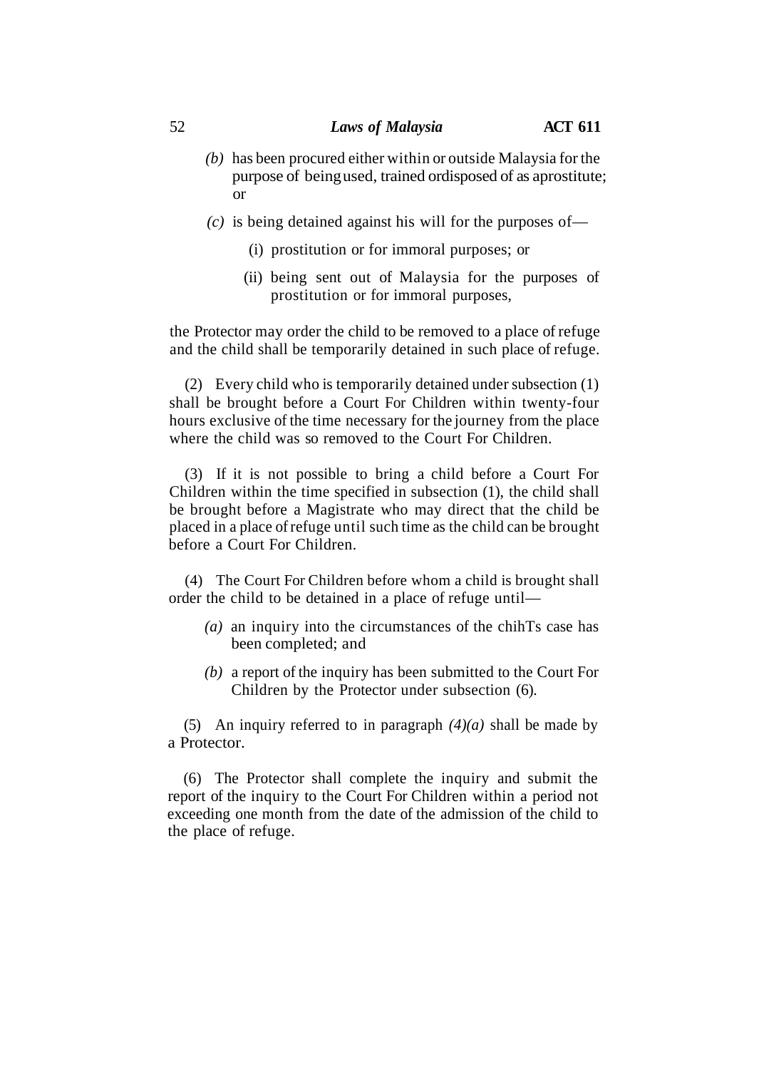*(b)* has been procured either within or outside Malaysia for the purpose of being used, trained or disposed of as a prostitute; or

*(c)* is being detained against his will for the purposes of—

(i) prostitution or for immoral purposes; or

(ii) being sent out of Malaysia for the purposes of prostitution or for immoral purposes,

the Protector may order the child to be removed to a place of refuge and the child shall be temporarily detained in such place of refuge.

(2) Every child who is temporarily detained under subsection (1) shall be brought before a Court For Children within twenty-four hours exclusive of the time necessary for the journey from the place where the child was so removed to the Court For Children.

(3) If it is not possible to bring a child before a Court For Children within the time specified in subsection (1), the child shall be brought before a Magistrate who may direct that the child be placed in a place of refuge until such time as the child can be brought before a Court For Children.

(4) The Court For Children before whom a child is brought shall order the child to be detained in a place of refuge until—

*(a)* an inquiry into the circumstances of the chihTs case has been completed; and

*(b)* a report of the inquiry has been submitted to the Court For Children by the Protector under subsection (6).

(5) An inquiry referred to in paragraph *(4)(a)* shall be made by a Protector.

(6) The Protector shall complete the inquiry and submit the report of the inquiry to the Court For Children within a period not exceeding one month from the date of the admission of the child to the place of refuge.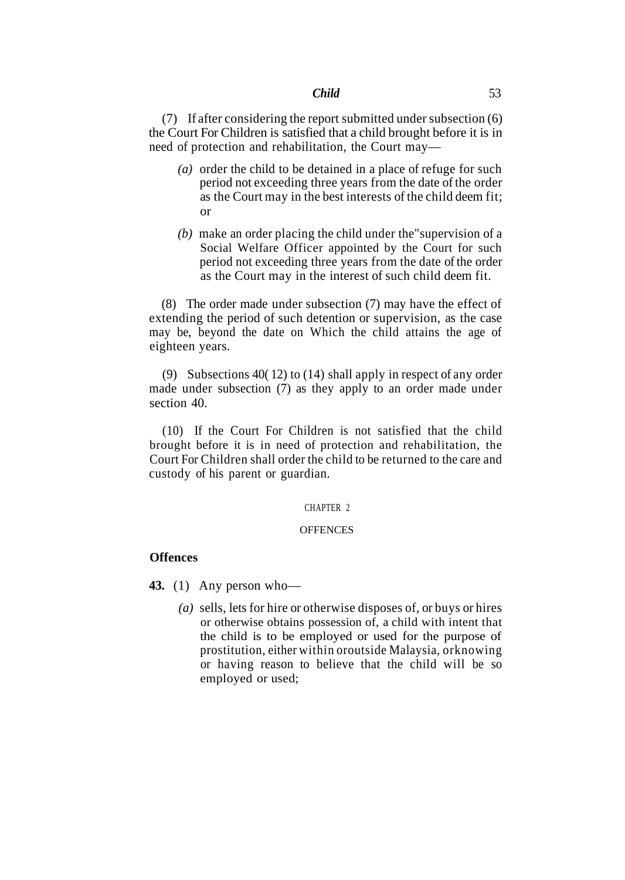(7) If after considering the report submitted under subsection (6) the Court For Children is satisfied that a child brought before it is in need of protection and rehabilitation, the Court may—

*(a)* order the child to be detained in a place of refuge for such period not exceeding three years from the date of the order as the Court may in the best interests of the child deem fit; or

*(b)* make an order placing the child under the"supervision of a Social Welfare Officer appointed by the Court for such period not exceeding three years from the date of the order as the Court may in the interest of such child deem fit.

(8) The order made under subsection (7) may have the effect of extending the period of such detention or supervision, as the case may be, beyond the date on Which the child attains the age of eighteen years.

(9) Subsections 40( 12) to (14) shall apply in respect of any order made under subsection (7) as they apply to an order made under section 40.

(10) If the Court For Children is not satisfied that the child brought before it is in need of protection and rehabilitation, the Court For Children shall order the child to be returned to the care and custody of his parent or guardian.

CHAPTER 2

OFFENCES

**Offences**

**43.** (1) Any person who—

*(a)* sells, lets for hire or otherwise disposes of, or buys or hires or otherwise obtains possession of, a child with intent that the child is to be employed or used for the purpose of prostitution, either within oroutside Malaysia, orknowing or having reason to believe that the child will be so employed or used;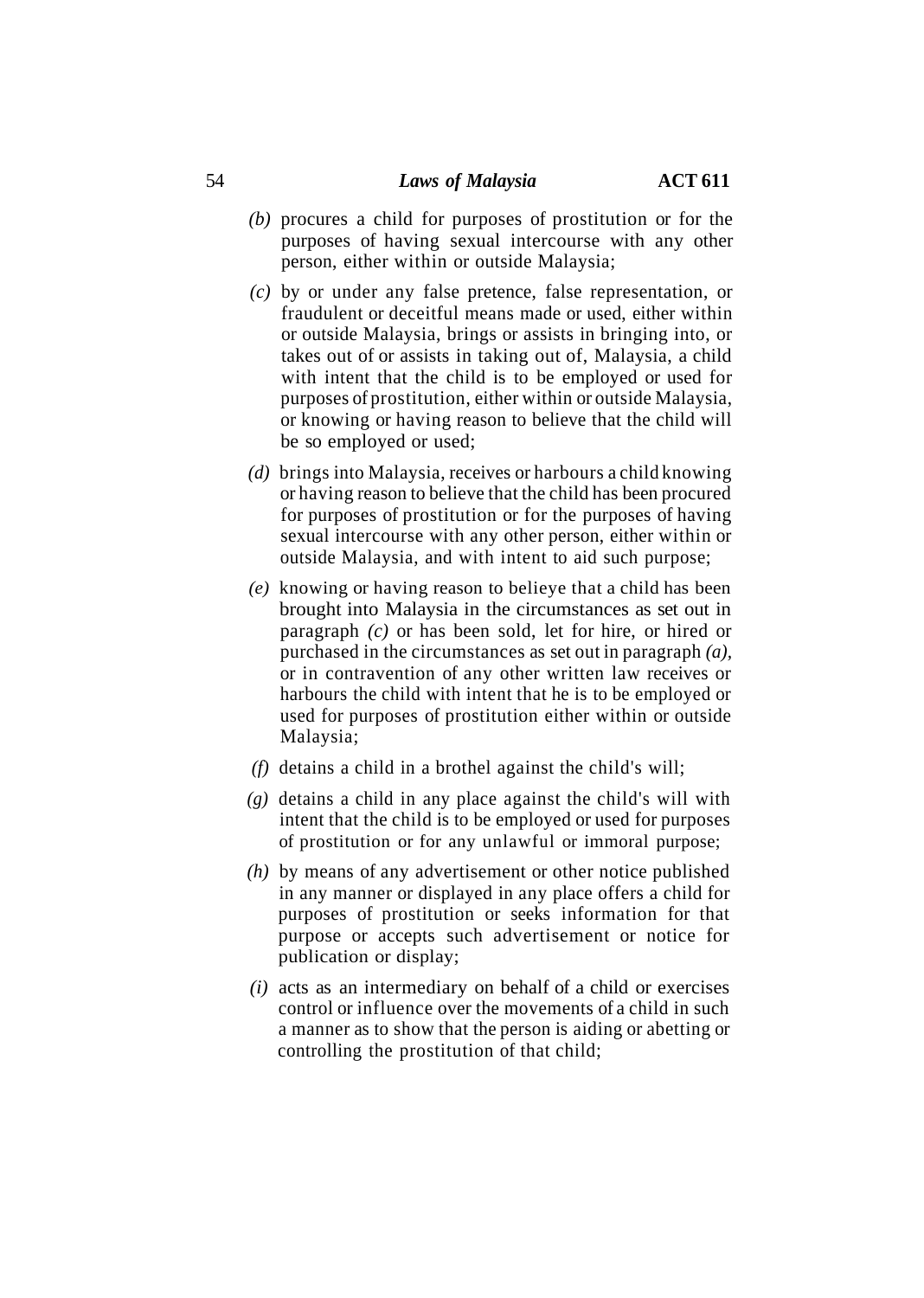*(b)* procures a child for purposes of prostitution or for the purposes of having sexual intercourse with any other person, either within or outside Malaysia;

*(c)* by or under any false pretence, false representation, or fraudulent or deceitful means made or used, either within or outside Malaysia, brings or assists in bringing into, or takes out of or assists in taking out of, Malaysia, a child with intent that the child is to be employed or used for purposes of prostitution, either within or outside Malaysia, or knowing or having reason to believe that the child will be so employed or used;

*(d)* brings into Malaysia, receives or harbours a child knowing or having reason to believe that the child has been procured for purposes of prostitution or for the purposes of having sexual intercourse with any other person, either within or outside Malaysia, and with intent to aid such purpose;

*(e)* knowing or having reason to belieye that a child has been brought into Malaysia in the circumstances as set out in paragraph *(c)* or has been sold, let for hire, or hired or purchased in the circumstances as set out in paragraph *(a)*, or in contravention of any other written law receives or harbours the child with intent that he is to be employed or used for purposes of prostitution either within or outside Malaysia;

*(f)* detains a child in a brothel against the child's will;

*(g)* detains a child in any place against the child's will with intent that the child is to be employed or used for purposes of prostitution or for any unlawful or immoral purpose;

*(h)* by means of any advertisement or other notice published in any manner or displayed in any place offers a child for purposes of prostitution or seeks information for that purpose or accepts such advertisement or notice for publication or display;

*(i)* acts as an intermediary on behalf of a child or exercises control or influence over the movements of a child in such a manner as to show that the person is aiding or abetting or controlling the prostitution of that child;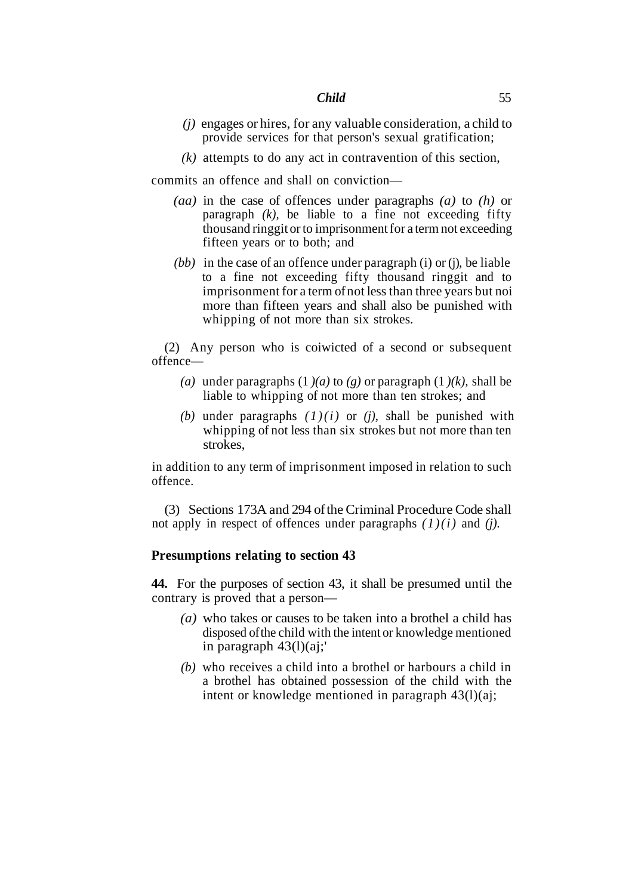*(j)* engages or hires, for any valuable consideration, a child to provide services for that person's sexual gratification;

*(k)* attempts to do any act in contravention of this section,

commits an offence and shall on conviction—

*(aa)* in the case of offences under paragraphs *(a)* to *(h)* or paragraph *(k)*, be liable to a fine not exceeding fifty thousand ringgit or to imprisonment for a term not exceeding fifteen years or to both; and

*(bb)* in the case of an offence under paragraph (i) or (j), be liable to a fine not exceeding fifty thousand ringgit and to imprisonment for a term of not less than three years but noi more than fifteen years and shall also be punished with whipping of not more than six strokes.

(2) Any person who is coiwicted of a second or subsequent offence—

*(a)* under paragraphs (1 *)(a)* to *(g)* or paragraph (1 *)(k)*, shall be liable to whipping of not more than ten strokes; and

*(b)* under paragraphs *(1)(i)* or *(j)*, shall be punished with whipping of not less than six strokes but not more than ten strokes,

in addition to any term of imprisonment imposed in relation to such offence.

(3) Sections 173A and 294 of the Criminal Procedure Code shall not apply in respect of offences under paragraphs *(1)(i)* and *(j)*.

### Presumptions relating to section 43

**44.** For the purposes of section 43, it shall be presumed until the contrary is proved that a person—

*(a)* who takes or causes to be taken into a brothel a child has disposed of the child with the intent or knowledge mentioned in paragraph 43(l)(aj;'

*(b)* who receives a child into a brothel or harbours a child in a brothel has obtained possession of the child with the intent or knowledge mentioned in paragraph 43(l)(aj;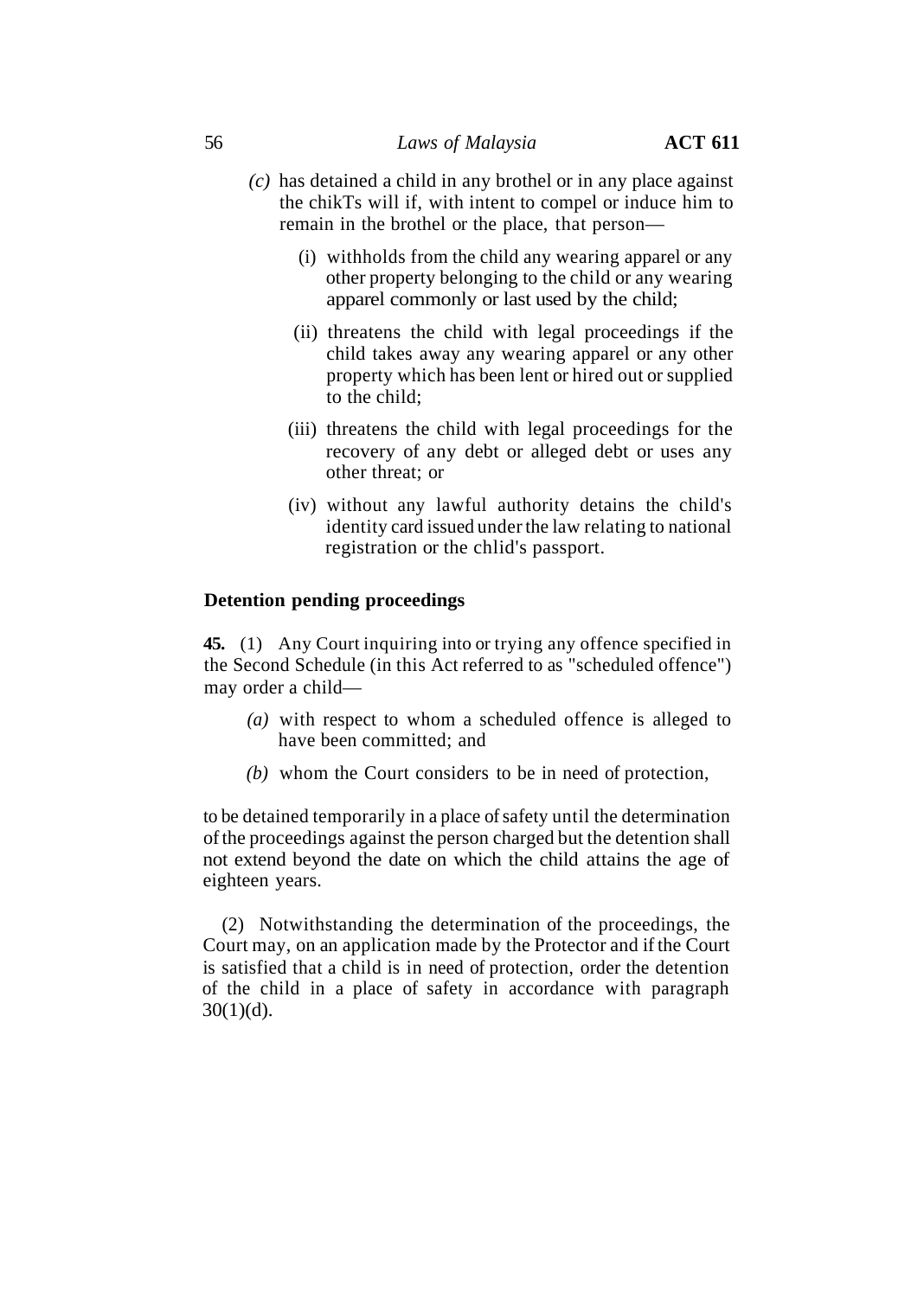*(c)* has detained a child in any brothel or in any place against the chikTs will if, with intent to compel or induce him to remain in the brothel or the place, that person—

(i) withholds from the child any wearing apparel or any other property belonging to the child or any wearing apparel commonly or last used by the child;

(ii) threatens the child with legal proceedings if the child takes away any wearing apparel or any other property which has been lent or hired out or supplied to the child;

(iii) threatens the child with legal proceedings for the recovery of any debt or alleged debt or uses any other threat; or

(iv) without any lawful authority detains the child's identity card issued under the law relating to national registration or the chlid's passport.

**Detention pending proceedings**

**45.** (1) Any Court inquiring into or trying any offence specified in the Second Schedule (in this Act referred to as "scheduled offence") may order a child—

*(a)* with respect to whom a scheduled offence is alleged to have been committed; and

*(b)* whom the Court considers to be in need of protection,

to be detained temporarily in a place of safety until the determination of the proceedings against the person charged but the detention shall not extend beyond the date on which the child attains the age of eighteen years.

(2) Notwithstanding the determination of the proceedings, the Court may, on an application made by the Protector and if the Court is satisfied that a child is in need of protection, order the detention of the child in a place of safety in accordance with paragraph 30(1)(d).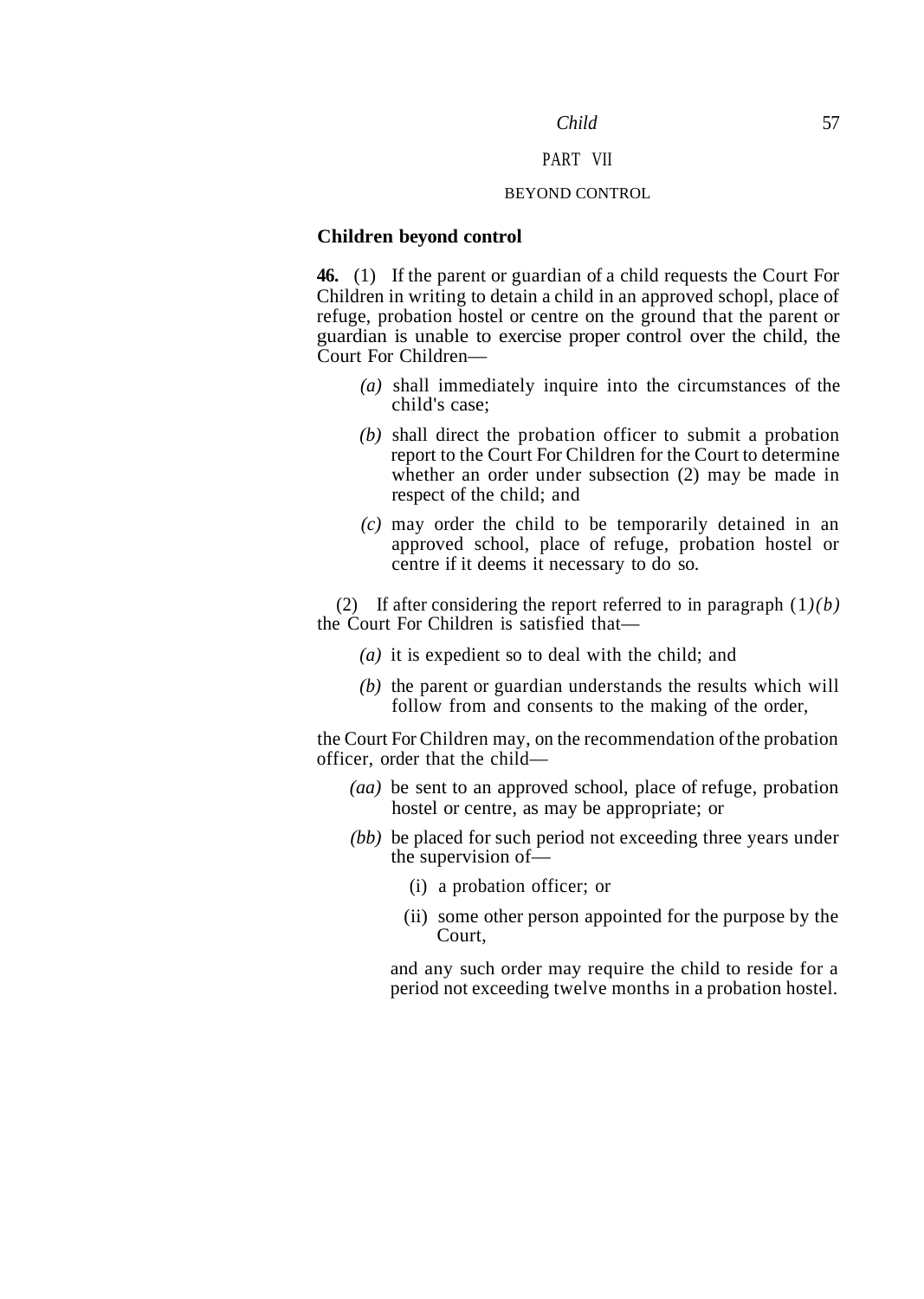## PART VII

### BEYOND CONTROL

**Children beyond control**

**46.** (1) If the parent or guardian of a child requests the Court For Children in writing to detain a child in an approved schopl, place of refuge, probation hostel or centre on the ground that the parent or guardian is unable to exercise proper control over the child, the Court For Children—

*(a)* shall immediately inquire into the circumstances of the child's case;

*(b)* shall direct the probation officer to submit a probation report to the Court For Children for the Court to determine whether an order under subsection (2) may be made in respect of the child; and

*(c)* may order the child to be temporarily detained in an approved school, place of refuge, probation hostel or centre if it deems it necessary to do so.

(2) If after considering the report referred to in paragraph (1)*(b)* the Court For Children is satisfied that—

*(a)* it is expedient so to deal with the child; and

*(b)* the parent or guardian understands the results which will follow from and consents to the making of the order,

the Court For Children may, on the recommendation of the probation officer, order that the child—

*(aa)* be sent to an approved school, place of refuge, probation hostel or centre, as may be appropriate; or

*(bb)* be placed for such period not exceeding three years under the supervision of—

(i) a probation officer; or

(ii) some other person appointed for the purpose by the Court,

and any such order may require the child to reside for a period not exceeding twelve months in a probation hostel.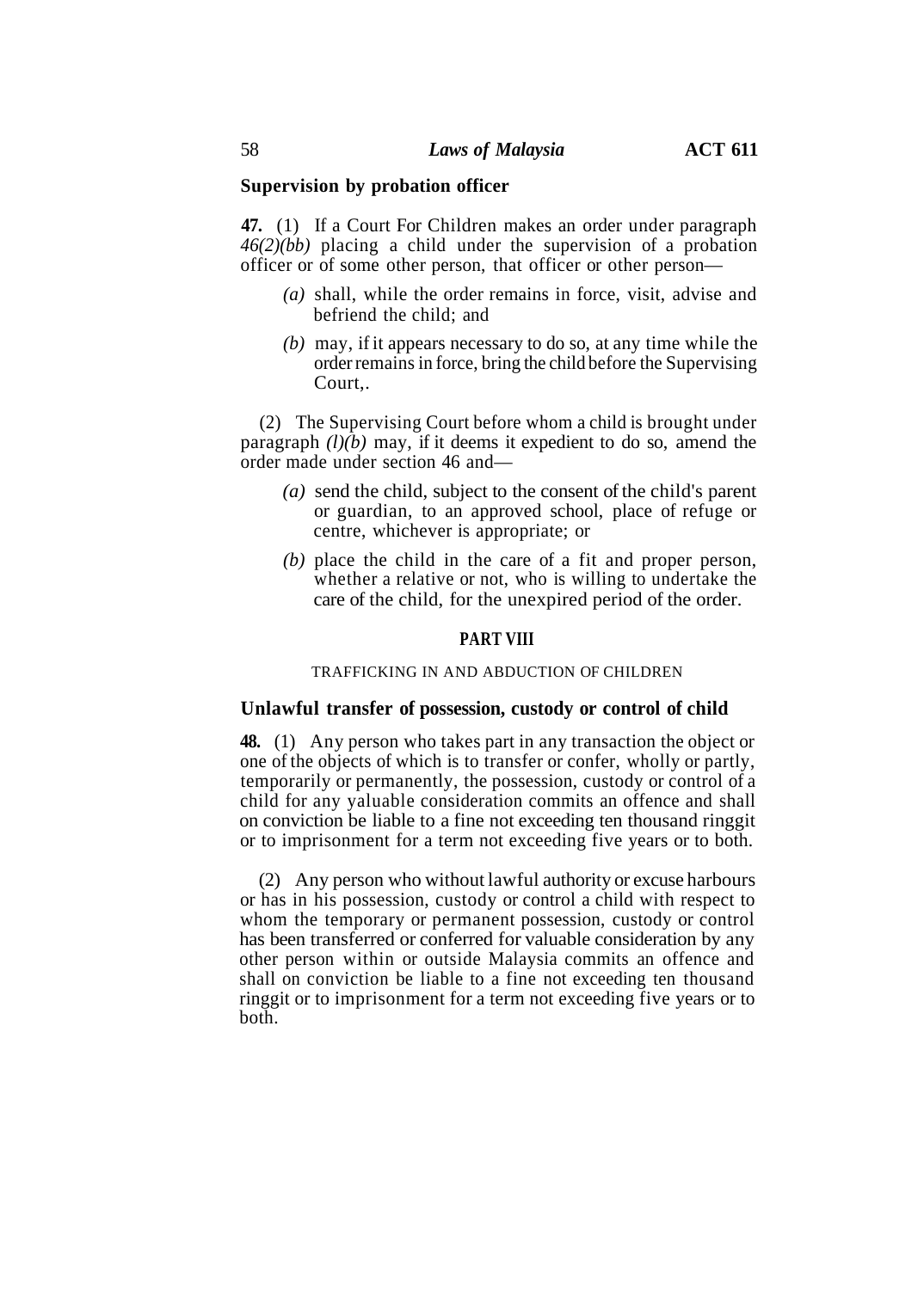**Supervision by probation officer**

**47.** (1) If a Court For Children makes an order under paragraph *46(2)(bb)* placing a child under the supervision of a probation officer or of some other person, that officer or other person—

*(a)* shall, while the order remains in force, visit, advise and befriend the child; and

*(b)* may, if it appears necessary to do so, at any time while the order remains in force, bring the child before the Supervising Court,.

(2) The Supervising Court before whom a child is brought under paragraph *(l)(b)* may, if it deems it expedient to do so, amend the order made under section 46 and—

*(a)* send the child, subject to the consent of the child's parent or guardian, to an approved school, place of refuge or centre, whichever is appropriate; or

*(b)* place the child in the care of a fit and proper person, whether a relative or not, who is willing to undertake the care of the child, for the unexpired period of the order.

## PART VIII

TRAFFICKING IN AND ABDUCTION OF CHILDREN

**Unlawful transfer of possession, custody or control of child**

**48.** (1) Any person who takes part in any transaction the object or one of the objects of which is to transfer or confer, wholly or partly, temporarily or permanently, the possession, custody or control of a child for any valuable consideration commits an offence and shall on conviction be liable to a fine not exceeding ten thousand ringgit or to imprisonment for a term not exceeding five years or to both.

(2) Any person who without lawful authority or excuse harbours or has in his possession, custody or control a child with respect to whom the temporary or permanent possession, custody or control has been transferred or conferred for valuable consideration by any other person within or outside Malaysia commits an offence and shall on conviction be liable to a fine not exceeding ten thousand ringgit or to imprisonment for a term not exceeding five years or to both.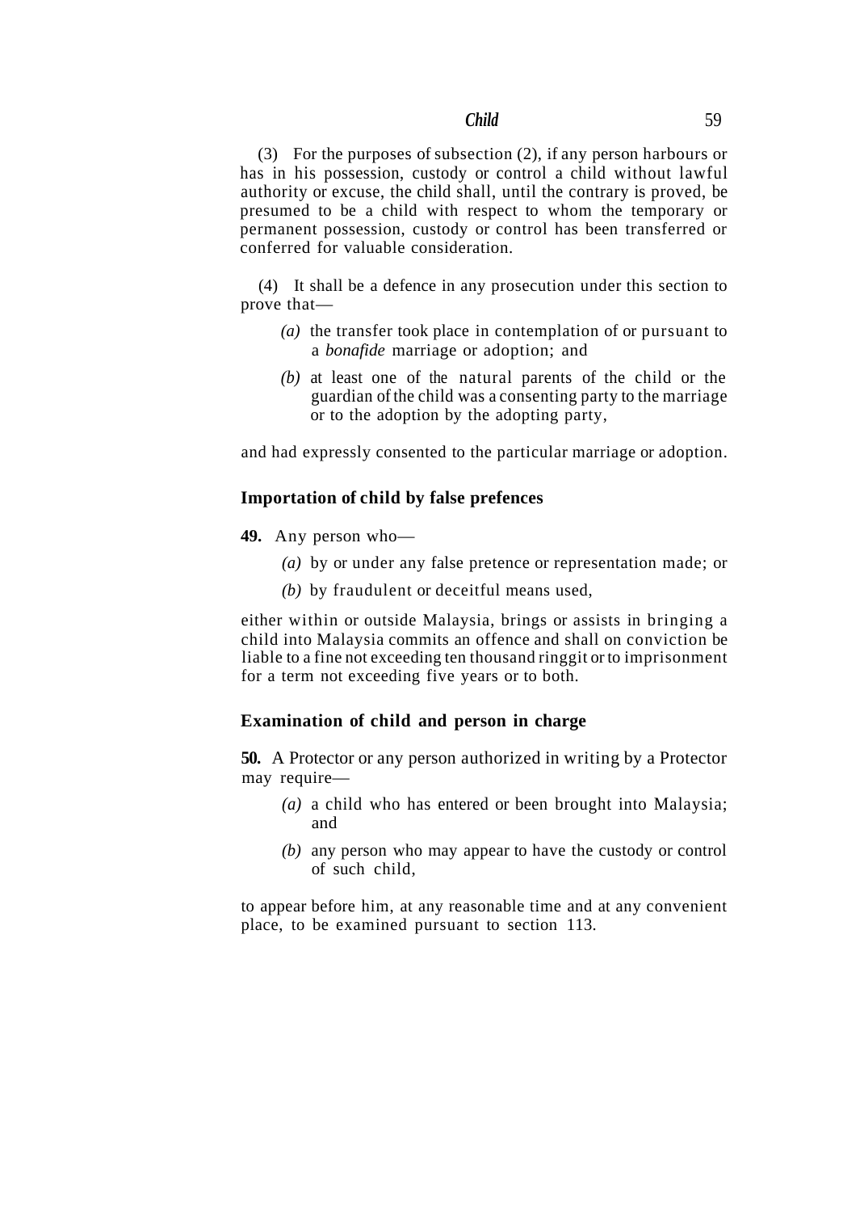(3) For the purposes of subsection (2), if any person harbours or has in his possession, custody or control a child without lawful authority or excuse, the child shall, until the contrary is proved, be presumed to be a child with respect to whom the temporary or permanent possession, custody or control has been transferred or conferred for valuable consideration.

(4) It shall be a defence in any prosecution under this section to prove that—

*(a)* the transfer took place in contemplation of or pursuant to a *bonafide* marriage or adoption; and

*(b)* at least one of the natural parents of the child or the guardian of the child was a consenting party to the marriage or to the adoption by the adopting party,

and had expressly consented to the particular marriage or adoption.

### Importation of child by false prefences

**49.** Any person who—

*(a)* by or under any false pretence or representation made; or

*(b)* by fraudulent or deceitful means used,

either within or outside Malaysia, brings or assists in bringing a child into Malaysia commits an offence and shall on conviction be liable to a fine not exceeding ten thousand ringgit or to imprisonment for a term not exceeding five years or to both.

### Examination of child and person in charge

**50.** A Protector or any person authorized in writing by a Protector may require—

*(a)* a child who has entered or been brought into Malaysia; and

*(b)* any person who may appear to have the custody or control of such child,

to appear before him, at any reasonable time and at any convenient place, to be examined pursuant to section 113.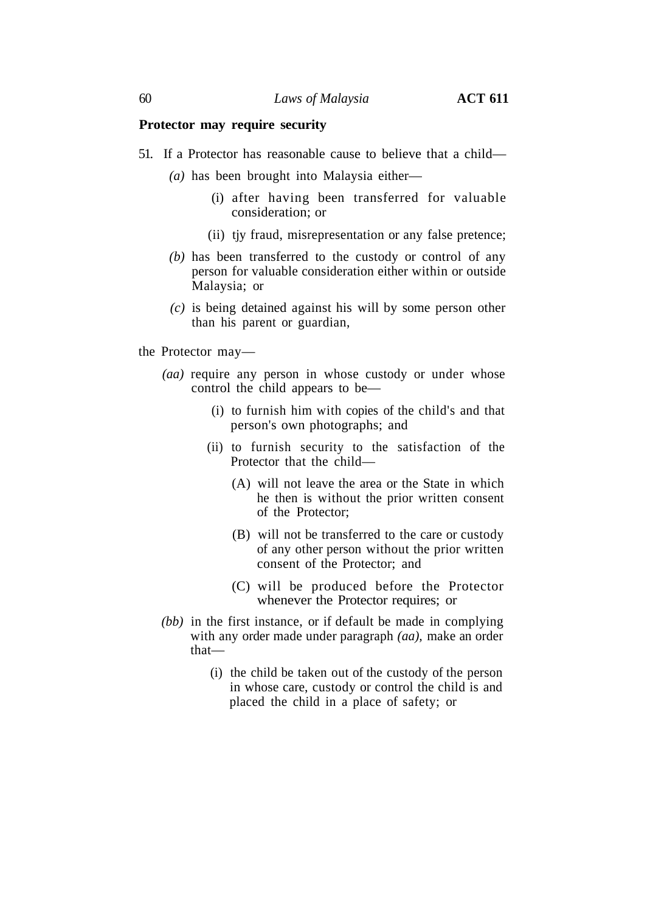**Protector may require security**

51. If a Protector has reasonable cause to believe that a child—

*(a)* has been brought into Malaysia either—

(i) after having been transferred for valuable consideration; or

(ii) tjy fraud, misrepresentation or any false pretence;

*(b)* has been transferred to the custody or control of any person for valuable consideration either within or outside Malaysia; or

*(c)* is being detained against his will by some person other than his parent or guardian,

the Protector may—

*(aa)* require any person in whose custody or under whose control the child appears to be—

(i) to furnish him with copies of the child's and that person's own photographs; and

(ii) to furnish security to the satisfaction of the Protector that the child—

(A) will not leave the area or the State in which he then is without the prior written consent of the Protector;

(B) will not be transferred to the care or custody of any other person without the prior written consent of the Protector; and

(C) will be produced before the Protector whenever the Protector requires; or

*(bb)* in the first instance, or if default be made in complying with any order made under paragraph *(aa),* make an order that—

(i) the child be taken out of the custody of the person in whose care, custody or control the child is and placed the child in a place of safety; or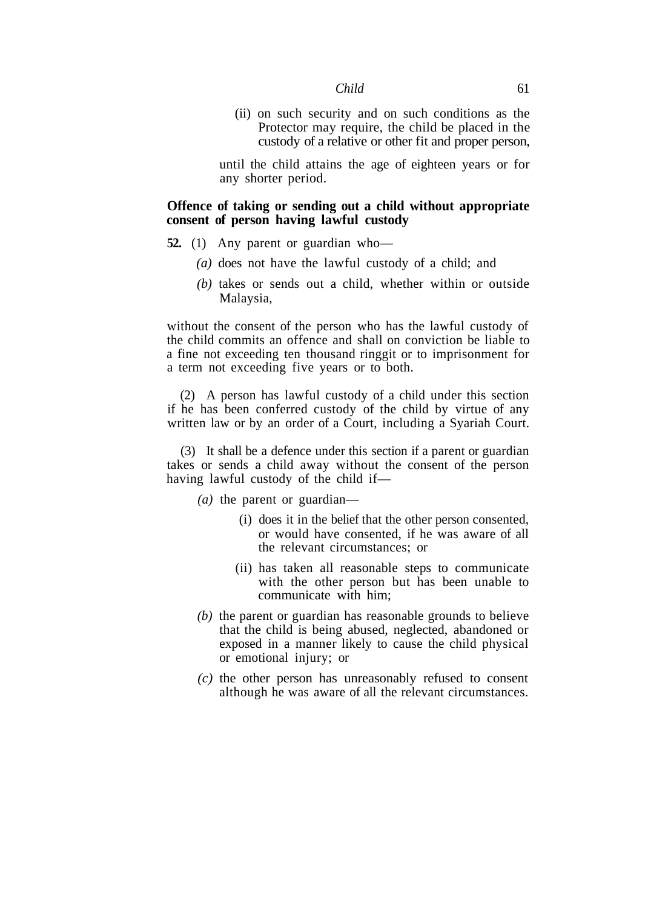(ii) on such security and on such conditions as the Protector may require, the child be placed in the custody of a relative or other fit and proper person,

until the child attains the age of eighteen years or for any shorter period.

**Offence of taking or sending out a child without appropriate consent of person having lawful custody**

**52.** (1) Any parent or guardian who—

*(a)* does not have the lawful custody of a child; and

*(b)* takes or sends out a child, whether within or outside Malaysia,

without the consent of the person who has the lawful custody of the child commits an offence and shall on conviction be liable to a fine not exceeding ten thousand ringgit or to imprisonment for a term not exceeding five years or to both.

(2) A person has lawful custody of a child under this section if he has been conferred custody of the child by virtue of any written law or by an order of a Court, including a Syariah Court.

(3) It shall be a defence under this section if a parent or guardian takes or sends a child away without the consent of the person having lawful custody of the child if—

*(a)* the parent or guardian—

(i) does it in the belief that the other person consented, or would have consented, if he was aware of all the relevant circumstances; or

(ii) has taken all reasonable steps to communicate with the other person but has been unable to communicate with him;

*(b)* the parent or guardian has reasonable grounds to believe that the child is being abused, neglected, abandoned or exposed in a manner likely to cause the child physical or emotional injury; or

*(c)* the other person has unreasonably refused to consent although he was aware of all the relevant circumstances.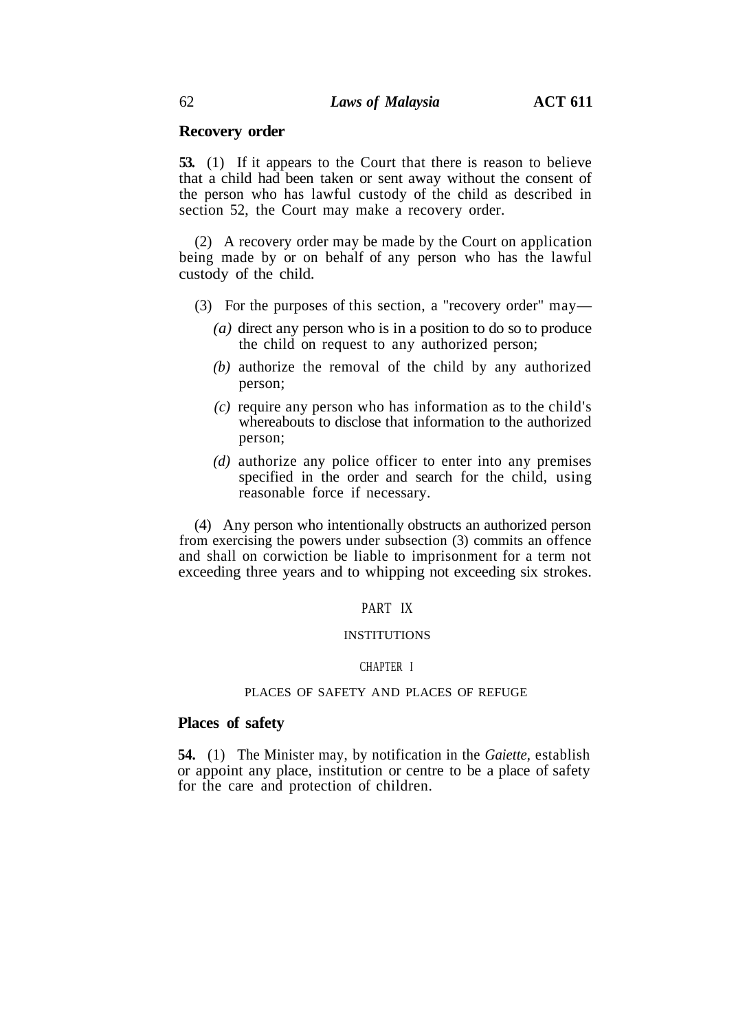## Recovery order

**53.** (1) If it appears to the Court that there is reason to believe that a child had been taken or sent away without the consent of the person who has lawful custody of the child as described in section 52, the Court may make a recovery order.

(2) A recovery order may be made by the Court on application being made by or on behalf of any person who has the lawful custody of the child.

(3) For the purposes of this section, a "recovery order" may—

*(a)* direct any person who is in a position to do so to produce the child on request to any authorized person;

*(b)* authorize the removal of the child by any authorized person;

*(c)* require any person who has information as to the child's whereabouts to disclose that information to the authorized person;

*(d)* authorize any police officer to enter into any premises specified in the order and search for the child, using reasonable force if necessary.

(4) Any person who intentionally obstructs an authorized person from exercising the powers under subsection (3) commits an offence and shall on corwiction be liable to imprisonment for a term not exceeding three years and to whipping not exceeding six strokes.

# PART IX

# INSTITUTIONS

## CHAPTER I

## PLACES OF SAFETY AND PLACES OF REFUGE

## Places of safety

**54.** (1) The Minister may, by notification in the *Gaiette*, establish or appoint any place, institution or centre to be a place of safety for the care and protection of children.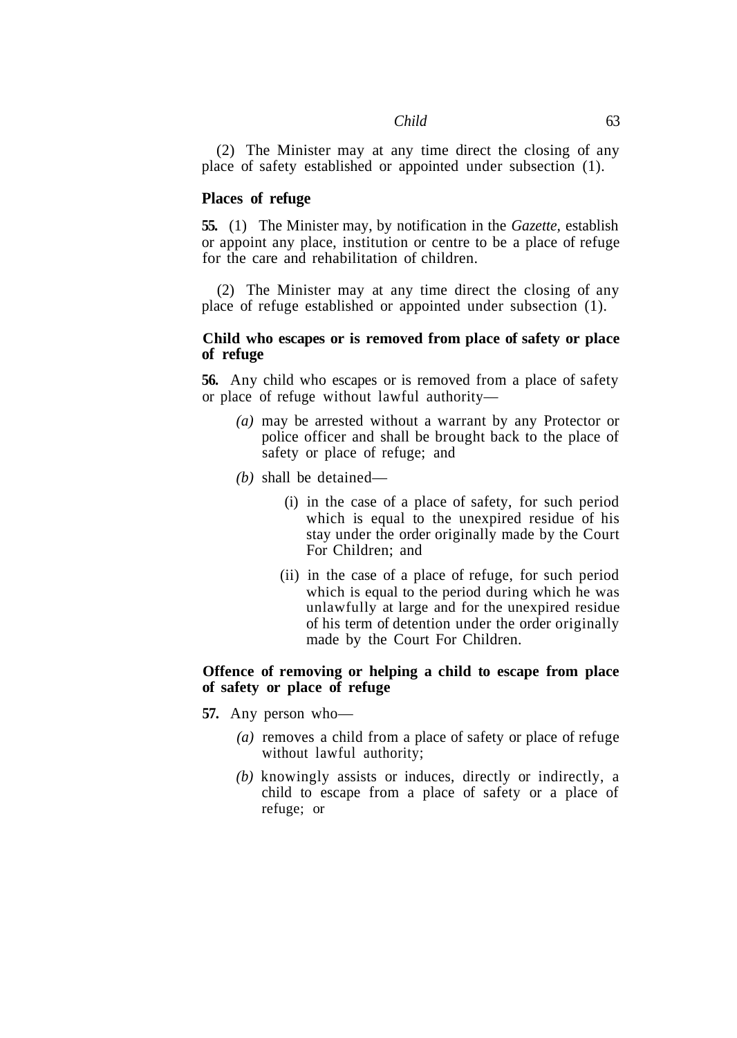(2) The Minister may at any time direct the closing of any place of safety established or appointed under subsection (1).

### Places of refuge

**55.** (1) The Minister may, by notification in the *Gazette*, establish or appoint any place, institution or centre to be a place of refuge for the care and rehabilitation of children.

(2) The Minister may at any time direct the closing of any place of refuge established or appointed under subsection (1).

### Child who escapes or is removed from place of safety or place of refuge

**56.** Any child who escapes or is removed from a place of safety or place of refuge without lawful authority—

*(a)* may be arrested without a warrant by any Protector or police officer and shall be brought back to the place of safety or place of refuge; and

*(b)* shall be detained—

(i) in the case of a place of safety, for such period which is equal to the unexpired residue of his stay under the order originally made by the Court For Children; and

(ii) in the case of a place of refuge, for such period which is equal to the period during which he was unlawfully at large and for the unexpired residue of his term of detention under the order originally made by the Court For Children.

### Offence of removing or helping a child to escape from place of safety or place of refuge

**57.** Any person who—

*(a)* removes a child from a place of safety or place of refuge without lawful authority;

*(b)* knowingly assists or induces, directly or indirectly, a child to escape from a place of safety or a place of refuge; or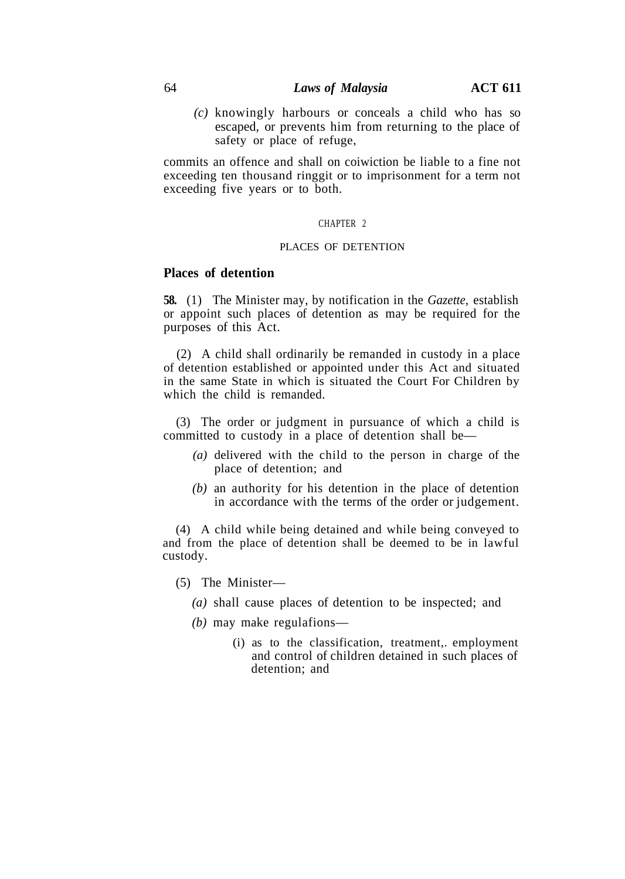*(c)* knowingly harbours or conceals a child who has so escaped, or prevents him from returning to the place of safety or place of refuge,

commits an offence and shall on coiwiction be liable to a fine not exceeding ten thousand ringgit or to imprisonment for a term not exceeding five years or to both.

CHAPTER 2

PLACES OF DETENTION

### Places of detention

**58.** (1) The Minister may, by notification in the *Gazette*, establish or appoint such places of detention as may be required for the purposes of this Act.

(2) A child shall ordinarily be remanded in custody in a place of detention established or appointed under this Act and situated in the same State in which is situated the Court For Children by which the child is remanded.

(3) The order or judgment in pursuance of which a child is committed to custody in a place of detention shall be—

*(a)* delivered with the child to the person in charge of the place of detention; and

*(b)* an authority for his detention in the place of detention in accordance with the terms of the order or judgement.

(4) A child while being detained and while being conveyed to and from the place of detention shall be deemed to be in lawful custody.

(5) The Minister—

*(a)* shall cause places of detention to be inspected; and

*(b)* may make regulafions—

(i) as to the classification, treatment,. employment and control of children detained in such places of detention; and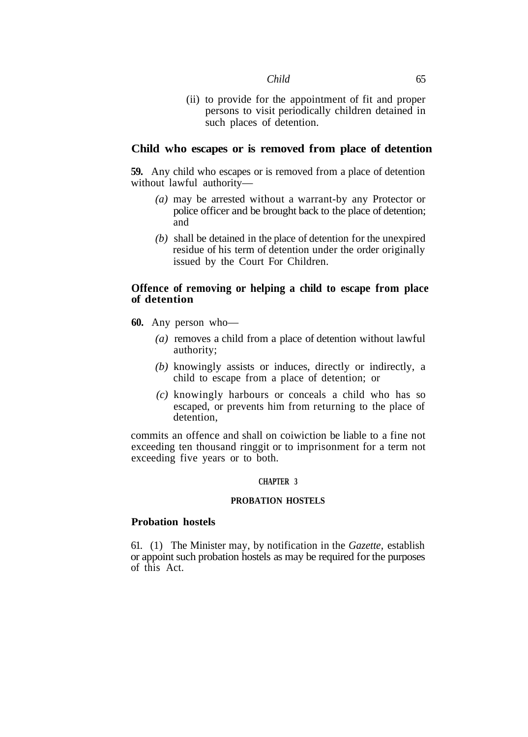(ii) to provide for the appointment of fit and proper persons to visit periodically children detained in such places of detention.

### Child who escapes or is removed from place of detention

**59.** Any child who escapes or is removed from a place of detention without lawful authority—

*(a)* may be arrested without a warrant-by any Protector or police officer and be brought back to the place of detention; and

*(b)* shall be detained in the place of detention for the unexpired residue of his term of detention under the order originally issued by the Court For Children.

### Offence of removing or helping a child to escape from place of detention

**60.** Any person who—

*(a)* removes a child from a place of detention without lawful authority;

*(b)* knowingly assists or induces, directly or indirectly, a child to escape from a place of detention; or

*(c)* knowingly harbours or conceals a child who has so escaped, or prevents him from returning to the place of detention,

commits an offence and shall on coiwiction be liable to a fine not exceeding ten thousand ringgit or to imprisonment for a term not exceeding five years or to both.

## CHAPTER 3

## PROBATION HOSTELS

### Probation hostels

61. (1) The Minister may, by notification in the *Gazette*, establish or appoint such probation hostels as may be required for the purposes of this Act.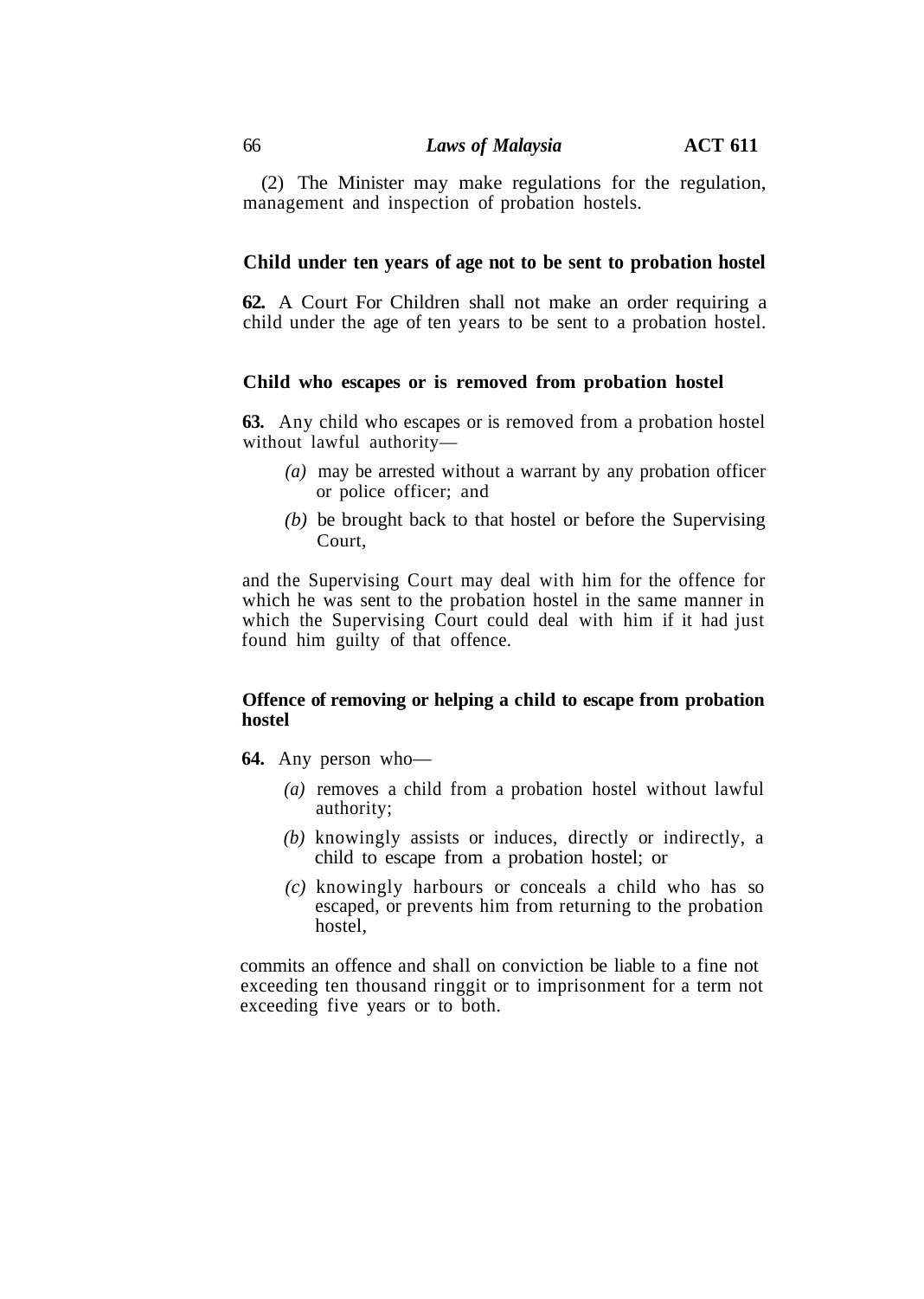(2) The Minister may make regulations for the regulation, management and inspection of probation hostels.

### Child under ten years of age not to be sent to probation hostel

**62.** A Court For Children shall not make an order requiring a child under the age of ten years to be sent to a probation hostel.

### Child who escapes or is removed from probation hostel

**63.** Any child who escapes or is removed from a probation hostel without lawful authority—

*(a)* may be arrested without a warrant by any probation officer or police officer; and

*(b)* be brought back to that hostel or before the Supervising Court,

and the Supervising Court may deal with him for the offence for which he was sent to the probation hostel in the same manner in which the Supervising Court could deal with him if it had just found him guilty of that offence.

### Offence of removing or helping a child to escape from probation hostel

**64.** Any person who—

*(a)* removes a child from a probation hostel without lawful authority;

*(b)* knowingly assists or induces, directly or indirectly, a child to escape from a probation hostel; or

*(c)* knowingly harbours or conceals a child who has so escaped, or prevents him from returning to the probation hostel,

commits an offence and shall on conviction be liable to a fine not exceeding ten thousand ringgit or to imprisonment for a term not exceeding five years or to both.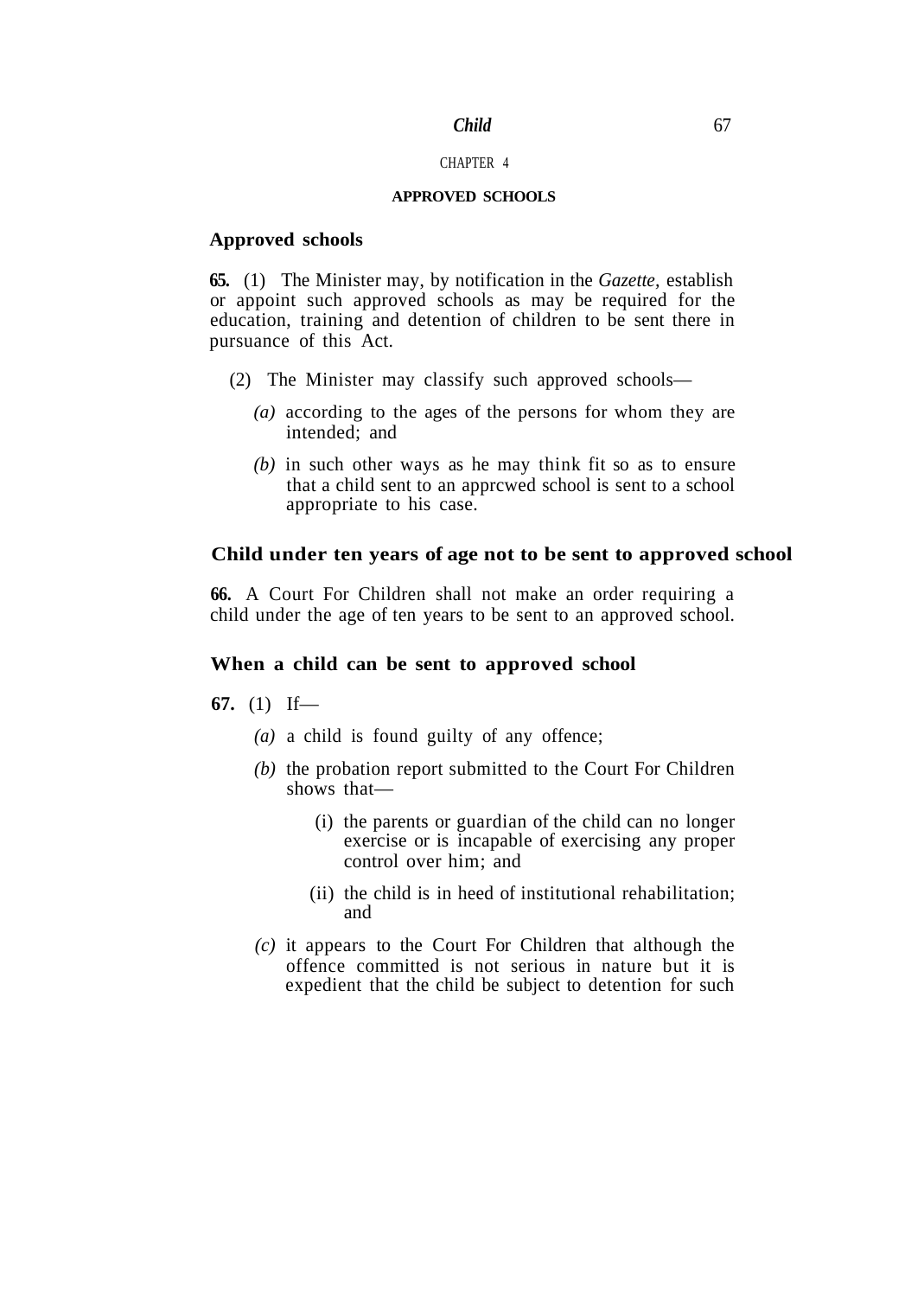CHAPTER 4

**APPROVED SCHOOLS**

## Approved schools

**65.** (1) The Minister may, by notification in the *Gazette*, establish or appoint such approved schools as may be required for the education, training and detention of children to be sent there in pursuance of this Act.

(2) The Minister may classify such approved schools—

*(a)* according to the ages of the persons for whom they are intended; and

*(b)* in such other ways as he may think fit so as to ensure that a child sent to an apprcwed school is sent to a school appropriate to his case.

## Child under ten years of age not to be sent to approved school

**66.** A Court For Children shall not make an order requiring a child under the age of ten years to be sent to an approved school.

## When a child can be sent to approved school

**67.** (1) If—

*(a)* a child is found guilty of any offence;

*(b)* the probation report submitted to the Court For Children shows that—

(i) the parents or guardian of the child can no longer exercise or is incapable of exercising any proper control over him; and

(ii) the child is in heed of institutional rehabilitation; and

*(c)* it appears to the Court For Children that although the offence committed is not serious in nature but it is expedient that the child be subject to detention for such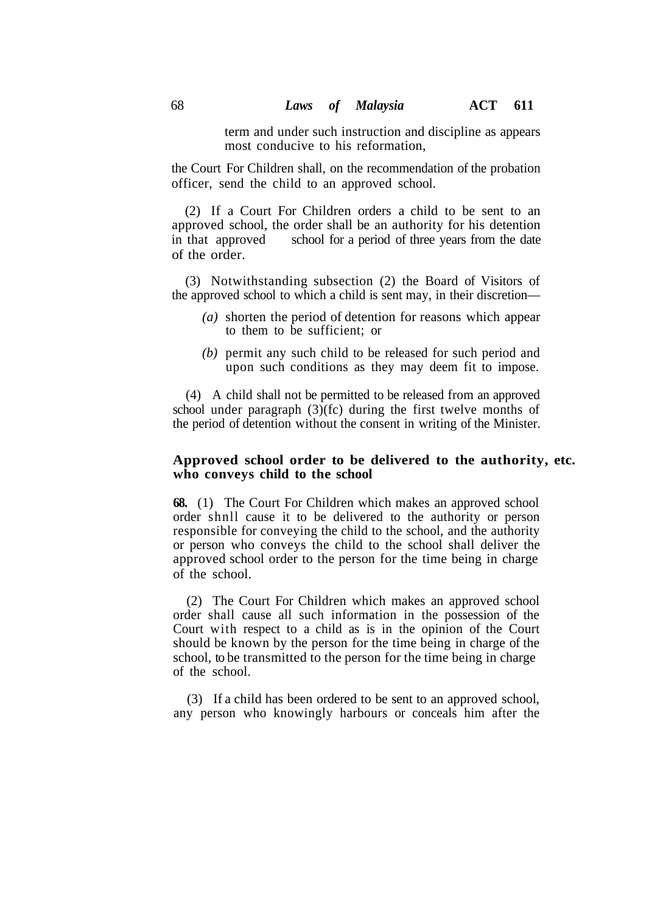term and under such instruction and discipline as appears most conducive to his reformation,

the Court For Children shall, on the recommendation of the probation officer, send the child to an approved school.

(2) If a Court For Children orders a child to be sent to an approved school, the order shall be an authority for his detention in that approved school for a period of three years from the date of the order.

(3) Notwithstanding subsection (2) the Board of Visitors of the approved school to which a child is sent may, in their discretion—

*(a)* shorten the period of detention for reasons which appear to them to be sufficient; or

*(b)* permit any such child to be released for such period and upon such conditions as they may deem fit to impose.

(4) A child shall not be permitted to be released from an approved school under paragraph (3)(fc) during the first twelve months of the period of detention without the consent in writing of the Minister.

**Approved school order to be delivered to the authority, etc. who conveys child to the school**

**68.** (1) The Court For Children which makes an approved school order shnll cause it to be delivered to the authority or person responsible for conveying the child to the school, and the authority or person who conveys the child to the school shall deliver the approved school order to the person for the time being in charge of the school.

(2) The Court For Children which makes an approved school order shall cause all such information in the possession of the Court with respect to a child as is in the opinion of the Court should be known by the person for the time being in charge of the school, to be transmitted to the person for the time being in charge of the school.

(3) If a child has been ordered to be sent to an approved school, any person who knowingly harbours or conceals him after the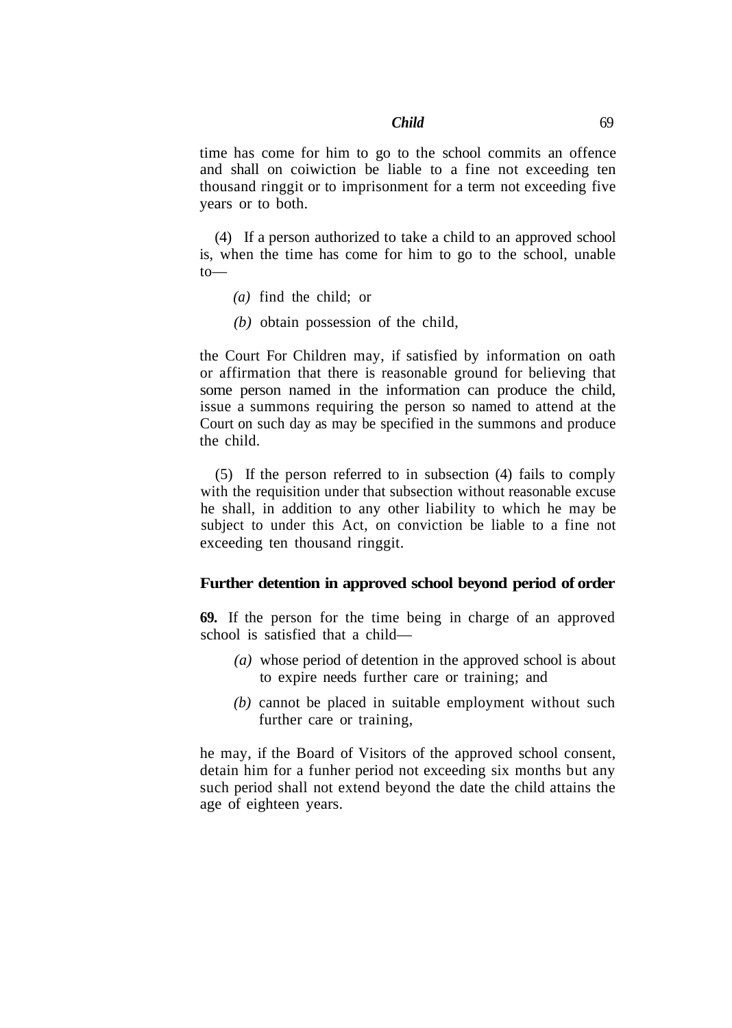time has come for him to go to the school commits an offence and shall on coiwiction be liable to a fine not exceeding ten thousand ringgit or to imprisonment for a term not exceeding five years or to both.

(4) If a person authorized to take a child to an approved school is, when the time has come for him to go to the school, unable to—

*(a)* find the child; or

*(b)* obtain possession of the child,

the Court For Children may, if satisfied by information on oath or affirmation that there is reasonable ground for believing that some person named in the information can produce the child, issue a summons requiring the person so named to attend at the Court on such day as may be specified in the summons and produce the child.

(5) If the person referred to in subsection (4) fails to comply with the requisition under that subsection without reasonable excuse he shall, in addition to any other liability to which he may be subject to under this Act, on conviction be liable to a fine not exceeding ten thousand ringgit.

**Further detention in approved school beyond period of order**

**69.** If the person for the time being in charge of an approved school is satisfied that a child—

*(a)* whose period of detention in the approved school is about to expire needs further care or training; and

*(b)* cannot be placed in suitable employment without such further care or training,

he may, if the Board of Visitors of the approved school consent, detain him for a funher period not exceeding six months but any such period shall not extend beyond the date the child attains the age of eighteen years.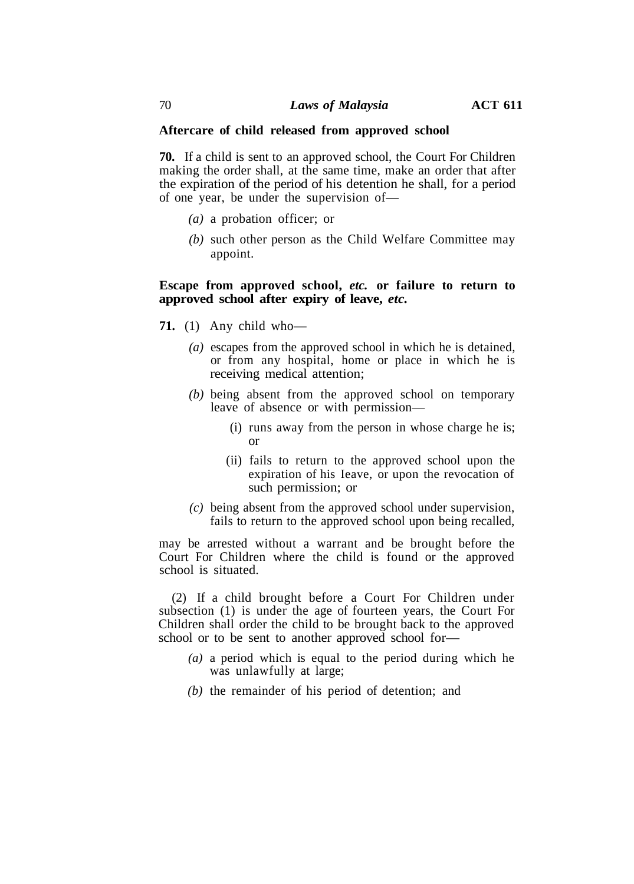**Aftercare of child released from approved school**

**70.** If a child is sent to an approved school, the Court For Children making the order shall, at the same time, make an order that after the expiration of the period of his detention he shall, for a period of one year, be under the supervision of—

*(a)* a probation officer; or

*(b)* such other person as the Child Welfare Committee may appoint.

**Escape from approved school, *etc.* or failure to return to approved school after expiry of leave, *etc.***

**71.** (1) Any child who—

*(a)* escapes from the approved school in which he is detained, or from any hospital, home or place in which he is receiving medical attention;

*(b)* being absent from the approved school on temporary leave of absence or with permission—

(i) runs away from the person in whose charge he is; or

(ii) fails to return to the approved school upon the expiration of his leave, or upon the revocation of such permission; or

*(c)* being absent from the approved school under supervision, fails to return to the approved school upon being recalled,

may be arrested without a warrant and be brought before the Court For Children where the child is found or the approved school is situated.

(2) If a child brought before a Court For Children under subsection (1) is under the age of fourteen years, the Court For Children shall order the child to be brought back to the approved school or to be sent to another approved school for—

*(a)* a period which is equal to the period during which he was unlawfully at large;

*(b)* the remainder of his period of detention; and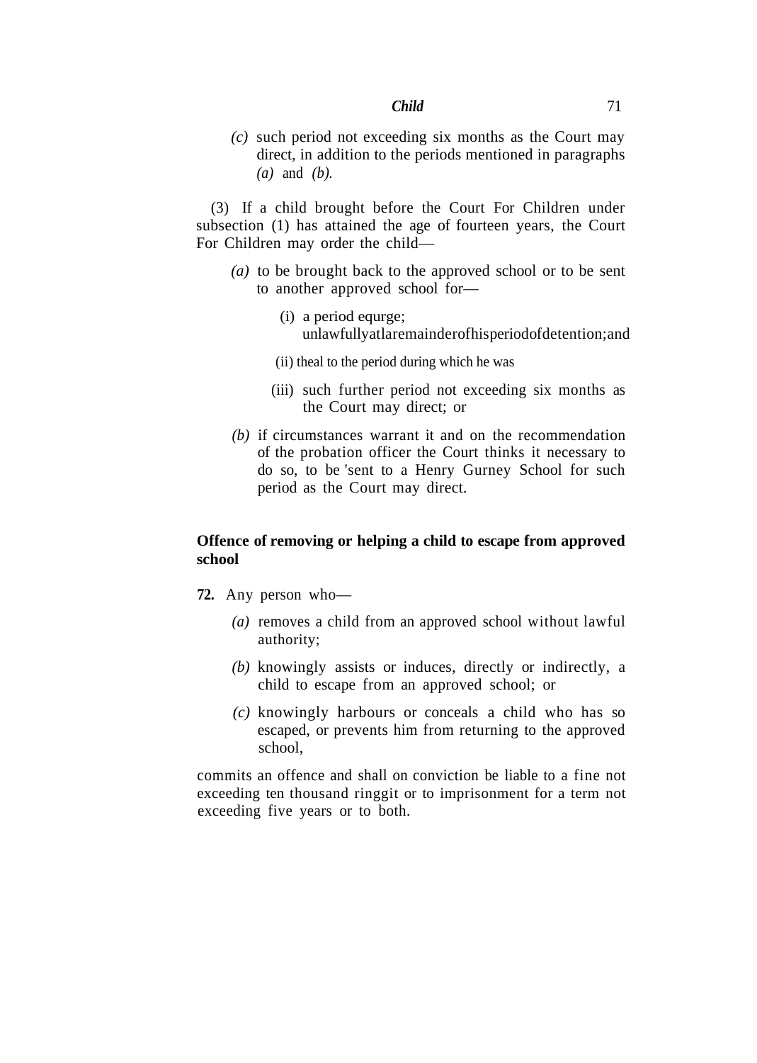*(c)* such period not exceeding six months as the Court may direct, in addition to the periods mentioned in paragraphs *(a)* and *(b)*.

(3) If a child brought before the Court For Children under subsection (1) has attained the age of fourteen years, the Court For Children may order the child—

*(a)* to be brought back to the approved school or to be sent to another approved school for—

(i) a period equrge; unlawfullyatlaremainderofhisperiodofdetention;and

(ii) theal to the period during which he was

(iii) such further period not exceeding six months as the Court may direct; or

*(b)* if circumstances warrant it and on the recommendation of the probation officer the Court thinks it necessary to do so, to be 'sent to a Henry Gurney School for such period as the Court may direct.

**Offence of removing or helping a child to escape from approved school**

**72.** Any person who—

*(a)* removes a child from an approved school without lawful authority;

*(b)* knowingly assists or induces, directly or indirectly, a child to escape from an approved school; or

*(c)* knowingly harbours or conceals a child who has so escaped, or prevents him from returning to the approved school,

commits an offence and shall on conviction be liable to a fine not exceeding ten thousand ringgit or to imprisonment for a term not exceeding five years or to both.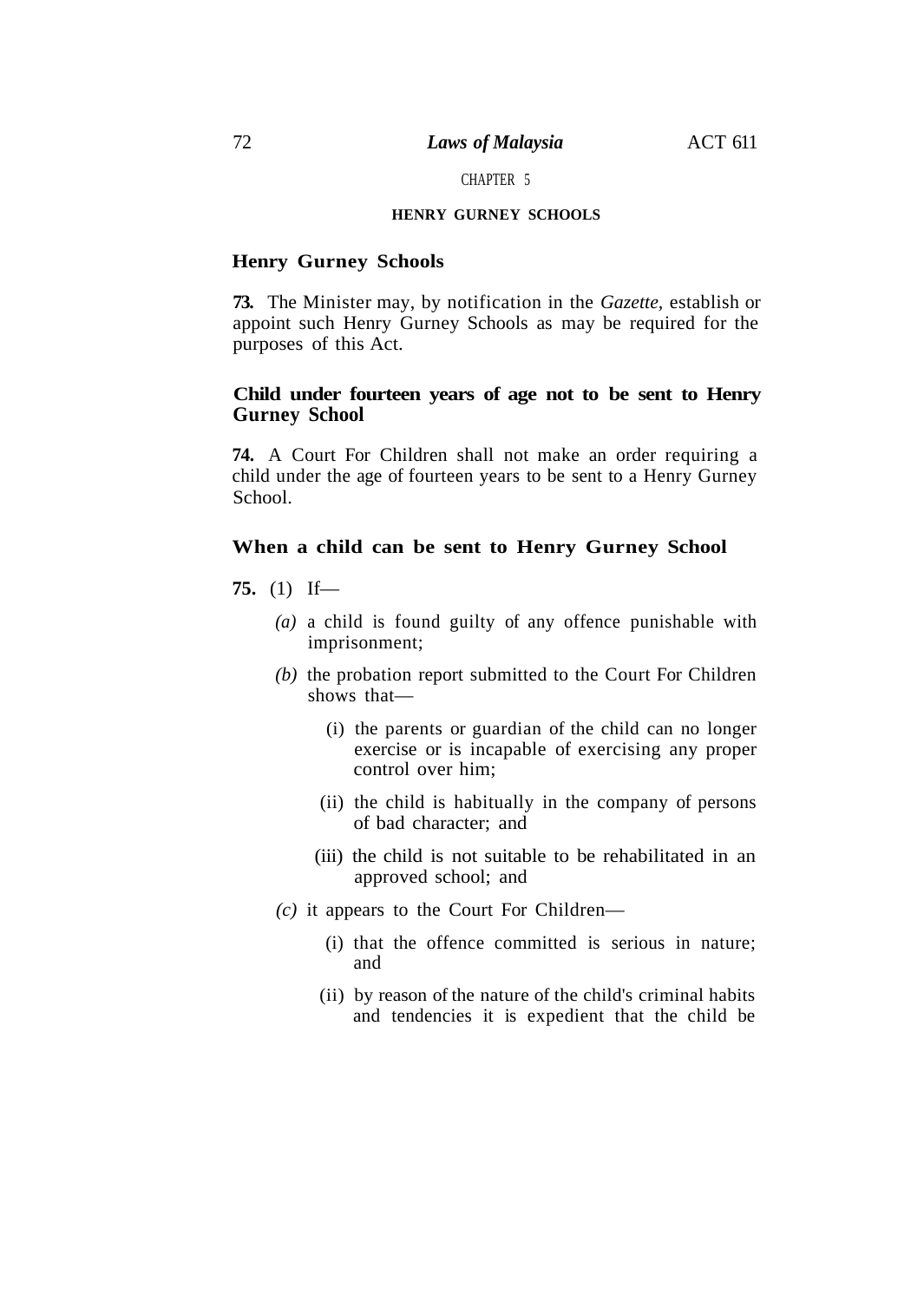CHAPTER 5

## HENRY GURNEY SCHOOLS

### Henry Gurney Schools

**73.** The Minister may, by notification in the *Gazette*, establish or appoint such Henry Gurney Schools as may be required for the purposes of this Act.

### Child under fourteen years of age not to be sent to Henry Gurney School

**74.** A Court For Children shall not make an order requiring a child under the age of fourteen years to be sent to a Henry Gurney School.

### When a child can be sent to Henry Gurney School

**75.** (1) If—

*(a)* a child is found guilty of any offence punishable with imprisonment;

*(b)* the probation report submitted to the Court For Children shows that—

(i) the parents or guardian of the child can no longer exercise or is incapable of exercising any proper control over him;

(ii) the child is habitually in the company of persons of bad character; and

(iii) the child is not suitable to be rehabilitated in an approved school; and

*(c)* it appears to the Court For Children—

(i) that the offence committed is serious in nature; and

(ii) by reason of the nature of the child's criminal habits and tendencies it is expedient that the child be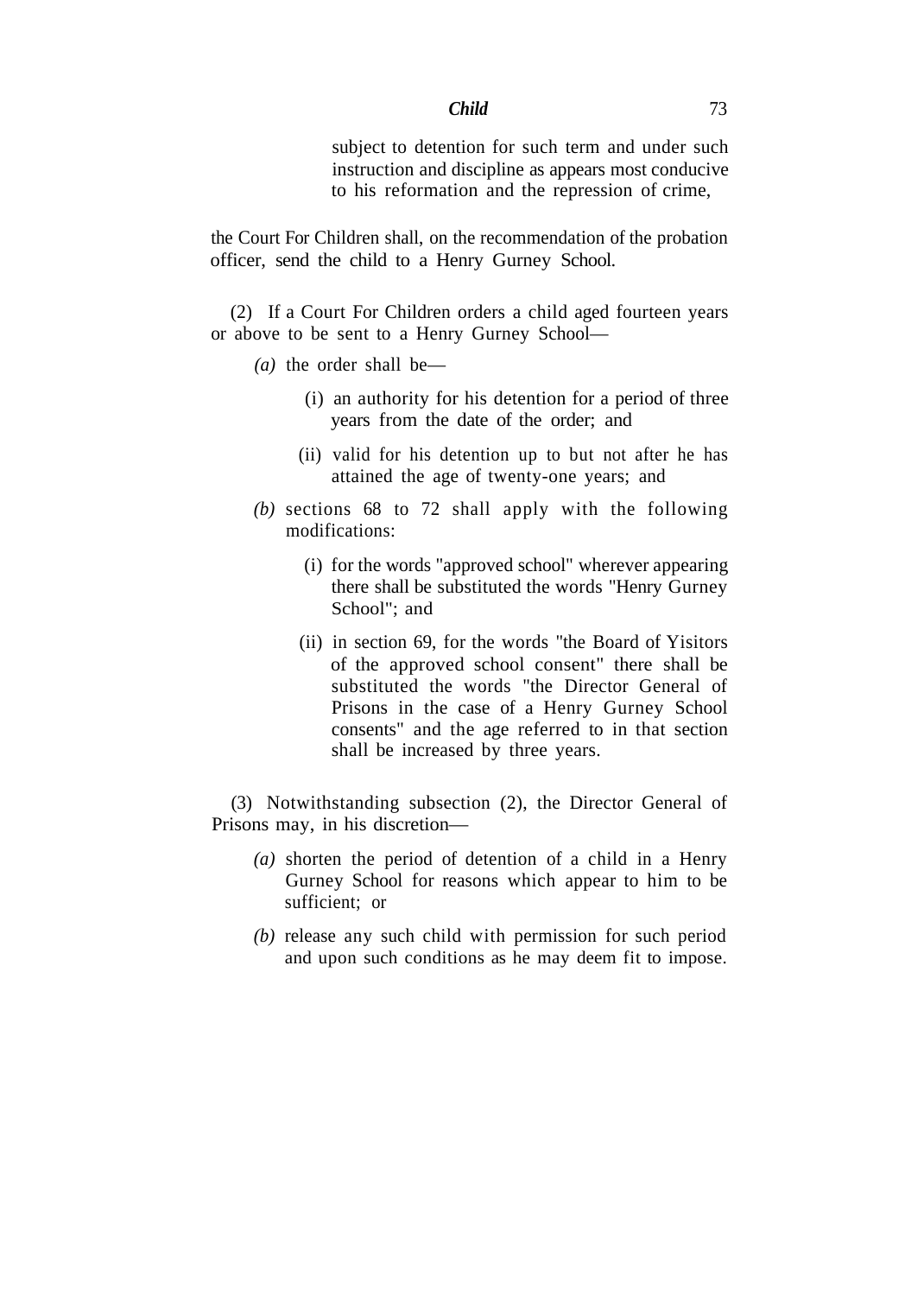subject to detention for such term and under such instruction and discipline as appears most conducive to his reformation and the repression of crime,

the Court For Children shall, on the recommendation of the probation officer, send the child to a Henry Gurney School.

(2) If a Court For Children orders a child aged fourteen years or above to be sent to a Henry Gurney School—

*(a)* the order shall be—

(i) an authority for his detention for a period of three years from the date of the order; and

(ii) valid for his detention up to but not after he has attained the age of twenty-one years; and

*(b)* sections 68 to 72 shall apply with the following modifications:

(i) for the words "approved school" wherever appearing there shall be substituted the words "Henry Gurney School"; and

(ii) in section 69, for the words "the Board of Yisitors of the approved school consent" there shall be substituted the words "the Director General of Prisons in the case of a Henry Gurney School consents" and the age referred to in that section shall be increased by three years.

(3) Notwithstanding subsection (2), the Director General of Prisons may, in his discretion—

*(a)* shorten the period of detention of a child in a Henry Gurney School for reasons which appear to him to be sufficient; or

*(b)* release any such child with permission for such period and upon such conditions as he may deem fit to impose.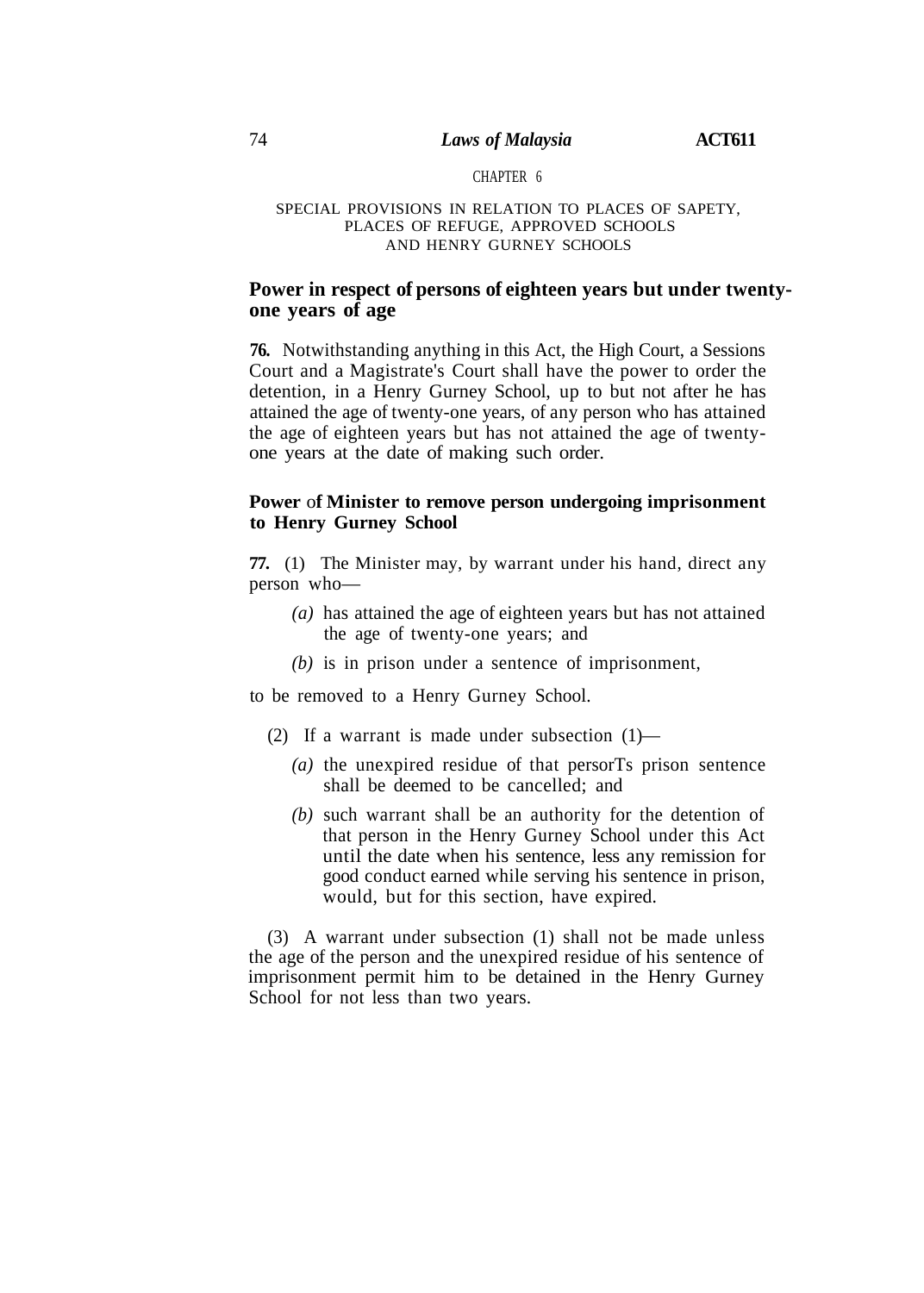CHAPTER 6

SPECIAL PROVISIONS IN RELATION TO PLACES OF SAPETY, PLACES OF REFUGE, APPROVED SCHOOLS AND HENRY GURNEY SCHOOLS

### Power in respect of persons of eighteen years but under twenty-one years of age

**76.** Notwithstanding anything in this Act, the High Court, a Sessions Court and a Magistrate's Court shall have the power to order the detention, in a Henry Gurney School, up to but not after he has attained the age of twenty-one years, of any person who has attained the age of eighteen years but has not attained the age of twenty-one years at the date of making such order.

### Power of Minister to remove person undergoing imprisonment to Henry Gurney School

**77.** (1) The Minister may, by warrant under his hand, direct any person who—

*(a)* has attained the age of eighteen years but has not attained the age of twenty-one years; and

*(b)* is in prison under a sentence of imprisonment,

to be removed to a Henry Gurney School.

(2) If a warrant is made under subsection (1)—

*(a)* the unexpired residue of that persorTs prison sentence shall be deemed to be cancelled; and

*(b)* such warrant shall be an authority for the detention of that person in the Henry Gurney School under this Act until the date when his sentence, less any remission for good conduct earned while serving his sentence in prison, would, but for this section, have expired.

(3) A warrant under subsection (1) shall not be made unless the age of the person and the unexpired residue of his sentence of imprisonment permit him to be detained in the Henry Gurney School for not less than two years.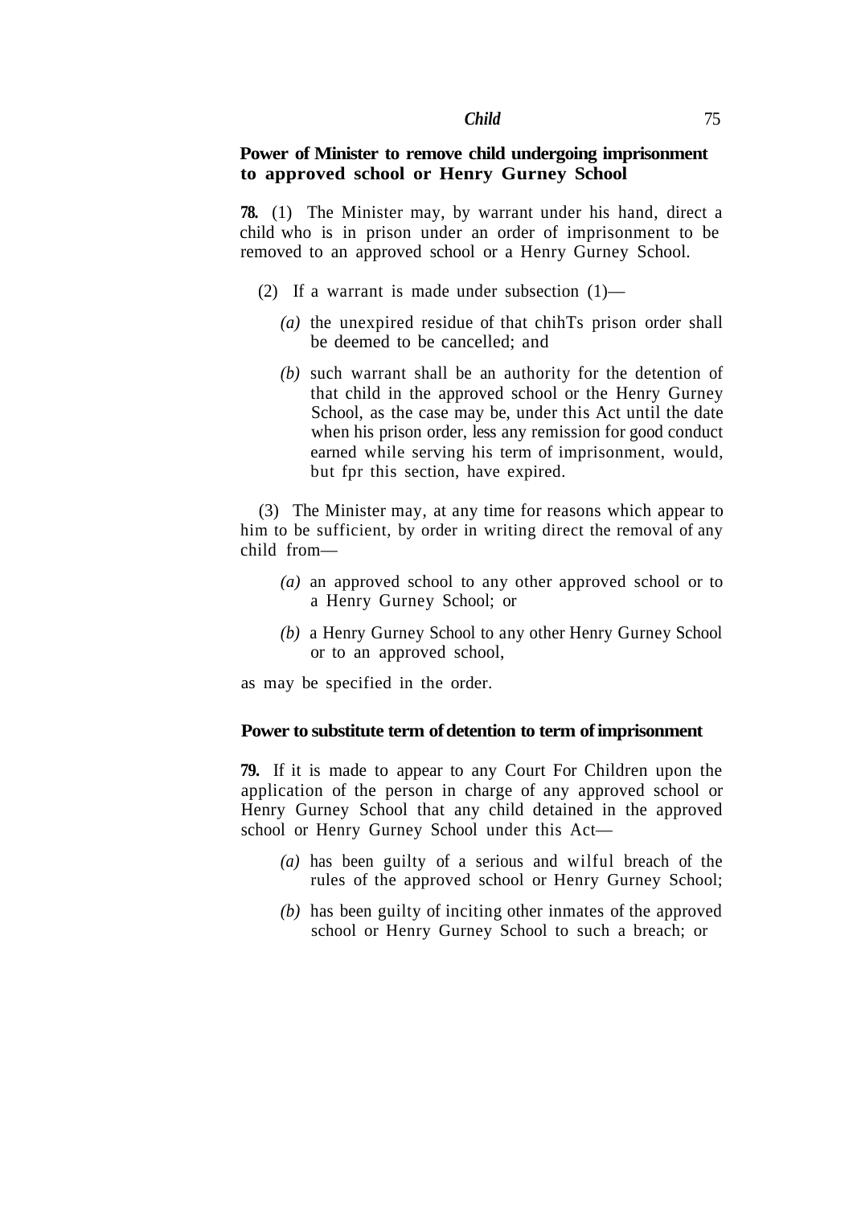**Power of Minister to remove child undergoing imprisonment to approved school or Henry Gurney School**

**78.** (1) The Minister may, by warrant under his hand, direct a child who is in prison under an order of imprisonment to be removed to an approved school or a Henry Gurney School.

(2) If a warrant is made under subsection (1)—

*(a)* the unexpired residue of that chihTs prison order shall be deemed to be cancelled; and

*(b)* such warrant shall be an authority for the detention of that child in the approved school or the Henry Gurney School, as the case may be, under this Act until the date when his prison order, less any remission for good conduct earned while serving his term of imprisonment, would, but fpr this section, have expired.

(3) The Minister may, at any time for reasons which appear to him to be sufficient, by order in writing direct the removal of any child from—

*(a)* an approved school to any other approved school or to a Henry Gurney School; or

*(b)* a Henry Gurney School to any other Henry Gurney School or to an approved school,

as may be specified in the order.

**Power to substitute term of detention to term of imprisonment**

**79.** If it is made to appear to any Court For Children upon the application of the person in charge of any approved school or Henry Gurney School that any child detained in the approved school or Henry Gurney School under this Act—

*(a)* has been guilty of a serious and wilful breach of the rules of the approved school or Henry Gurney School;

*(b)* has been guilty of inciting other inmates of the approved school or Henry Gurney School to such a breach; or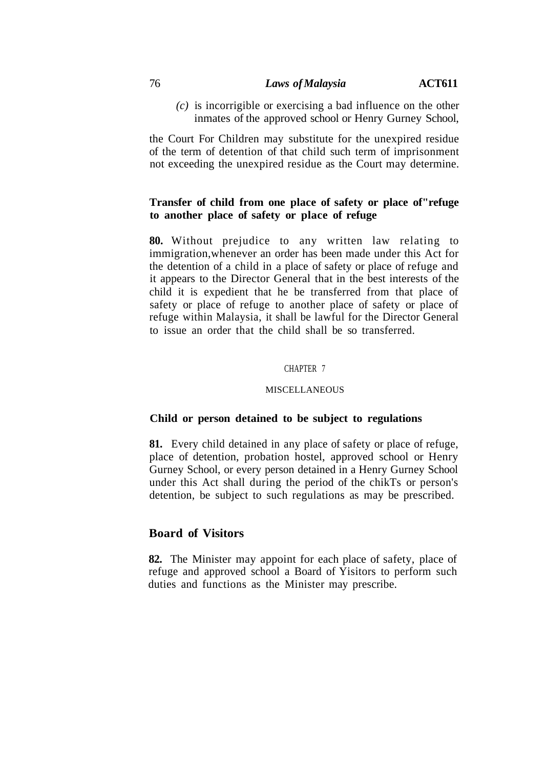*(c)* is incorrigible or exercising a bad influence on the other inmates of the approved school or Henry Gurney School,

the Court For Children may substitute for the unexpired residue of the term of detention of that child such term of imprisonment not exceeding the unexpired residue as the Court may determine.

**Transfer of child from one place of safety or place of"refuge to another place of safety or place of refuge**

**80.** Without prejudice to any written law relating to immigration,whenever an order has been made under this Act for the detention of a child in a place of safety or place of refuge and it appears to the Director General that in the best interests of the child it is expedient that he be transferred from that place of safety or place of refuge to another place of safety or place of refuge within Malaysia, it shall be lawful for the Director General to issue an order that the child shall be so transferred.

## CHAPTER 7

## MISCELLANEOUS

**Child or person detained to be subject to regulations**

**81.** Every child detained in any place of safety or place of refuge, place of detention, probation hostel, approved school or Henry Gurney School, or every person detained in a Henry Gurney School under this Act shall during the period of the chikTs or person's detention, be subject to such regulations as may be prescribed.

**Board of Visitors**

**82.** The Minister may appoint for each place of safety, place of refuge and approved school a Board of Yisitors to perform such duties and functions as the Minister may prescribe.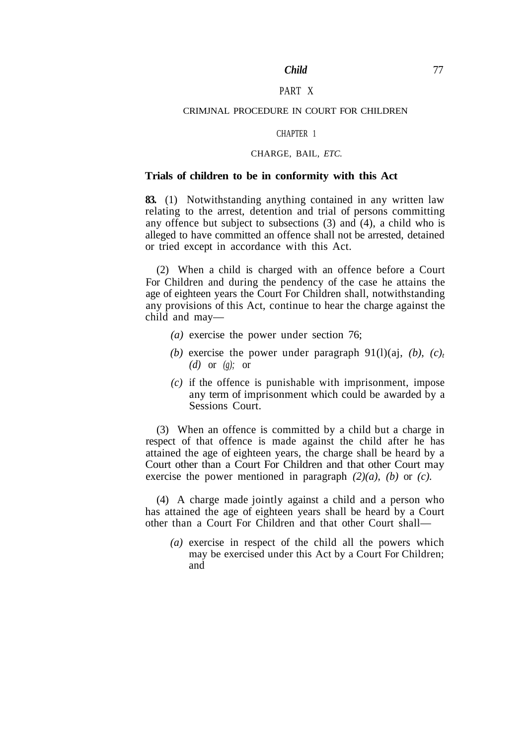# PART X

## CRIMJNAL PROCEDURE IN COURT FOR CHILDREN

### CHAPTER 1

### CHARGE, BAIL, *ETC.*

**Trials of children to be in conformity with this Act**

**83.** (1) Notwithstanding anything contained in any written law relating to the arrest, detention and trial of persons committing any offence but subject to subsections (3) and (4), a child who is alleged to have committed an offence shall not be arrested, detained or tried except in accordance with this Act.

(2) When a child is charged with an offence before a Court For Children and during the pendency of the case he attains the age of eighteen years the Court For Children shall, notwithstanding any provisions of this Act, continue to hear the charge against the child and may—

*(a)* exercise the power under section 76;

*(b)* exercise the power under paragraph 91(l)(aj, *(b)*, *(c)*, *(d)* or *(g)*; or

*(c)* if the offence is punishable with imprisonment, impose any term of imprisonment which could be awarded by a Sessions Court.

(3) When an offence is committed by a child but a charge in respect of that offence is made against the child after he has attained the age of eighteen years, the charge shall be heard by a Court other than a Court For Children and that other Court may exercise the power mentioned in paragraph *(2)(a)*, *(b)* or *(c)*.

(4) A charge made jointly against a child and a person who has attained the age of eighteen years shall be heard by a Court other than a Court For Children and that other Court shall—

*(a)* exercise in respect of the child all the powers which may be exercised under this Act by a Court For Children; and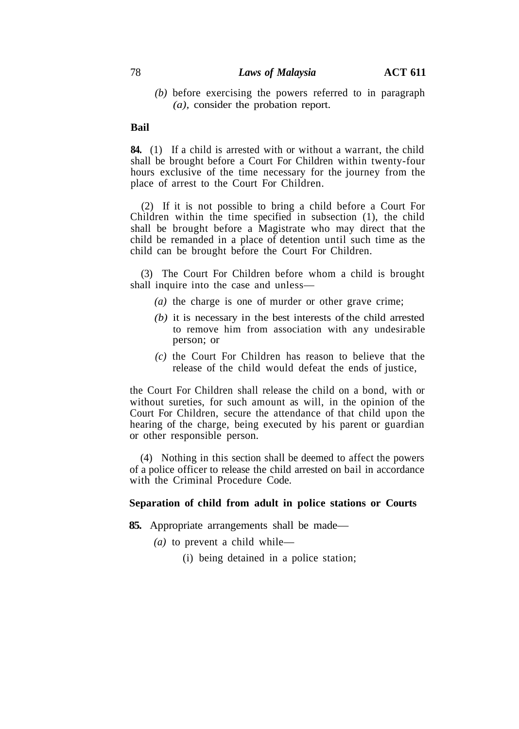*(b)* before exercising the powers referred to in paragraph *(a)*, consider the probation report.

**Bail**

**84.** (1) If a child is arrested with or without a warrant, the child shall be brought before a Court For Children within twenty-four hours exclusive of the time necessary for the journey from the place of arrest to the Court For Children.

(2) If it is not possible to bring a child before a Court For Children within the time specified in subsection (1), the child shall be brought before a Magistrate who may direct that the child be remanded in a place of detention until such time as the child can be brought before the Court For Children.

(3) The Court For Children before whom a child is brought shall inquire into the case and unless—

*(a)* the charge is one of murder or other grave crime;

*(b)* it is necessary in the best interests of the child arrested to remove him from association with any undesirable person; or

*(c)* the Court For Children has reason to believe that the release of the child would defeat the ends of justice,

the Court For Children shall release the child on a bond, with or without sureties, for such amount as will, in the opinion of the Court For Children, secure the attendance of that child upon the hearing of the charge, being executed by his parent or guardian or other responsible person.

(4) Nothing in this section shall be deemed to affect the powers of a police officer to release the child arrested on bail in accordance with the Criminal Procedure Code.

**Separation of child from adult in police stations or Courts**

**85.** Appropriate arrangements shall be made—

*(a)* to prevent a child while—

(i) being detained in a police station;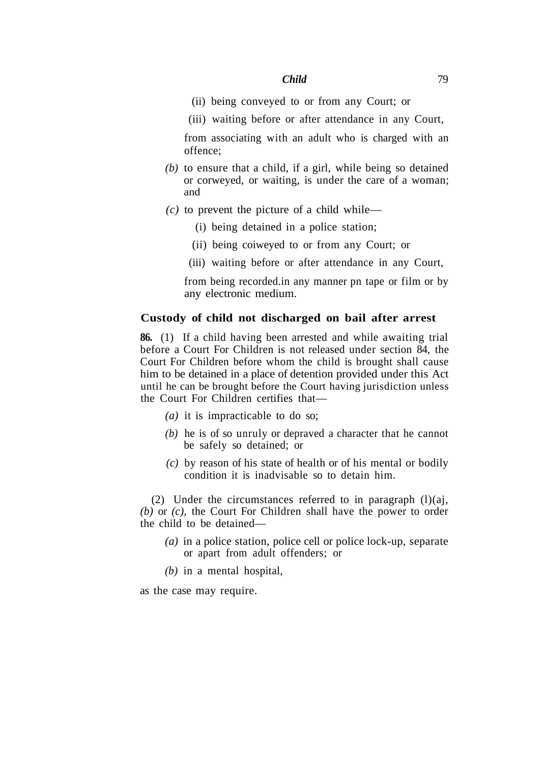(ii) being conveyed to or from any Court; or

(iii) waiting before or after attendance in any Court,

from associating with an adult who is charged with an offence;

*(b)* to ensure that a child, if a girl, while being so detained or corweyed, or waiting, is under the care of a woman; and

*(c)* to prevent the picture of a child while—

(i) being detained in a police station;

(ii) being coiweyed to or from any Court; or

(iii) waiting before or after attendance in any Court,

from being recorded.in any manner pn tape or film or by any electronic medium.

### Custody of child not discharged on bail after arrest

**86.** (1) If a child having been arrested and while awaiting trial before a Court For Children is not released under section 84, the Court For Children before whom the child is brought shall cause him to be detained in a place of detention provided under this Act until he can be brought before the Court having jurisdiction unless the Court For Children certifies that—

*(a)* it is impracticable to do so;

*(b)* he is of so unruly or depraved a character that he cannot be safely so detained; or

*(c)* by reason of his state of health or of his mental or bodily condition it is inadvisable so to detain him.

(2) Under the circumstances referred to in paragraph (l)(aj, *(b)* or *(c)*, the Court For Children shall have the power to order the child to be detained—

*(a)* in a police station, police cell or police lock-up, separate or apart from adult offenders; or

*(b)* in a mental hospital,

as the case may require.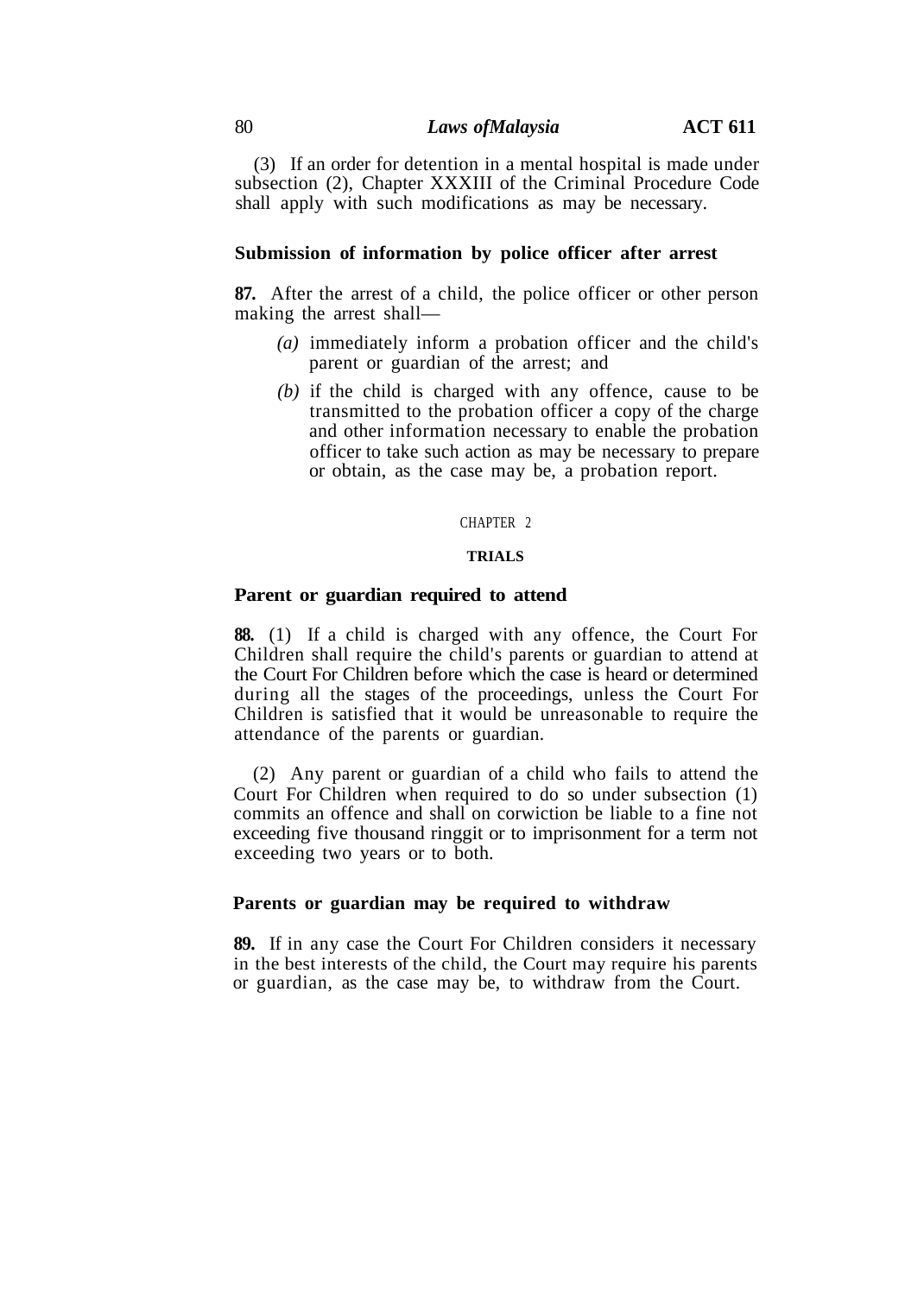(3) If an order for detention in a mental hospital is made under subsection (2), Chapter XXXIII of the Criminal Procedure Code shall apply with such modifications as may be necessary.

### Submission of information by police officer after arrest

**87.** After the arrest of a child, the police officer or other person making the arrest shall—

*(a)* immediately inform a probation officer and the child's parent or guardian of the arrest; and

*(b)* if the child is charged with any offence, cause to be transmitted to the probation officer a copy of the charge and other information necessary to enable the probation officer to take such action as may be necessary to prepare or obtain, as the case may be, a probation report.

## CHAPTER 2

## TRIALS

### Parent or guardian required to attend

**88.** (1) If a child is charged with any offence, the Court For Children shall require the child's parents or guardian to attend at the Court For Children before which the case is heard or determined during all the stages of the proceedings, unless the Court For Children is satisfied that it would be unreasonable to require the attendance of the parents or guardian.

(2) Any parent or guardian of a child who fails to attend the Court For Children when required to do so under subsection (1) commits an offence and shall on corwiction be liable to a fine not exceeding five thousand ringgit or to imprisonment for a term not exceeding two years or to both.

### Parents or guardian may be required to withdraw

**89.** If in any case the Court For Children considers it necessary in the best interests of the child, the Court may require his parents or guardian, as the case may be, to withdraw from the Court.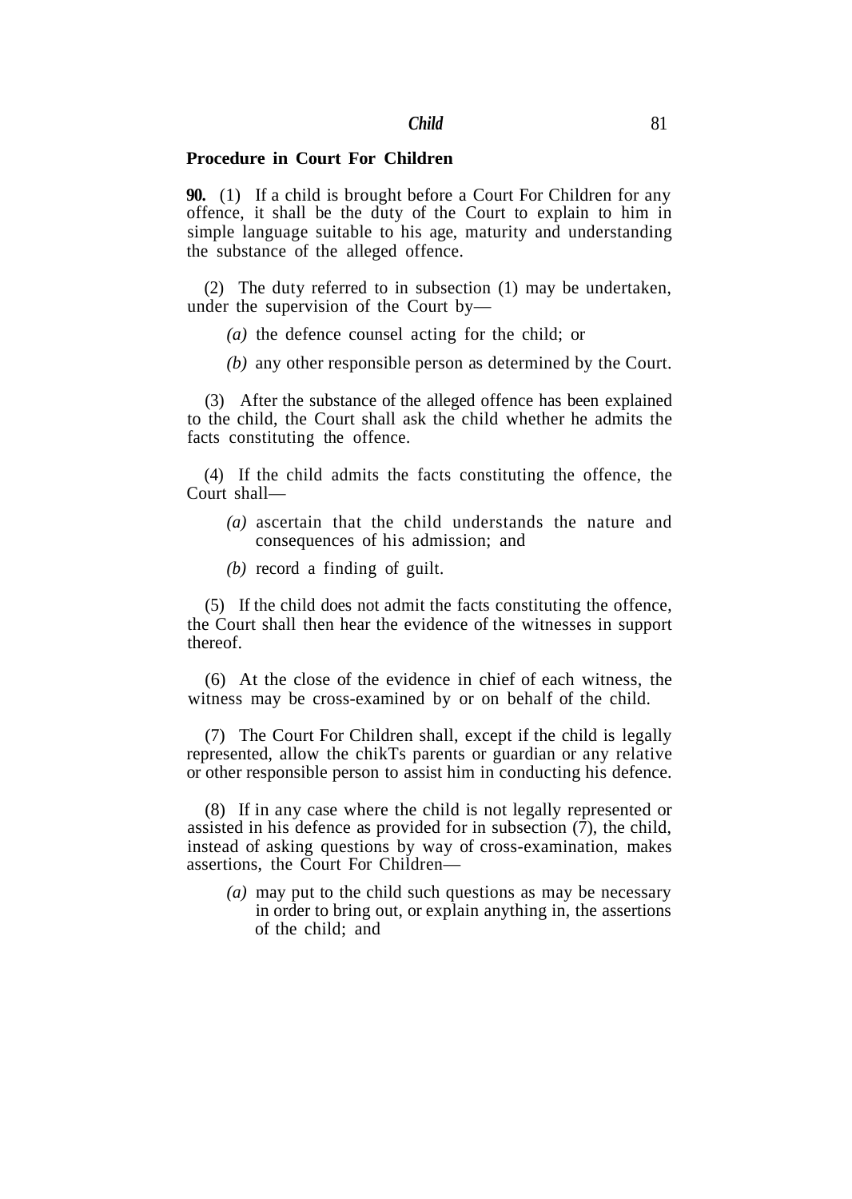**Procedure in Court For Children**

**90.** (1) If a child is brought before a Court For Children for any offence, it shall be the duty of the Court to explain to him in simple language suitable to his age, maturity and understanding the substance of the alleged offence.

(2) The duty referred to in subsection (1) may be undertaken, under the supervision of the Court by—

*(a)* the defence counsel acting for the child; or

*(b)* any other responsible person as determined by the Court.

(3) After the substance of the alleged offence has been explained to the child, the Court shall ask the child whether he admits the facts constituting the offence.

(4) If the child admits the facts constituting the offence, the Court shall—

*(a)* ascertain that the child understands the nature and consequences of his admission; and

*(b)* record a finding of guilt.

(5) If the child does not admit the facts constituting the offence, the Court shall then hear the evidence of the witnesses in support thereof.

(6) At the close of the evidence in chief of each witness, the witness may be cross-examined by or on behalf of the child.

(7) The Court For Children shall, except if the child is legally represented, allow the chikTs parents or guardian or any relative or other responsible person to assist him in conducting his defence.

(8) If in any case where the child is not legally represented or assisted in his defence as provided for in subsection (7), the child, instead of asking questions by way of cross-examination, makes assertions, the Court For Children—

*(a)* may put to the child such questions as may be necessary in order to bring out, or explain anything in, the assertions of the child; and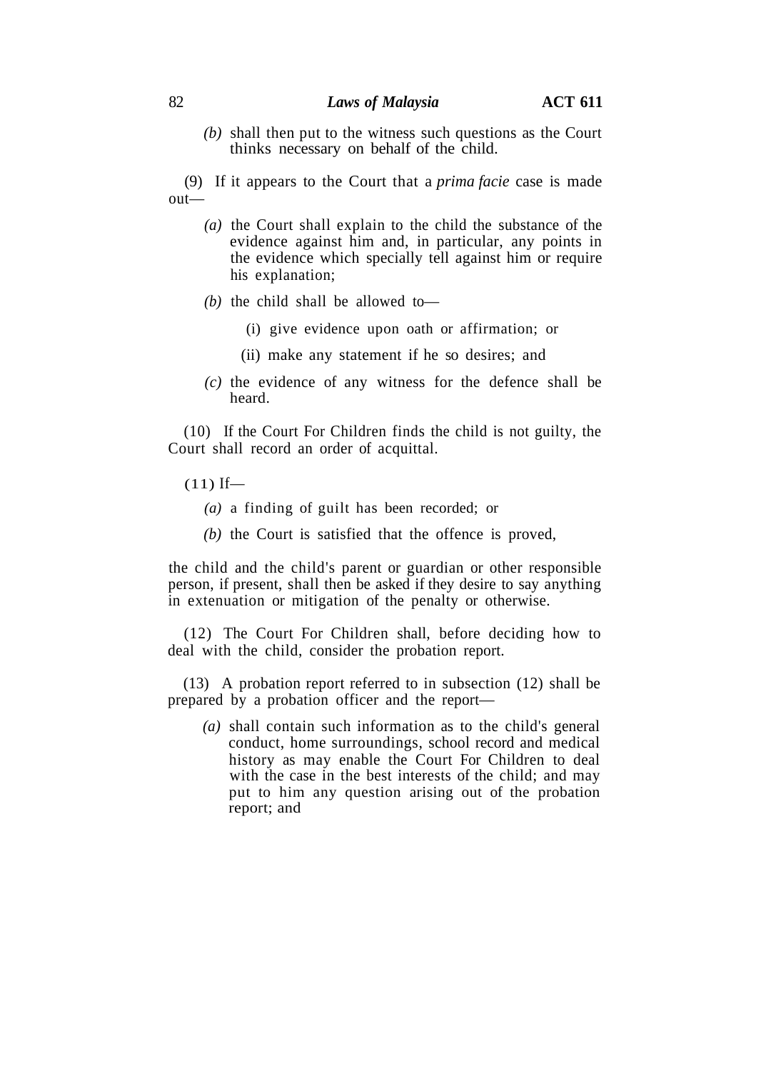*(b)* shall then put to the witness such questions as the Court thinks necessary on behalf of the child.

(9) If it appears to the Court that a *prima facie* case is made out—

*(a)* the Court shall explain to the child the substance of the evidence against him and, in particular, any points in the evidence which specially tell against him or require his explanation;

*(b)* the child shall be allowed to—

(i) give evidence upon oath or affirmation; or

(ii) make any statement if he so desires; and

*(c)* the evidence of any witness for the defence shall be heard.

(10) If the Court For Children finds the child is not guilty, the Court shall record an order of acquittal.

(11) If—

*(a)* a finding of guilt has been recorded; or

*(b)* the Court is satisfied that the offence is proved,

the child and the child's parent or guardian or other responsible person, if present, shall then be asked if they desire to say anything in extenuation or mitigation of the penalty or otherwise.

(12) The Court For Children shall, before deciding how to deal with the child, consider the probation report.

(13) A probation report referred to in subsection (12) shall be prepared by a probation officer and the report—

*(a)* shall contain such information as to the child's general conduct, home surroundings, school record and medical history as may enable the Court For Children to deal with the case in the best interests of the child; and may put to him any question arising out of the probation report; and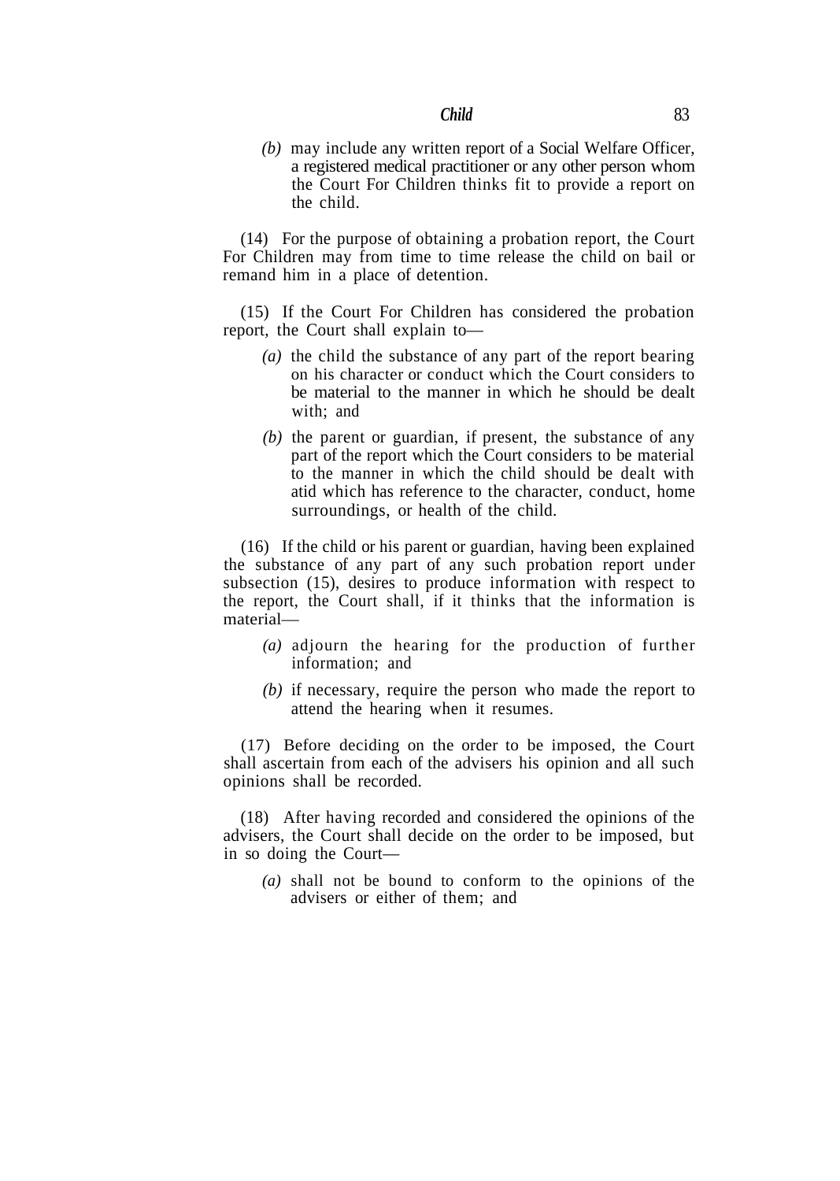*(b)* may include any written report of a Social Welfare Officer, a registered medical practitioner or any other person whom the Court For Children thinks fit to provide a report on the child.

(14) For the purpose of obtaining a probation report, the Court For Children may from time to time release the child on bail or remand him in a place of detention.

(15) If the Court For Children has considered the probation report, the Court shall explain to—

*(a)* the child the substance of any part of the report bearing on his character or conduct which the Court considers to be material to the manner in which he should be dealt with; and

*(b)* the parent or guardian, if present, the substance of any part of the report which the Court considers to be material to the manner in which the child should be dealt with atid which has reference to the character, conduct, home surroundings, or health of the child.

(16) If the child or his parent or guardian, having been explained the substance of any part of any such probation report under subsection (15), desires to produce information with respect to the report, the Court shall, if it thinks that the information is material—

*(a)* adjourn the hearing for the production of further information; and

*(b)* if necessary, require the person who made the report to attend the hearing when it resumes.

(17) Before deciding on the order to be imposed, the Court shall ascertain from each of the advisers his opinion and all such opinions shall be recorded.

(18) After having recorded and considered the opinions of the advisers, the Court shall decide on the order to be imposed, but in so doing the Court—

*(a)* shall not be bound to conform to the opinions of the advisers or either of them; and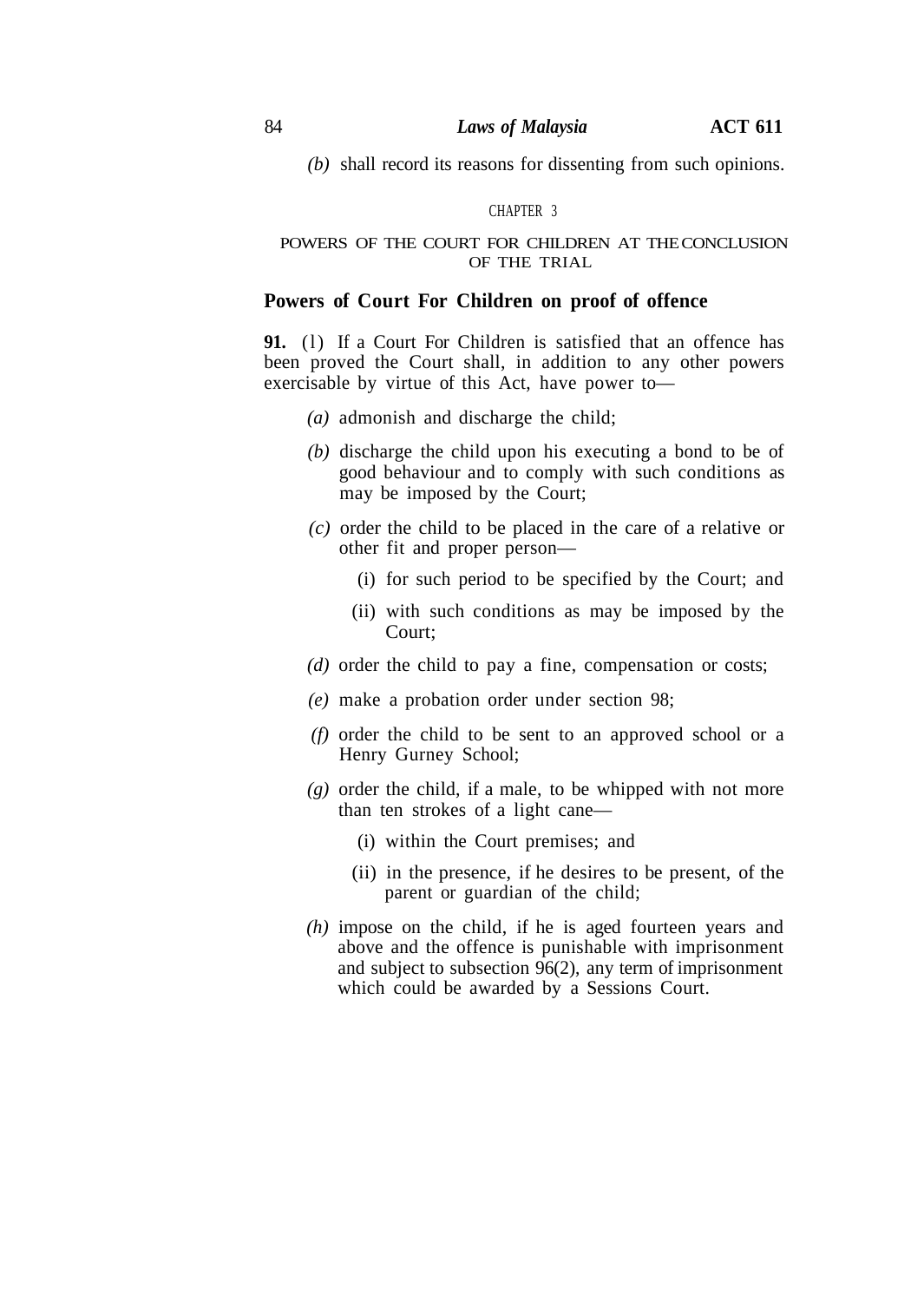*(b)* shall record its reasons for dissenting from such opinions.

CHAPTER 3

POWERS OF THE COURT FOR CHILDREN AT THE CONCLUSION OF THE TRIAL

### Powers of Court For Children on proof of offence

**91.** (1) If a Court For Children is satisfied that an offence has been proved the Court shall, in addition to any other powers exercisable by virtue of this Act, have power to—

*(a)* admonish and discharge the child;

*(b)* discharge the child upon his executing a bond to be of good behaviour and to comply with such conditions as may be imposed by the Court;

*(c)* order the child to be placed in the care of a relative or other fit and proper person—

(i) for such period to be specified by the Court; and

(ii) with such conditions as may be imposed by the Court;

*(d)* order the child to pay a fine, compensation or costs;

*(e)* make a probation order under section 98;

*(f)* order the child to be sent to an approved school or a Henry Gurney School;

*(g)* order the child, if a male, to be whipped with not more than ten strokes of a light cane—

(i) within the Court premises; and

(ii) in the presence, if he desires to be present, of the parent or guardian of the child;

*(h)* impose on the child, if he is aged fourteen years and above and the offence is punishable with imprisonment and subject to subsection 96(2), any term of imprisonment which could be awarded by a Sessions Court.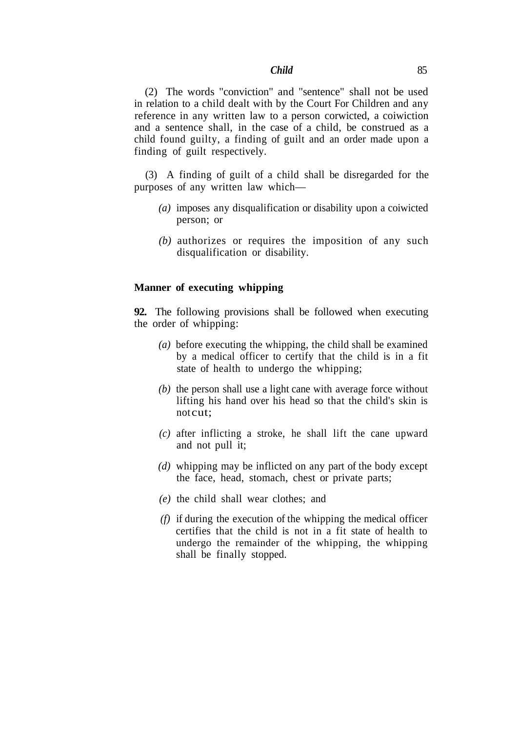(2) The words "conviction" and "sentence" shall not be used in relation to a child dealt with by the Court For Children and any reference in any written law to a person corwicted, a coiwiction and a sentence shall, in the case of a child, be construed as a child found guilty, a finding of guilt and an order made upon a finding of guilt respectively.

(3) A finding of guilt of a child shall be disregarded for the purposes of any written law which—

*(a)* imposes any disqualification or disability upon a coiwicted person; or

*(b)* authorizes or requires the imposition of any such disqualification or disability.

### Manner of executing whipping

**92.** The following provisions shall be followed when executing the order of whipping:

*(a)* before executing the whipping, the child shall be examined by a medical officer to certify that the child is in a fit state of health to undergo the whipping;

*(b)* the person shall use a light cane with average force without lifting his hand over his head so that the child's skin is notcut;

*(c)* after inflicting a stroke, he shall lift the cane upward and not pull it;

*(d)* whipping may be inflicted on any part of the body except the face, head, stomach, chest or private parts;

*(e)* the child shall wear clothes; and

*(f)* if during the execution of the whipping the medical officer certifies that the child is not in a fit state of health to undergo the remainder of the whipping, the whipping shall be finally stopped.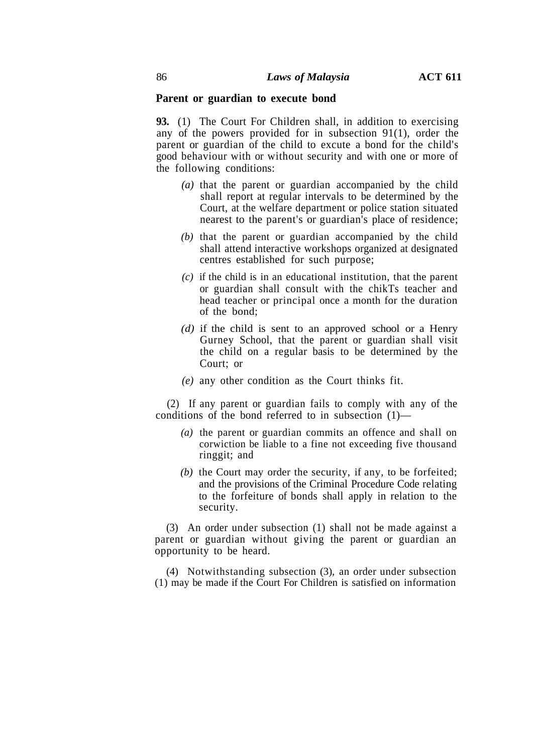**Parent or guardian to execute bond**

**93.** (1) The Court For Children shall, in addition to exercising any of the powers provided for in subsection 91(1), order the parent or guardian of the child to excute a bond for the child's good behaviour with or without security and with one or more of the following conditions:

- *(a)* that the parent or guardian accompanied by the child shall report at regular intervals to be determined by the Court, at the welfare department or police station situated nearest to the parent's or guardian's place of residence;
- *(b)* that the parent or guardian accompanied by the child shall attend interactive workshops organized at designated centres established for such purpose;
- *(c)* if the child is in an educational institution, that the parent or guardian shall consult with the chikTs teacher and head teacher or principal once a month for the duration of the bond;
- *(d)* if the child is sent to an approved school or a Henry Gurney School, that the parent or guardian shall visit the child on a regular basis to be determined by the Court; or
- *(e)* any other condition as the Court thinks fit.

(2) If any parent or guardian fails to comply with any of the conditions of the bond referred to in subsection (1)—

- *(a)* the parent or guardian commits an offence and shall on corwiction be liable to a fine not exceeding five thousand ringgit; and
- *(b)* the Court may order the security, if any, to be forfeited; and the provisions of the Criminal Procedure Code relating to the forfeiture of bonds shall apply in relation to the security.

(3) An order under subsection (1) shall not be made against a parent or guardian without giving the parent or guardian an opportunity to be heard.

(4) Notwithstanding subsection (3), an order under subsection (1) may be made if the Court For Children is satisfied on information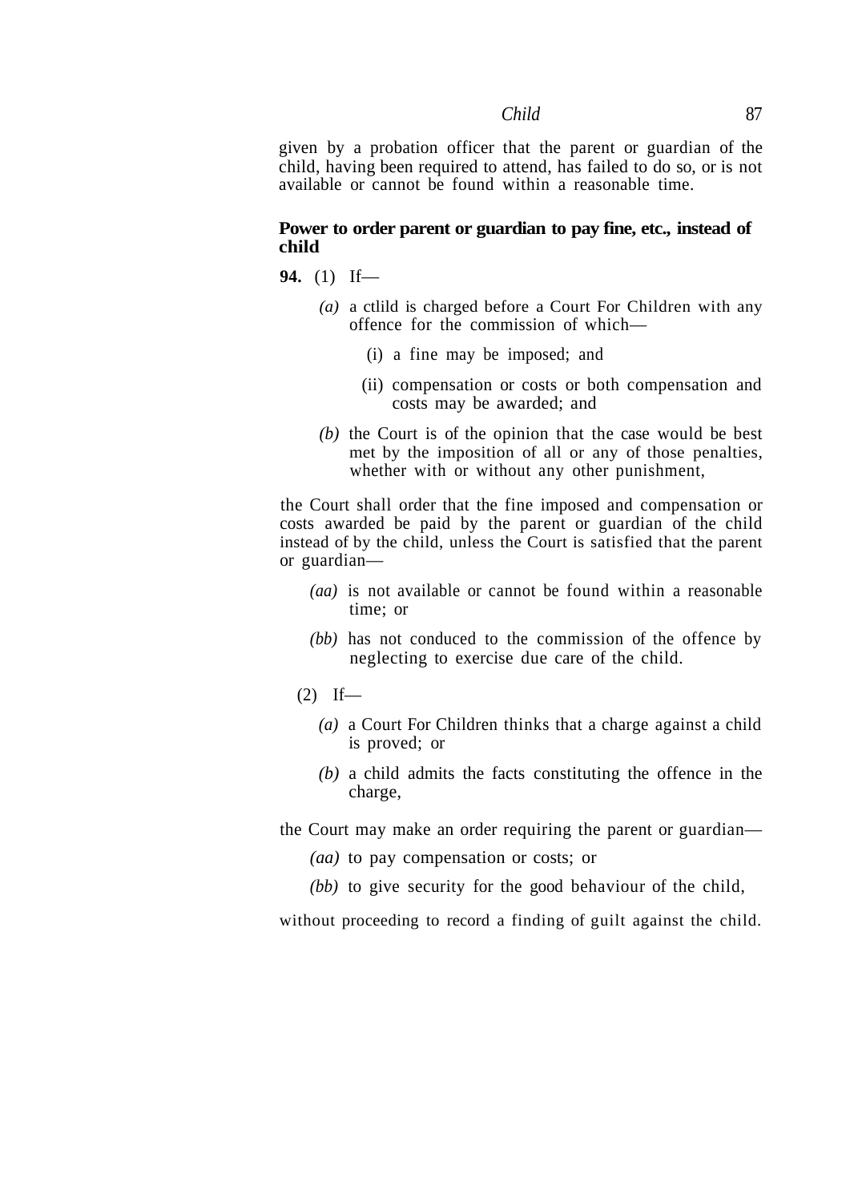given by a probation officer that the parent or guardian of the child, having been required to attend, has failed to do so, or is not available or cannot be found within a reasonable time.

**Power to order parent or guardian to pay fine, etc., instead of child**

**94.** (1) If—

*(a)* a ctlild is charged before a Court For Children with any offence for the commission of which—

(i) a fine may be imposed; and

(ii) compensation or costs or both compensation and costs may be awarded; and

*(b)* the Court is of the opinion that the case would be best met by the imposition of all or any of those penalties, whether with or without any other punishment,

the Court shall order that the fine imposed and compensation or costs awarded be paid by the parent or guardian of the child instead of by the child, unless the Court is satisfied that the parent or guardian—

*(aa)* is not available or cannot be found within a reasonable time; or

*(bb)* has not conduced to the commission of the offence by neglecting to exercise due care of the child.

(2) If—

*(a)* a Court For Children thinks that a charge against a child is proved; or

*(b)* a child admits the facts constituting the offence in the charge,

the Court may make an order requiring the parent or guardian—

*(aa)* to pay compensation or costs; or

*(bb)* to give security for the good behaviour of the child,

without proceeding to record a finding of guilt against the child.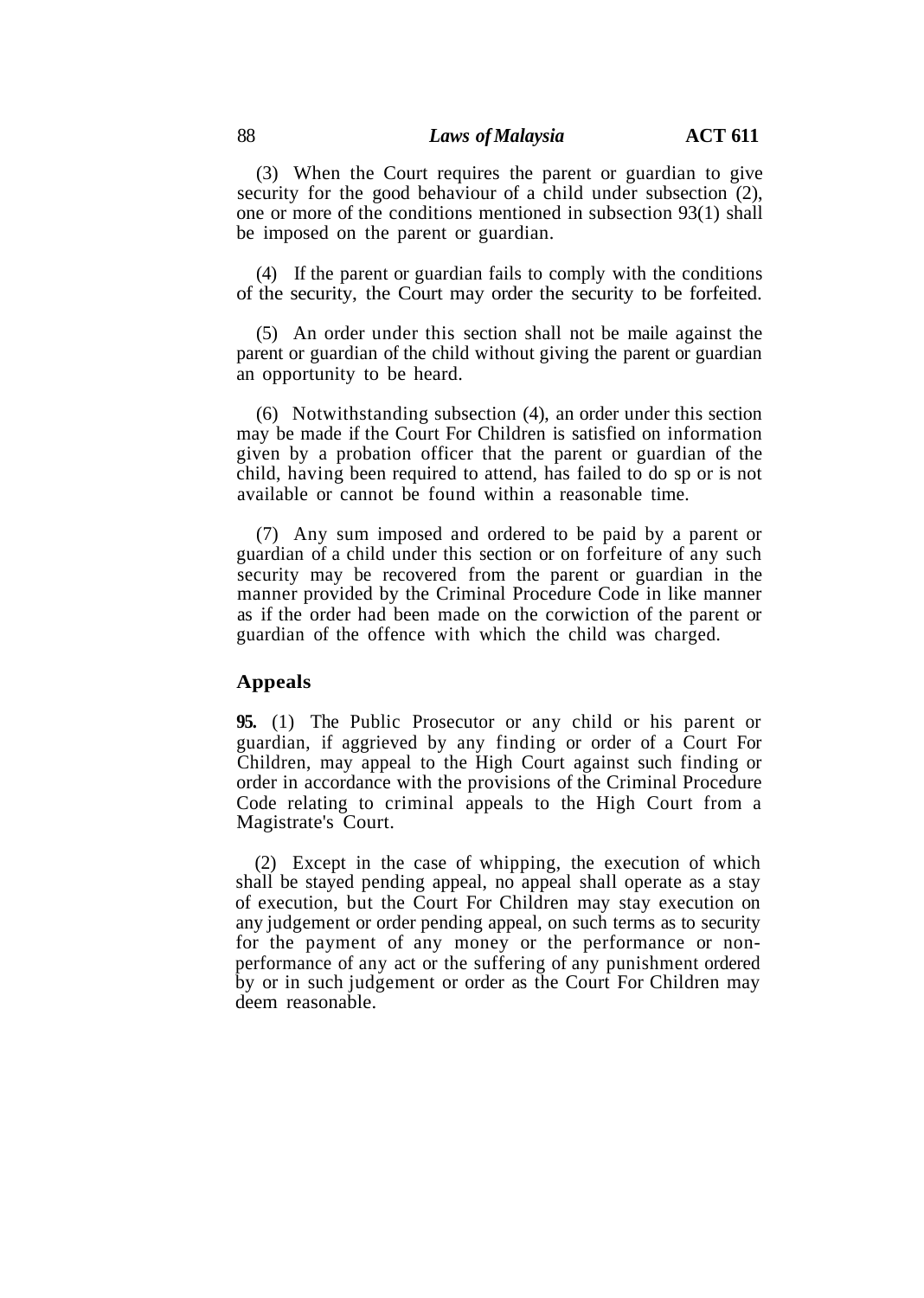(3) When the Court requires the parent or guardian to give security for the good behaviour of a child under subsection (2), one or more of the conditions mentioned in subsection 93(1) shall be imposed on the parent or guardian.

(4) If the parent or guardian fails to comply with the conditions of the security, the Court may order the security to be forfeited.

(5) An order under this section shall not be maile against the parent or guardian of the child without giving the parent or guardian an opportunity to be heard.

(6) Notwithstanding subsection (4), an order under this section may be made if the Court For Children is satisfied on information given by a probation officer that the parent or guardian of the child, having been required to attend, has failed to do sp or is not available or cannot be found within a reasonable time.

(7) Any sum imposed and ordered to be paid by a parent or guardian of a child under this section or on forfeiture of any such security may be recovered from the parent or guardian in the manner provided by the Criminal Procedure Code in like manner as if the order had been made on the corwiction of the parent or guardian of the offence with which the child was charged.

## Appeals

**95.** (1) The Public Prosecutor or any child or his parent or guardian, if aggrieved by any finding or order of a Court For Children, may appeal to the High Court against such finding or order in accordance with the provisions of the Criminal Procedure Code relating to criminal appeals to the High Court from a Magistrate's Court.

(2) Except in the case of whipping, the execution of which shall be stayed pending appeal, no appeal shall operate as a stay of execution, but the Court For Children may stay execution on any judgement or order pending appeal, on such terms as to security for the payment of any money or the performance or non-performance of any act or the suffering of any punishment ordered by or in such judgement or order as the Court For Children may deem reasonable.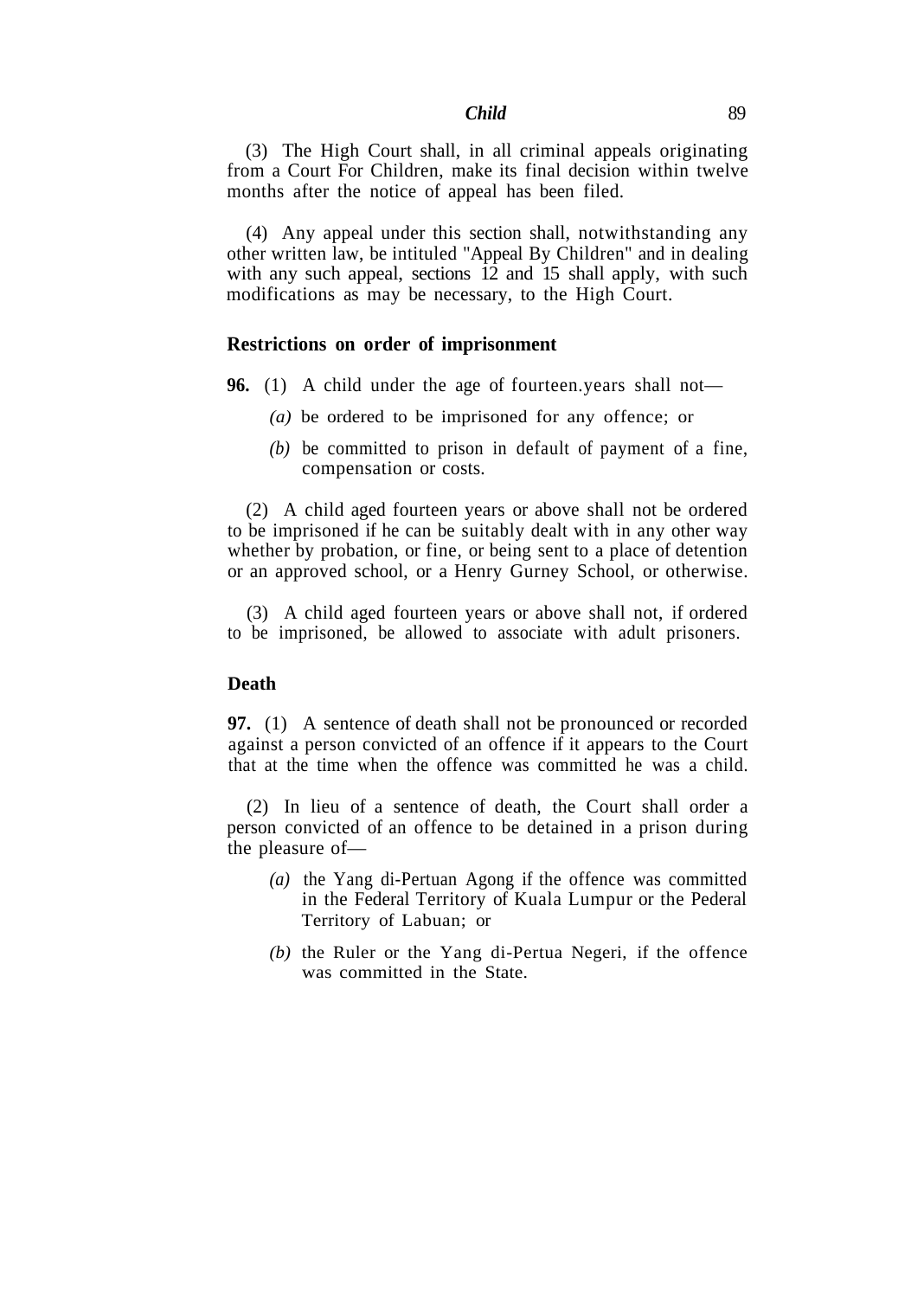(3) The High Court shall, in all criminal appeals originating from a Court For Children, make its final decision within twelve months after the notice of appeal has been filed.

(4) Any appeal under this section shall, notwithstanding any other written law, be intituled "Appeal By Children" and in dealing with any such appeal, sections 12 and 15 shall apply, with such modifications as may be necessary, to the High Court.

**Restrictions on order of imprisonment**

**96.** (1) A child under the age of fourteen.years shall not—

*(a)* be ordered to be imprisoned for any offence; or

*(b)* be committed to prison in default of payment of a fine, compensation or costs.

(2) A child aged fourteen years or above shall not be ordered to be imprisoned if he can be suitably dealt with in any other way whether by probation, or fine, or being sent to a place of detention or an approved school, or a Henry Gurney School, or otherwise.

(3) A child aged fourteen years or above shall not, if ordered to be imprisoned, be allowed to associate with adult prisoners.

**Death**

**97.** (1) A sentence of death shall not be pronounced or recorded against a person convicted of an offence if it appears to the Court that at the time when the offence was committed he was a child.

(2) In lieu of a sentence of death, the Court shall order a person convicted of an offence to be detained in a prison during the pleasure of—

*(a)* the Yang di-Pertuan Agong if the offence was committed in the Federal Territory of Kuala Lumpur or the Pederal Territory of Labuan; or

*(b)* the Ruler or the Yang di-Pertua Negeri, if the offence was committed in the State.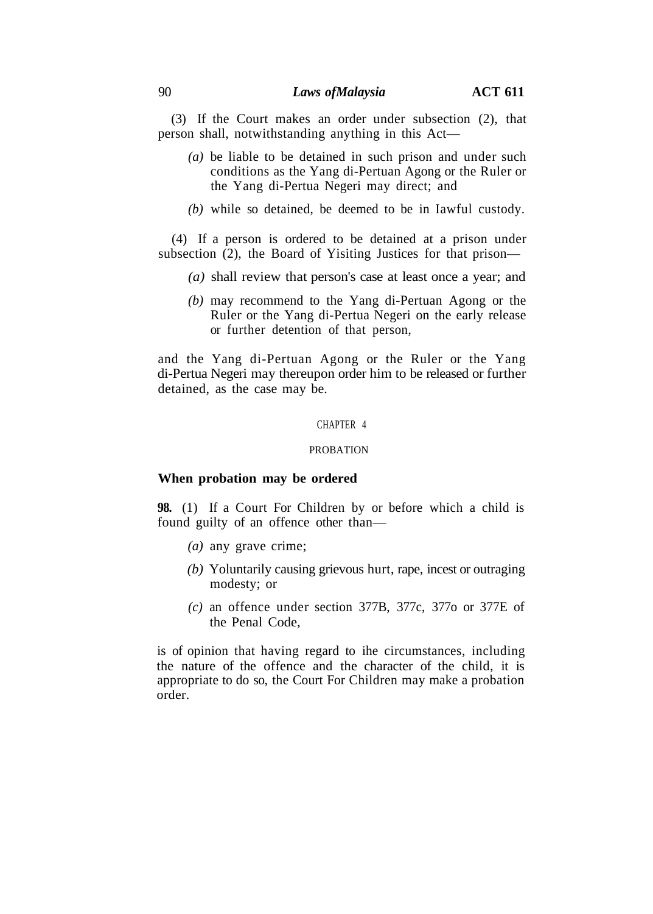(3) If the Court makes an order under subsection (2), that person shall, notwithstanding anything in this Act—

*(a)* be liable to be detained in such prison and under such conditions as the Yang di-Pertuan Agong or the Ruler or the Yang di-Pertua Negeri may direct; and

*(b)* while so detained, be deemed to be in Iawful custody.

(4) If a person is ordered to be detained at a prison under subsection (2), the Board of Yisiting Justices for that prison—

*(a)* shall review that person's case at least once a year; and

*(b)* may recommend to the Yang di-Pertuan Agong or the Ruler or the Yang di-Pertua Negeri on the early release or further detention of that person,

and the Yang di-Pertuan Agong or the Ruler or the Yang di-Pertua Negeri may thereupon order him to be released or further detained, as the case may be.

## CHAPTER 4

## PROBATION

### When probation may be ordered

**98.** (1) If a Court For Children by or before which a child is found guilty of an offence other than—

*(a)* any grave crime;

*(b)* Yoluntarily causing grievous hurt, rape, incest or outraging modesty; or

*(c)* an offence under section 377B, 377c, 377o or 377E of the Penal Code,

is of opinion that having regard to ihe circumstances, including the nature of the offence and the character of the child, it is appropriate to do so, the Court For Children may make a probation order.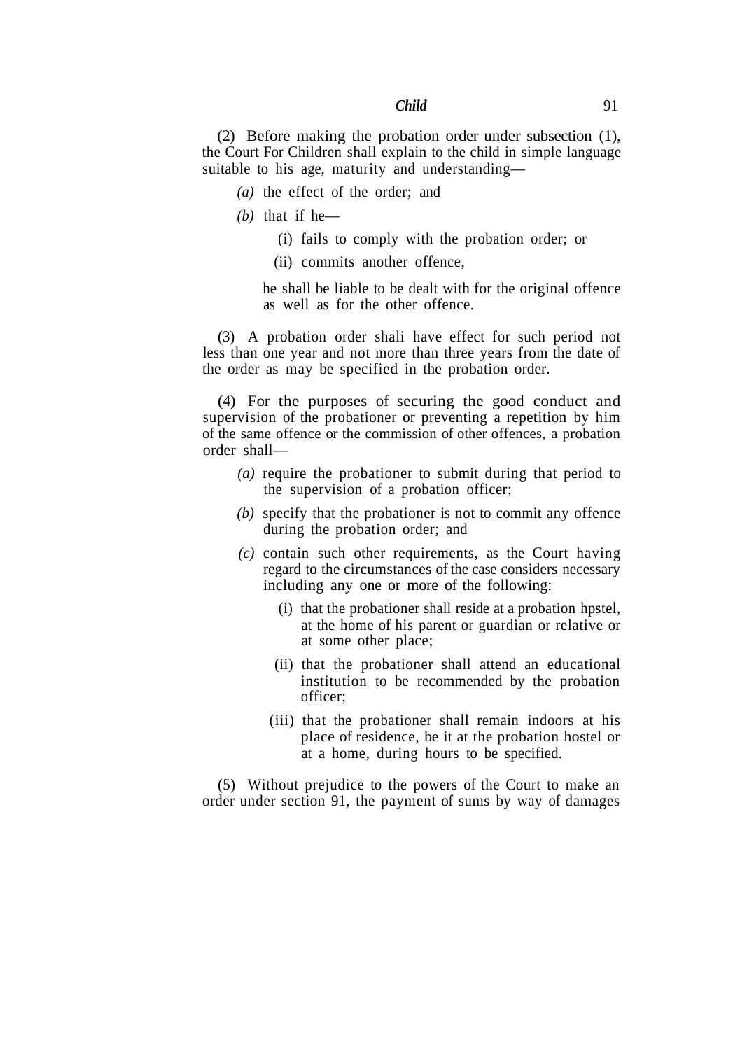(2) Before making the probation order under subsection (1), the Court For Children shall explain to the child in simple language suitable to his age, maturity and understanding—

*(a)* the effect of the order; and

*(b)* that if he—

(i) fails to comply with the probation order; or

(ii) commits another offence,

he shall be liable to be dealt with for the original offence as well as for the other offence.

(3) A probation order shali have effect for such period not less than one year and not more than three years from the date of the order as may be specified in the probation order.

(4) For the purposes of securing the good conduct and supervision of the probationer or preventing a repetition by him of the same offence or the commission of other offences, a probation order shall—

*(a)* require the probationer to submit during that period to the supervision of a probation officer;

*(b)* specify that the probationer is not to commit any offence during the probation order; and

*(c)* contain such other requirements, as the Court having regard to the circumstances of the case considers necessary including any one or more of the following:

(i) that the probationer shall reside at a probation hpstel, at the home of his parent or guardian or relative or at some other place;

(ii) that the probationer shall attend an educational institution to be recommended by the probation officer;

(iii) that the probationer shall remain indoors at his place of residence, be it at the probation hostel or at a home, during hours to be specified.

(5) Without prejudice to the powers of the Court to make an order under section 91, the payment of sums by way of damages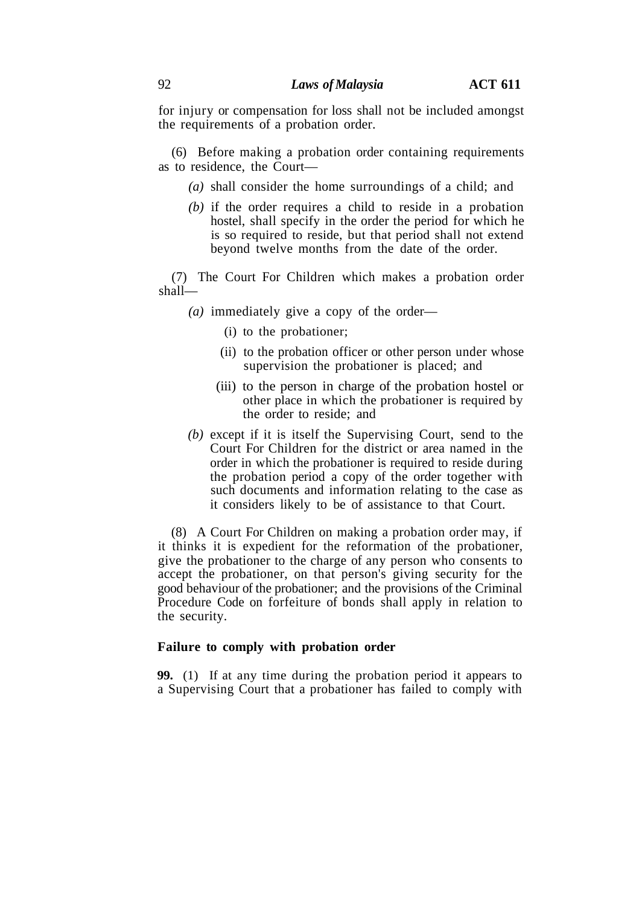for injury or compensation for loss shall not be included amongst the requirements of a probation order.

(6) Before making a probation order containing requirements as to residence, the Court—

*(a)* shall consider the home surroundings of a child; and

*(b)* if the order requires a child to reside in a probation hostel, shall specify in the order the period for which he is so required to reside, but that period shall not extend beyond twelve months from the date of the order.

(7) The Court For Children which makes a probation order shall—

*(a)* immediately give a copy of the order—

(i) to the probationer;

(ii) to the probation officer or other person under whose supervision the probationer is placed; and

(iii) to the person in charge of the probation hostel or other place in which the probationer is required by the order to reside; and

*(b)* except if it is itself the Supervising Court, send to the Court For Children for the district or area named in the order in which the probationer is required to reside during the probation period a copy of the order together with such documents and information relating to the case as it considers likely to be of assistance to that Court.

(8) A Court For Children on making a probation order may, if it thinks it is expedient for the reformation of the probationer, give the probationer to the charge of any person who consents to accept the probationer, on that person's giving security for the good behaviour of the probationer; and the provisions of the Criminal Procedure Code on forfeiture of bonds shall apply in relation to the security.

**Failure to comply with probation order**

**99.** (1) If at any time during the probation period it appears to a Supervising Court that a probationer has failed to comply with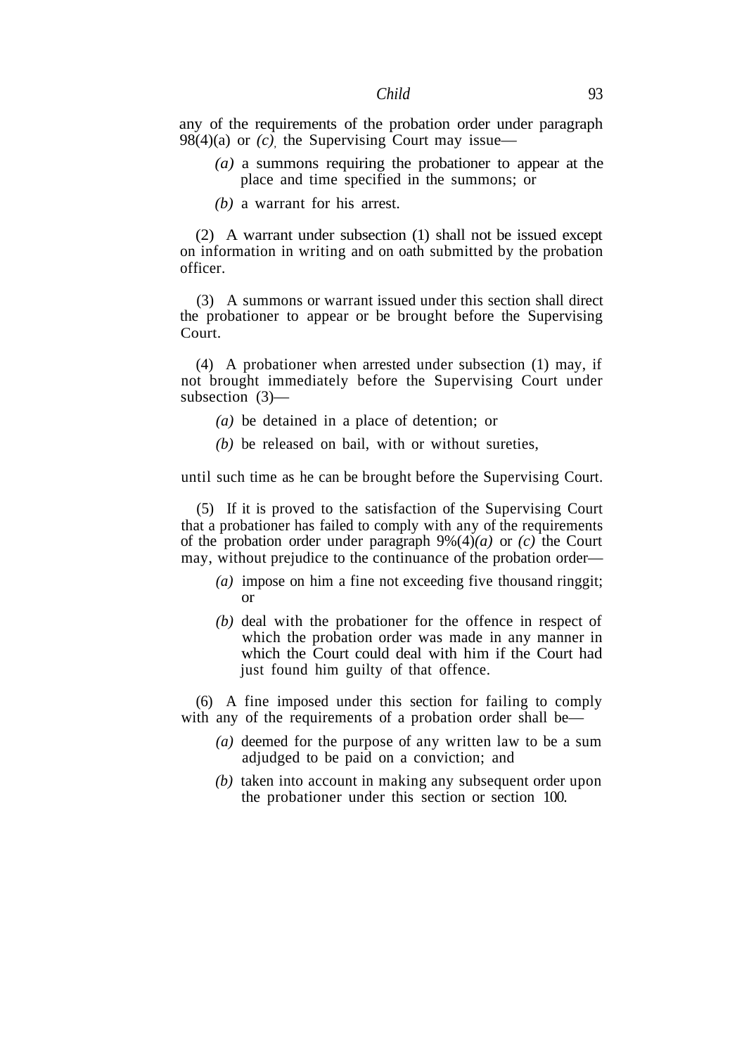any of the requirements of the probation order under paragraph 98(4)(a) or *(c)*, the Supervising Court may issue—

*(a)* a summons requiring the probationer to appear at the place and time specified in the summons; or

*(b)* a warrant for his arrest.

(2) A warrant under subsection (1) shall not be issued except on information in writing and on oath submitted by the probation officer.

(3) A summons or warrant issued under this section shall direct the probationer to appear or be brought before the Supervising Court.

(4) A probationer when arrested under subsection (1) may, if not brought immediately before the Supervising Court under subsection (3)—

*(a)* be detained in a place of detention; or

*(b)* be released on bail, with or without sureties,

until such time as he can be brought before the Supervising Court.

(5) If it is proved to the satisfaction of the Supervising Court that a probationer has failed to comply with any of the requirements of the probation order under paragraph 9%(4)*(a)* or *(c)* the Court may, without prejudice to the continuance of the probation order—

*(a)* impose on him a fine not exceeding five thousand ringgit; or

*(b)* deal with the probationer for the offence in respect of which the probation order was made in any manner in which the Court could deal with him if the Court had just found him guilty of that offence.

(6) A fine imposed under this section for failing to comply with any of the requirements of a probation order shall be—

*(a)* deemed for the purpose of any written law to be a sum adjudged to be paid on a conviction; and

*(b)* taken into account in making any subsequent order upon the probationer under this section or section 100.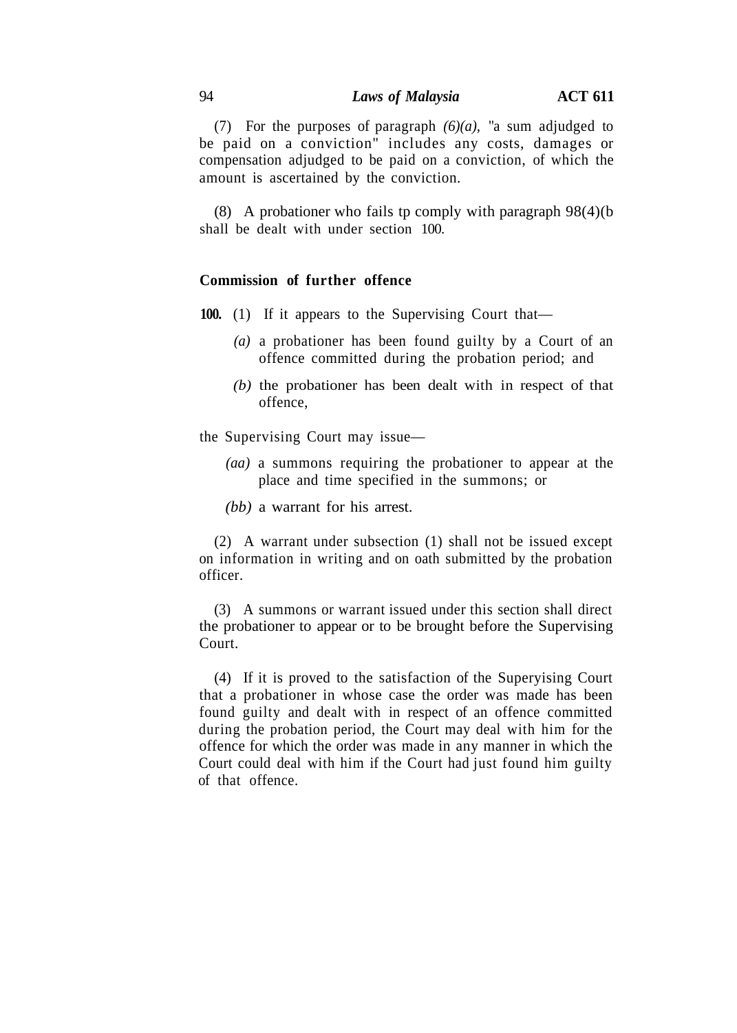(7) For the purposes of paragraph *(6)(a)*, "a sum adjudged to be paid on a conviction" includes any costs, damages or compensation adjudged to be paid on a conviction, of which the amount is ascertained by the conviction.

(8) A probationer who fails tp comply with paragraph 98(4)(b shall be dealt with under section 100.

### Commission of further offence

**100.** (1) If it appears to the Supervising Court that—

*(a)* a probationer has been found guilty by a Court of an offence committed during the probation period; and

*(b)* the probationer has been dealt with in respect of that offence,

the Supervising Court may issue—

*(aa)* a summons requiring the probationer to appear at the place and time specified in the summons; or

*(bb)* a warrant for his arrest.

(2) A warrant under subsection (1) shall not be issued except on information in writing and on oath submitted by the probation officer.

(3) A summons or warrant issued under this section shall direct the probationer to appear or to be brought before the Supervising Court.

(4) If it is proved to the satisfaction of the Superyising Court that a probationer in whose case the order was made has been found guilty and dealt with in respect of an offence committed during the probation period, the Court may deal with him for the offence for which the order was made in any manner in which the Court could deal with him if the Court had just found him guilty of that offence.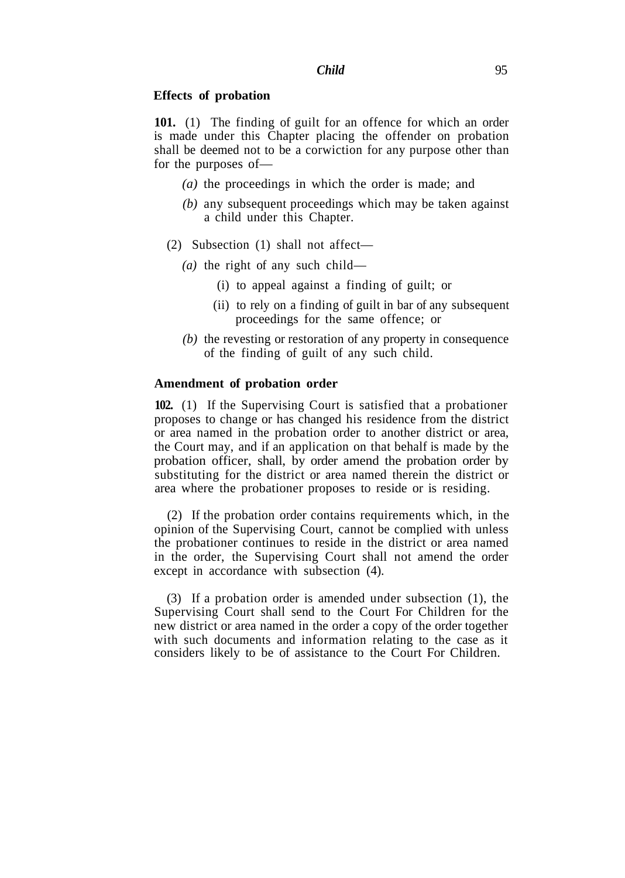**Effects of probation**

**101.** (1) The finding of guilt for an offence for which an order is made under this Chapter placing the offender on probation shall be deemed not to be a corwiction for any purpose other than for the purposes of—

*(a)* the proceedings in which the order is made; and

*(b)* any subsequent proceedings which may be taken against a child under this Chapter.

(2) Subsection (1) shall not affect—

*(a)* the right of any such child—

(i) to appeal against a finding of guilt; or

(ii) to rely on a finding of guilt in bar of any subsequent proceedings for the same offence; or

*(b)* the revesting or restoration of any property in consequence of the finding of guilt of any such child.

**Amendment of probation order**

**102.** (1) If the Supervising Court is satisfied that a probationer proposes to change or has changed his residence from the district or area named in the probation order to another district or area, the Court may, and if an application on that behalf is made by the probation officer, shall, by order amend the probation order by substituting for the district or area named therein the district or area where the probationer proposes to reside or is residing.

(2) If the probation order contains requirements which, in the opinion of the Supervising Court, cannot be complied with unless the probationer continues to reside in the district or area named in the order, the Supervising Court shall not amend the order except in accordance with subsection (4).

(3) If a probation order is amended under subsection (1), the Supervising Court shall send to the Court For Children for the new district or area named in the order a copy of the order together with such documents and information relating to the case as it considers likely to be of assistance to the Court For Children.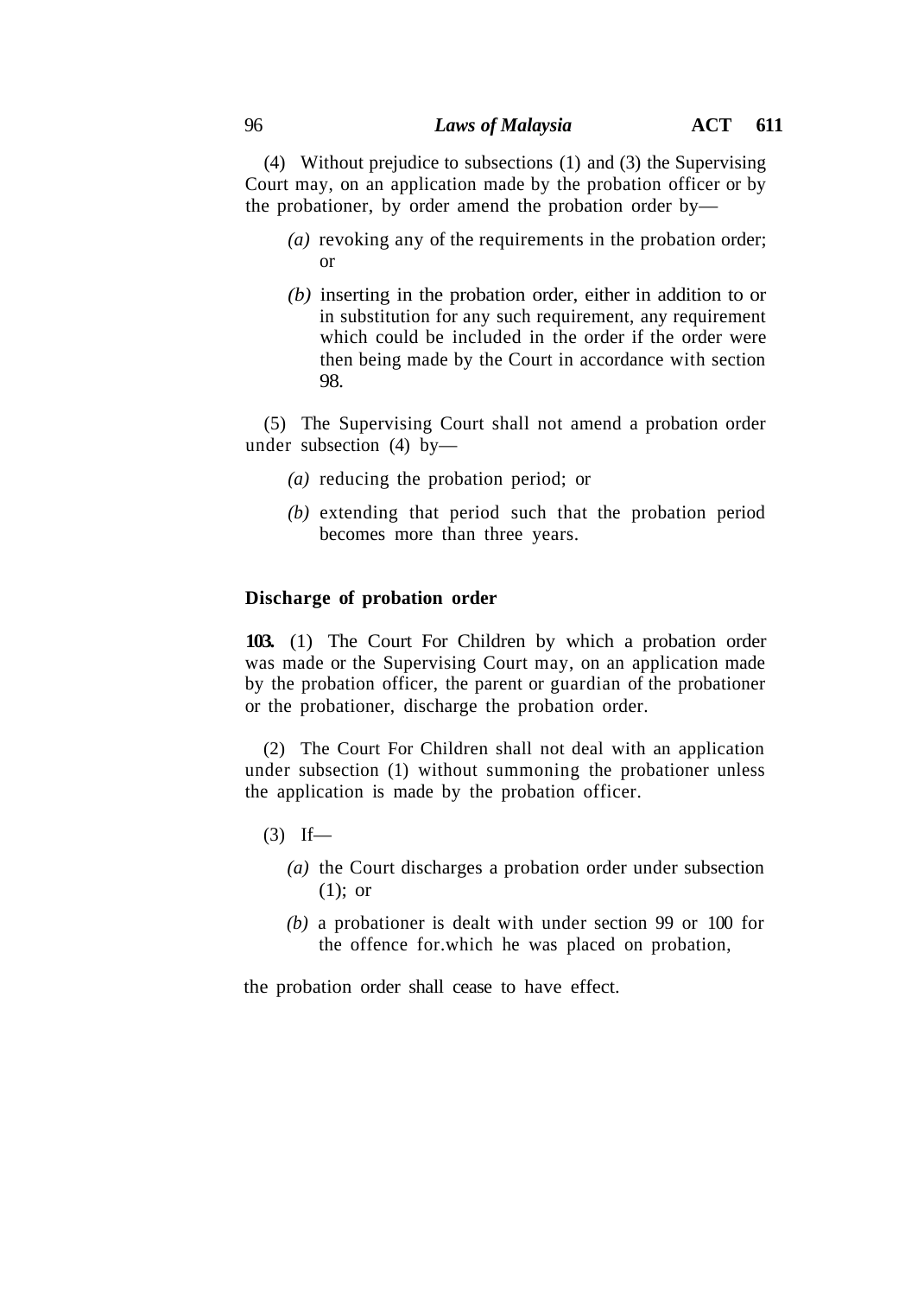(4) Without prejudice to subsections (1) and (3) the Supervising Court may, on an application made by the probation officer or by the probationer, by order amend the probation order by—

*(a)* revoking any of the requirements in the probation order; or

*(b)* inserting in the probation order, either in addition to or in substitution for any such requirement, any requirement which could be included in the order if the order were then being made by the Court in accordance with section 98.

(5) The Supervising Court shall not amend a probation order under subsection (4) by—

*(a)* reducing the probation period; or

*(b)* extending that period such that the probation period becomes more than three years.

**Discharge of probation order**

**103.** (1) The Court For Children by which a probation order was made or the Supervising Court may, on an application made by the probation officer, the parent or guardian of the probationer or the probationer, discharge the probation order.

(2) The Court For Children shall not deal with an application under subsection (1) without summoning the probationer unless the application is made by the probation officer.

(3) If—

*(a)* the Court discharges a probation order under subsection (1); or

*(b)* a probationer is dealt with under section 99 or 100 for the offence for.which he was placed on probation,

the probation order shall cease to have effect.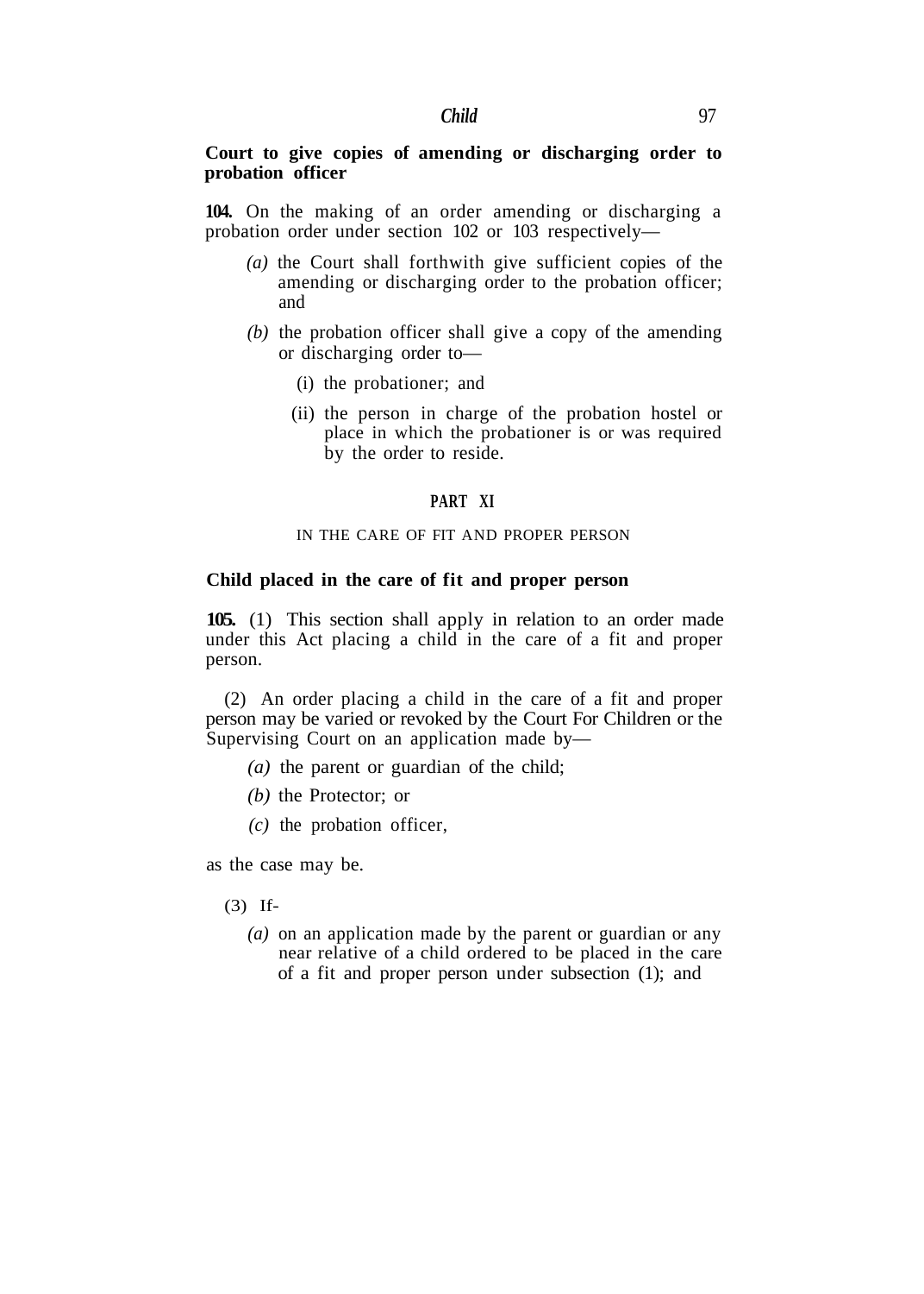**Court to give copies of amending or discharging order to probation officer**

**104.** On the making of an order amending or discharging a probation order under section 102 or 103 respectively—

*(a)* the Court shall forthwith give sufficient copies of the amending or discharging order to the probation officer; and

*(b)* the probation officer shall give a copy of the amending or discharging order to—

(i) the probationer; and

(ii) the person in charge of the probation hostel or place in which the probationer is or was required by the order to reside.

## PART XI

### IN THE CARE OF FIT AND PROPER PERSON

**Child placed in the care of fit and proper person**

**105.** (1) This section shall apply in relation to an order made under this Act placing a child in the care of a fit and proper person.

(2) An order placing a child in the care of a fit and proper person may be varied or revoked by the Court For Children or the Supervising Court on an application made by—

*(a)* the parent or guardian of the child;

*(b)* the Protector; or

*(c)* the probation officer,

as the case may be.

(3) If-

*(a)* on an application made by the parent or guardian or any near relative of a child ordered to be placed in the care of a fit and proper person under subsection (1); and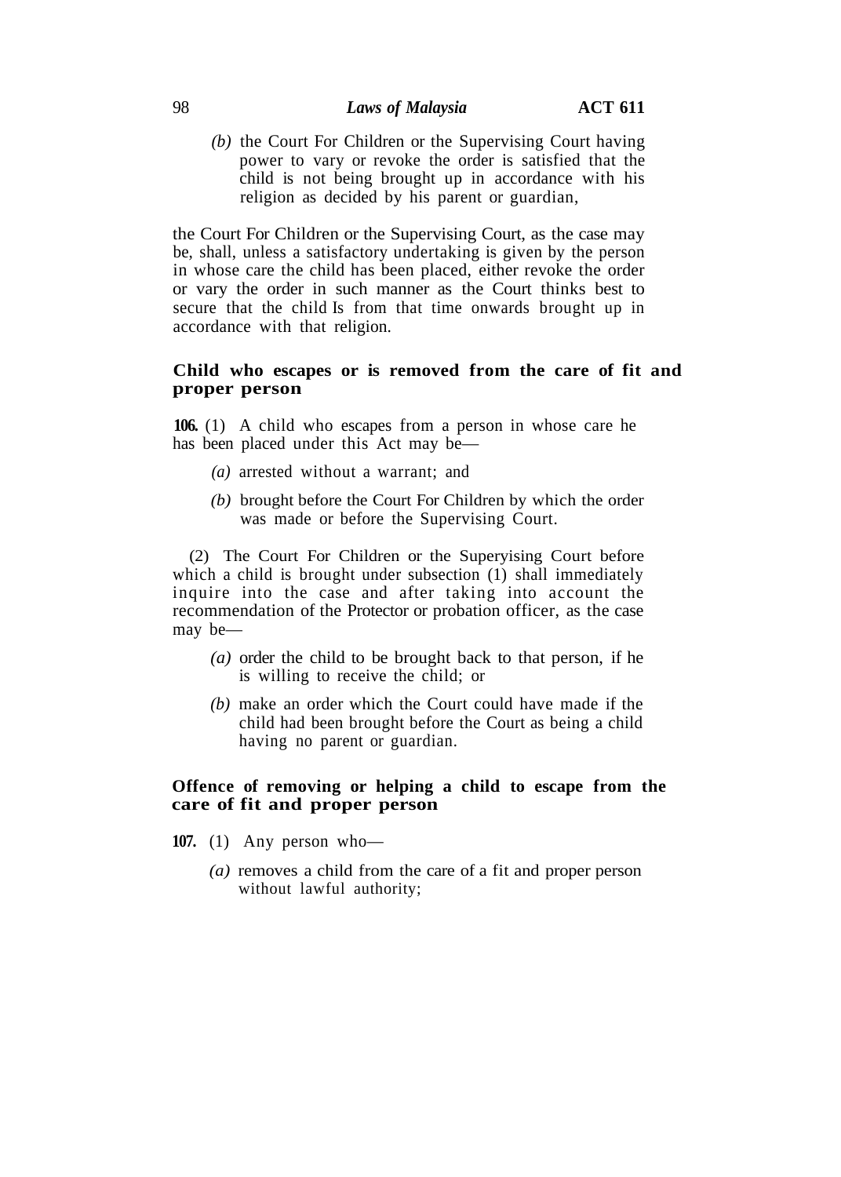*(b)* the Court For Children or the Supervising Court having power to vary or revoke the order is satisfied that the child is not being brought up in accordance with his religion as decided by his parent or guardian,

the Court For Children or the Supervising Court, as the case may be, shall, unless a satisfactory undertaking is given by the person in whose care the child has been placed, either revoke the order or vary the order in such manner as the Court thinks best to secure that the child Is from that time onwards brought up in accordance with that religion.

**Child who escapes or is removed from the care of fit and proper person**

**106.** (1) A child who escapes from a person in whose care he has been placed under this Act may be—

*(a)* arrested without a warrant; and

*(b)* brought before the Court For Children by which the order was made or before the Supervising Court.

(2) The Court For Children or the Superyising Court before which a child is brought under subsection (1) shall immediately inquire into the case and after taking into account the recommendation of the Protector or probation officer, as the case may be—

*(a)* order the child to be brought back to that person, if he is willing to receive the child; or

*(b)* make an order which the Court could have made if the child had been brought before the Court as being a child having no parent or guardian.

**Offence of removing or helping a child to escape from the care of fit and proper person**

**107.** (1) Any person who—

*(a)* removes a child from the care of a fit and proper person without lawful authority;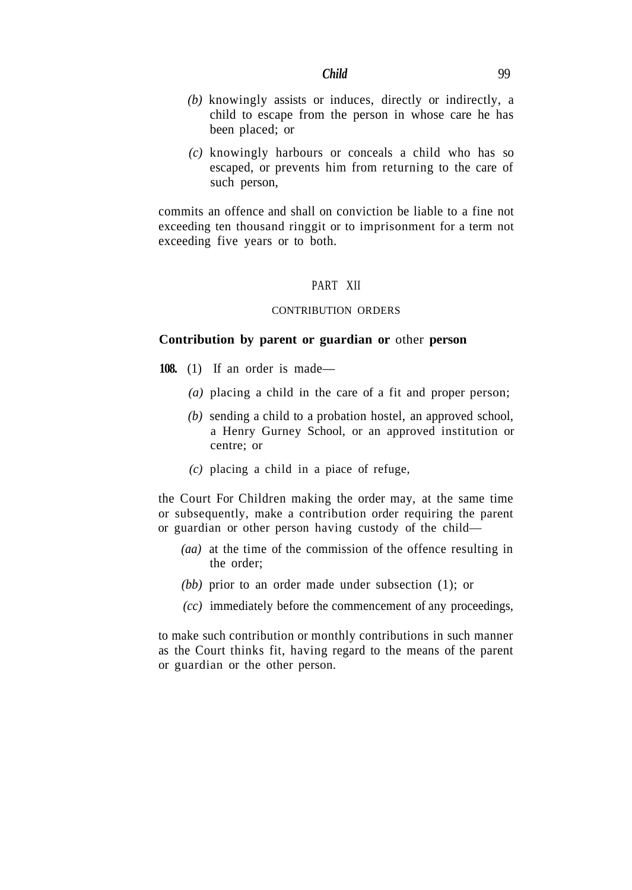(b) knowingly assists or induces, directly or indirectly, a child to escape from the person in whose care he has been placed; or

(c) knowingly harbours or conceals a child who has so escaped, or prevents him from returning to the care of such person,

commits an offence and shall on conviction be liable to a fine not exceeding ten thousand ringgit or to imprisonment for a term not exceeding five years or to both.

## PART XII

### CONTRIBUTION ORDERS

**Contribution by parent or guardian or other person**

**108.** (1) If an order is made—

(a) placing a child in the care of a fit and proper person;

(b) sending a child to a probation hostel, an approved school, a Henry Gurney School, or an approved institution or centre; or

(c) placing a child in a piace of refuge,

the Court For Children making the order may, at the same time or subsequently, make a contribution order requiring the parent or guardian or other person having custody of the child—

(aa) at the time of the commission of the offence resulting in the order;

(bb) prior to an order made under subsection (1); or

(cc) immediately before the commencement of any proceedings,

to make such contribution or monthly contributions in such manner as the Court thinks fit, having regard to the means of the parent or guardian or the other person.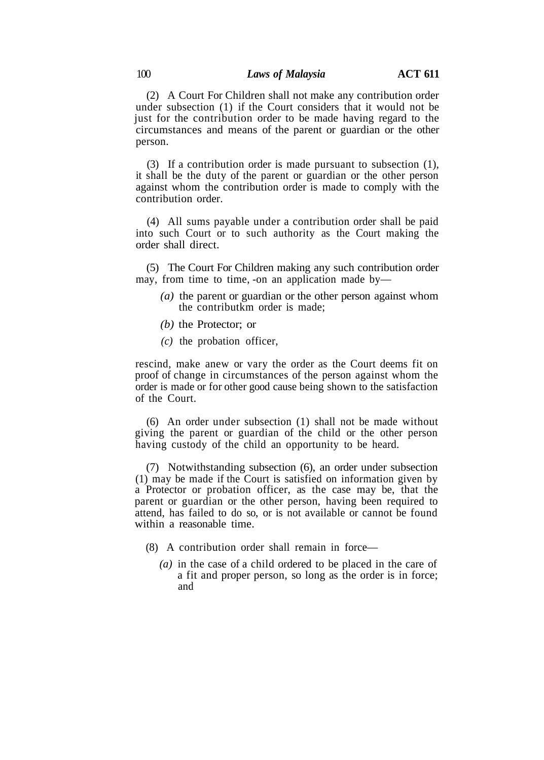(2) A Court For Children shall not make any contribution order under subsection (1) if the Court considers that it would not be just for the contribution order to be made having regard to the circumstances and means of the parent or guardian or the other person.

(3) If a contribution order is made pursuant to subsection (1), it shall be the duty of the parent or guardian or the other person against whom the contribution order is made to comply with the contribution order.

(4) All sums payable under a contribution order shall be paid into such Court or to such authority as the Court making the order shall direct.

(5) The Court For Children making any such contribution order may, from time to time, -on an application made by—

*(a)* the parent or guardian or the other person against whom the contributkm order is made;

*(b)* the Protector; or

*(c)* the probation officer,

rescind, make anew or vary the order as the Court deems fit on proof of change in circumstances of the person against whom the order is made or for other good cause being shown to the satisfaction of the Court.

(6) An order under subsection (1) shall not be made without giving the parent or guardian of the child or the other person having custody of the child an opportunity to be heard.

(7) Notwithstanding subsection (6), an order under subsection (1) may be made if the Court is satisfied on information given by a Protector or probation officer, as the case may be, that the parent or guardian or the other person, having been required to attend, has failed to do so, or is not available or cannot be found within a reasonable time.

(8) A contribution order shall remain in force—

*(a)* in the case of a child ordered to be placed in the care of a fit and proper person, so long as the order is in force; and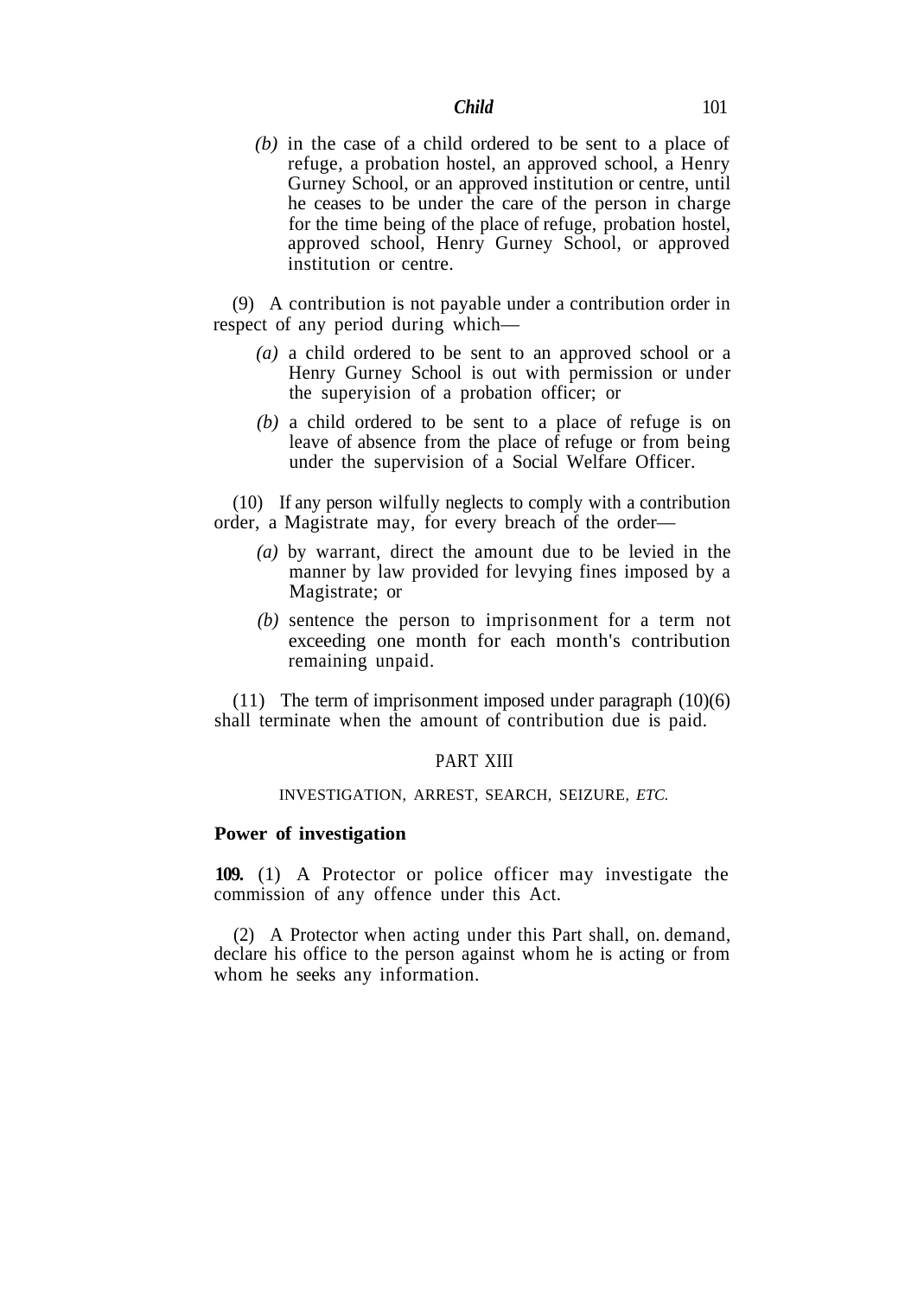(b) in the case of a child ordered to be sent to a place of refuge, a probation hostel, an approved school, a Henry Gurney School, or an approved institution or centre, until he ceases to be under the care of the person in charge for the time being of the place of refuge, probation hostel, approved school, Henry Gurney School, or approved institution or centre.

(9) A contribution is not payable under a contribution order in respect of any period during which—

(a) a child ordered to be sent to an approved school or a Henry Gurney School is out with permission or under the superyision of a probation officer; or

(b) a child ordered to be sent to a place of refuge is on leave of absence from the place of refuge or from being under the supervision of a Social Welfare Officer.

(10) If any person wilfully neglects to comply with a contribution order, a Magistrate may, for every breach of the order—

(a) by warrant, direct the amount due to be levied in the manner by law provided for levying fines imposed by a Magistrate; or

(b) sentence the person to imprisonment for a term not exceeding one month for each month's contribution remaining unpaid.

(11) The term of imprisonment imposed under paragraph (10)(6) shall terminate when the amount of contribution due is paid.

## PART XIII

### INVESTIGATION, ARREST, SEARCH, SEIZURE, *ETC.*

#### Power of investigation

**109.** (1) A Protector or police officer may investigate the commission of any offence under this Act.

(2) A Protector when acting under this Part shall, on. demand, declare his office to the person against whom he is acting or from whom he seeks any information.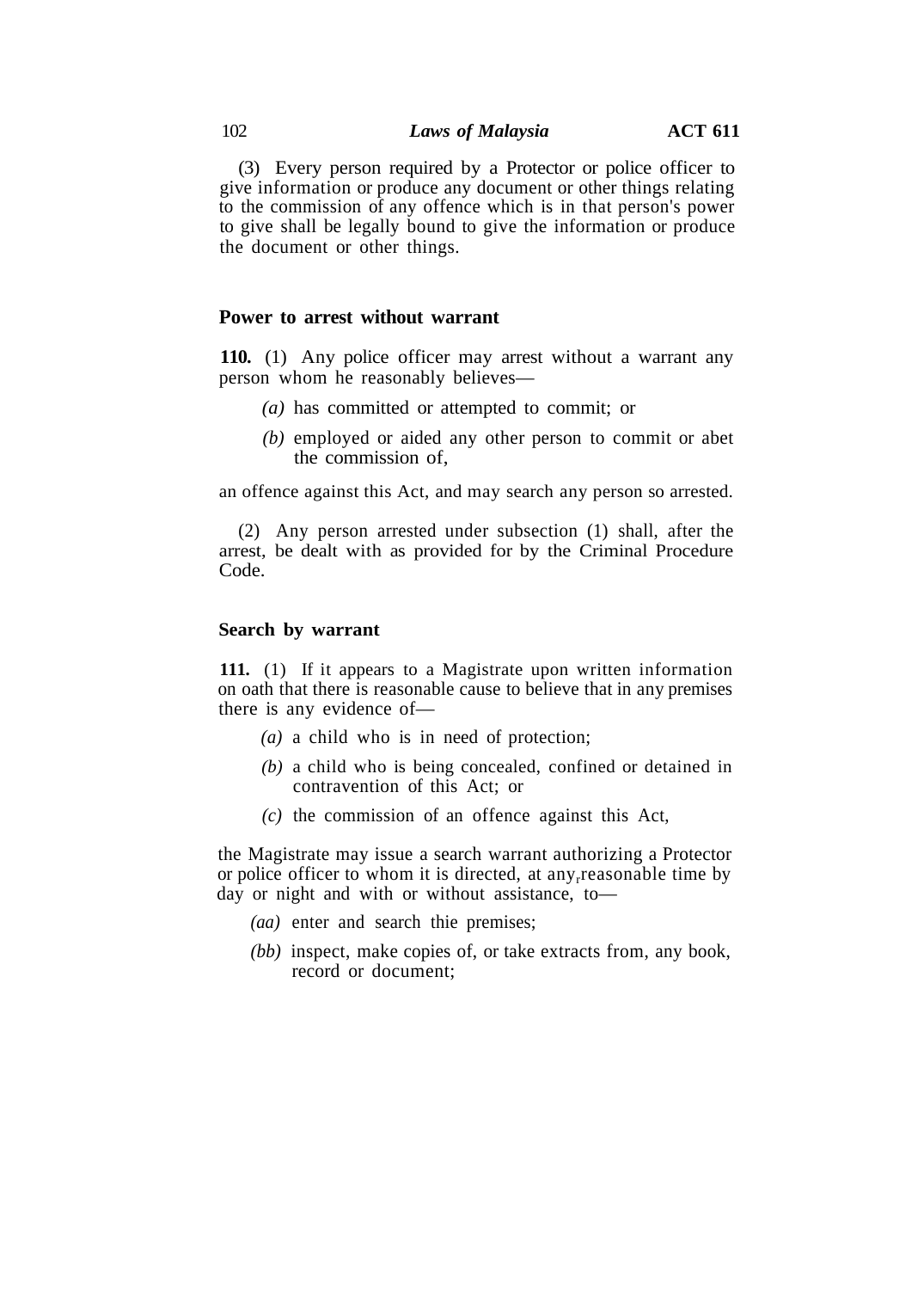(3) Every person required by a Protector or police officer to give information or produce any document or other things relating to the commission of any offence which is in that person's power to give shall be legally bound to give the information or produce the document or other things.

**Power to arrest without warrant**

**110.** (1) Any police officer may arrest without a warrant any person whom he reasonably believes—

*(a)* has committed or attempted to commit; or

*(b)* employed or aided any other person to commit or abet the commission of,

an offence against this Act, and may search any person so arrested.

(2) Any person arrested under subsection (1) shall, after the arrest, be dealt with as provided for by the Criminal Procedure Code.

**Search by warrant**

**111.** (1) If it appears to a Magistrate upon written information on oath that there is reasonable cause to believe that in any premises there is any evidence of—

*(a)* a child who is in need of protection;

*(b)* a child who is being concealed, confined or detained in contravention of this Act; or

*(c)* the commission of an offence against this Act,

the Magistrate may issue a search warrant authorizing a Protector or police officer to whom it is directed, at any reasonable time by day or night and with or without assistance, to—

*(aa)* enter and search thie premises;

*(bb)* inspect, make copies of, or take extracts from, any book, record or document;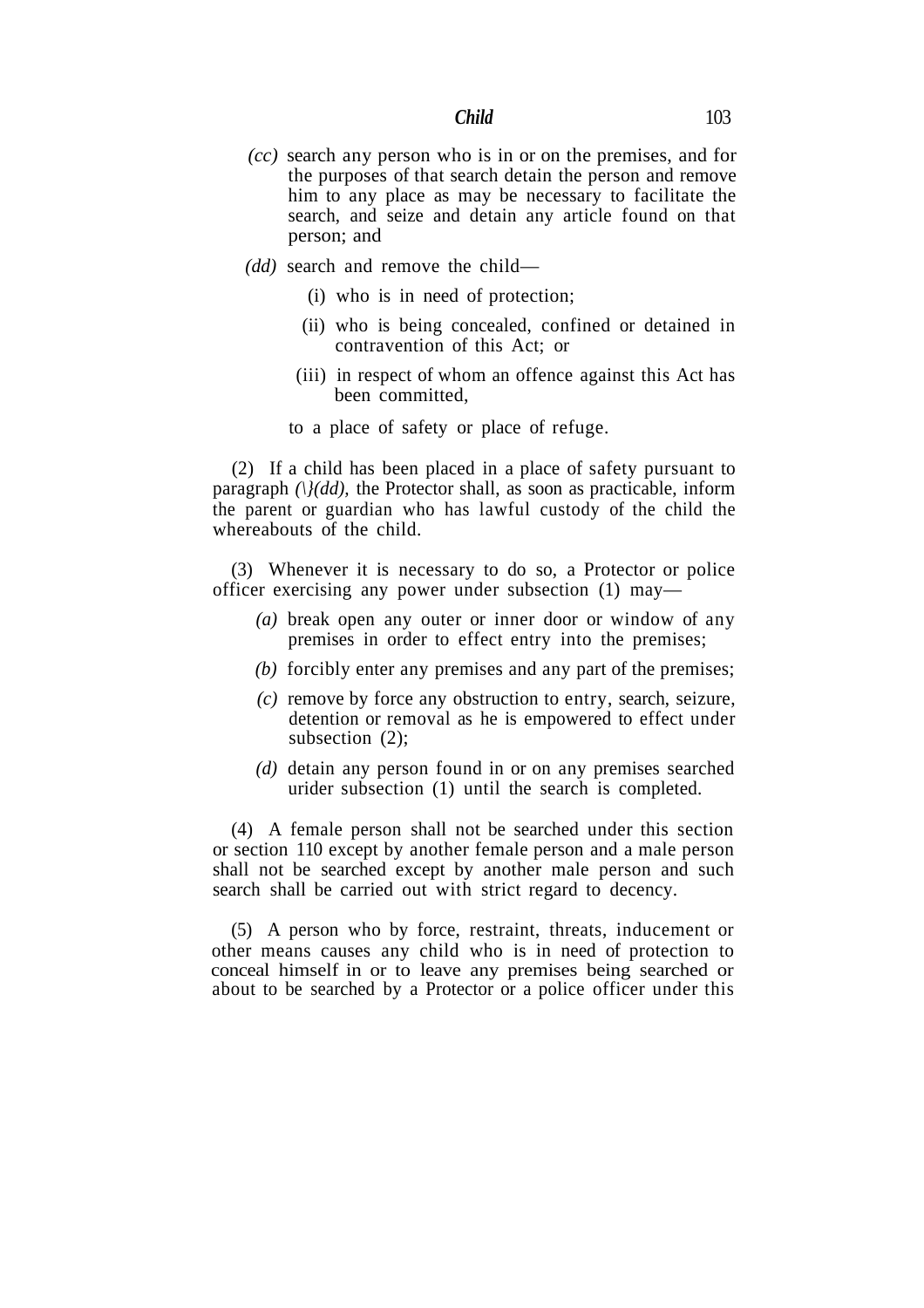*(cc)* search any person who is in or on the premises, and for the purposes of that search detain the person and remove him to any place as may be necessary to facilitate the search, and seize and detain any article found on that person; and

*(dd)* search and remove the child—

(i) who is in need of protection;

(ii) who is being concealed, confined or detained in contravention of this Act; or

(iii) in respect of whom an offence against this Act has been committed,

to a place of safety or place of refuge.

(2) If a child has been placed in a place of safety pursuant to paragraph *(\}(dd),* the Protector shall, as soon as practicable, inform the parent or guardian who has lawful custody of the child the whereabouts of the child.

(3) Whenever it is necessary to do so, a Protector or police officer exercising any power under subsection (1) may—

*(a)* break open any outer or inner door or window of any premises in order to effect entry into the premises;

*(b)* forcibly enter any premises and any part of the premises;

*(c)* remove by force any obstruction to entry, search, seizure, detention or removal as he is empowered to effect under subsection (2);

*(d)* detain any person found in or on any premises searched urider subsection (1) until the search is completed.

(4) A female person shall not be searched under this section or section 110 except by another female person and a male person shall not be searched except by another male person and such search shall be carried out with strict regard to decency.

(5) A person who by force, restraint, threats, inducement or other means causes any child who is in need of protection to conceal himself in or to leave any premises being searched or about to be searched by a Protector or a police officer under this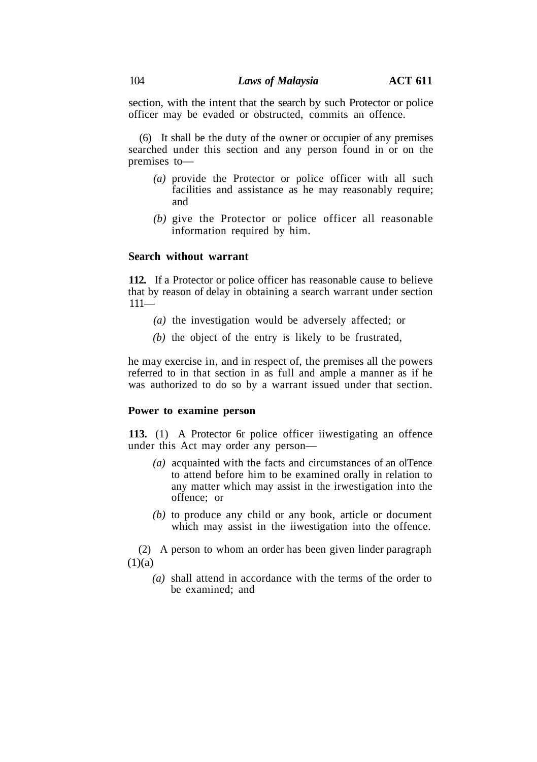section, with the intent that the search by such Protector or police officer may be evaded or obstructed, commits an offence.

(6) It shall be the duty of the owner or occupier of any premises searched under this section and any person found in or on the premises to—

*(a)* provide the Protector or police officer with all such facilities and assistance as he may reasonably require; and

*(b)* give the Protector or police officer all reasonable information required by him.

**Search without warrant**

**112.** If a Protector or police officer has reasonable cause to believe that by reason of delay in obtaining a search warrant under section 111—

*(a)* the investigation would be adversely affected; or

*(b)* the object of the entry is likely to be frustrated,

he may exercise in, and in respect of, the premises all the powers referred to in that section in as full and ample a manner as if he was authorized to do so by a warrant issued under that section.

**Power to examine person**

**113.** (1) A Protector 6r police officer iiwestigating an offence under this Act may order any person—

*(a)* acquainted with the facts and circumstances of an olTence to attend before him to be examined orally in relation to any matter which may assist in the irwestigation into the offence; or

*(b)* to produce any child or any book, article or document which may assist in the iiwestigation into the offence.

(2) A person to whom an order has been given linder paragraph (1)(a)

*(a)* shall attend in accordance with the terms of the order to be examined; and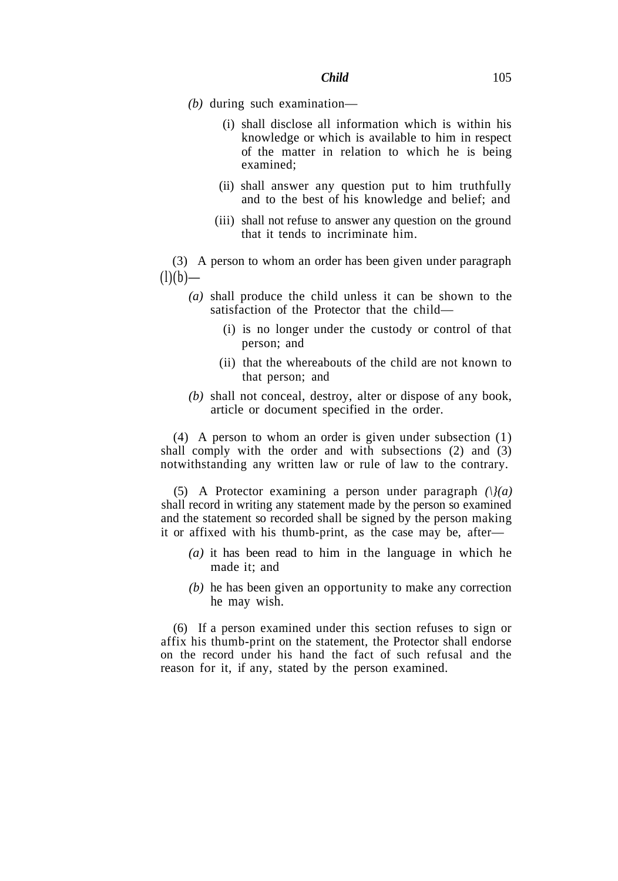*(b)* during such examination—

(i) shall disclose all information which is within his knowledge or which is available to him in respect of the matter in relation to which he is being examined;

(ii) shall answer any question put to him truthfully and to the best of his knowledge and belief; and

(iii) shall not refuse to answer any question on the ground that it tends to incriminate him.

(3) A person to whom an order has been given under paragraph (l)(b)—

*(a)* shall produce the child unless it can be shown to the satisfaction of the Protector that the child—

(i) is no longer under the custody or control of that person; and

(ii) that the whereabouts of the child are not known to that person; and

*(b)* shall not conceal, destroy, alter or dispose of any book, article or document specified in the order.

(4) A person to whom an order is given under subsection (1) shall comply with the order and with subsections (2) and (3) notwithstanding any written law or rule of law to the contrary.

(5) A Protector examining a person under paragraph *(\}(a)* shall record in writing any statement made by the person so examined and the statement so recorded shall be signed by the person making it or affixed with his thumb-print, as the case may be, after—

*(a)* it has been read to him in the language in which he made it; and

*(b)* he has been given an opportunity to make any correction he may wish.

(6) If a person examined under this section refuses to sign or affix his thumb-print on the statement, the Protector shall endorse on the record under his hand the fact of such refusal and the reason for it, if any, stated by the person examined.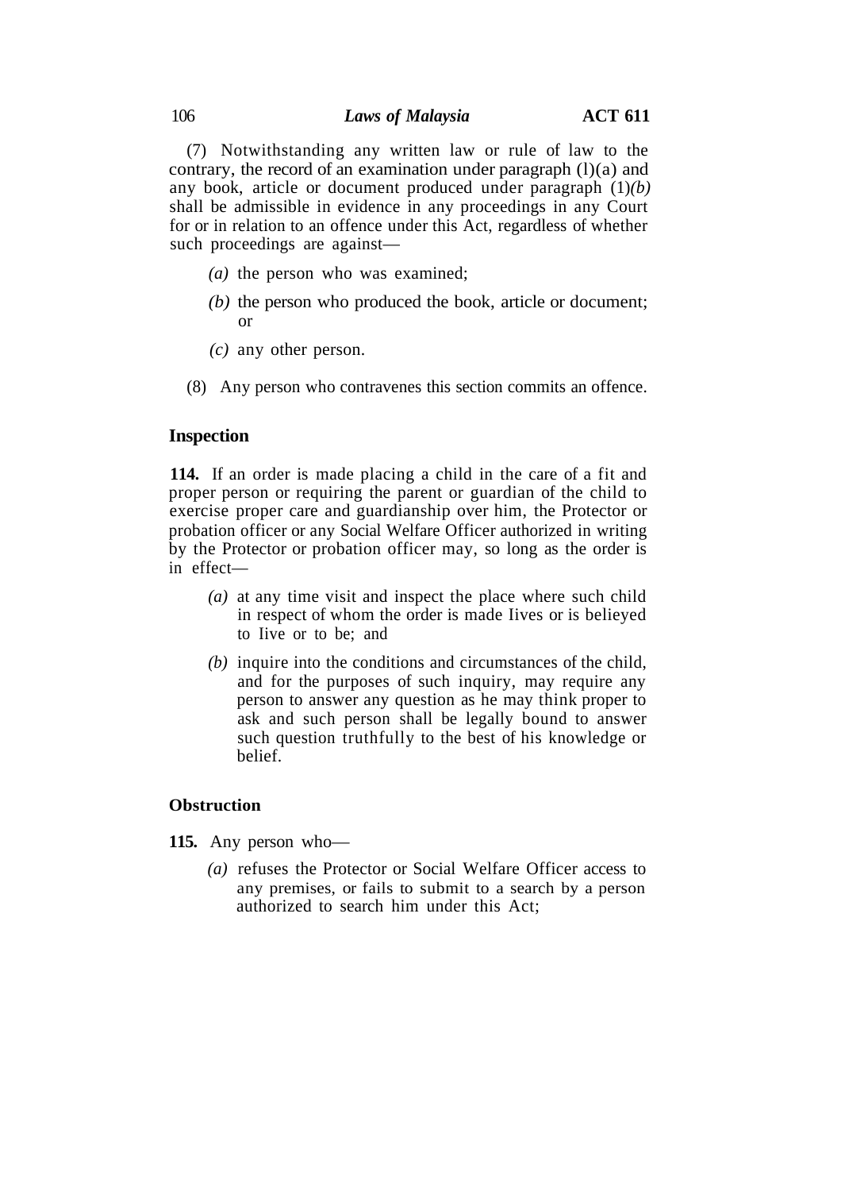(7) Notwithstanding any written law or rule of law to the contrary, the record of an examination under paragraph (l)(a) and any book, article or document produced under paragraph (1)*(b)* shall be admissible in evidence in any proceedings in any Court for or in relation to an offence under this Act, regardless of whether such proceedings are against—

*(a)* the person who was examined;

*(b)* the person who produced the book, article or document; or

*(c)* any other person.

(8) Any person who contravenes this section commits an offence.

**Inspection**

**114.** If an order is made placing a child in the care of a fit and proper person or requiring the parent or guardian of the child to exercise proper care and guardianship over him, the Protector or probation officer or any Social Welfare Officer authorized in writing by the Protector or probation officer may, so long as the order is in effect—

*(a)* at any time visit and inspect the place where such child in respect of whom the order is made Iives or is belieyed to Iive or to be; and

*(b)* inquire into the conditions and circumstances of the child, and for the purposes of such inquiry, may require any person to answer any question as he may think proper to ask and such person shall be legally bound to answer such question truthfully to the best of his knowledge or belief.

**Obstruction**

**115.** Any person who—

*(a)* refuses the Protector or Social Welfare Officer access to any premises, or fails to submit to a search by a person authorized to search him under this Act;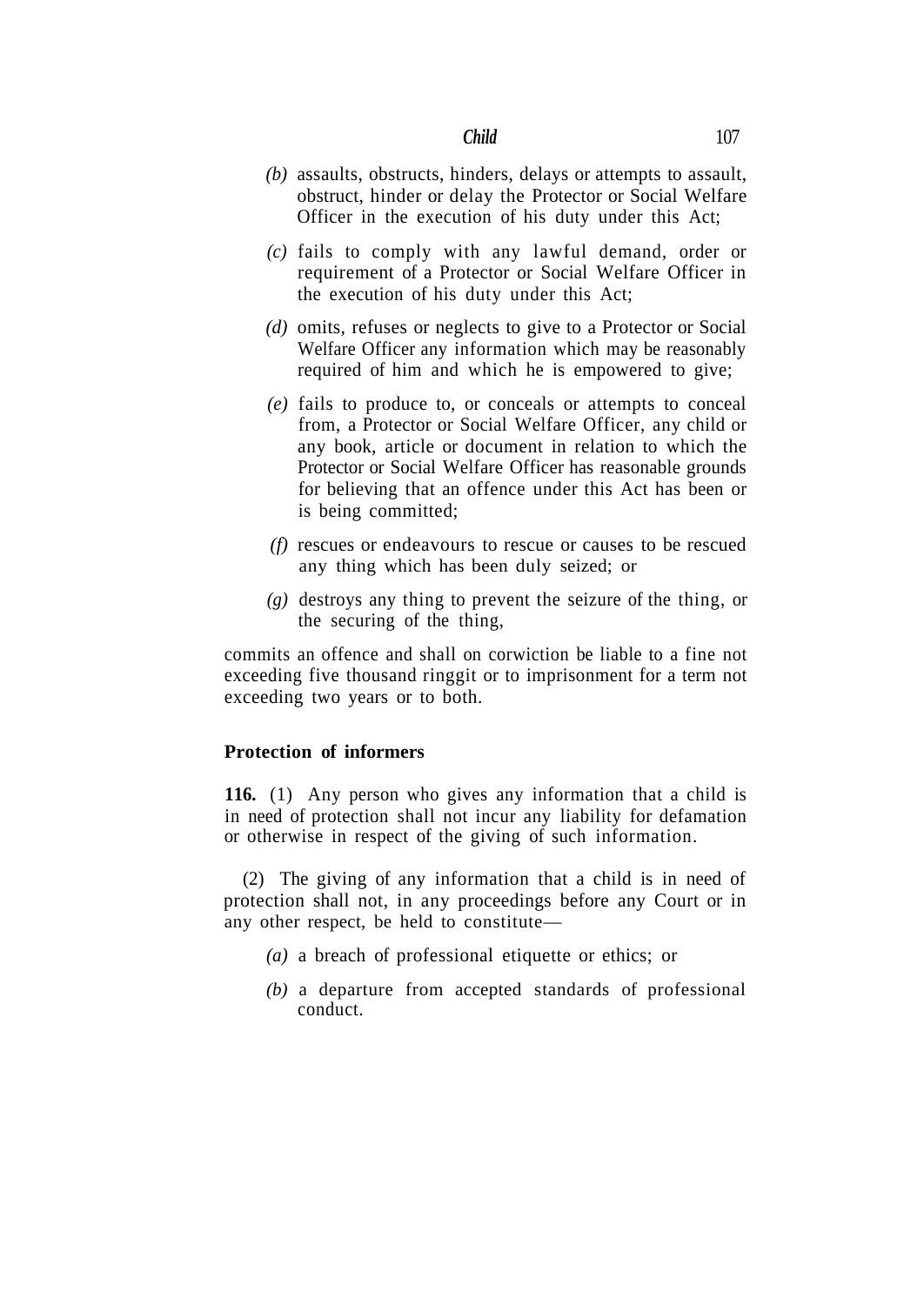*(b)* assaults, obstructs, hinders, delays or attempts to assault, obstruct, hinder or delay the Protector or Social Welfare Officer in the execution of his duty under this Act;

*(c)* fails to comply with any lawful demand, order or requirement of a Protector or Social Welfare Officer in the execution of his duty under this Act;

*(d)* omits, refuses or neglects to give to a Protector or Social Welfare Officer any information which may be reasonably required of him and which he is empowered to give;

*(e)* fails to produce to, or conceals or attempts to conceal from, a Protector or Social Welfare Officer, any child or any book, article or document in relation to which the Protector or Social Welfare Officer has reasonable grounds for believing that an offence under this Act has been or is being committed;

*(f)* rescues or endeavours to rescue or causes to be rescued any thing which has been duly seized; or

*(g)* destroys any thing to prevent the seizure of the thing, or the securing of the thing,

commits an offence and shall on corwiction be liable to a fine not exceeding five thousand ringgit or to imprisonment for a term not exceeding two years or to both.

**Protection of informers**

**116.** (1) Any person who gives any information that a child is in need of protection shall not incur any liability for defamation or otherwise in respect of the giving of such information.

(2) The giving of any information that a child is in need of protection shall not, in any proceedings before any Court or in any other respect, be held to constitute—

*(a)* a breach of professional etiquette or ethics; or

*(b)* a departure from accepted standards of professional conduct.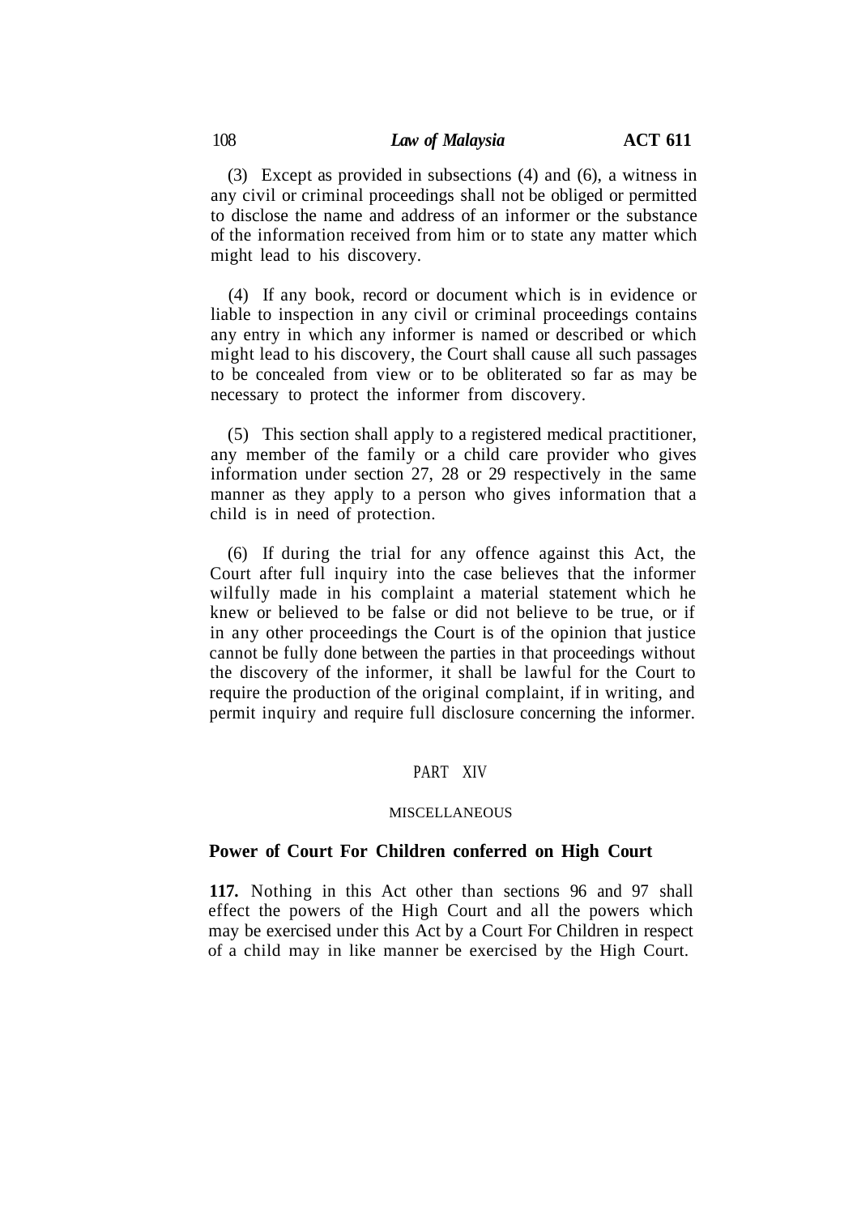(3) Except as provided in subsections (4) and (6), a witness in any civil or criminal proceedings shall not be obliged or permitted to disclose the name and address of an informer or the substance of the information received from him or to state any matter which might lead to his discovery.

(4) If any book, record or document which is in evidence or liable to inspection in any civil or criminal proceedings contains any entry in which any informer is named or described or which might lead to his discovery, the Court shall cause all such passages to be concealed from view or to be obliterated so far as may be necessary to protect the informer from discovery.

(5) This section shall apply to a registered medical practitioner, any member of the family or a child care provider who gives information under section 27, 28 or 29 respectively in the same manner as they apply to a person who gives information that a child is in need of protection.

(6) If during the trial for any offence against this Act, the Court after full inquiry into the case believes that the informer wilfully made in his complaint a material statement which he knew or believed to be false or did not believe to be true, or if in any other proceedings the Court is of the opinion that justice cannot be fully done between the parties in that proceedings without the discovery of the informer, it shall be lawful for the Court to require the production of the original complaint, if in writing, and permit inquiry and require full disclosure concerning the informer.

## PART XIV

## MISCELLANEOUS

### Power of Court For Children conferred on High Court

**117.** Nothing in this Act other than sections 96 and 97 shall effect the powers of the High Court and all the powers which may be exercised under this Act by a Court For Children in respect of a child may in like manner be exercised by the High Court.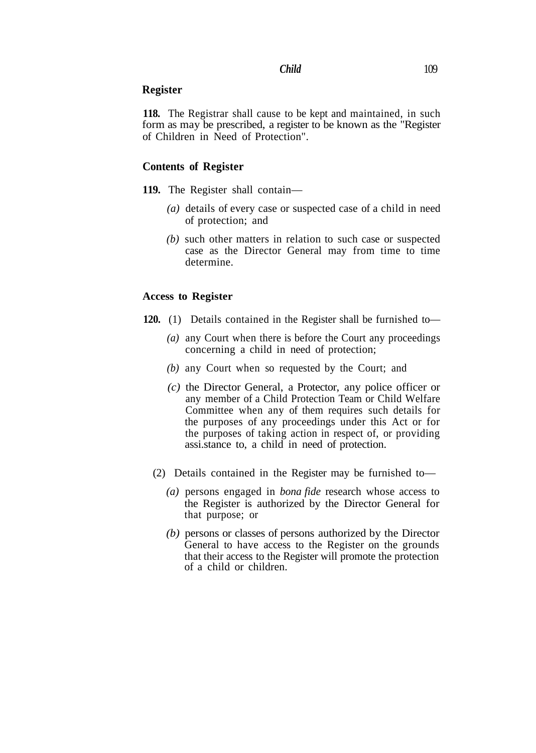**Register**

**118.** The Registrar shall cause to be kept and maintained, in such form as may be prescribed, a register to be known as the "Register of Children in Need of Protection".

**Contents of Register**

**119.** The Register shall contain—

*(a)* details of every case or suspected case of a child in need of protection; and

*(b)* such other matters in relation to such case or suspected case as the Director General may from time to time determine.

**Access to Register**

**120.** (1) Details contained in the Register shall be furnished to—

*(a)* any Court when there is before the Court any proceedings concerning a child in need of protection;

*(b)* any Court when so requested by the Court; and

*(c)* the Director General, a Protector, any police officer or any member of a Child Protection Team or Child Welfare Committee when any of them requires such details for the purposes of any proceedings under this Act or for the purposes of taking action in respect of, or providing assi.stance to, a child in need of protection.

(2) Details contained in the Register may be furnished to—

*(a)* persons engaged in *bona fide* research whose access to the Register is authorized by the Director General for that purpose; or

*(b)* persons or classes of persons authorized by the Director General to have access to the Register on the grounds that their access to the Register will promote the protection of a child or children.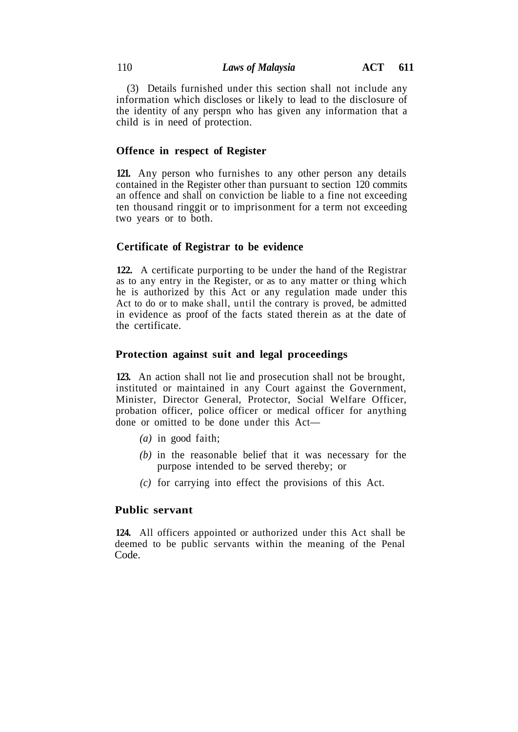(3) Details furnished under this section shall not include any information which discloses or likely to lead to the disclosure of the identity of any perspn who has given any information that a child is in need of protection.

### Offence in respect of Register

**121.** Any person who furnishes to any other person any details contained in the Register other than pursuant to section 120 commits an offence and shall on conviction be liable to a fine not exceeding ten thousand ringgit or to imprisonment for a term not exceeding two years or to both.

### Certificate of Registrar to be evidence

**122.** A certificate purporting to be under the hand of the Registrar as to any entry in the Register, or as to any matter or thing which he is authorized by this Act or any regulation made under this Act to do or to make shall, until the contrary is proved, be admitted in evidence as proof of the facts stated therein as at the date of the certificate.

### Protection against suit and legal proceedings

**123.** An action shall not lie and prosecution shall not be brought, instituted or maintained in any Court against the Government, Minister, Director General, Protector, Social Welfare Officer, probation officer, police officer or medical officer for anything done or omitted to be done under this Act—

*(a)* in good faith;

*(b)* in the reasonable belief that it was necessary for the purpose intended to be served thereby; or

*(c)* for carrying into effect the provisions of this Act.

### Public servant

**124.** All officers appointed or authorized under this Act shall be deemed to be public servants within the meaning of the Penal Code.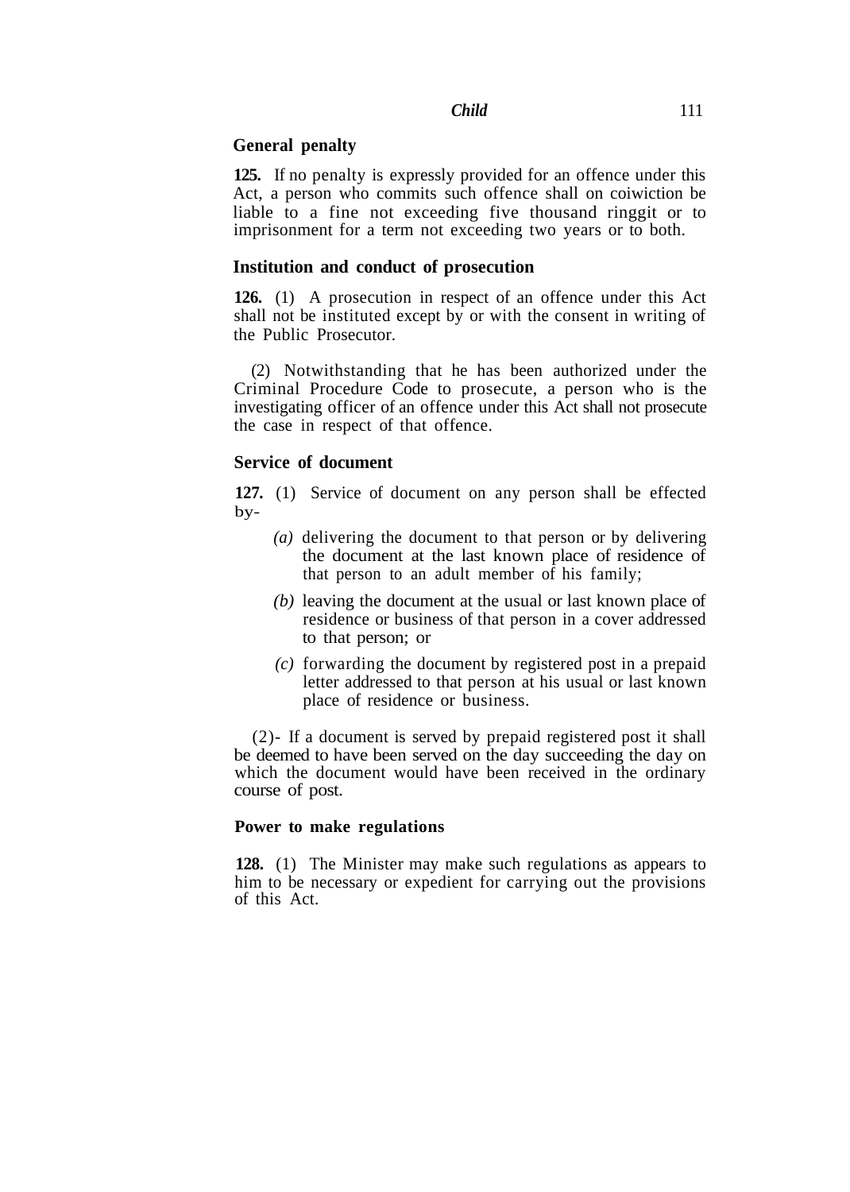### General penalty

**125.** If no penalty is expressly provided for an offence under this Act, a person who commits such offence shall on coiwiction be liable to a fine not exceeding five thousand ringgit or to imprisonment for a term not exceeding two years or to both.

### Institution and conduct of prosecution

**126.** (1) A prosecution in respect of an offence under this Act shall not be instituted except by or with the consent in writing of the Public Prosecutor.

(2) Notwithstanding that he has been authorized under the Criminal Procedure Code to prosecute, a person who is the investigating officer of an offence under this Act shall not prosecute the case in respect of that offence.

### Service of document

**127.** (1) Service of document on any person shall be effected by-

*(a)* delivering the document to that person or by delivering the document at the last known place of residence of that person to an adult member of his family;

*(b)* leaving the document at the usual or last known place of residence or business of that person in a cover addressed to that person; or

*(c)* forwarding the document by registered post in a prepaid letter addressed to that person at his usual or last known place of residence or business.

(2)- If a document is served by prepaid registered post it shall be deemed to have been served on the day succeeding the day on which the document would have been received in the ordinary course of post.

### Power to make regulations

**128.** (1) The Minister may make such regulations as appears to him to be necessary or expedient for carrying out the provisions of this Act.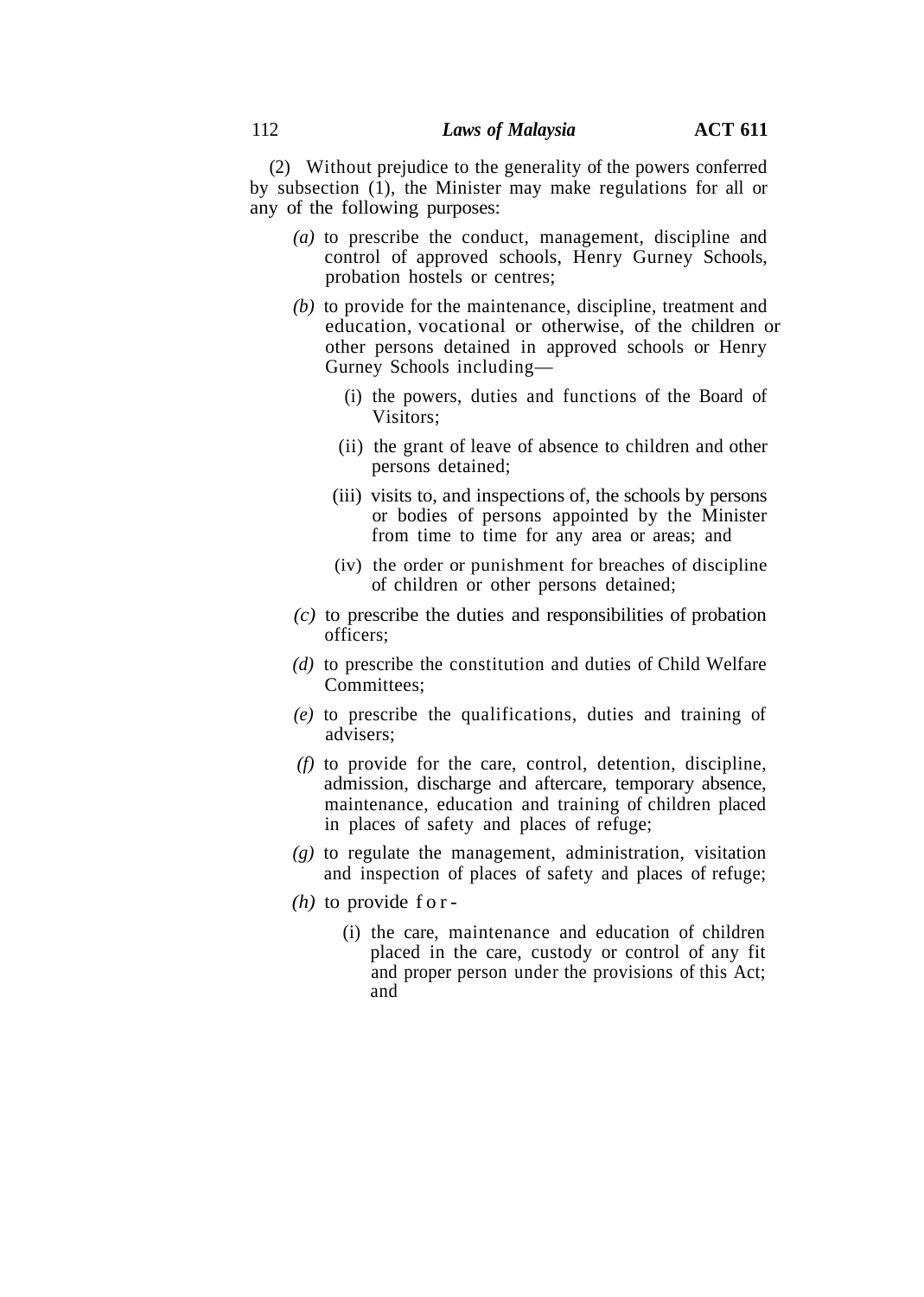(2) Without prejudice to the generality of the powers conferred by subsection (1), the Minister may make regulations for all or any of the following purposes:

*(a)* to prescribe the conduct, management, discipline and control of approved schools, Henry Gurney Schools, probation hostels or centres;

*(b)* to provide for the maintenance, discipline, treatment and education, vocational or otherwise, of the children or other persons detained in approved schools or Henry Gurney Schools including—

(i) the powers, duties and functions of the Board of Visitors;

(ii) the grant of leave of absence to children and other persons detained;

(iii) visits to, and inspections of, the schools by persons or bodies of persons appointed by the Minister from time to time for any area or areas; and

(iv) the order or punishment for breaches of discipline of children or other persons detained;

*(c)* to prescribe the duties and responsibilities of probation officers;

*(d)* to prescribe the constitution and duties of Child Welfare Committees;

*(e)* to prescribe the qualifications, duties and training of advisers;

*(f)* to provide for the care, control, detention, discipline, admission, discharge and aftercare, temporary absence, maintenance, education and training of children placed in places of safety and places of refuge;

*(g)* to regulate the management, administration, visitation and inspection of places of safety and places of refuge;

*(h)* to provide for-

(i) the care, maintenance and education of children placed in the care, custody or control of any fit and proper person under the provisions of this Act; and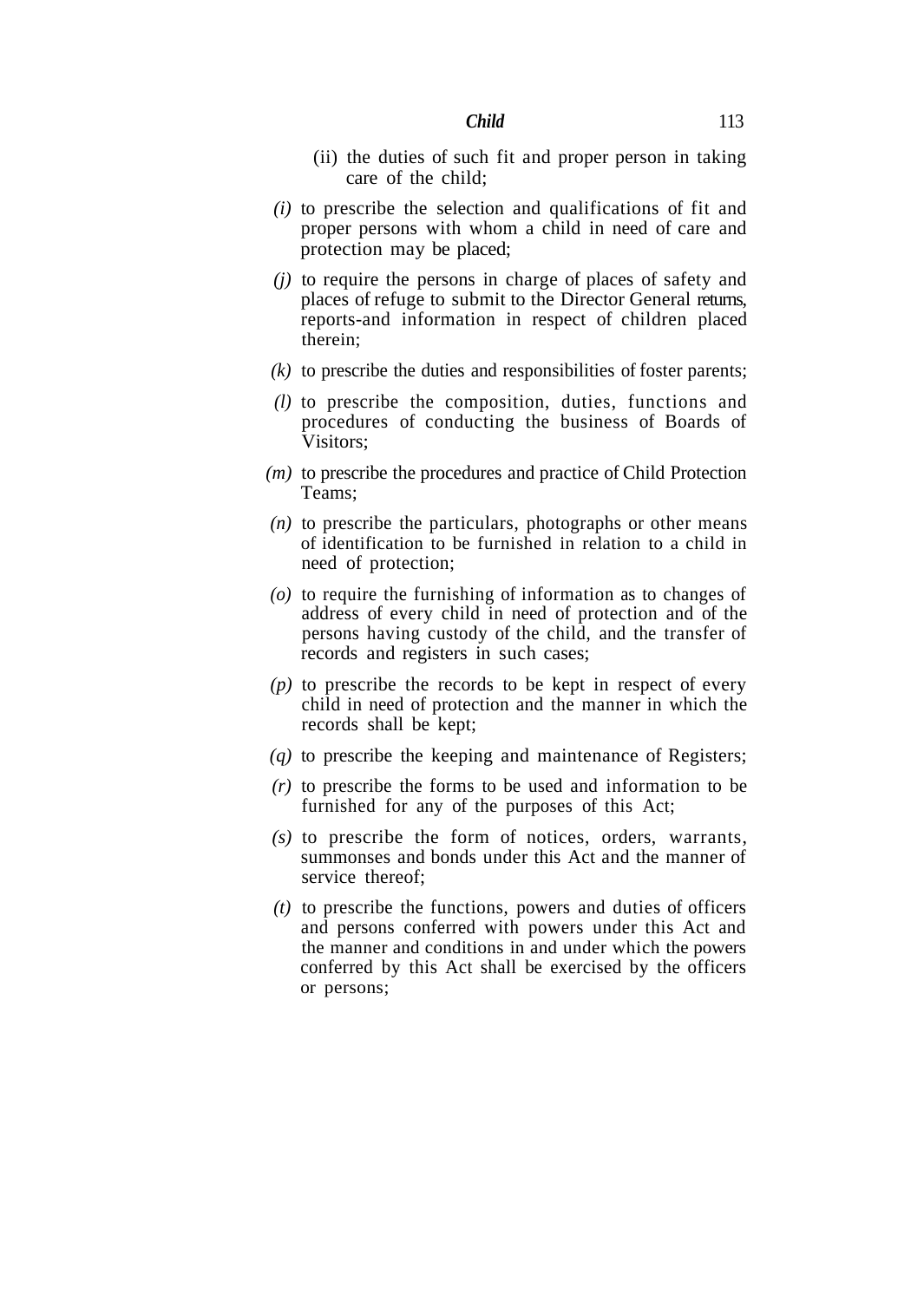(ii) the duties of such fit and proper person in taking care of the child;

*(i)* to prescribe the selection and qualifications of fit and proper persons with whom a child in need of care and protection may be placed;

*(j)* to require the persons in charge of places of safety and places of refuge to submit to the Director General returns, reports-and information in respect of children placed therein;

*(k)* to prescribe the duties and responsibilities of foster parents;

*(l)* to prescribe the composition, duties, functions and procedures of conducting the business of Boards of Visitors;

*(m)* to prescribe the procedures and practice of Child Protection Teams;

*(n)* to prescribe the particulars, photographs or other means of identification to be furnished in relation to a child in need of protection;

*(o)* to require the furnishing of information as to changes of address of every child in need of protection and of the persons having custody of the child, and the transfer of records and registers in such cases;

*(p)* to prescribe the records to be kept in respect of every child in need of protection and the manner in which the records shall be kept;

*(q)* to prescribe the keeping and maintenance of Registers;

*(r)* to prescribe the forms to be used and information to be furnished for any of the purposes of this Act;

*(s)* to prescribe the form of notices, orders, warrants, summonses and bonds under this Act and the manner of service thereof;

*(t)* to prescribe the functions, powers and duties of officers and persons conferred with powers under this Act and the manner and conditions in and under which the powers conferred by this Act shall be exercised by the officers or persons;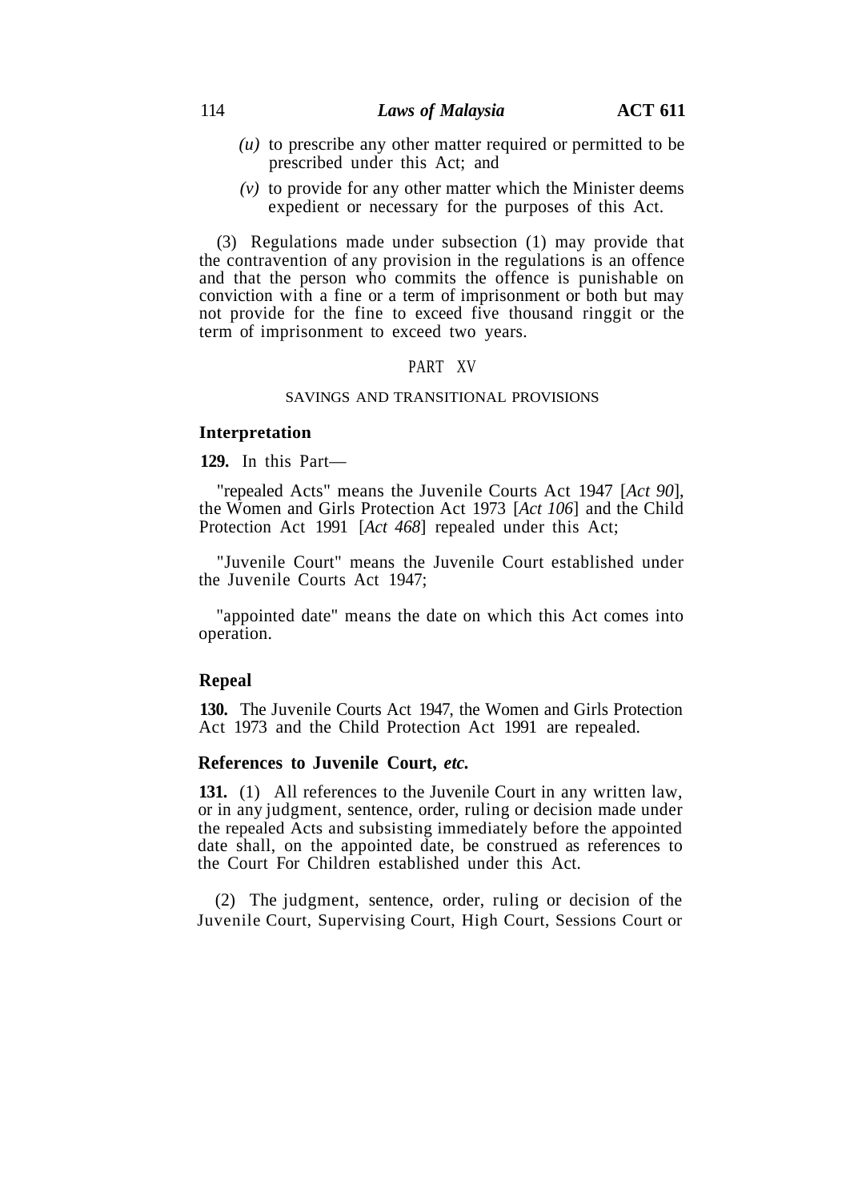*(u)* to prescribe any other matter required or permitted to be prescribed under this Act; and

*(v)* to provide for any other matter which the Minister deems expedient or necessary for the purposes of this Act.

(3) Regulations made under subsection (1) may provide that the contravention of any provision in the regulations is an offence and that the person who commits the offence is punishable on conviction with a fine or a term of imprisonment or both but may not provide for the fine to exceed five thousand ringgit or the term of imprisonment to exceed two years.

## PART XV

## SAVINGS AND TRANSITIONAL PROVISIONS

### Interpretation

**129.** In this Part—

"repealed Acts" means the Juvenile Courts Act 1947 [*Act 90*], the Women and Girls Protection Act 1973 [*Act 106*] and the Child Protection Act 1991 [*Act 468*] repealed under this Act;

"Juvenile Court" means the Juvenile Court established under the Juvenile Courts Act 1947;

"appointed date" means the date on which this Act comes into operation.

### Repeal

**130.** The Juvenile Courts Act 1947, the Women and Girls Protection Act 1973 and the Child Protection Act 1991 are repealed.

### References to Juvenile Court, *etc.*

**131.** (1) All references to the Juvenile Court in any written law, or in any judgment, sentence, order, ruling or decision made under the repealed Acts and subsisting immediately before the appointed date shall, on the appointed date, be construed as references to the Court For Children established under this Act.

(2) The judgment, sentence, order, ruling or decision of the Juvenile Court, Supervising Court, High Court, Sessions Court or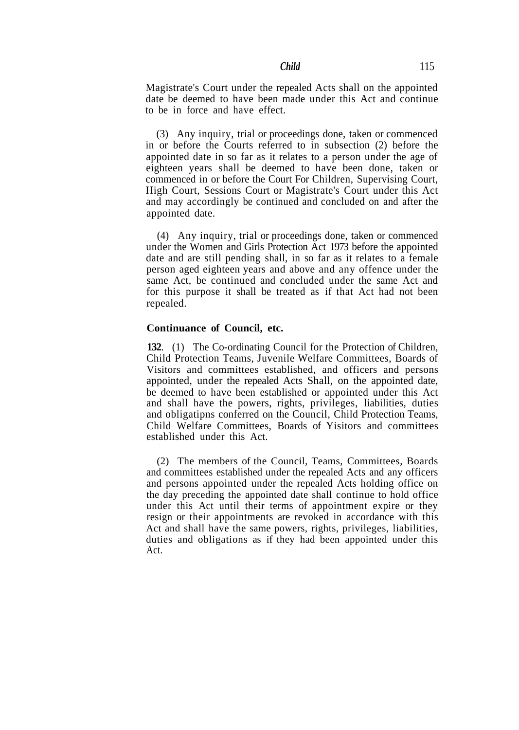Magistrate's Court under the repealed Acts shall on the appointed date be deemed to have been made under this Act and continue to be in force and have effect.

(3) Any inquiry, trial or proceedings done, taken or commenced in or before the Courts referred to in subsection (2) before the appointed date in so far as it relates to a person under the age of eighteen years shall be deemed to have been done, taken or commenced in or before the Court For Children, Supervising Court, High Court, Sessions Court or Magistrate's Court under this Act and may accordingly be continued and concluded on and after the appointed date.

(4) Any inquiry, trial or proceedings done, taken or commenced under the Women and Girls Protection Act 1973 before the appointed date and are still pending shall, in so far as it relates to a female person aged eighteen years and above and any offence under the same Act, be continued and concluded under the same Act and for this purpose it shall be treated as if that Act had not been repealed.

**Continuance of Council, etc.**

**132**. (1) The Co-ordinating Council for the Protection of Children, Child Protection Teams, Juvenile Welfare Committees, Boards of Visitors and committees established, and officers and persons appointed, under the repealed Acts Shall, on the appointed date, be deemed to have been established or appointed under this Act and shall have the powers, rights, privileges, liabilities, duties and obligatipns conferred on the Council, Child Protection Teams, Child Welfare Committees, Boards of Yisitors and committees established under this Act.

(2) The members of the Council, Teams, Committees, Boards and committees established under the repealed Acts and any officers and persons appointed under the repealed Acts holding office on the day preceding the appointed date shall continue to hold office under this Act until their terms of appointment expire or they resign or their appointments are revoked in accordance with this Act and shall have the same powers, rights, privileges, liabilities, duties and obligations as if they had been appointed under this Act.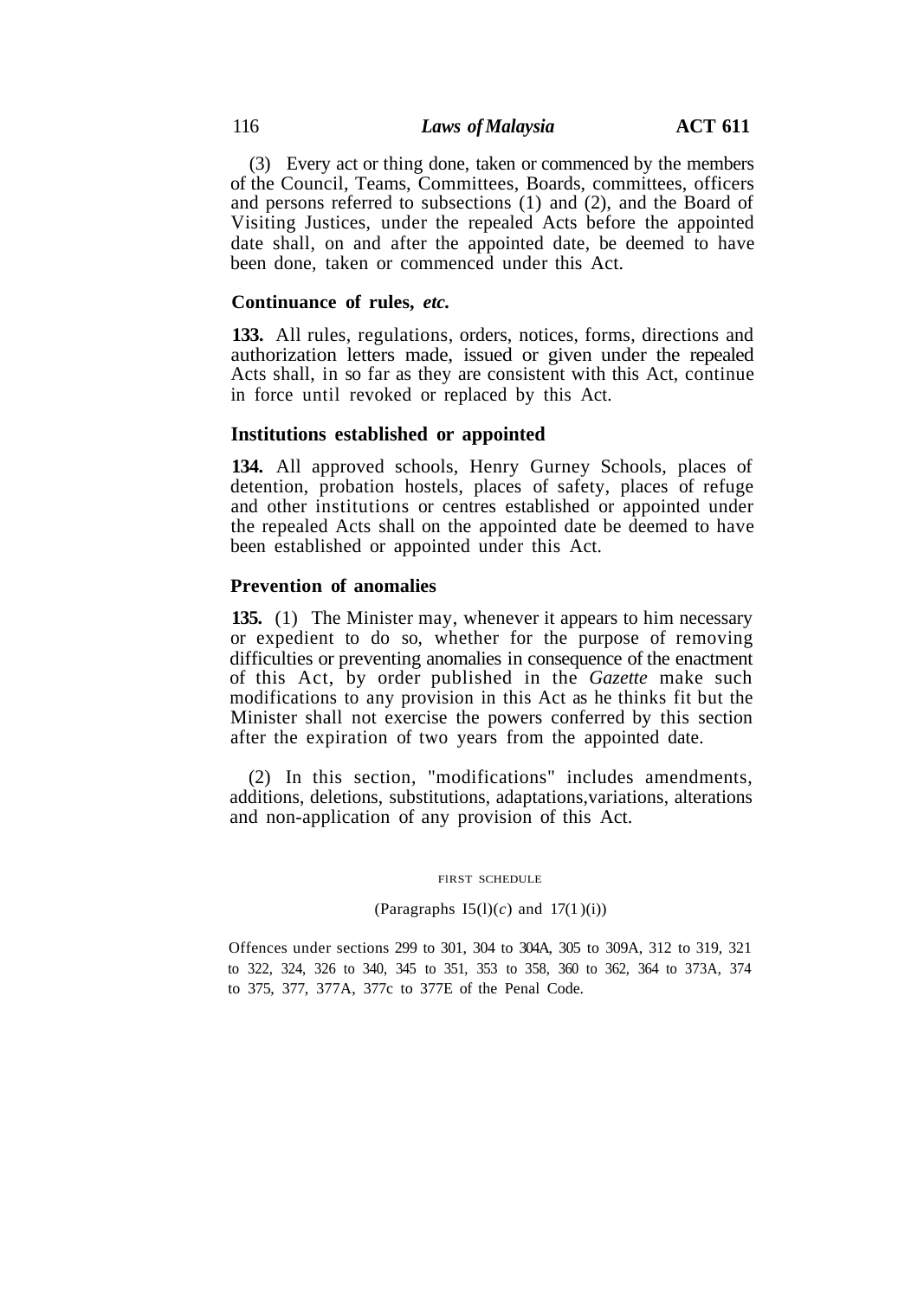(3) Every act or thing done, taken or commenced by the members of the Council, Teams, Committees, Boards, committees, officers and persons referred to subsections (1) and (2), and the Board of Visiting Justices, under the repealed Acts before the appointed date shall, on and after the appointed date, be deemed to have been done, taken or commenced under this Act.

### Continuance of rules, *etc.*

**133.** All rules, regulations, orders, notices, forms, directions and authorization letters made, issued or given under the repealed Acts shall, in so far as they are consistent with this Act, continue in force until revoked or replaced by this Act.

### Institutions established or appointed

**134.** All approved schools, Henry Gurney Schools, places of detention, probation hostels, places of safety, places of refuge and other institutions or centres established or appointed under the repealed Acts shall on the appointed date be deemed to have been established or appointed under this Act.

### Prevention of anomalies

**135.** (1) The Minister may, whenever it appears to him necessary or expedient to do so, whether for the purpose of removing difficulties or preventing anomalies in consequence of the enactment of this Act, by order published in the *Gazette* make such modifications to any provision in this Act as he thinks fit but the Minister shall not exercise the powers conferred by this section after the expiration of two years from the appointed date.

(2) In this section, "modifications" includes amendments, additions, deletions, substitutions, adaptations,variations, alterations and non-application of any provision of this Act.

## FIRST SCHEDULE

(Paragraphs I5(l)(*c*) and 17(1)(i))

Offences under sections 299 to 301, 304 to 304A, 305 to 309A, 312 to 319, 321 to 322, 324, 326 to 340, 345 to 351, 353 to 358, 360 to 362, 364 to 373A, 374 to 375, 377, 377A, 377c to 377E of the Penal Code.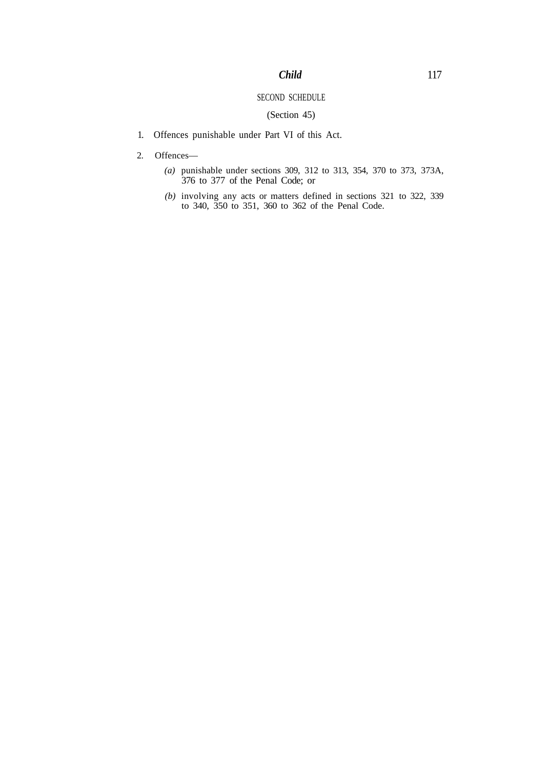## SECOND SCHEDULE

(Section 45)

1. Offences punishable under Part VI of this Act.

2. Offences—

   *(a)* punishable under sections 309, 312 to 313, 354, 370 to 373, 373A, 376 to 377 of the Penal Code; or

   *(b)* involving any acts or matters defined in sections 321 to 322, 339 to 340, 350 to 351, 360 to 362 of the Penal Code.